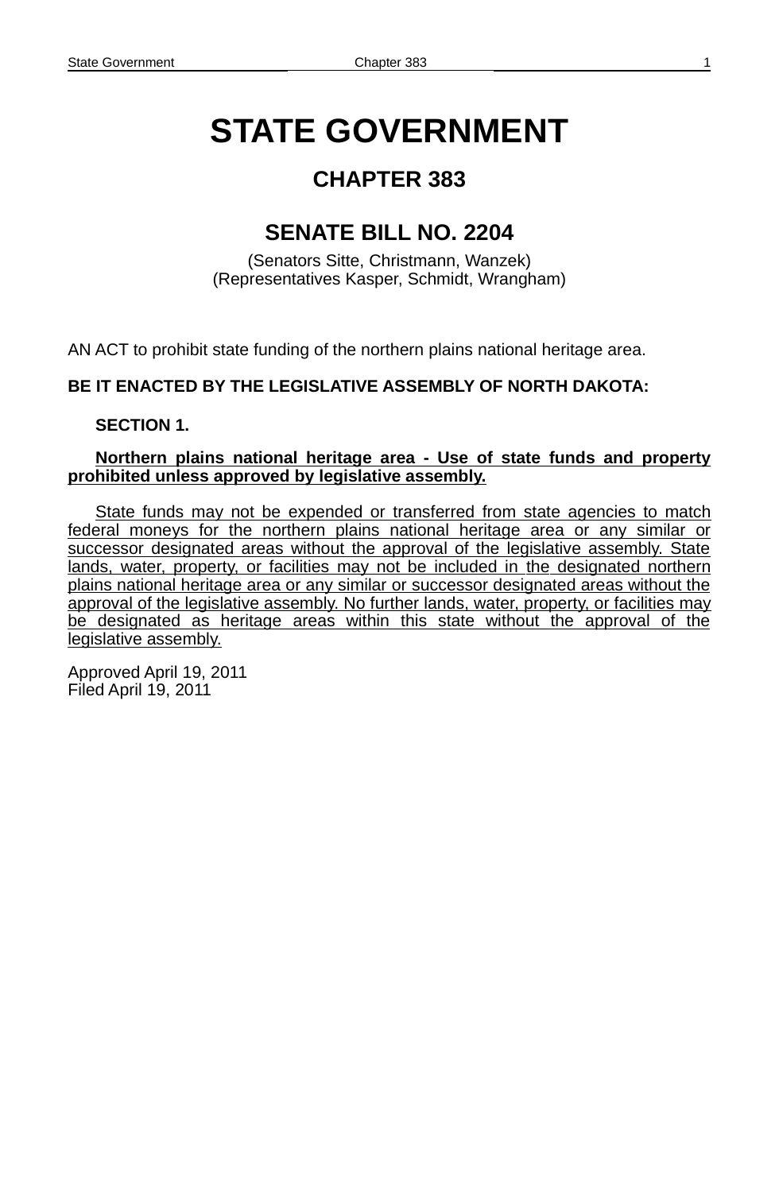# STATE GOVERNMENT

## CHAPTER 383

## SENATE BILL NO. 2204

(Senators Sitte, Christmann, Wanzek)
(Representatives Kasper, Schmidt, Wrangham)

AN ACT to prohibit state funding of the northern plains national heritage area.

**BE IT ENACTED BY THE LEGISLATIVE ASSEMBLY OF NORTH DAKOTA:**

**SECTION 1.**

**Northern plains national heritage area - Use of state funds and property prohibited unless approved by legislative assembly.**

State funds may not be expended or transferred from state agencies to match federal moneys for the northern plains national heritage area or any similar or successor designated areas without the approval of the legislative assembly. State lands, water, property, or facilities may not be included in the designated northern plains national heritage area or any similar or successor designated areas without the approval of the legislative assembly. No further lands, water, property, or facilities may be designated as heritage areas within this state without the approval of the legislative assembly.

Approved April 19, 2011
Filed April 19, 2011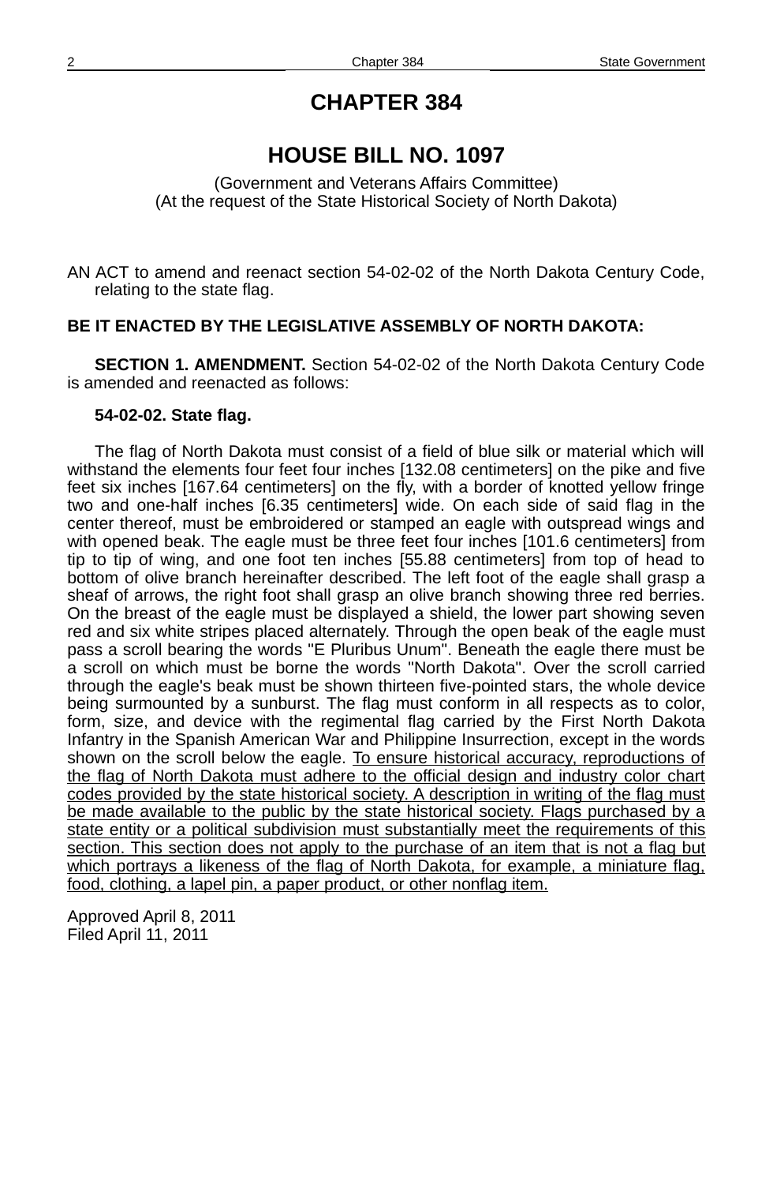# CHAPTER 384

# HOUSE BILL NO. 1097

(Government and Veterans Affairs Committee)
(At the request of the State Historical Society of North Dakota)

AN ACT to amend and reenact section 54-02-02 of the North Dakota Century Code, relating to the state flag.

**BE IT ENACTED BY THE LEGISLATIVE ASSEMBLY OF NORTH DAKOTA:**

**SECTION 1. AMENDMENT.** Section 54-02-02 of the North Dakota Century Code is amended and reenacted as follows:

**54-02-02. State flag.**

The flag of North Dakota must consist of a field of blue silk or material which will withstand the elements four feet four inches [132.08 centimeters] on the pike and five feet six inches [167.64 centimeters] on the fly, with a border of knotted yellow fringe two and one-half inches [6.35 centimeters] wide. On each side of said flag in the center thereof, must be embroidered or stamped an eagle with outspread wings and with opened beak. The eagle must be three feet four inches [101.6 centimeters] from tip to tip of wing, and one foot ten inches [55.88 centimeters] from top of head to bottom of olive branch hereinafter described. The left foot of the eagle shall grasp a sheaf of arrows, the right foot shall grasp an olive branch showing three red berries. On the breast of the eagle must be displayed a shield, the lower part showing seven red and six white stripes placed alternately. Through the open beak of the eagle must pass a scroll bearing the words "E Pluribus Unum". Beneath the eagle there must be a scroll on which must be borne the words "North Dakota". Over the scroll carried through the eagle's beak must be shown thirteen five-pointed stars, the whole device being surmounted by a sunburst. The flag must conform in all respects as to color, form, size, and device with the regimental flag carried by the First North Dakota Infantry in the Spanish American War and Philippine Insurrection, except in the words shown on the scroll below the eagle. <u>To ensure historical accuracy, reproductions of the flag of North Dakota must adhere to the official design and industry color chart codes provided by the state historical society. A description in writing of the flag must be made available to the public by the state historical society. Flags purchased by a state entity or a political subdivision must substantially meet the requirements of this section. This section does not apply to the purchase of an item that is not a flag but which portrays a likeness of the flag of North Dakota, for example, a miniature flag, food, clothing, a lapel pin, a paper product, or other nonflag item.</u>

Approved April 8, 2011
Filed April 11, 2011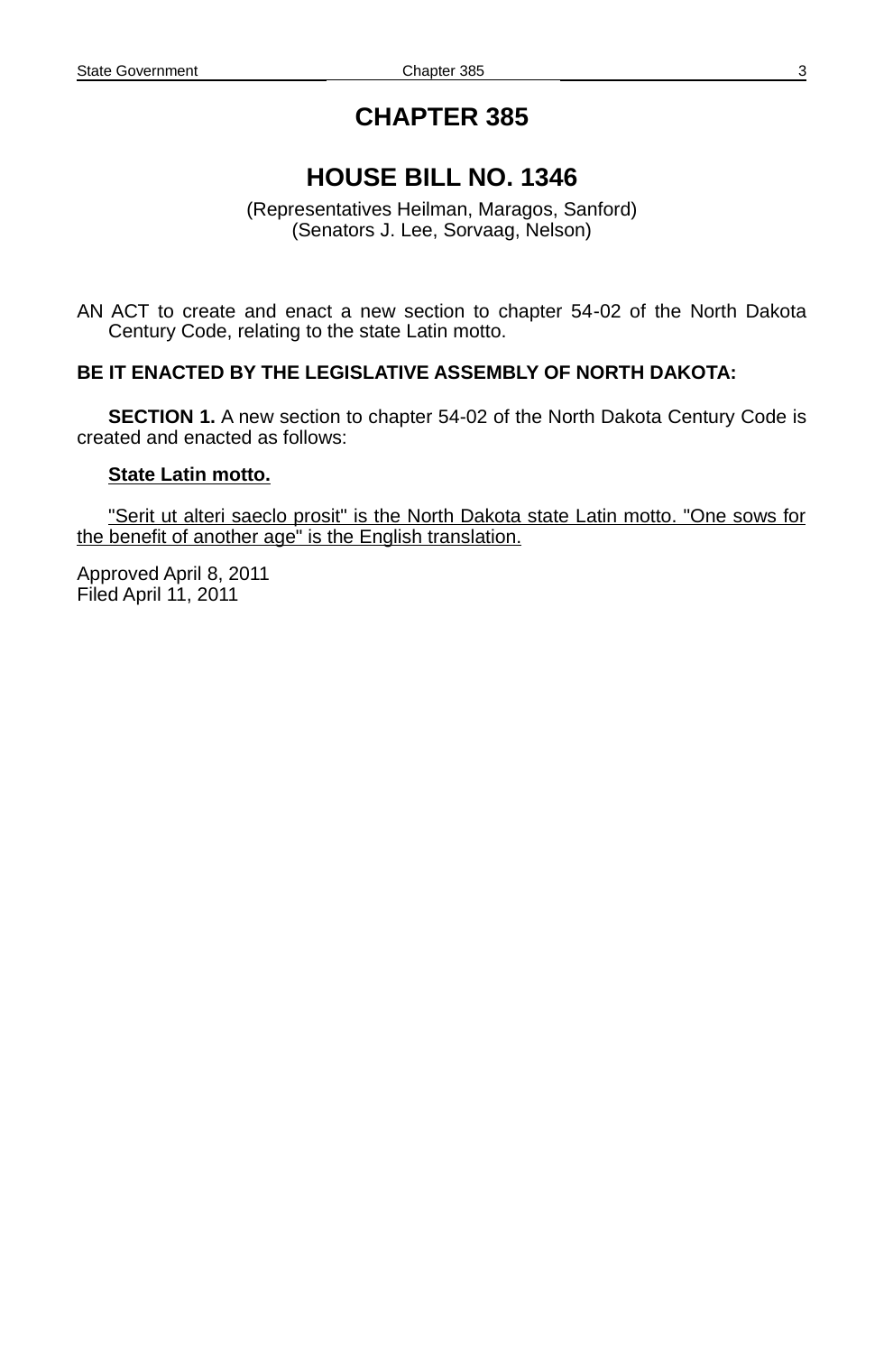# CHAPTER 385

## HOUSE BILL NO. 1346

(Representatives Heilman, Maragos, Sanford)
(Senators J. Lee, Sorvaag, Nelson)

AN ACT to create and enact a new section to chapter 54-02 of the North Dakota Century Code, relating to the state Latin motto.

**BE IT ENACTED BY THE LEGISLATIVE ASSEMBLY OF NORTH DAKOTA:**

**SECTION 1.** A new section to chapter 54-02 of the North Dakota Century Code is created and enacted as follows:

**State Latin motto.**

"Serit ut alteri saeclo prosit" is the North Dakota state Latin motto. "One sows for the benefit of another age" is the English translation.

Approved April 8, 2011
Filed April 11, 2011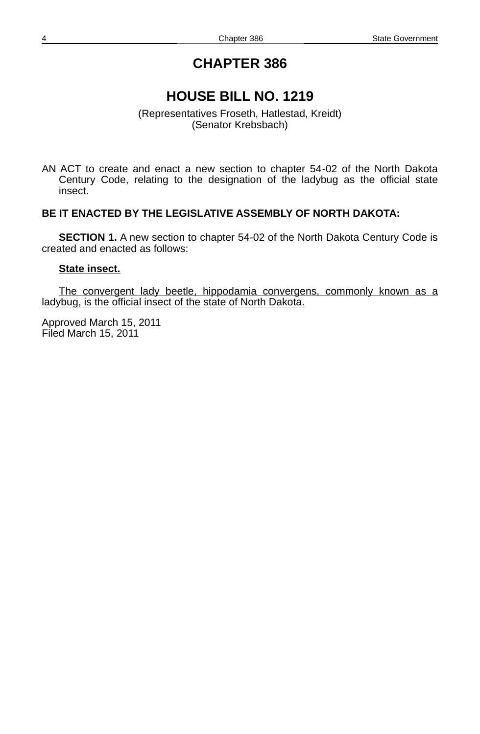# CHAPTER 386

## HOUSE BILL NO. 1219

(Representatives Froseth, Hatlestad, Kreidt)
(Senator Krebsbach)

AN ACT to create and enact a new section to chapter 54-02 of the North Dakota Century Code, relating to the designation of the ladybug as the official state insect.

**BE IT ENACTED BY THE LEGISLATIVE ASSEMBLY OF NORTH DAKOTA:**

**SECTION 1.** A new section to chapter 54-02 of the North Dakota Century Code is created and enacted as follows:

<u>**State insect.**</u>

<u>The convergent lady beetle, hippodamia convergens, commonly known as a ladybug, is the official insect of the state of North Dakota.</u>

Approved March 15, 2011
Filed March 15, 2011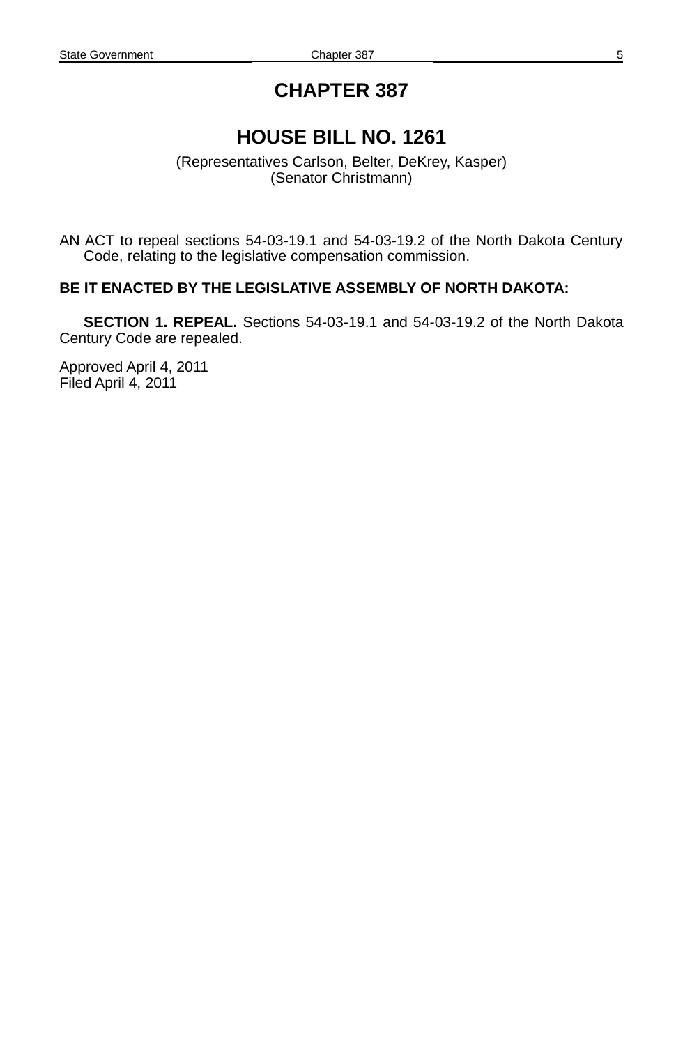# CHAPTER 387

## HOUSE BILL NO. 1261

(Representatives Carlson, Belter, DeKrey, Kasper)
(Senator Christmann)

AN ACT to repeal sections 54-03-19.1 and 54-03-19.2 of the North Dakota Century Code, relating to the legislative compensation commission.

**BE IT ENACTED BY THE LEGISLATIVE ASSEMBLY OF NORTH DAKOTA:**

**SECTION 1. REPEAL.** Sections 54-03-19.1 and 54-03-19.2 of the North Dakota Century Code are repealed.

Approved April 4, 2011
Filed April 4, 2011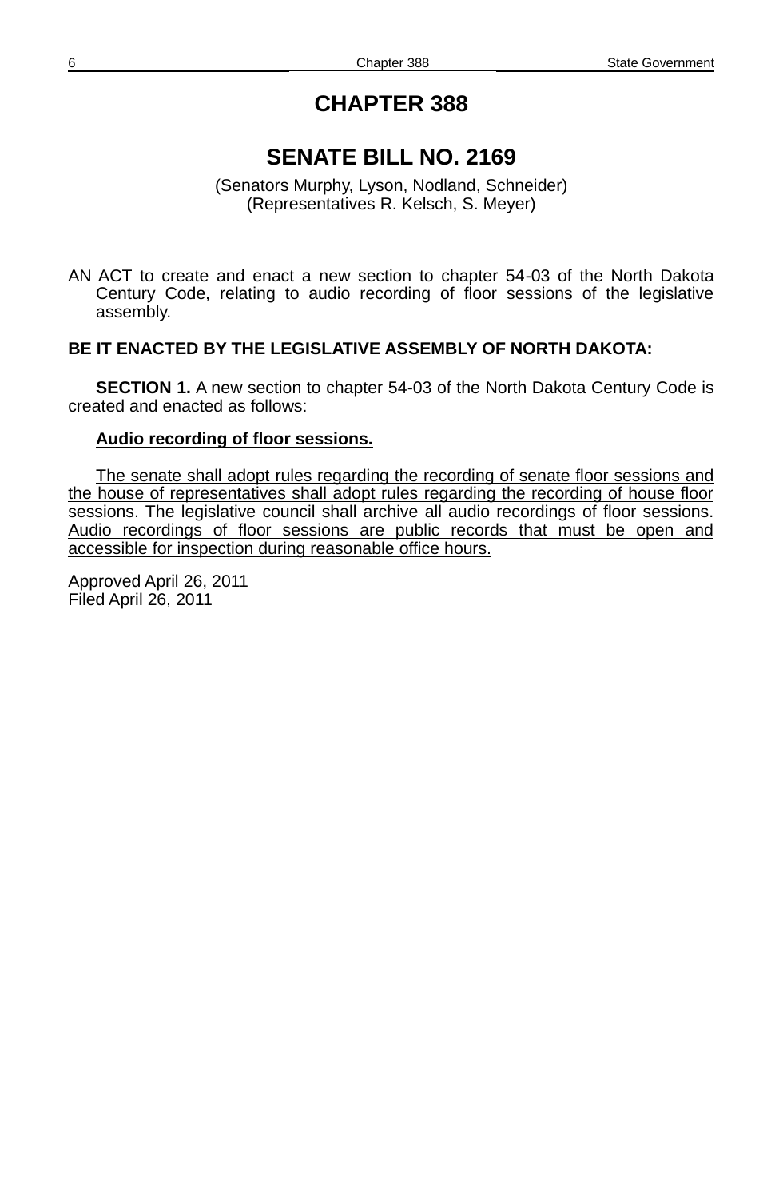# CHAPTER 388

## SENATE BILL NO. 2169

(Senators Murphy, Lyson, Nodland, Schneider)
(Representatives R. Kelsch, S. Meyer)

AN ACT to create and enact a new section to chapter 54-03 of the North Dakota Century Code, relating to audio recording of floor sessions of the legislative assembly.

**BE IT ENACTED BY THE LEGISLATIVE ASSEMBLY OF NORTH DAKOTA:**

**SECTION 1.** A new section to chapter 54-03 of the North Dakota Century Code is created and enacted as follows:

**Audio recording of floor sessions.**

The senate shall adopt rules regarding the recording of senate floor sessions and the house of representatives shall adopt rules regarding the recording of house floor sessions. The legislative council shall archive all audio recordings of floor sessions. Audio recordings of floor sessions are public records that must be open and accessible for inspection during reasonable office hours.

Approved April 26, 2011
Filed April 26, 2011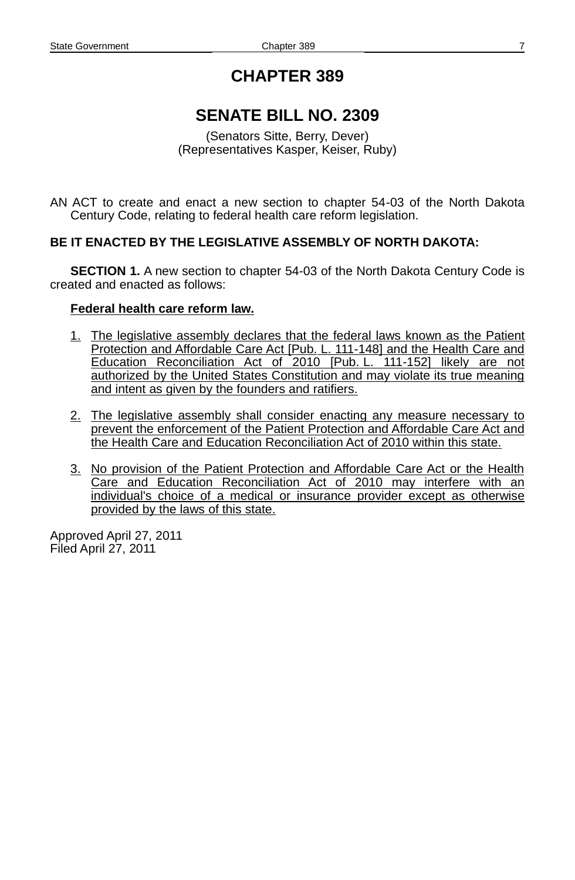# CHAPTER 389

## SENATE BILL NO. 2309

(Senators Sitte, Berry, Dever)
(Representatives Kasper, Keiser, Ruby)

AN ACT to create and enact a new section to chapter 54-03 of the North Dakota Century Code, relating to federal health care reform legislation.

**BE IT ENACTED BY THE LEGISLATIVE ASSEMBLY OF NORTH DAKOTA:**

**SECTION 1.** A new section to chapter 54-03 of the North Dakota Century Code is created and enacted as follows:

**Federal health care reform law.**

1. The legislative assembly declares that the federal laws known as the Patient Protection and Affordable Care Act [Pub. L. 111-148] and the Health Care and Education Reconciliation Act of 2010 [Pub. L. 111-152] likely are not authorized by the United States Constitution and may violate its true meaning and intent as given by the founders and ratifiers.

2. The legislative assembly shall consider enacting any measure necessary to prevent the enforcement of the Patient Protection and Affordable Care Act and the Health Care and Education Reconciliation Act of 2010 within this state.

3. No provision of the Patient Protection and Affordable Care Act or the Health Care and Education Reconciliation Act of 2010 may interfere with an individual's choice of a medical or insurance provider except as otherwise provided by the laws of this state.

Approved April 27, 2011
Filed April 27, 2011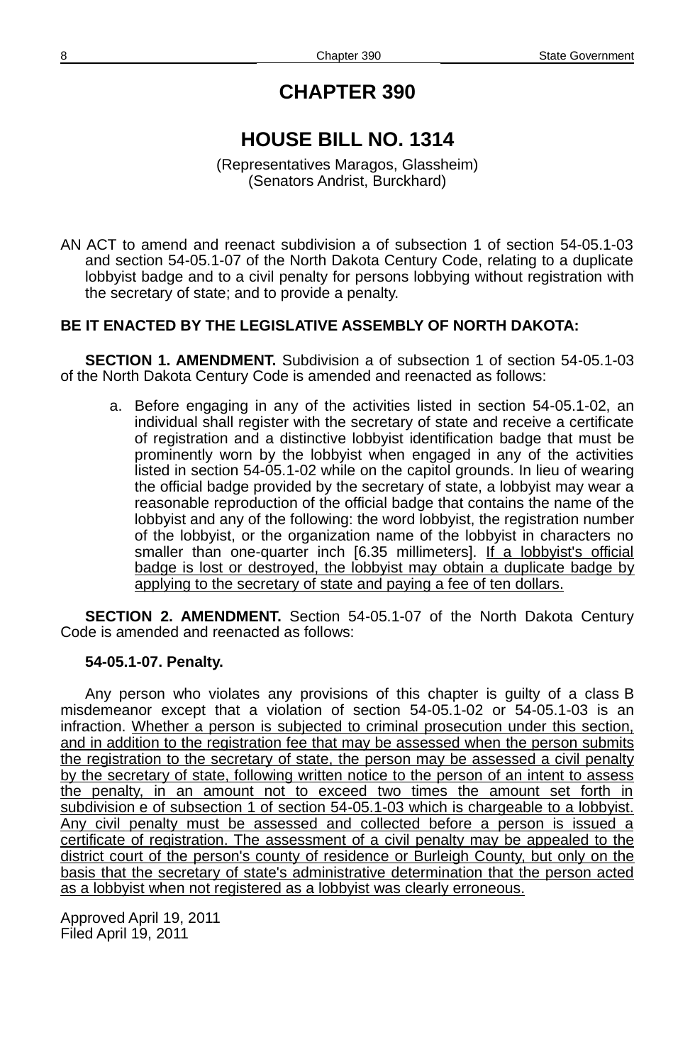# CHAPTER 390

## HOUSE BILL NO. 1314

(Representatives Maragos, Glassheim)
(Senators Andrist, Burckhard)

AN ACT to amend and reenact subdivision a of subsection 1 of section 54-05.1-03 and section 54-05.1-07 of the North Dakota Century Code, relating to a duplicate lobbyist badge and to a civil penalty for persons lobbying without registration with the secretary of state; and to provide a penalty.

**BE IT ENACTED BY THE LEGISLATIVE ASSEMBLY OF NORTH DAKOTA:**

**SECTION 1. AMENDMENT.** Subdivision a of subsection 1 of section 54-05.1-03 of the North Dakota Century Code is amended and reenacted as follows:

a. Before engaging in any of the activities listed in section 54-05.1-02, an individual shall register with the secretary of state and receive a certificate of registration and a distinctive lobbyist identification badge that must be prominently worn by the lobbyist when engaged in any of the activities listed in section 54-05.1-02 while on the capitol grounds. In lieu of wearing the official badge provided by the secretary of state, a lobbyist may wear a reasonable reproduction of the official badge that contains the name of the lobbyist and any of the following: the word lobbyist, the registration number of the lobbyist, or the organization name of the lobbyist in characters no smaller than one-quarter inch [6.35 millimeters]. <u>If a lobbyist's official badge is lost or destroyed, the lobbyist may obtain a duplicate badge by applying to the secretary of state and paying a fee of ten dollars.</u>

**SECTION 2. AMENDMENT.** Section 54-05.1-07 of the North Dakota Century Code is amended and reenacted as follows:

**54-05.1-07. Penalty.**

Any person who violates any provisions of this chapter is guilty of a class B misdemeanor except that a violation of section 54-05.1-02 or 54-05.1-03 is an infraction. <u>Whether a person is subjected to criminal prosecution under this section, and in addition to the registration fee that may be assessed when the person submits the registration to the secretary of state, the person may be assessed a civil penalty by the secretary of state, following written notice to the person of an intent to assess the penalty, in an amount not to exceed two times the amount set forth in subdivision e of subsection 1 of section 54-05.1-03 which is chargeable to a lobbyist. Any civil penalty must be assessed and collected before a person is issued a certificate of registration. The assessment of a civil penalty may be appealed to the district court of the person's county of residence or Burleigh County, but only on the basis that the secretary of state's administrative determination that the person acted as a lobbyist when not registered as a lobbyist was clearly erroneous.</u>

Approved April 19, 2011
Filed April 19, 2011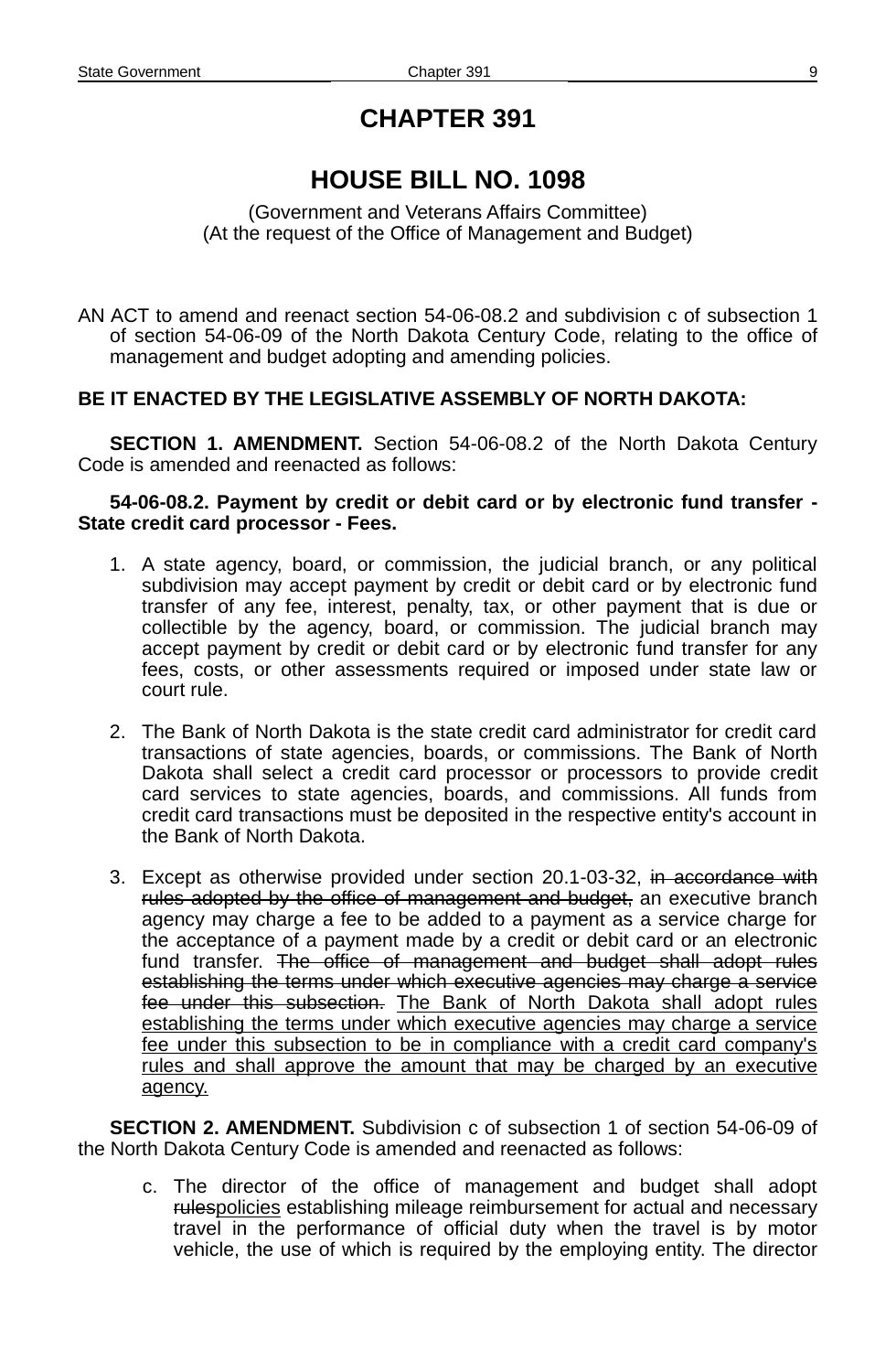# CHAPTER 391

# HOUSE BILL NO. 1098

(Government and Veterans Affairs Committee)
(At the request of the Office of Management and Budget)

AN ACT to amend and reenact section 54-06-08.2 and subdivision c of subsection 1 of section 54-06-09 of the North Dakota Century Code, relating to the office of management and budget adopting and amending policies.

**BE IT ENACTED BY THE LEGISLATIVE ASSEMBLY OF NORTH DAKOTA:**

**SECTION 1. AMENDMENT.** Section 54-06-08.2 of the North Dakota Century Code is amended and reenacted as follows:

**54-06-08.2. Payment by credit or debit card or by electronic fund transfer - State credit card processor - Fees.**

1. A state agency, board, or commission, the judicial branch, or any political subdivision may accept payment by credit or debit card or by electronic fund transfer of any fee, interest, penalty, tax, or other payment that is due or collectible by the agency, board, or commission. The judicial branch may accept payment by credit or debit card or by electronic fund transfer for any fees, costs, or other assessments required or imposed under state law or court rule.

2. The Bank of North Dakota is the state credit card administrator for credit card transactions of state agencies, boards, or commissions. The Bank of North Dakota shall select a credit card processor or processors to provide credit card services to state agencies, boards, and commissions. All funds from credit card transactions must be deposited in the respective entity's account in the Bank of North Dakota.

3. Except as otherwise provided under section 20.1-03-32, ~~in accordance with rules adopted by the office of management and budget,~~ an executive branch agency may charge a fee to be added to a payment as a service charge for the acceptance of a payment made by a credit or debit card or an electronic fund transfer. ~~The office of management and budget shall adopt rules establishing the terms under which executive agencies may charge a service fee under this subsection.~~ <u>The Bank of North Dakota shall adopt rules establishing the terms under which executive agencies may charge a service fee under this subsection to be in compliance with a credit card company's rules and shall approve the amount that may be charged by an executive agency.</u>

**SECTION 2. AMENDMENT.** Subdivision c of subsection 1 of section 54-06-09 of the North Dakota Century Code is amended and reenacted as follows:

c. The director of the office of management and budget shall adopt ~~rules~~<u>policies</u> establishing mileage reimbursement for actual and necessary travel in the performance of official duty when the travel is by motor vehicle, the use of which is required by the employing entity. The director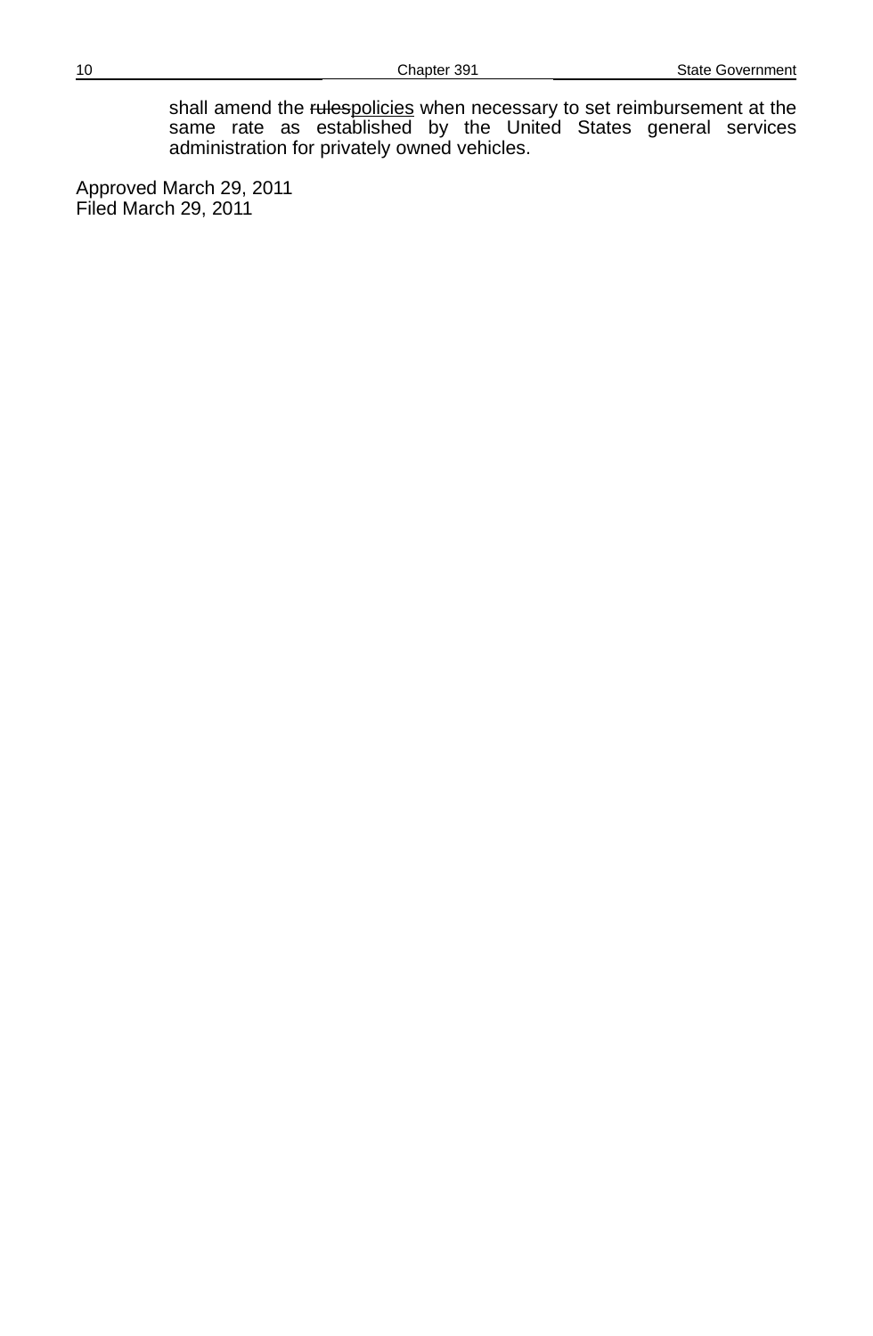shall amend the ~~rules~~<u>policies</u> when necessary to set reimbursement at the same rate as established by the United States general services administration for privately owned vehicles.

Approved March 29, 2011
Filed March 29, 2011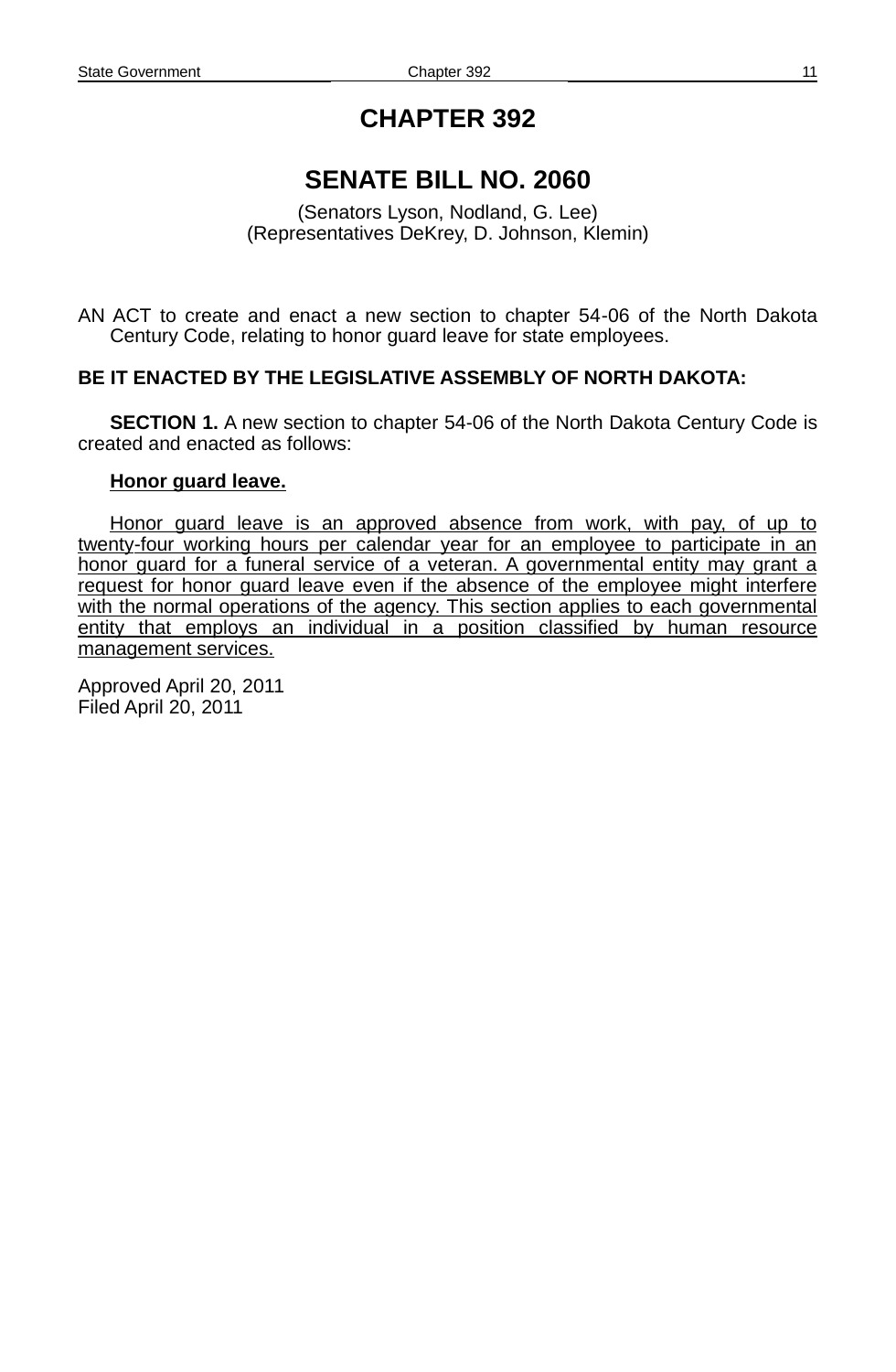# CHAPTER 392

## SENATE BILL NO. 2060

(Senators Lyson, Nodland, G. Lee)
(Representatives DeKrey, D. Johnson, Klemin)

AN ACT to create and enact a new section to chapter 54-06 of the North Dakota Century Code, relating to honor guard leave for state employees.

**BE IT ENACTED BY THE LEGISLATIVE ASSEMBLY OF NORTH DAKOTA:**

**SECTION 1.** A new section to chapter 54-06 of the North Dakota Century Code is created and enacted as follows:

**Honor guard leave.**

Honor guard leave is an approved absence from work, with pay, of up to twenty-four working hours per calendar year for an employee to participate in an honor guard for a funeral service of a veteran. A governmental entity may grant a request for honor guard leave even if the absence of the employee might interfere with the normal operations of the agency. This section applies to each governmental entity that employs an individual in a position classified by human resource management services.

Approved April 20, 2011
Filed April 20, 2011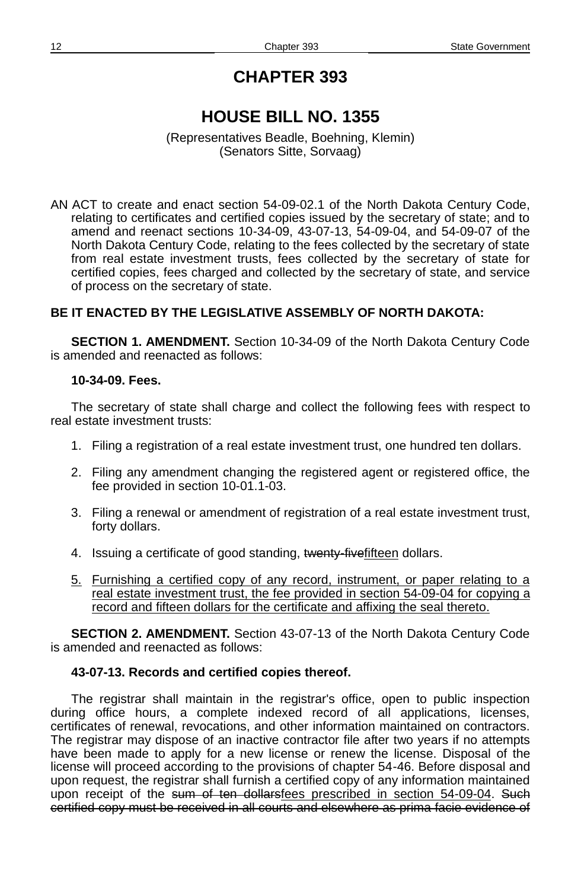# CHAPTER 393

## HOUSE BILL NO. 1355

(Representatives Beadle, Boehning, Klemin)
(Senators Sitte, Sorvaag)

AN ACT to create and enact section 54-09-02.1 of the North Dakota Century Code, relating to certificates and certified copies issued by the secretary of state; and to amend and reenact sections 10-34-09, 43-07-13, 54-09-04, and 54-09-07 of the North Dakota Century Code, relating to the fees collected by the secretary of state from real estate investment trusts, fees collected by the secretary of state for certified copies, fees charged and collected by the secretary of state, and service of process on the secretary of state.

**BE IT ENACTED BY THE LEGISLATIVE ASSEMBLY OF NORTH DAKOTA:**

**SECTION 1. AMENDMENT.** Section 10-34-09 of the North Dakota Century Code is amended and reenacted as follows:

**10-34-09. Fees.**

The secretary of state shall charge and collect the following fees with respect to real estate investment trusts:

1. Filing a registration of a real estate investment trust, one hundred ten dollars.
2. Filing any amendment changing the registered agent or registered office, the fee provided in section 10-01.1-03.
3. Filing a renewal or amendment of registration of a real estate investment trust, forty dollars.
4. Issuing a certificate of good standing, ~~twenty-five~~<u>fifteen</u> dollars.
5. <u>Furnishing a certified copy of any record, instrument, or paper relating to a real estate investment trust, the fee provided in section 54-09-04 for copying a record and fifteen dollars for the certificate and affixing the seal thereto.</u>

**SECTION 2. AMENDMENT.** Section 43-07-13 of the North Dakota Century Code is amended and reenacted as follows:

**43-07-13. Records and certified copies thereof.**

The registrar shall maintain in the registrar's office, open to public inspection during office hours, a complete indexed record of all applications, licenses, certificates of renewal, revocations, and other information maintained on contractors. The registrar may dispose of an inactive contractor file after two years if no attempts have been made to apply for a new license or renew the license. Disposal of the license will proceed according to the provisions of chapter 54-46. Before disposal and upon request, the registrar shall furnish a certified copy of any information maintained upon receipt of the ~~sum of ten dollars~~<u>fees prescribed in section 54-09-04</u>. ~~Such certified copy must be received in all courts and elsewhere as prima facie evidence of~~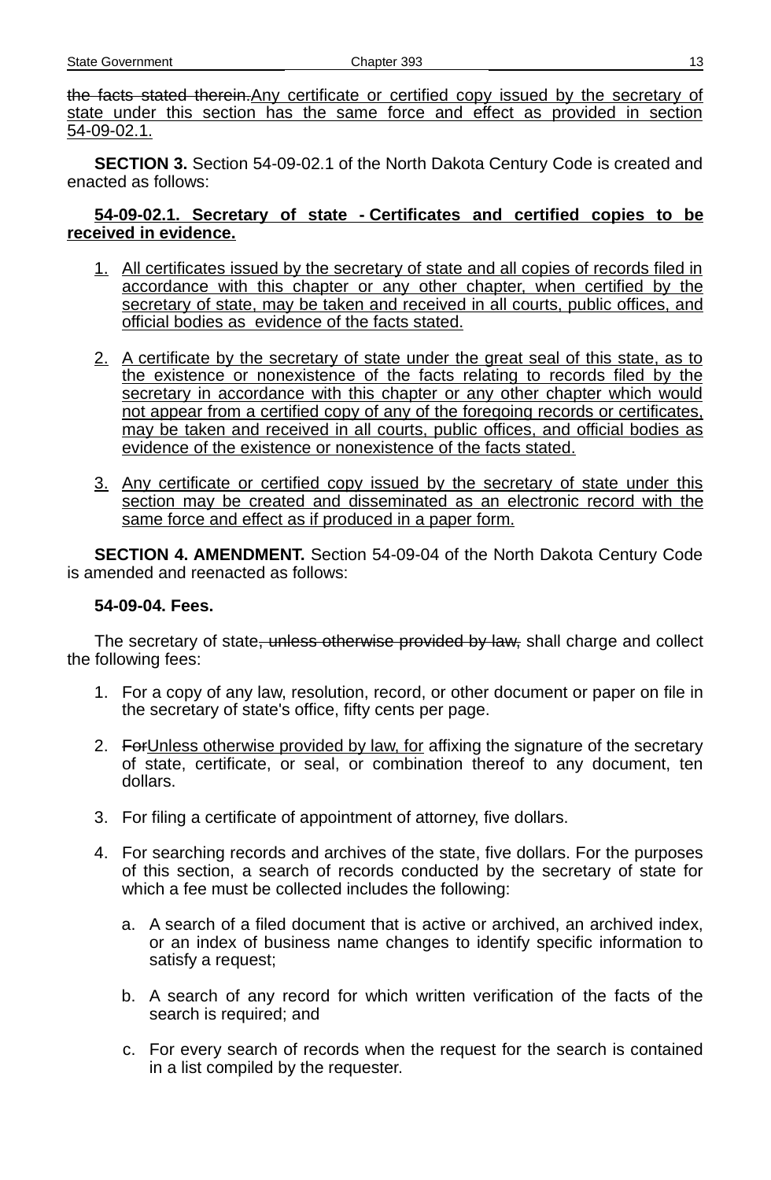~~the facts stated therein.~~<u>Any certificate or certified copy issued by the secretary of state under this section has the same force and effect as provided in section 54-09-02.1.</u>

**SECTION 3.** Section 54-09-02.1 of the North Dakota Century Code is created and enacted as follows:

**<u>54-09-02.1. Secretary of state - Certificates and certified copies to be received in evidence.</u>**

1. <u>All certificates issued by the secretary of state and all copies of records filed in accordance with this chapter or any other chapter, when certified by the secretary of state, may be taken and received in all courts, public offices, and official bodies as evidence of the facts stated.</u>

2. <u>A certificate by the secretary of state under the great seal of this state, as to the existence or nonexistence of the facts relating to records filed by the secretary in accordance with this chapter or any other chapter which would not appear from a certified copy of any of the foregoing records or certificates, may be taken and received in all courts, public offices, and official bodies as evidence of the existence or nonexistence of the facts stated.</u>

3. <u>Any certificate or certified copy issued by the secretary of state under this section may be created and disseminated as an electronic record with the same force and effect as if produced in a paper form.</u>

**SECTION 4. AMENDMENT.** Section 54-09-04 of the North Dakota Century Code is amended and reenacted as follows:

**54-09-04. Fees.**

The secretary of state~~, unless otherwise provided by law,~~ shall charge and collect the following fees:

1. For a copy of any law, resolution, record, or other document or paper on file in the secretary of state's office, fifty cents per page.

2. ~~For~~<u>Unless otherwise provided by law, for</u> affixing the signature of the secretary of state, certificate, or seal, or combination thereof to any document, ten dollars.

3. For filing a certificate of appointment of attorney, five dollars.

4. For searching records and archives of the state, five dollars. For the purposes of this section, a search of records conducted by the secretary of state for which a fee must be collected includes the following:

   a. A search of a filed document that is active or archived, an archived index, or an index of business name changes to identify specific information to satisfy a request;

   b. A search of any record for which written verification of the facts of the search is required; and

   c. For every search of records when the request for the search is contained in a list compiled by the requester.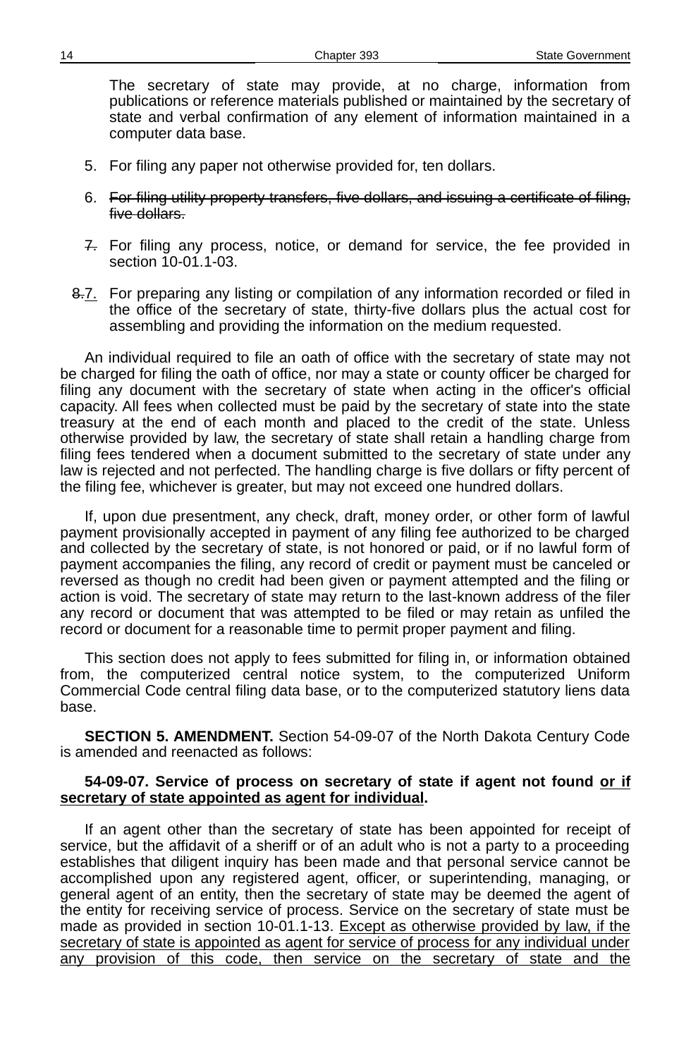The secretary of state may provide, at no charge, information from publications or reference materials published or maintained by the secretary of state and verbal confirmation of any element of information maintained in a computer data base.

5. For filing any paper not otherwise provided for, ten dollars.

6. ~~For filing utility property transfers, five dollars, and issuing a certificate of filing, five dollars.~~

~~7.~~ For filing any process, notice, or demand for service, the fee provided in section 10-01.1-03.

~~8.~~7. For preparing any listing or compilation of any information recorded or filed in the office of the secretary of state, thirty-five dollars plus the actual cost for assembling and providing the information on the medium requested.

An individual required to file an oath of office with the secretary of state may not be charged for filing the oath of office, nor may a state or county officer be charged for filing any document with the secretary of state when acting in the officer's official capacity. All fees when collected must be paid by the secretary of state into the state treasury at the end of each month and placed to the credit of the state. Unless otherwise provided by law, the secretary of state shall retain a handling charge from filing fees tendered when a document submitted to the secretary of state under any law is rejected and not perfected. The handling charge is five dollars or fifty percent of the filing fee, whichever is greater, but may not exceed one hundred dollars.

If, upon due presentment, any check, draft, money order, or other form of lawful payment provisionally accepted in payment of any filing fee authorized to be charged and collected by the secretary of state, is not honored or paid, or if no lawful form of payment accompanies the filing, any record of credit or payment must be canceled or reversed as though no credit had been given or payment attempted and the filing or action is void. The secretary of state may return to the last-known address of the filer any record or document that was attempted to be filed or may retain as unfiled the record or document for a reasonable time to permit proper payment and filing.

This section does not apply to fees submitted for filing in, or information obtained from, the computerized central notice system, to the computerized Uniform Commercial Code central filing data base, or to the computerized statutory liens data base.

**SECTION 5. AMENDMENT.** Section 54-09-07 of the North Dakota Century Code is amended and reenacted as follows:

**54-09-07. Service of process on secretary of state if agent not found <u>or if secretary of state appointed as agent for individual</u>.**

If an agent other than the secretary of state has been appointed for receipt of service, but the affidavit of a sheriff or of an adult who is not a party to a proceeding establishes that diligent inquiry has been made and that personal service cannot be accomplished upon any registered agent, officer, or superintending, managing, or general agent of an entity, then the secretary of state may be deemed the agent of the entity for receiving service of process. Service on the secretary of state must be made as provided in section 10-01.1-13. <u>Except as otherwise provided by law, if the secretary of state is appointed as agent for service of process for any individual under any provision of this code, then service on the secretary of state and the</u>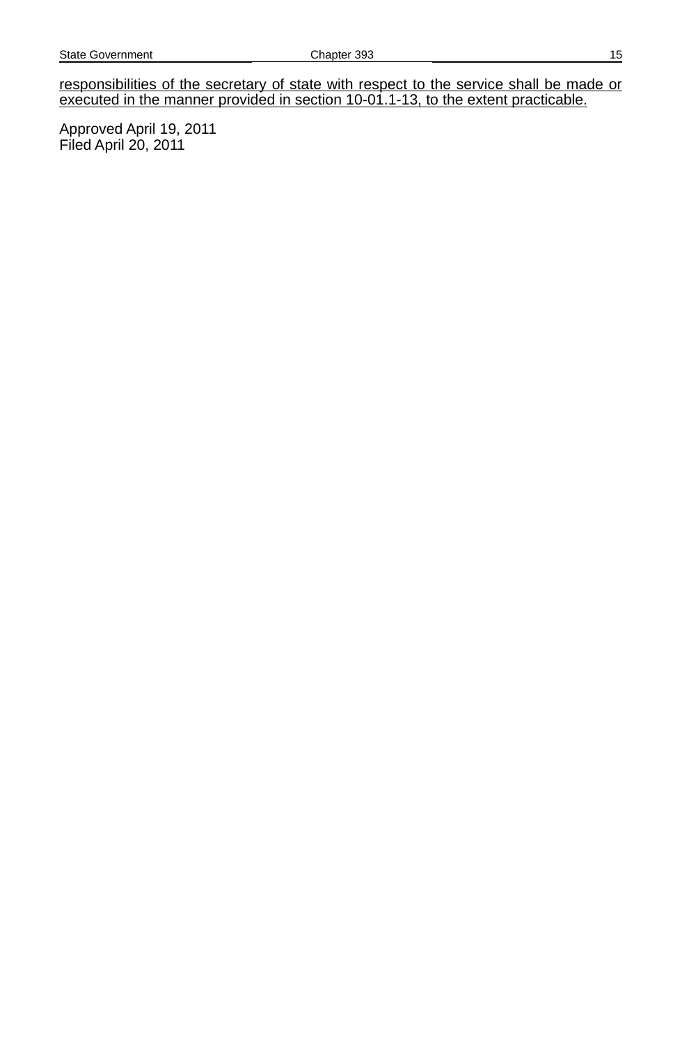<u>responsibilities of the secretary of state with respect to the service shall be made or executed in the manner provided in section 10-01.1-13, to the extent practicable.</u>

Approved April 19, 2011
Filed April 20, 2011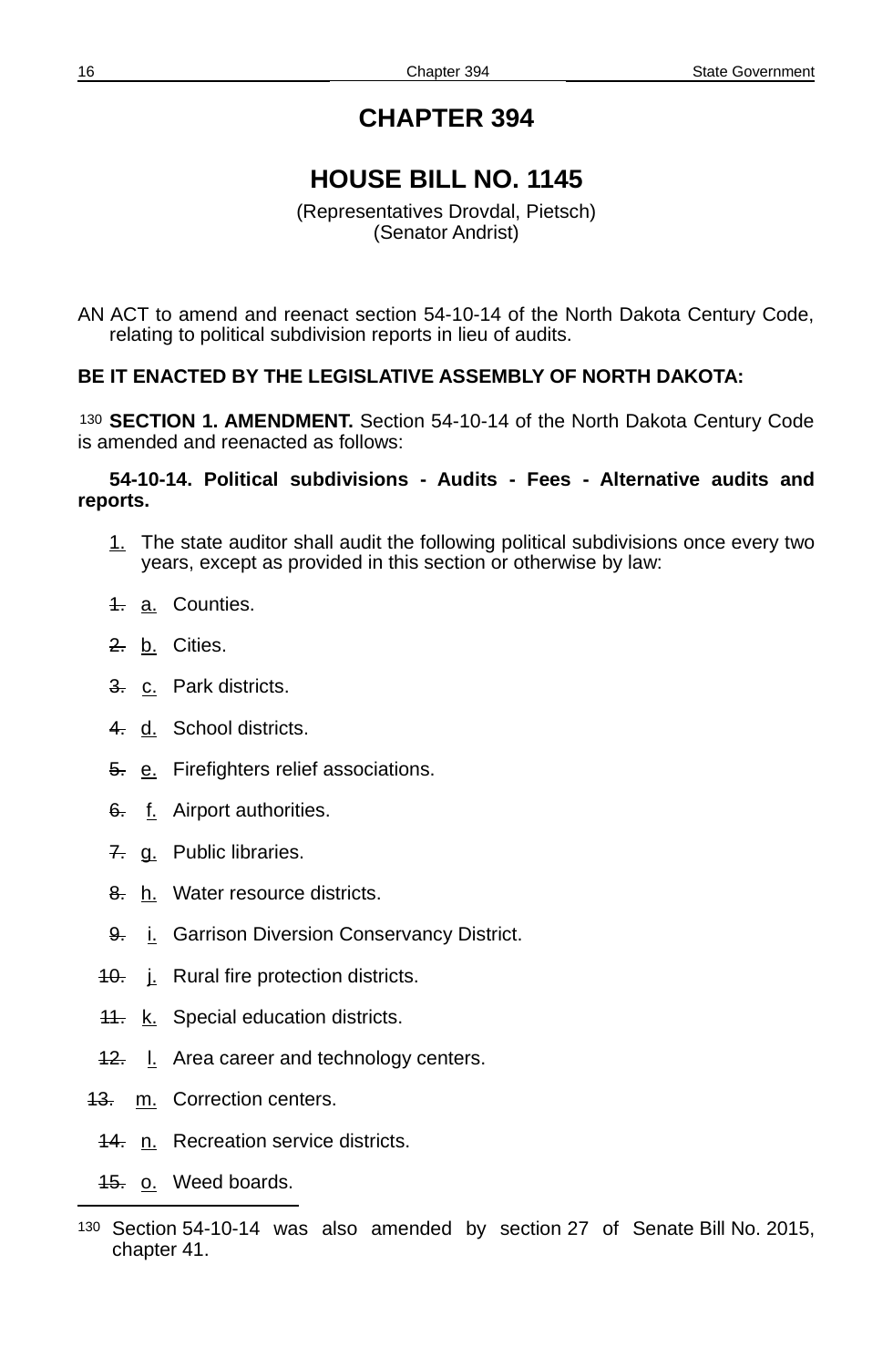# CHAPTER 394

## HOUSE BILL NO. 1145

(Representatives Drovdal, Pietsch)
(Senator Andrist)

AN ACT to amend and reenact section 54-10-14 of the North Dakota Century Code, relating to political subdivision reports in lieu of audits.

**BE IT ENACTED BY THE LEGISLATIVE ASSEMBLY OF NORTH DAKOTA:**

[130] **SECTION 1. AMENDMENT.** Section 54-10-14 of the North Dakota Century Code is amended and reenacted as follows:

**54-10-14. Political subdivisions - Audits - Fees - Alternative audits and reports.**

1. The state auditor shall audit the following political subdivisions once every two years, except as provided in this section or otherwise by law:

~~1.~~ a. Counties.

~~2.~~ b. Cities.

~~3.~~ c. Park districts.

~~4.~~ d. School districts.

~~5.~~ e. Firefighters relief associations.

~~6.~~ f. Airport authorities.

~~7.~~ g. Public libraries.

~~8.~~ h. Water resource districts.

~~9.~~ i. Garrison Diversion Conservancy District.

~~10.~~ j. Rural fire protection districts.

~~11.~~ k. Special education districts.

~~12.~~ l. Area career and technology centers.

~~13.~~ m. Correction centers.

~~14.~~ n. Recreation service districts.

~~15.~~ o. Weed boards.

---

[130] Section 54-10-14 was also amended by section 27 of Senate Bill No. 2015, chapter 41.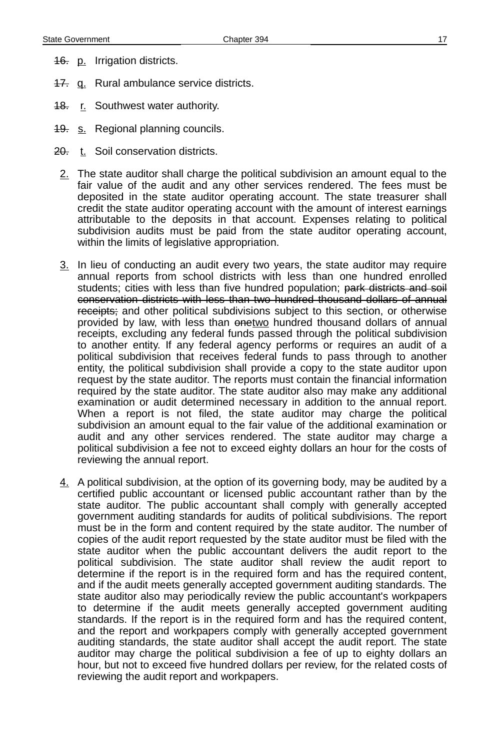~~16.~~ p. Irrigation districts.

~~17.~~ q. Rural ambulance service districts.

~~18.~~ r. Southwest water authority.

~~19.~~ s. Regional planning councils.

~~20.~~ t. Soil conservation districts.

2. The state auditor shall charge the political subdivision an amount equal to the fair value of the audit and any other services rendered. The fees must be deposited in the state auditor operating account. The state treasurer shall credit the state auditor operating account with the amount of interest earnings attributable to the deposits in that account. Expenses relating to political subdivision audits must be paid from the state auditor operating account, within the limits of legislative appropriation.

3. In lieu of conducting an audit every two years, the state auditor may require annual reports from school districts with less than one hundred enrolled students; cities with less than five hundred population; ~~park districts and soil conservation districts with less than two hundred thousand dollars of annual receipts;~~ and other political subdivisions subject to this section, or otherwise provided by law, with less than ~~one~~two hundred thousand dollars of annual receipts, excluding any federal funds passed through the political subdivision to another entity. If any federal agency performs or requires an audit of a political subdivision that receives federal funds to pass through to another entity, the political subdivision shall provide a copy to the state auditor upon request by the state auditor. The reports must contain the financial information required by the state auditor. The state auditor also may make any additional examination or audit determined necessary in addition to the annual report. When a report is not filed, the state auditor may charge the political subdivision an amount equal to the fair value of the additional examination or audit and any other services rendered. The state auditor may charge a political subdivision a fee not to exceed eighty dollars an hour for the costs of reviewing the annual report.

4. A political subdivision, at the option of its governing body, may be audited by a certified public accountant or licensed public accountant rather than by the state auditor. The public accountant shall comply with generally accepted government auditing standards for audits of political subdivisions. The report must be in the form and content required by the state auditor. The number of copies of the audit report requested by the state auditor must be filed with the state auditor when the public accountant delivers the audit report to the political subdivision. The state auditor shall review the audit report to determine if the report is in the required form and has the required content, and if the audit meets generally accepted government auditing standards. The state auditor also may periodically review the public accountant's workpapers to determine if the audit meets generally accepted government auditing standards. If the report is in the required form and has the required content, and the report and workpapers comply with generally accepted government auditing standards, the state auditor shall accept the audit report. The state auditor may charge the political subdivision a fee of up to eighty dollars an hour, but not to exceed five hundred dollars per review, for the related costs of reviewing the audit report and workpapers.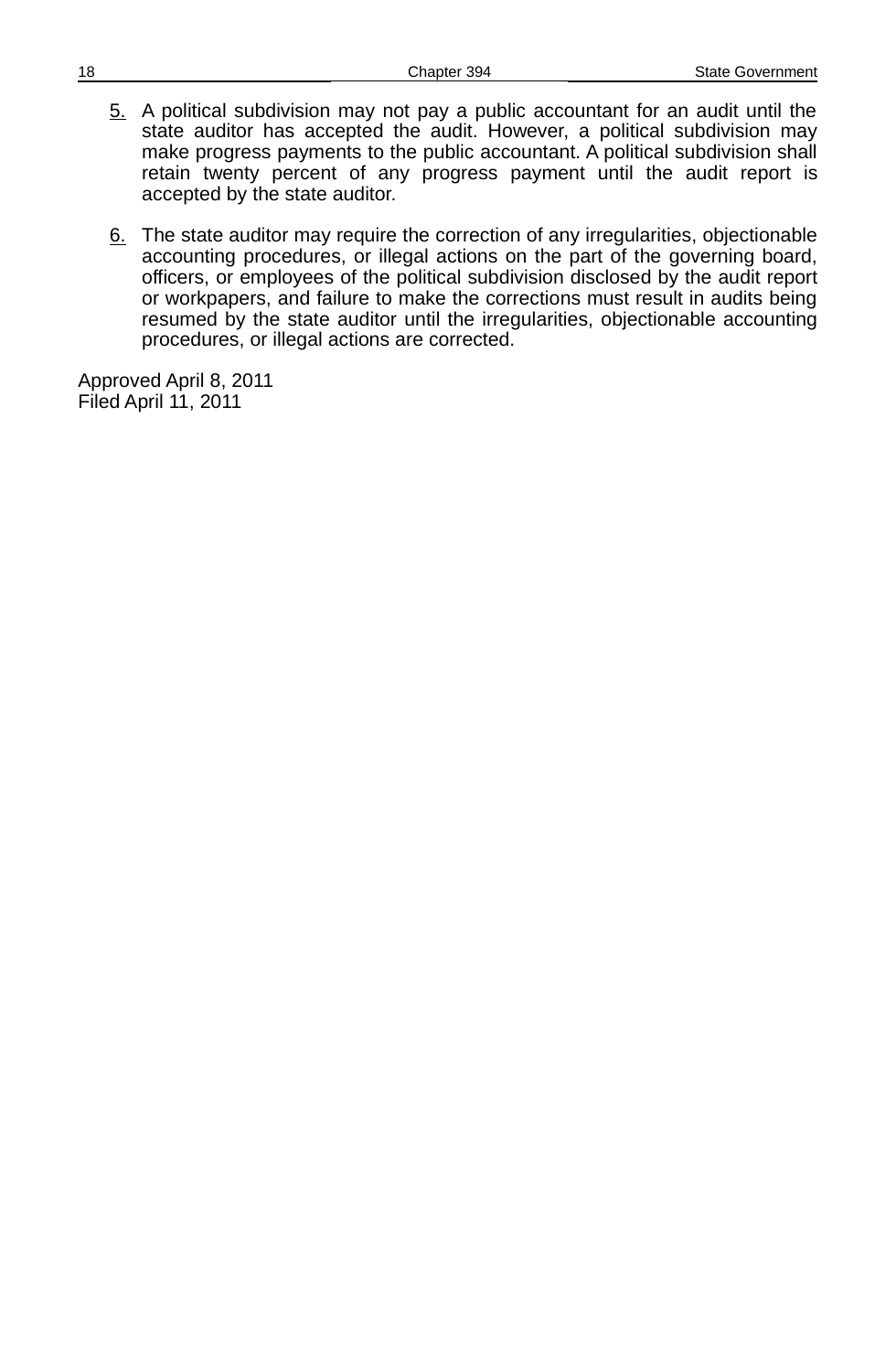5. A political subdivision may not pay a public accountant for an audit until the state auditor has accepted the audit. However, a political subdivision may make progress payments to the public accountant. A political subdivision shall retain twenty percent of any progress payment until the audit report is accepted by the state auditor.

6. The state auditor may require the correction of any irregularities, objectionable accounting procedures, or illegal actions on the part of the governing board, officers, or employees of the political subdivision disclosed by the audit report or workpapers, and failure to make the corrections must result in audits being resumed by the state auditor until the irregularities, objectionable accounting procedures, or illegal actions are corrected.

Approved April 8, 2011
Filed April 11, 2011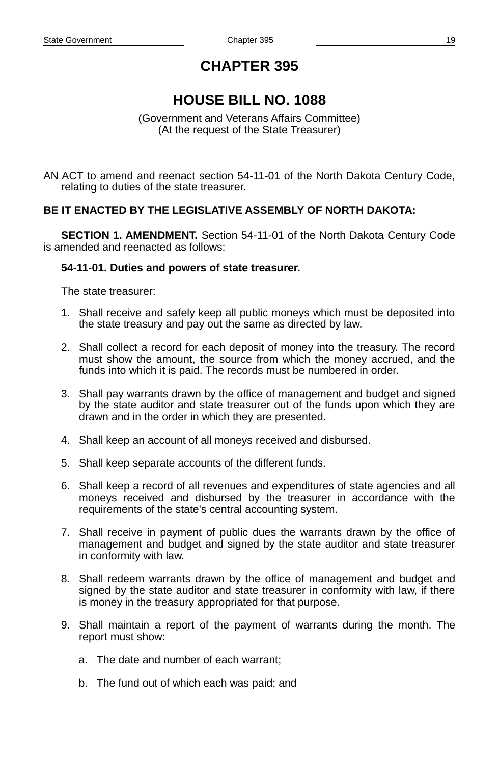# CHAPTER 395

## HOUSE BILL NO. 1088

(Government and Veterans Affairs Committee)
(At the request of the State Treasurer)

AN ACT to amend and reenact section 54-11-01 of the North Dakota Century Code, relating to duties of the state treasurer.

**BE IT ENACTED BY THE LEGISLATIVE ASSEMBLY OF NORTH DAKOTA:**

**SECTION 1. AMENDMENT.** Section 54-11-01 of the North Dakota Century Code is amended and reenacted as follows:

**54-11-01. Duties and powers of state treasurer.**

The state treasurer:

1. Shall receive and safely keep all public moneys which must be deposited into the state treasury and pay out the same as directed by law.

2. Shall collect a record for each deposit of money into the treasury. The record must show the amount, the source from which the money accrued, and the funds into which it is paid. The records must be numbered in order.

3. Shall pay warrants drawn by the office of management and budget and signed by the state auditor and state treasurer out of the funds upon which they are drawn and in the order in which they are presented.

4. Shall keep an account of all moneys received and disbursed.

5. Shall keep separate accounts of the different funds.

6. Shall keep a record of all revenues and expenditures of state agencies and all moneys received and disbursed by the treasurer in accordance with the requirements of the state's central accounting system.

7. Shall receive in payment of public dues the warrants drawn by the office of management and budget and signed by the state auditor and state treasurer in conformity with law.

8. Shall redeem warrants drawn by the office of management and budget and signed by the state auditor and state treasurer in conformity with law, if there is money in the treasury appropriated for that purpose.

9. Shall maintain a report of the payment of warrants during the month. The report must show:

   a. The date and number of each warrant;

   b. The fund out of which each was paid; and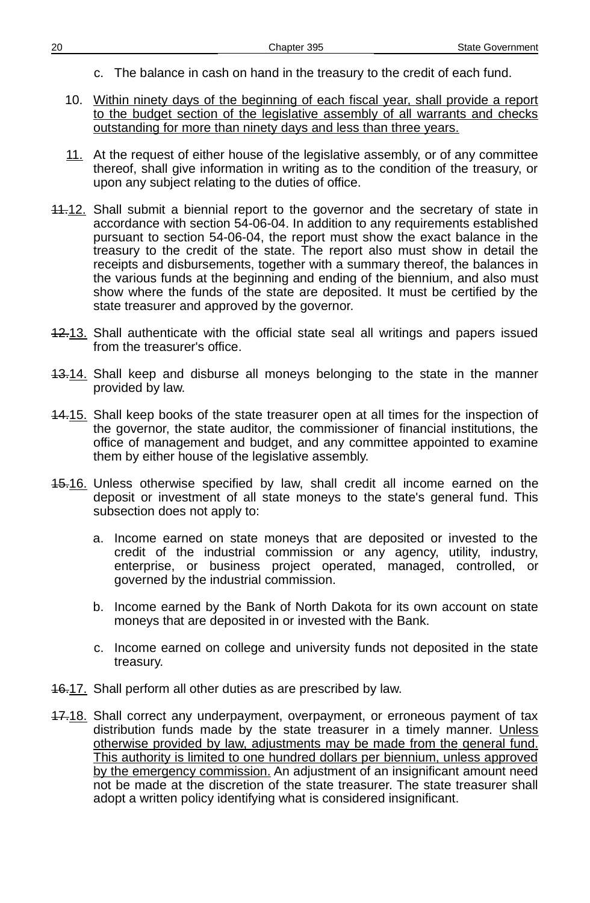c. The balance in cash on hand in the treasury to the credit of each fund.

10. <u>Within ninety days of the beginning of each fiscal year, shall provide a report to the budget section of the legislative assembly of all warrants and checks outstanding for more than ninety days and less than three years.</u>

<u>11.</u> At the request of either house of the legislative assembly, or of any committee thereof, shall give information in writing as to the condition of the treasury, or upon any subject relating to the duties of office.

~~11.~~<u>12.</u> Shall submit a biennial report to the governor and the secretary of state in accordance with section 54-06-04. In addition to any requirements established pursuant to section 54-06-04, the report must show the exact balance in the treasury to the credit of the state. The report also must show in detail the receipts and disbursements, together with a summary thereof, the balances in the various funds at the beginning and ending of the biennium, and also must show where the funds of the state are deposited. It must be certified by the state treasurer and approved by the governor.

~~12.~~<u>13.</u> Shall authenticate with the official state seal all writings and papers issued from the treasurer's office.

~~13.~~<u>14.</u> Shall keep and disburse all moneys belonging to the state in the manner provided by law.

~~14.~~<u>15.</u> Shall keep books of the state treasurer open at all times for the inspection of the governor, the state auditor, the commissioner of financial institutions, the office of management and budget, and any committee appointed to examine them by either house of the legislative assembly.

~~15.~~<u>16.</u> Unless otherwise specified by law, shall credit all income earned on the deposit or investment of all state moneys to the state's general fund. This subsection does not apply to:

a. Income earned on state moneys that are deposited or invested to the credit of the industrial commission or any agency, utility, industry, enterprise, or business project operated, managed, controlled, or governed by the industrial commission.

b. Income earned by the Bank of North Dakota for its own account on state moneys that are deposited in or invested with the Bank.

c. Income earned on college and university funds not deposited in the state treasury.

~~16.~~<u>17.</u> Shall perform all other duties as are prescribed by law.

~~17.~~<u>18.</u> Shall correct any underpayment, overpayment, or erroneous payment of tax distribution funds made by the state treasurer in a timely manner. <u>Unless otherwise provided by law, adjustments may be made from the general fund. This authority is limited to one hundred dollars per biennium, unless approved by the emergency commission.</u> An adjustment of an insignificant amount need not be made at the discretion of the state treasurer. The state treasurer shall adopt a written policy identifying what is considered insignificant.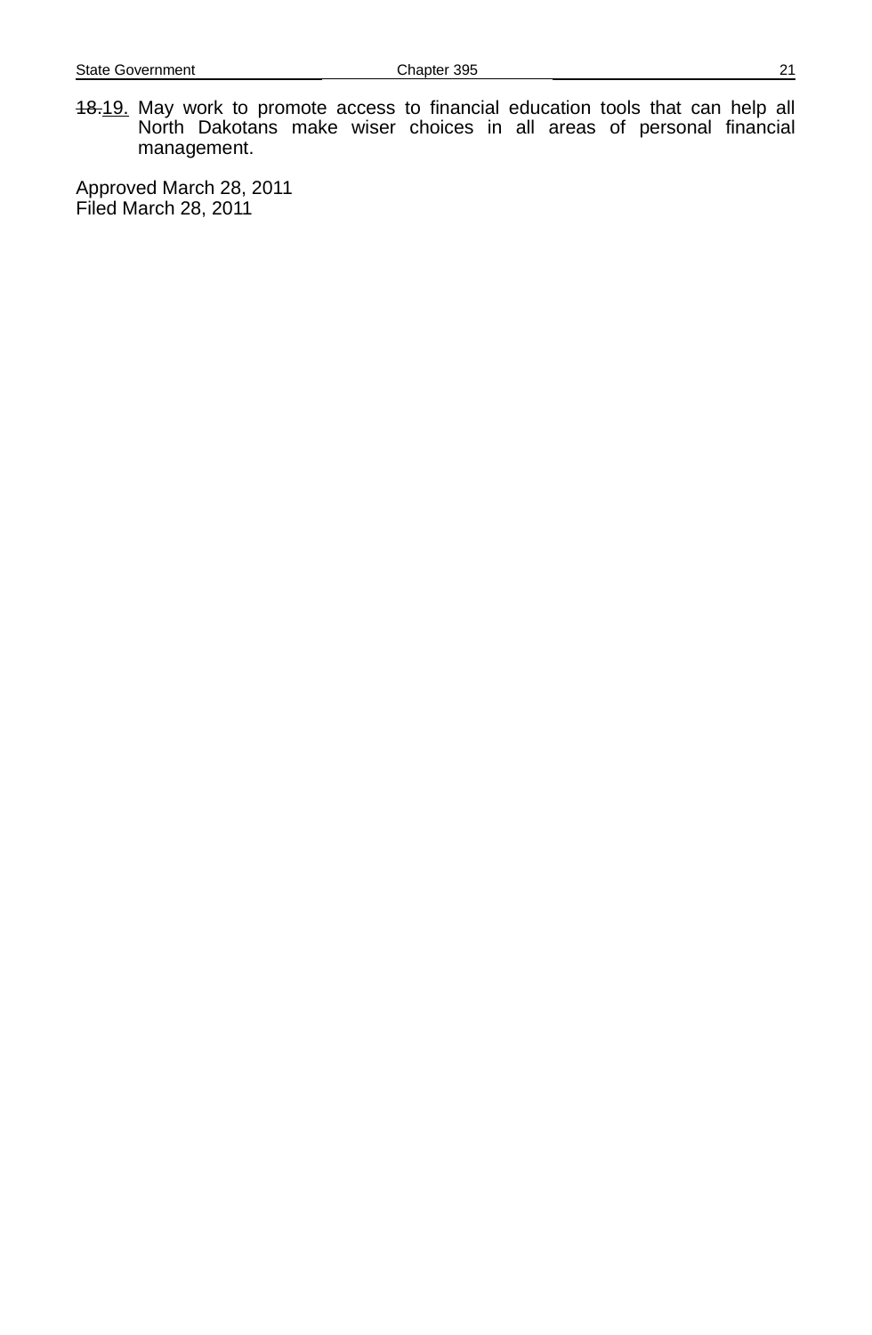~~18.~~19. May work to promote access to financial education tools that can help all North Dakotans make wiser choices in all areas of personal financial management.

Approved March 28, 2011
Filed March 28, 2011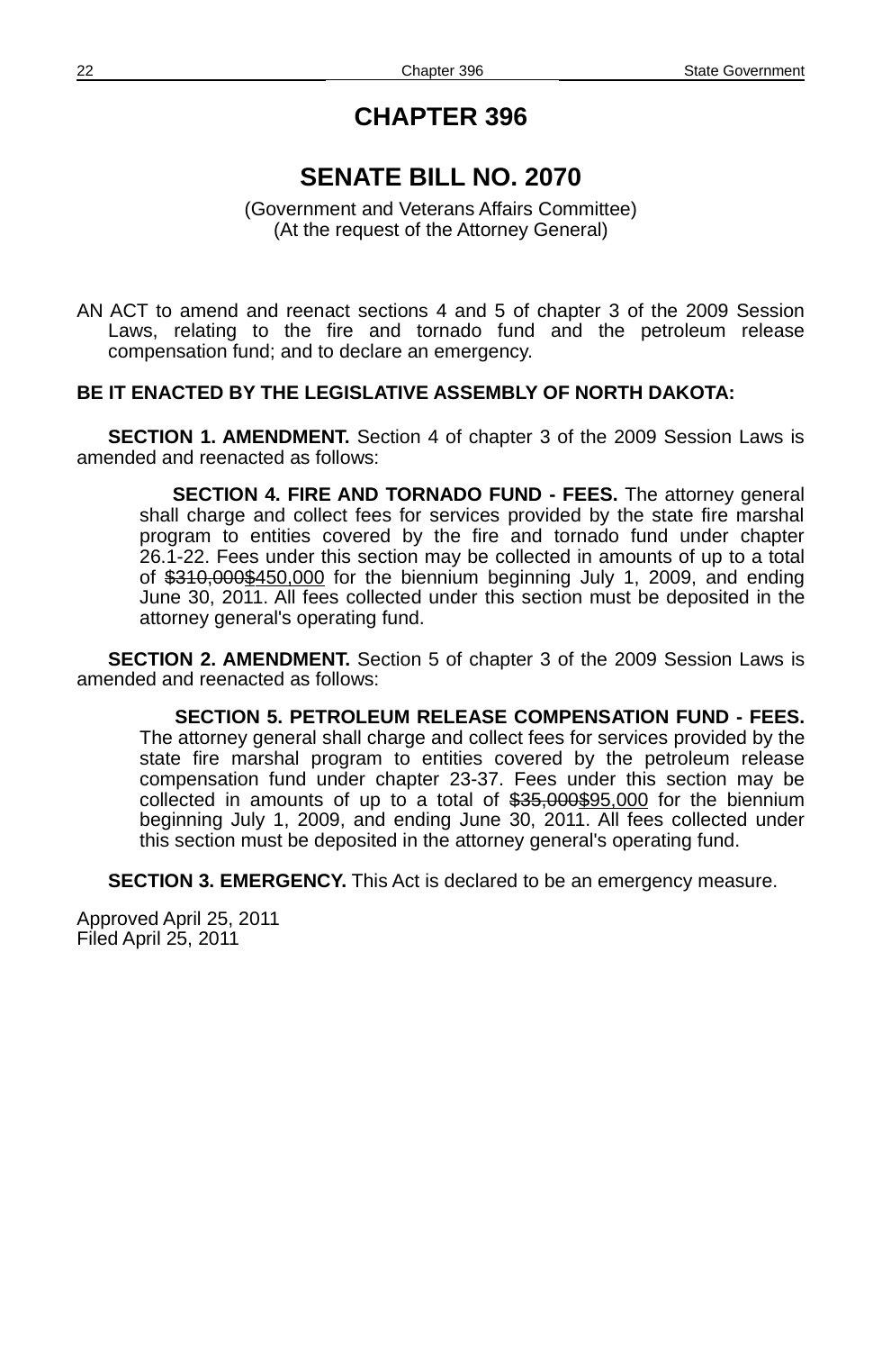# CHAPTER 396

## SENATE BILL NO. 2070

(Government and Veterans Affairs Committee)
(At the request of the Attorney General)

AN ACT to amend and reenact sections 4 and 5 of chapter 3 of the 2009 Session Laws, relating to the fire and tornado fund and the petroleum release compensation fund; and to declare an emergency.

**BE IT ENACTED BY THE LEGISLATIVE ASSEMBLY OF NORTH DAKOTA:**

**SECTION 1. AMENDMENT.** Section 4 of chapter 3 of the 2009 Session Laws is amended and reenacted as follows:

> **SECTION 4. FIRE AND TORNADO FUND - FEES.** The attorney general shall charge and collect fees for services provided by the state fire marshal program to entities covered by the fire and tornado fund under chapter 26.1-22. Fees under this section may be collected in amounts of up to a total of ~~$310,000~~<u>$450,000</u> for the biennium beginning July 1, 2009, and ending June 30, 2011. All fees collected under this section must be deposited in the attorney general's operating fund.

**SECTION 2. AMENDMENT.** Section 5 of chapter 3 of the 2009 Session Laws is amended and reenacted as follows:

> **SECTION 5. PETROLEUM RELEASE COMPENSATION FUND - FEES.** The attorney general shall charge and collect fees for services provided by the state fire marshal program to entities covered by the petroleum release compensation fund under chapter 23-37. Fees under this section may be collected in amounts of up to a total of ~~$35,000~~<u>$95,000</u> for the biennium beginning July 1, 2009, and ending June 30, 2011. All fees collected under this section must be deposited in the attorney general's operating fund.

**SECTION 3. EMERGENCY.** This Act is declared to be an emergency measure.

Approved April 25, 2011
Filed April 25, 2011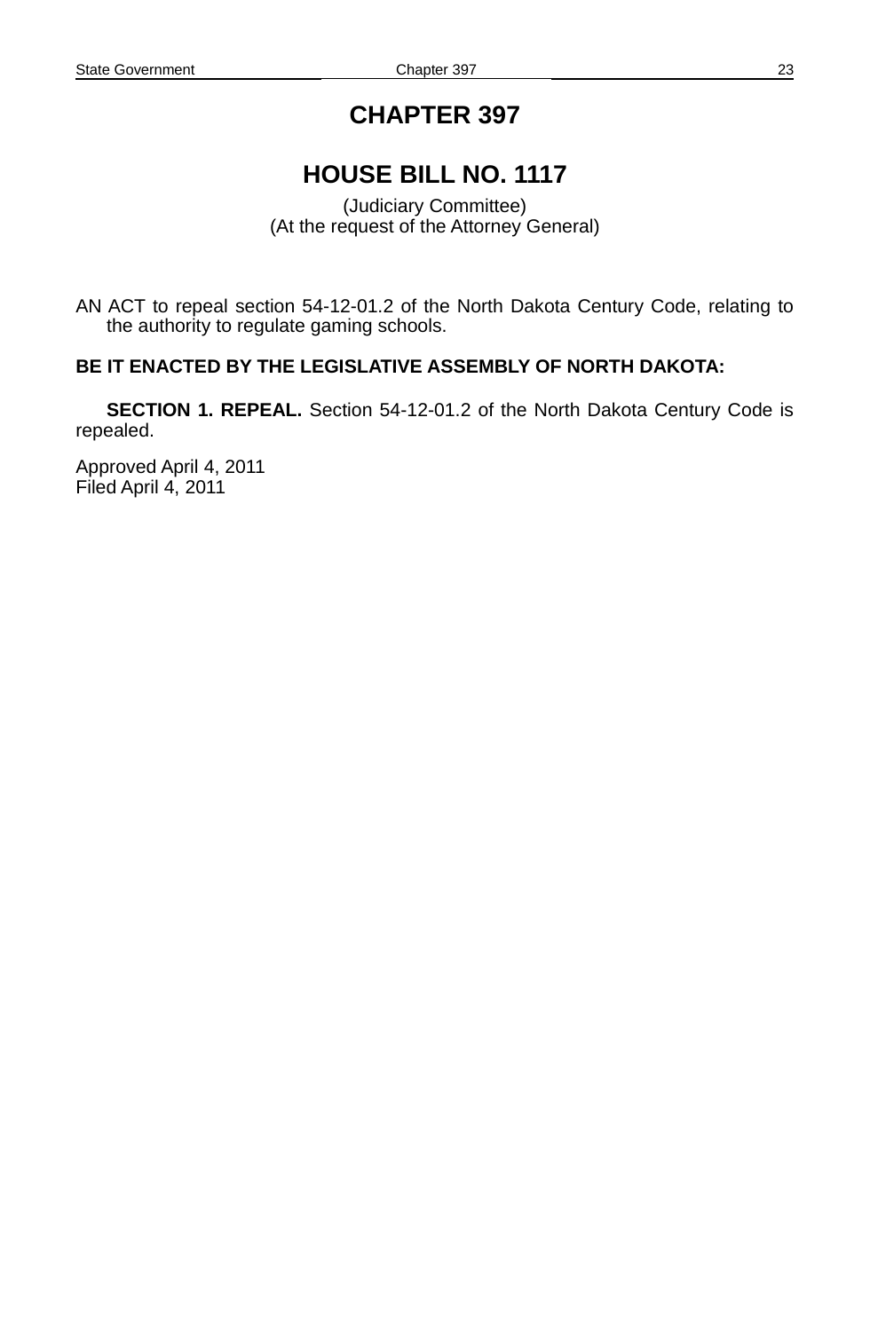# CHAPTER 397

# HOUSE BILL NO. 1117

(Judiciary Committee)
(At the request of the Attorney General)

AN ACT to repeal section 54-12-01.2 of the North Dakota Century Code, relating to the authority to regulate gaming schools.

**BE IT ENACTED BY THE LEGISLATIVE ASSEMBLY OF NORTH DAKOTA:**

**SECTION 1. REPEAL.** Section 54-12-01.2 of the North Dakota Century Code is repealed.

Approved April 4, 2011
Filed April 4, 2011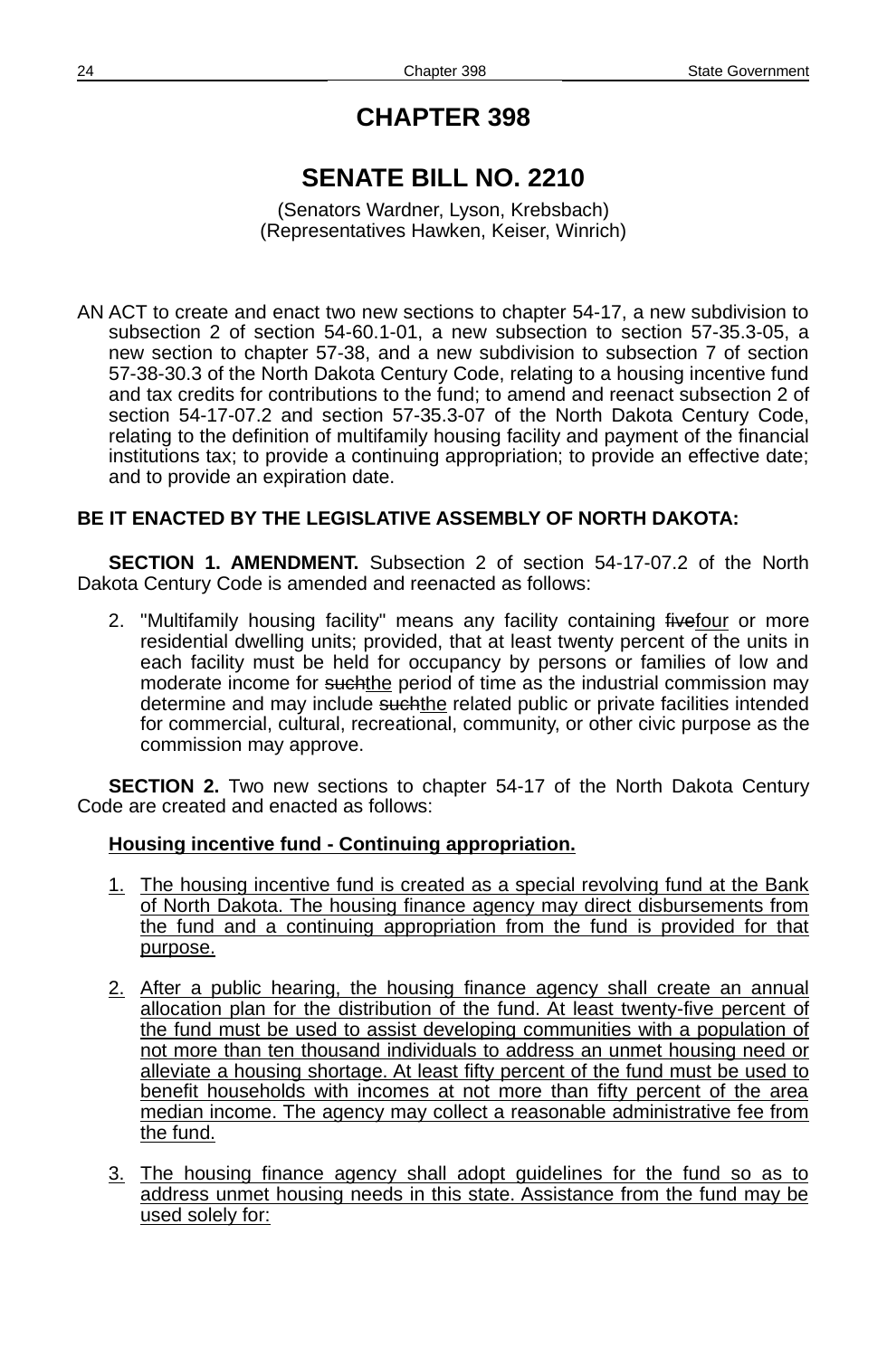# CHAPTER 398

## SENATE BILL NO. 2210

(Senators Wardner, Lyson, Krebsbach)
(Representatives Hawken, Keiser, Winrich)

AN ACT to create and enact two new sections to chapter 54-17, a new subdivision to subsection 2 of section 54-60.1-01, a new subsection to section 57-35.3-05, a new section to chapter 57-38, and a new subdivision to subsection 7 of section 57-38-30.3 of the North Dakota Century Code, relating to a housing incentive fund and tax credits for contributions to the fund; to amend and reenact subsection 2 of section 54-17-07.2 and section 57-35.3-07 of the North Dakota Century Code, relating to the definition of multifamily housing facility and payment of the financial institutions tax; to provide a continuing appropriation; to provide an effective date; and to provide an expiration date.

**BE IT ENACTED BY THE LEGISLATIVE ASSEMBLY OF NORTH DAKOTA:**

**SECTION 1. AMENDMENT.** Subsection 2 of section 54-17-07.2 of the North Dakota Century Code is amended and reenacted as follows:

2. "Multifamily housing facility" means any facility containing ~~five~~<u>four</u> or more residential dwelling units; provided, that at least twenty percent of the units in each facility must be held for occupancy by persons or families of low and moderate income for ~~such~~<u>the</u> period of time as the industrial commission may determine and may include ~~such~~<u>the</u> related public or private facilities intended for commercial, cultural, recreational, community, or other civic purpose as the commission may approve.

**SECTION 2.** Two new sections to chapter 54-17 of the North Dakota Century Code are created and enacted as follows:

<u>**Housing incentive fund - Continuing appropriation.**</u>

<u>1. The housing incentive fund is created as a special revolving fund at the Bank of North Dakota. The housing finance agency may direct disbursements from the fund and a continuing appropriation from the fund is provided for that purpose.</u>

<u>2. After a public hearing, the housing finance agency shall create an annual allocation plan for the distribution of the fund. At least twenty-five percent of the fund must be used to assist developing communities with a population of not more than ten thousand individuals to address an unmet housing need or alleviate a housing shortage. At least fifty percent of the fund must be used to benefit households with incomes at not more than fifty percent of the area median income. The agency may collect a reasonable administrative fee from the fund.</u>

<u>3. The housing finance agency shall adopt guidelines for the fund so as to address unmet housing needs in this state. Assistance from the fund may be used solely for:</u>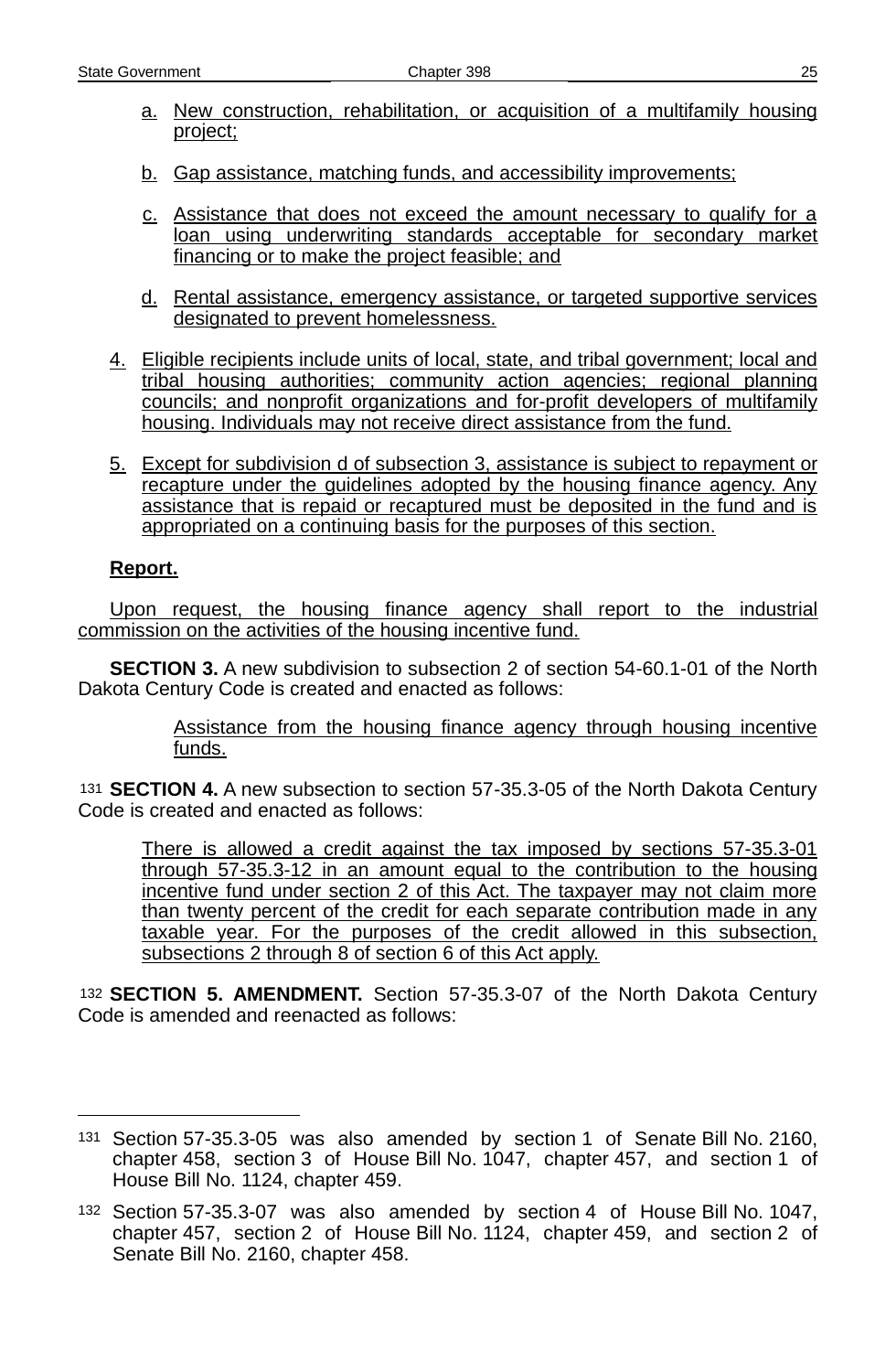a. New construction, rehabilitation, or acquisition of a multifamily housing project;

b. Gap assistance, matching funds, and accessibility improvements;

c. Assistance that does not exceed the amount necessary to qualify for a loan using underwriting standards acceptable for secondary market financing or to make the project feasible; and

d. Rental assistance, emergency assistance, or targeted supportive services designated to prevent homelessness.

4. Eligible recipients include units of local, state, and tribal government; local and tribal housing authorities; community action agencies; regional planning councils; and nonprofit organizations and for-profit developers of multifamily housing. Individuals may not receive direct assistance from the fund.

5. Except for subdivision d of subsection 3, assistance is subject to repayment or recapture under the guidelines adopted by the housing finance agency. Any assistance that is repaid or recaptured must be deposited in the fund and is appropriated on a continuing basis for the purposes of this section.

**Report.**

Upon request, the housing finance agency shall report to the industrial commission on the activities of the housing incentive fund.

**SECTION 3.** A new subdivision to subsection 2 of section 54-60.1-01 of the North Dakota Century Code is created and enacted as follows:

Assistance from the housing finance agency through housing incentive funds.

[131] **SECTION 4.** A new subsection to section 57-35.3-05 of the North Dakota Century Code is created and enacted as follows:

There is allowed a credit against the tax imposed by sections 57-35.3-01 through 57-35.3-12 in an amount equal to the contribution to the housing incentive fund under section 2 of this Act. The taxpayer may not claim more than twenty percent of the credit for each separate contribution made in any taxable year. For the purposes of the credit allowed in this subsection, subsections 2 through 8 of section 6 of this Act apply.

[132] **SECTION 5. AMENDMENT.** Section 57-35.3-07 of the North Dakota Century Code is amended and reenacted as follows:

---

[131] Section 57-35.3-05 was also amended by section 1 of Senate Bill No. 2160, chapter 458, section 3 of House Bill No. 1047, chapter 457, and section 1 of House Bill No. 1124, chapter 459.

[132] Section 57-35.3-07 was also amended by section 4 of House Bill No. 1047, chapter 457, section 2 of House Bill No. 1124, chapter 459, and section 2 of Senate Bill No. 2160, chapter 458.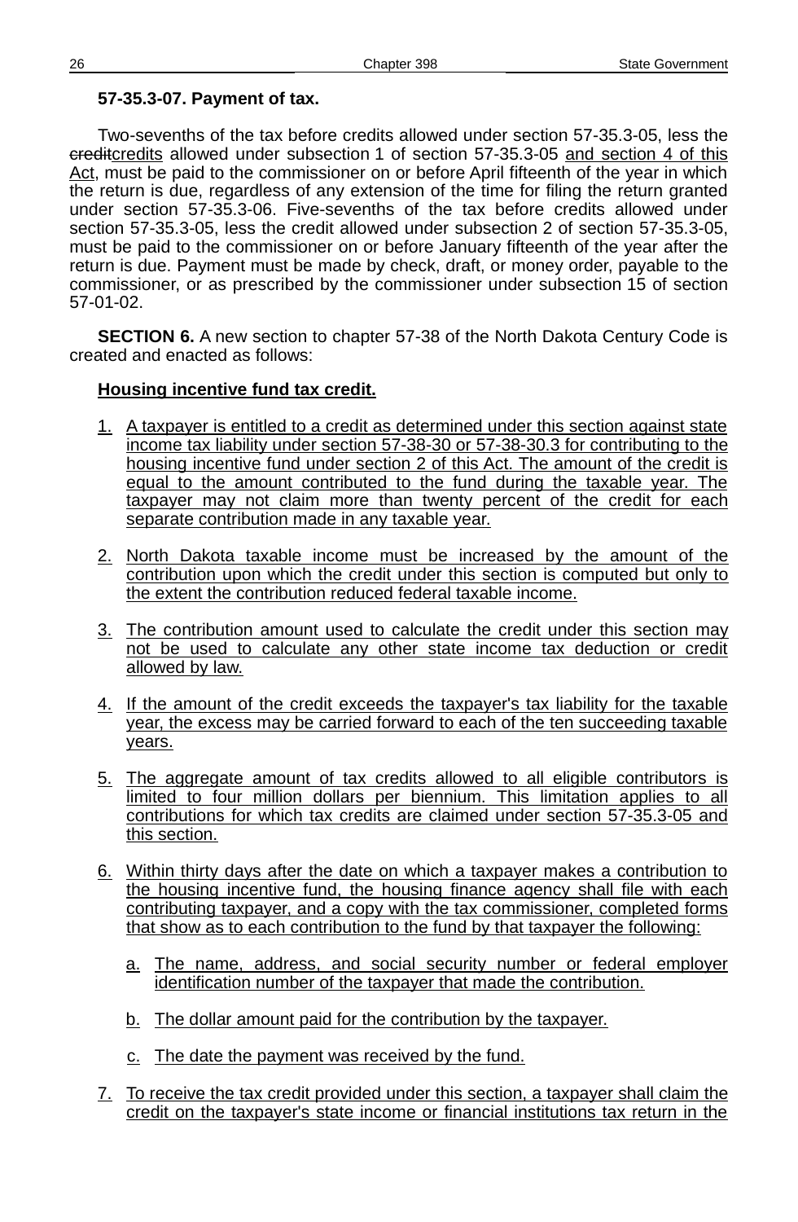**57-35.3-07. Payment of tax.**

Two-sevenths of the tax before credits allowed under section 57-35.3-05, less the ~~credit~~credits allowed under subsection 1 of section 57-35.3-05 and section 4 of this Act, must be paid to the commissioner on or before April fifteenth of the year in which the return is due, regardless of any extension of the time for filing the return granted under section 57-35.3-06. Five-sevenths of the tax before credits allowed under section 57-35.3-05, less the credit allowed under subsection 2 of section 57-35.3-05, must be paid to the commissioner on or before January fifteenth of the year after the return is due. Payment must be made by check, draft, or money order, payable to the commissioner, or as prescribed by the commissioner under subsection 15 of section 57-01-02.

**SECTION 6.** A new section to chapter 57-38 of the North Dakota Century Code is created and enacted as follows:

**Housing incentive fund tax credit.**

1. A taxpayer is entitled to a credit as determined under this section against state income tax liability under section 57-38-30 or 57-38-30.3 for contributing to the housing incentive fund under section 2 of this Act. The amount of the credit is equal to the amount contributed to the fund during the taxable year. The taxpayer may not claim more than twenty percent of the credit for each separate contribution made in any taxable year.

2. North Dakota taxable income must be increased by the amount of the contribution upon which the credit under this section is computed but only to the extent the contribution reduced federal taxable income.

3. The contribution amount used to calculate the credit under this section may not be used to calculate any other state income tax deduction or credit allowed by law.

4. If the amount of the credit exceeds the taxpayer's tax liability for the taxable year, the excess may be carried forward to each of the ten succeeding taxable years.

5. The aggregate amount of tax credits allowed to all eligible contributors is limited to four million dollars per biennium. This limitation applies to all contributions for which tax credits are claimed under section 57-35.3-05 and this section.

6. Within thirty days after the date on which a taxpayer makes a contribution to the housing incentive fund, the housing finance agency shall file with each contributing taxpayer, and a copy with the tax commissioner, completed forms that show as to each contribution to the fund by that taxpayer the following:

   a. The name, address, and social security number or federal employer identification number of the taxpayer that made the contribution.

   b. The dollar amount paid for the contribution by the taxpayer.

   c. The date the payment was received by the fund.

7. To receive the tax credit provided under this section, a taxpayer shall claim the credit on the taxpayer's state income or financial institutions tax return in the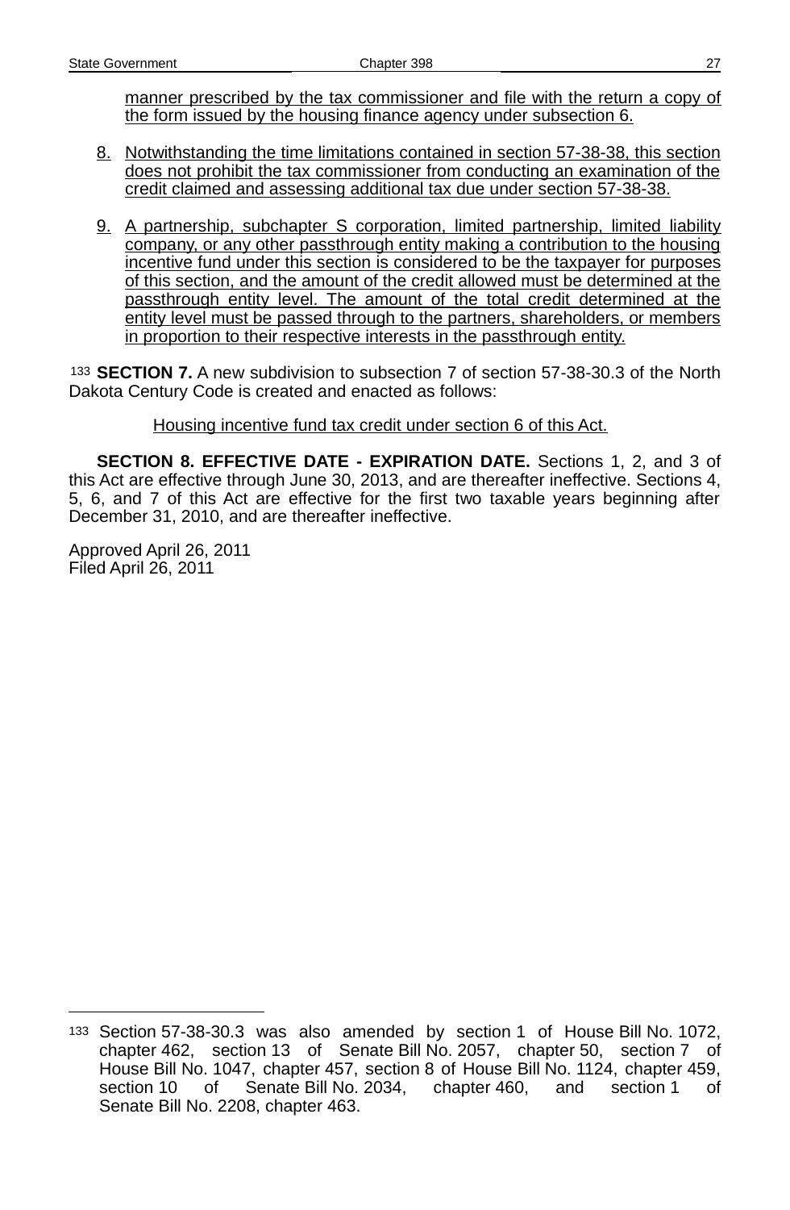manner prescribed by the tax commissioner and file with the return a copy of the form issued by the housing finance agency under subsection 6.

8. Notwithstanding the time limitations contained in section 57-38-38, this section does not prohibit the tax commissioner from conducting an examination of the credit claimed and assessing additional tax due under section 57-38-38.

9. A partnership, subchapter S corporation, limited partnership, limited liability company, or any other passthrough entity making a contribution to the housing incentive fund under this section is considered to be the taxpayer for purposes of this section, and the amount of the credit allowed must be determined at the passthrough entity level. The amount of the total credit determined at the entity level must be passed through to the partners, shareholders, or members in proportion to their respective interests in the passthrough entity.

[133] **SECTION 7.** A new subdivision to subsection 7 of section 57-38-30.3 of the North Dakota Century Code is created and enacted as follows:

Housing incentive fund tax credit under section 6 of this Act.

**SECTION 8. EFFECTIVE DATE - EXPIRATION DATE.** Sections 1, 2, and 3 of this Act are effective through June 30, 2013, and are thereafter ineffective. Sections 4, 5, 6, and 7 of this Act are effective for the first two taxable years beginning after December 31, 2010, and are thereafter ineffective.

Approved April 26, 2011
Filed April 26, 2011

---

[133] Section 57-38-30.3 was also amended by section 1 of House Bill No. 1072, chapter 462, section 13 of Senate Bill No. 2057, chapter 50, section 7 of House Bill No. 1047, chapter 457, section 8 of House Bill No. 1124, chapter 459, section 10 of Senate Bill No. 2034, chapter 460, and section 1 of Senate Bill No. 2208, chapter 463.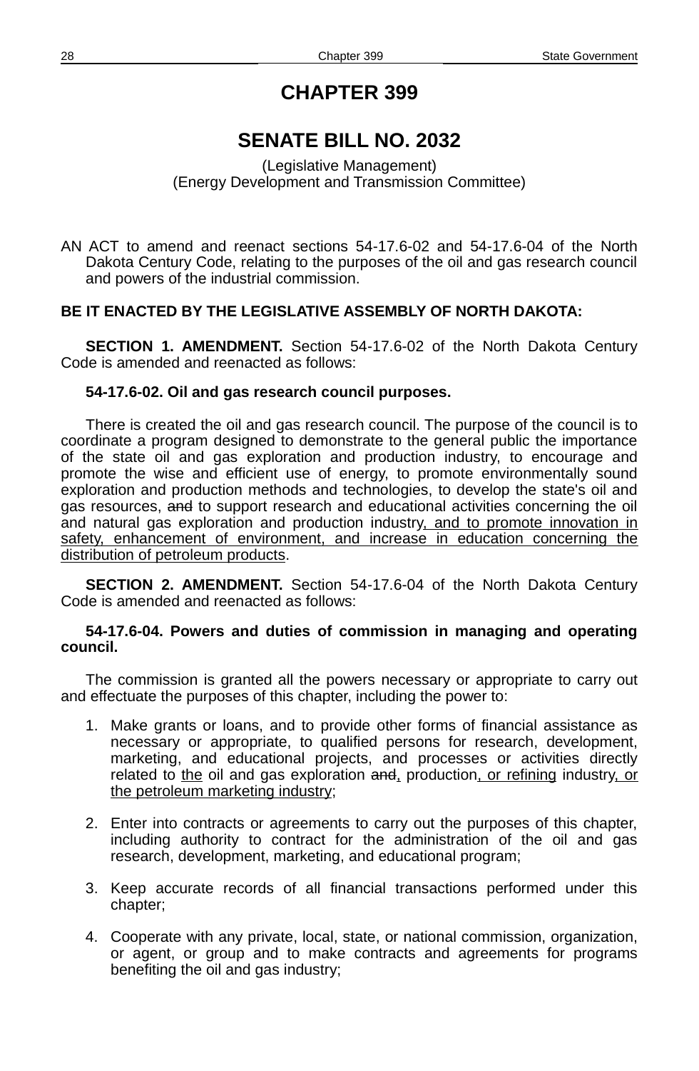# CHAPTER 399

## SENATE BILL NO. 2032

(Legislative Management)
(Energy Development and Transmission Committee)

AN ACT to amend and reenact sections 54-17.6-02 and 54-17.6-04 of the North Dakota Century Code, relating to the purposes of the oil and gas research council and powers of the industrial commission.

**BE IT ENACTED BY THE LEGISLATIVE ASSEMBLY OF NORTH DAKOTA:**

**SECTION 1. AMENDMENT.** Section 54-17.6-02 of the North Dakota Century Code is amended and reenacted as follows:

**54-17.6-02. Oil and gas research council purposes.**

There is created the oil and gas research council. The purpose of the council is to coordinate a program designed to demonstrate to the general public the importance of the state oil and gas exploration and production industry, to encourage and promote the wise and efficient use of energy, to promote environmentally sound exploration and production methods and technologies, to develop the state's oil and gas resources, ~~and~~ to support research and educational activities concerning the oil and natural gas exploration and production industry<u>, and to promote innovation in safety, enhancement of environment, and increase in education concerning the distribution of petroleum products</u>.

**SECTION 2. AMENDMENT.** Section 54-17.6-04 of the North Dakota Century Code is amended and reenacted as follows:

**54-17.6-04. Powers and duties of commission in managing and operating council.**

The commission is granted all the powers necessary or appropriate to carry out and effectuate the purposes of this chapter, including the power to:

1. Make grants or loans, and to provide other forms of financial assistance as necessary or appropriate, to qualified persons for research, development, marketing, and educational projects, and processes or activities directly related to <u>the</u> oil and gas exploration ~~and~~<u>,</u> production<u>, or refining</u> industry<u>, or the petroleum marketing industry</u>;
2. Enter into contracts or agreements to carry out the purposes of this chapter, including authority to contract for the administration of the oil and gas research, development, marketing, and educational program;
3. Keep accurate records of all financial transactions performed under this chapter;
4. Cooperate with any private, local, state, or national commission, organization, or agent, or group and to make contracts and agreements for programs benefiting the oil and gas industry;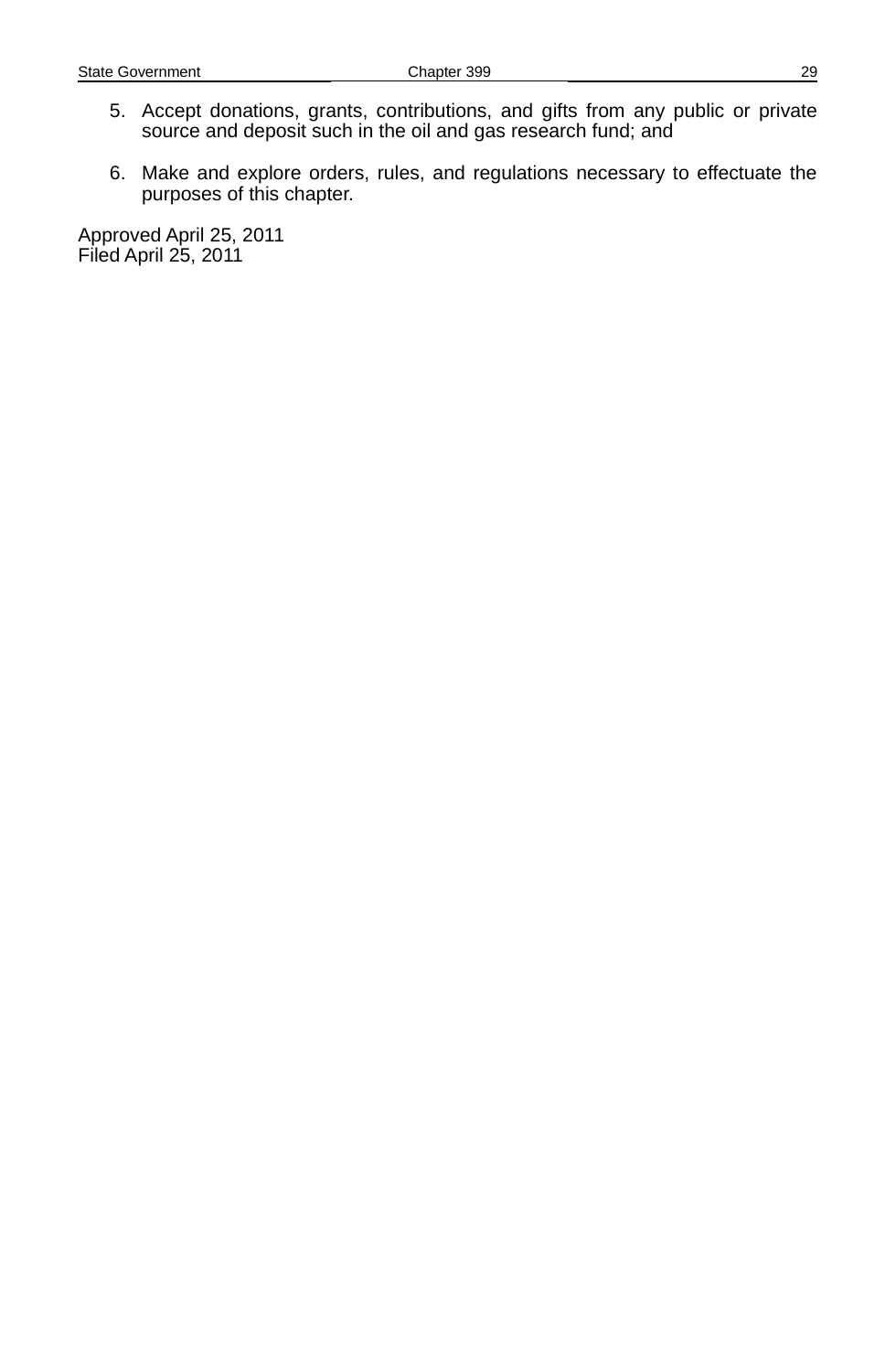5. Accept donations, grants, contributions, and gifts from any public or private source and deposit such in the oil and gas research fund; and

6. Make and explore orders, rules, and regulations necessary to effectuate the purposes of this chapter.

Approved April 25, 2011
Filed April 25, 2011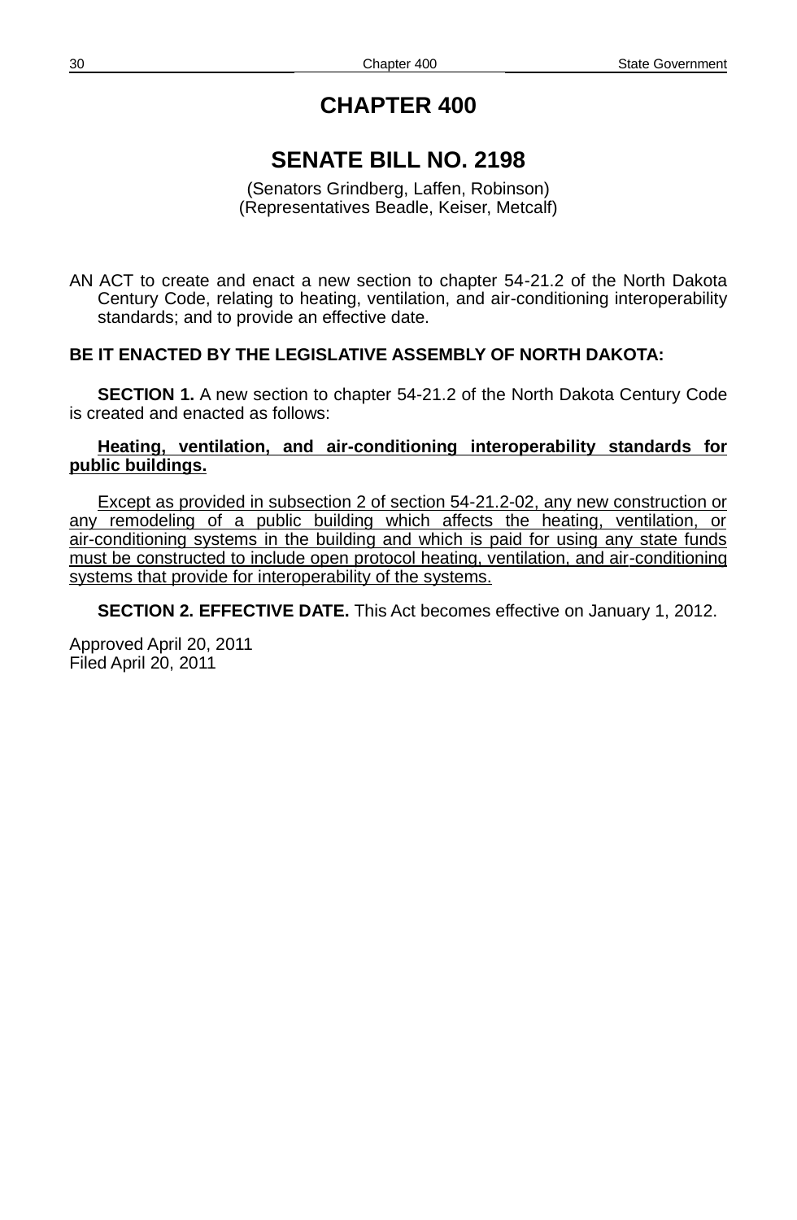# CHAPTER 400

## SENATE BILL NO. 2198

(Senators Grindberg, Laffen, Robinson)
(Representatives Beadle, Keiser, Metcalf)

AN ACT to create and enact a new section to chapter 54-21.2 of the North Dakota Century Code, relating to heating, ventilation, and air-conditioning interoperability standards; and to provide an effective date.

**BE IT ENACTED BY THE LEGISLATIVE ASSEMBLY OF NORTH DAKOTA:**

**SECTION 1.** A new section to chapter 54-21.2 of the North Dakota Century Code is created and enacted as follows:

<u>**Heating, ventilation, and air-conditioning interoperability standards for public buildings.**</u>

<u>Except as provided in subsection 2 of section 54-21.2-02, any new construction or any remodeling of a public building which affects the heating, ventilation, or air-conditioning systems in the building and which is paid for using any state funds must be constructed to include open protocol heating, ventilation, and air-conditioning systems that provide for interoperability of the systems.</u>

**SECTION 2. EFFECTIVE DATE.** This Act becomes effective on January 1, 2012.

Approved April 20, 2011
Filed April 20, 2011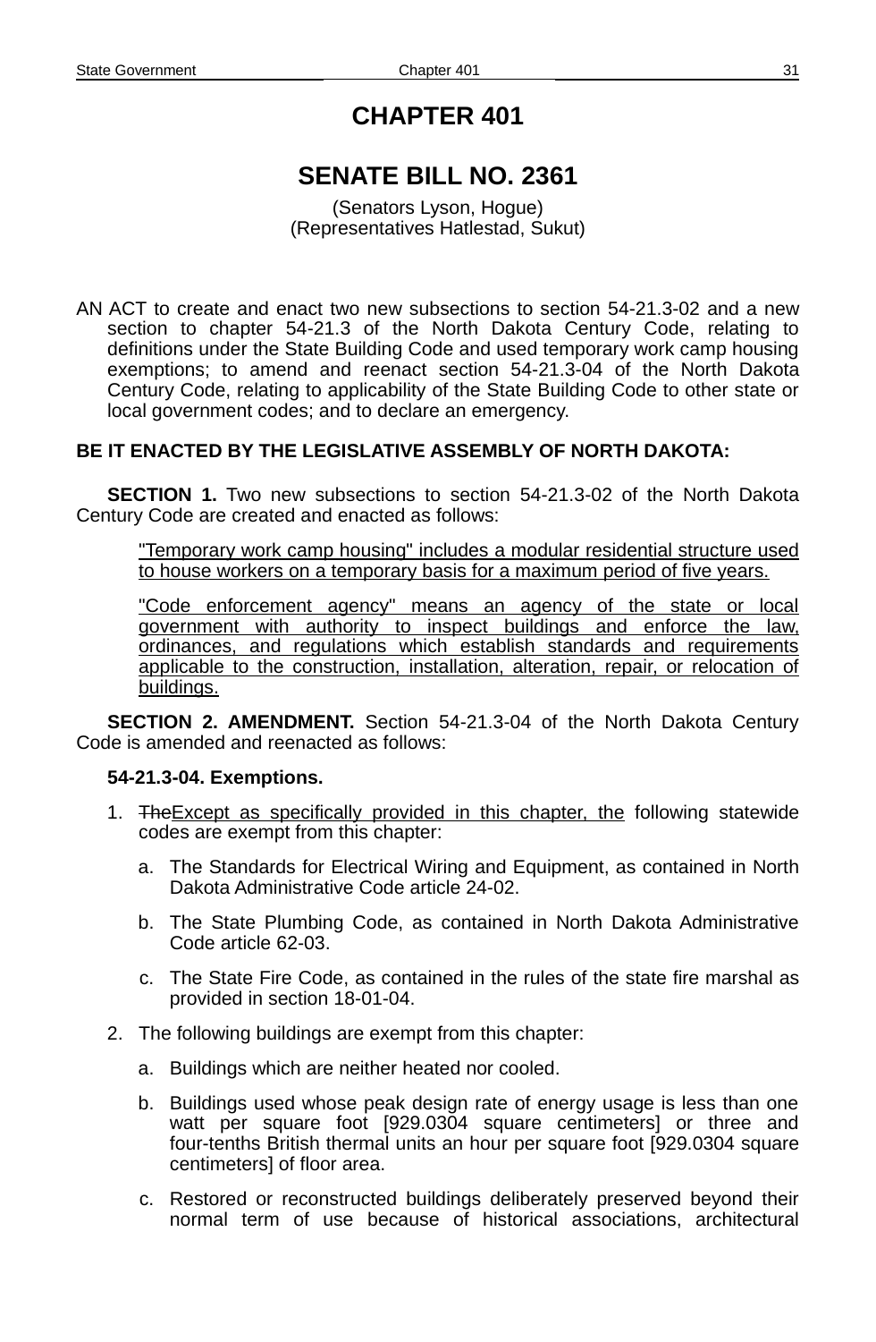# CHAPTER 401

## SENATE BILL NO. 2361

(Senators Lyson, Hogue)
(Representatives Hatlestad, Sukut)

AN ACT to create and enact two new subsections to section 54-21.3-02 and a new section to chapter 54-21.3 of the North Dakota Century Code, relating to definitions under the State Building Code and used temporary work camp housing exemptions; to amend and reenact section 54-21.3-04 of the North Dakota Century Code, relating to applicability of the State Building Code to other state or local government codes; and to declare an emergency.

**BE IT ENACTED BY THE LEGISLATIVE ASSEMBLY OF NORTH DAKOTA:**

**SECTION 1.** Two new subsections to section 54-21.3-02 of the North Dakota Century Code are created and enacted as follows:

"Temporary work camp housing" includes a modular residential structure used to house workers on a temporary basis for a maximum period of five years.

"Code enforcement agency" means an agency of the state or local government with authority to inspect buildings and enforce the law, ordinances, and regulations which establish standards and requirements applicable to the construction, installation, alteration, repair, or relocation of buildings.

**SECTION 2. AMENDMENT.** Section 54-21.3-04 of the North Dakota Century Code is amended and reenacted as follows:

**54-21.3-04. Exemptions.**

1. ~~The~~Except as specifically provided in this chapter, the following statewide codes are exempt from this chapter:
   a. The Standards for Electrical Wiring and Equipment, as contained in North Dakota Administrative Code article 24-02.
   b. The State Plumbing Code, as contained in North Dakota Administrative Code article 62-03.
   c. The State Fire Code, as contained in the rules of the state fire marshal as provided in section 18-01-04.
2. The following buildings are exempt from this chapter:
   a. Buildings which are neither heated nor cooled.
   b. Buildings used whose peak design rate of energy usage is less than one watt per square foot [929.0304 square centimeters] or three and four-tenths British thermal units an hour per square foot [929.0304 square centimeters] of floor area.
   c. Restored or reconstructed buildings deliberately preserved beyond their normal term of use because of historical associations, architectural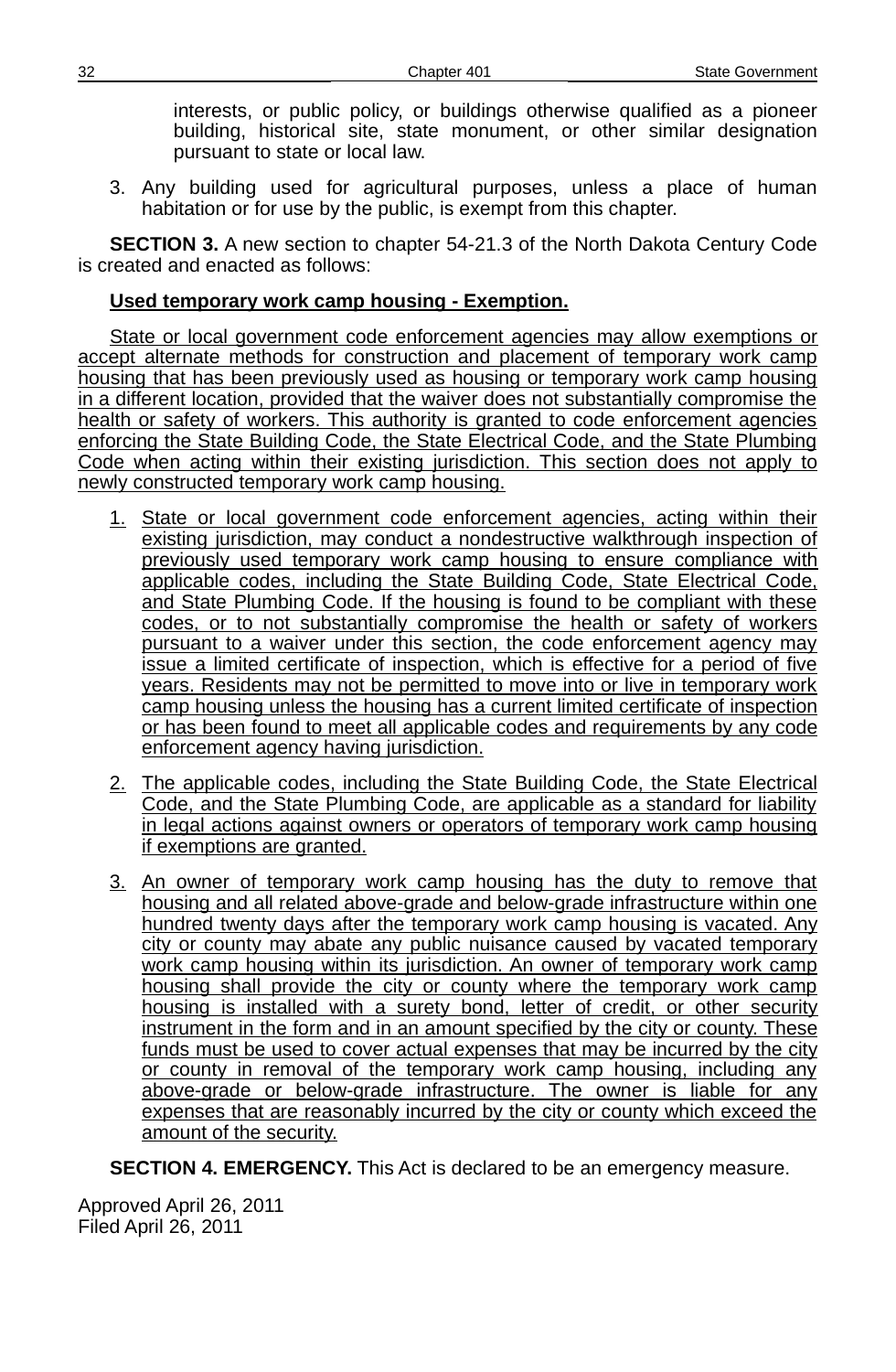interests, or public policy, or buildings otherwise qualified as a pioneer building, historical site, state monument, or other similar designation pursuant to state or local law.

3. Any building used for agricultural purposes, unless a place of human habitation or for use by the public, is exempt from this chapter.

**SECTION 3.** A new section to chapter 54-21.3 of the North Dakota Century Code is created and enacted as follows:

**Used temporary work camp housing - Exemption.**

State or local government code enforcement agencies may allow exemptions or accept alternate methods for construction and placement of temporary work camp housing that has been previously used as housing or temporary work camp housing in a different location, provided that the waiver does not substantially compromise the health or safety of workers. This authority is granted to code enforcement agencies enforcing the State Building Code, the State Electrical Code, and the State Plumbing Code when acting within their existing jurisdiction. This section does not apply to newly constructed temporary work camp housing.

1. State or local government code enforcement agencies, acting within their existing jurisdiction, may conduct a nondestructive walkthrough inspection of previously used temporary work camp housing to ensure compliance with applicable codes, including the State Building Code, State Electrical Code, and State Plumbing Code. If the housing is found to be compliant with these codes, or to not substantially compromise the health or safety of workers pursuant to a waiver under this section, the code enforcement agency may issue a limited certificate of inspection, which is effective for a period of five years. Residents may not be permitted to move into or live in temporary work camp housing unless the housing has a current limited certificate of inspection or has been found to meet all applicable codes and requirements by any code enforcement agency having jurisdiction.

2. The applicable codes, including the State Building Code, the State Electrical Code, and the State Plumbing Code, are applicable as a standard for liability in legal actions against owners or operators of temporary work camp housing if exemptions are granted.

3. An owner of temporary work camp housing has the duty to remove that housing and all related above-grade and below-grade infrastructure within one hundred twenty days after the temporary work camp housing is vacated. Any city or county may abate any public nuisance caused by vacated temporary work camp housing within its jurisdiction. An owner of temporary work camp housing shall provide the city or county where the temporary work camp housing is installed with a surety bond, letter of credit, or other security instrument in the form and in an amount specified by the city or county. These funds must be used to cover actual expenses that may be incurred by the city or county in removal of the temporary work camp housing, including any above-grade or below-grade infrastructure. The owner is liable for any expenses that are reasonably incurred by the city or county which exceed the amount of the security.

**SECTION 4. EMERGENCY.** This Act is declared to be an emergency measure.

Approved April 26, 2011
Filed April 26, 2011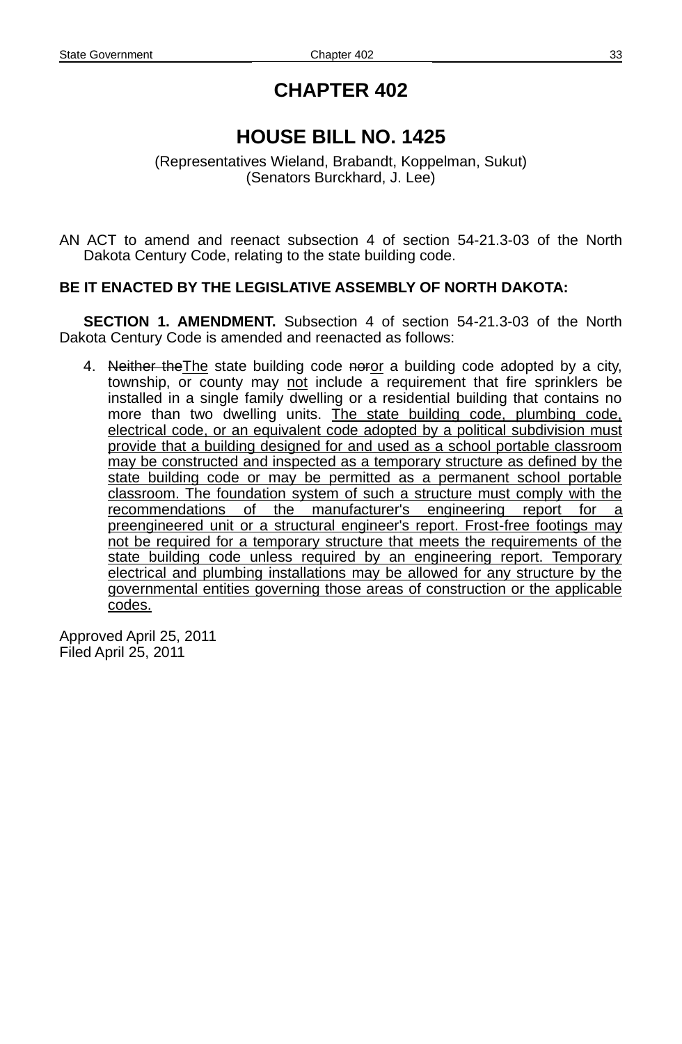# CHAPTER 402

## HOUSE BILL NO. 1425

(Representatives Wieland, Brabandt, Koppelman, Sukut)
(Senators Burckhard, J. Lee)

AN ACT to amend and reenact subsection 4 of section 54-21.3-03 of the North Dakota Century Code, relating to the state building code.

**BE IT ENACTED BY THE LEGISLATIVE ASSEMBLY OF NORTH DAKOTA:**

**SECTION 1. AMENDMENT.** Subsection 4 of section 54-21.3-03 of the North Dakota Century Code is amended and reenacted as follows:

4. ~~Neither the~~<u>The</u> state building code ~~nor~~<u>or</u> a building code adopted by a city, township, or county may <u>not</u> include a requirement that fire sprinklers be installed in a single family dwelling or a residential building that contains no more than two dwelling units. <u>The state building code, plumbing code, electrical code, or an equivalent code adopted by a political subdivision must provide that a building designed for and used as a school portable classroom may be constructed and inspected as a temporary structure as defined by the state building code or may be permitted as a permanent school portable classroom. The foundation system of such a structure must comply with the recommendations of the manufacturer's engineering report for a preengineered unit or a structural engineer's report. Frost-free footings may not be required for a temporary structure that meets the requirements of the state building code unless required by an engineering report. Temporary electrical and plumbing installations may be allowed for any structure by the governmental entities governing those areas of construction or the applicable codes.</u>

Approved April 25, 2011
Filed April 25, 2011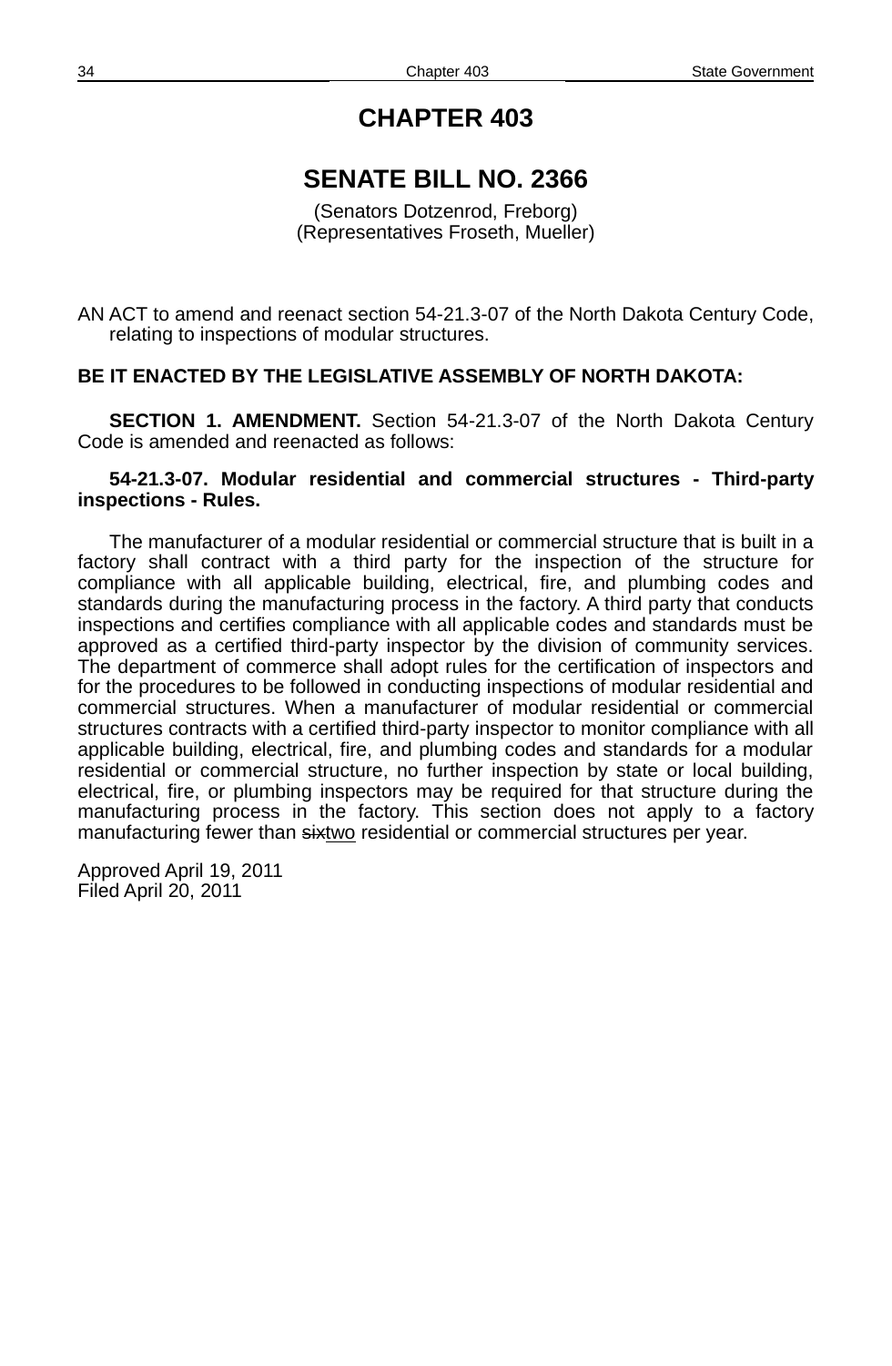# CHAPTER 403

## SENATE BILL NO. 2366

(Senators Dotzenrod, Freborg)
(Representatives Froseth, Mueller)

AN ACT to amend and reenact section 54-21.3-07 of the North Dakota Century Code, relating to inspections of modular structures.

**BE IT ENACTED BY THE LEGISLATIVE ASSEMBLY OF NORTH DAKOTA:**

**SECTION 1. AMENDMENT.** Section 54-21.3-07 of the North Dakota Century Code is amended and reenacted as follows:

**54-21.3-07. Modular residential and commercial structures - Third-party inspections - Rules.**

The manufacturer of a modular residential or commercial structure that is built in a factory shall contract with a third party for the inspection of the structure for compliance with all applicable building, electrical, fire, and plumbing codes and standards during the manufacturing process in the factory. A third party that conducts inspections and certifies compliance with all applicable codes and standards must be approved as a certified third-party inspector by the division of community services. The department of commerce shall adopt rules for the certification of inspectors and for the procedures to be followed in conducting inspections of modular residential and commercial structures. When a manufacturer of modular residential or commercial structures contracts with a certified third-party inspector to monitor compliance with all applicable building, electrical, fire, and plumbing codes and standards for a modular residential or commercial structure, no further inspection by state or local building, electrical, fire, or plumbing inspectors may be required for that structure during the manufacturing process in the factory. This section does not apply to a factory manufacturing fewer than ~~six~~<u>two</u> residential or commercial structures per year.

Approved April 19, 2011
Filed April 20, 2011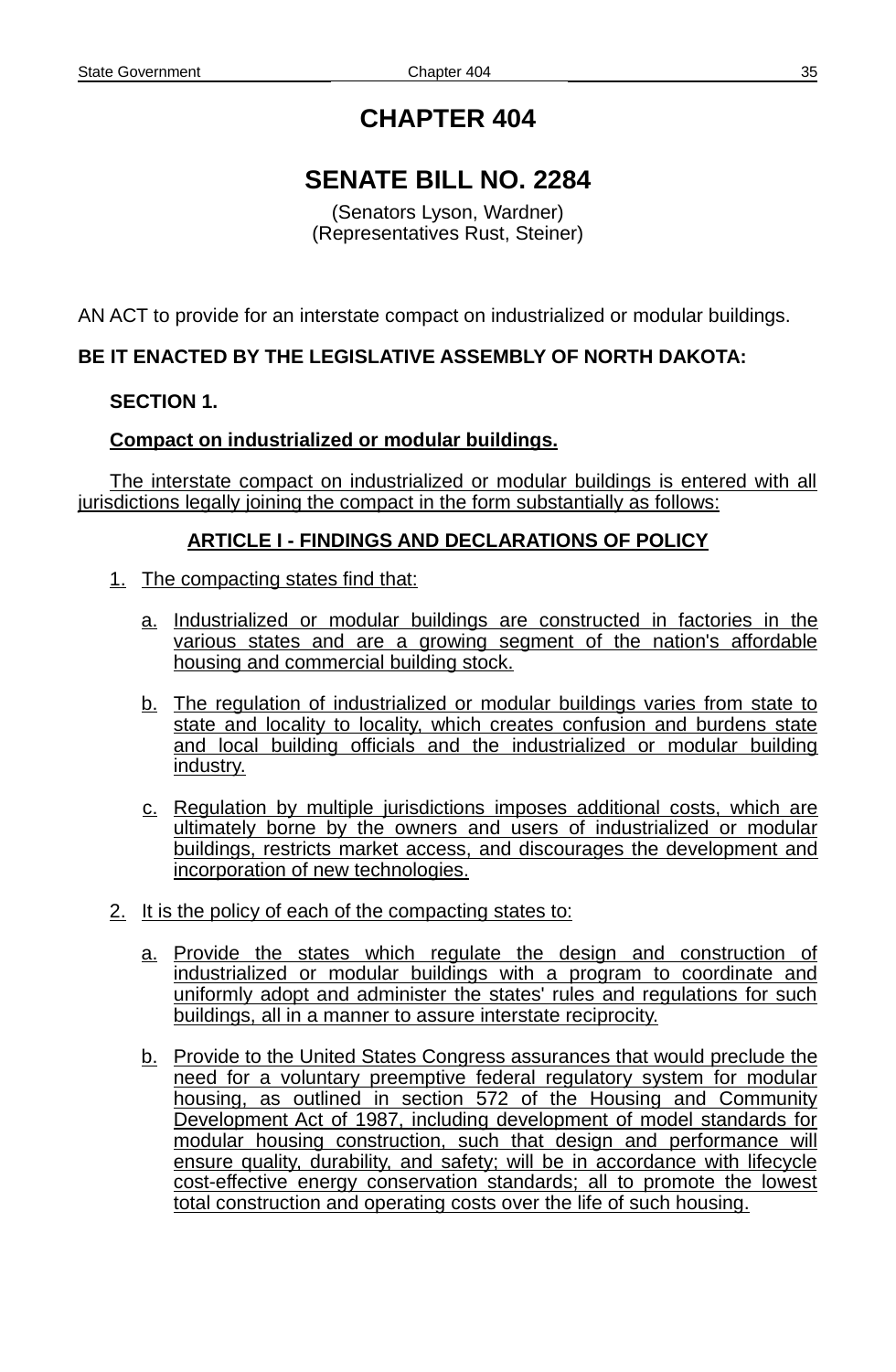# CHAPTER 404

## SENATE BILL NO. 2284

(Senators Lyson, Wardner)
(Representatives Rust, Steiner)

AN ACT to provide for an interstate compact on industrialized or modular buildings.

**BE IT ENACTED BY THE LEGISLATIVE ASSEMBLY OF NORTH DAKOTA:**

**SECTION 1.**

**Compact on industrialized or modular buildings.**

The interstate compact on industrialized or modular buildings is entered with all jurisdictions legally joining the compact in the form substantially as follows:

**ARTICLE I - FINDINGS AND DECLARATIONS OF POLICY**

1. The compacting states find that:

   a. Industrialized or modular buildings are constructed in factories in the various states and are a growing segment of the nation's affordable housing and commercial building stock.

   b. The regulation of industrialized or modular buildings varies from state to state and locality to locality, which creates confusion and burdens state and local building officials and the industrialized or modular building industry.

   c. Regulation by multiple jurisdictions imposes additional costs, which are ultimately borne by the owners and users of industrialized or modular buildings, restricts market access, and discourages the development and incorporation of new technologies.

2. It is the policy of each of the compacting states to:

   a. Provide the states which regulate the design and construction of industrialized or modular buildings with a program to coordinate and uniformly adopt and administer the states' rules and regulations for such buildings, all in a manner to assure interstate reciprocity.

   b. Provide to the United States Congress assurances that would preclude the need for a voluntary preemptive federal regulatory system for modular housing, as outlined in section 572 of the Housing and Community Development Act of 1987, including development of model standards for modular housing construction, such that design and performance will ensure quality, durability, and safety; will be in accordance with lifecycle cost-effective energy conservation standards; all to promote the lowest total construction and operating costs over the life of such housing.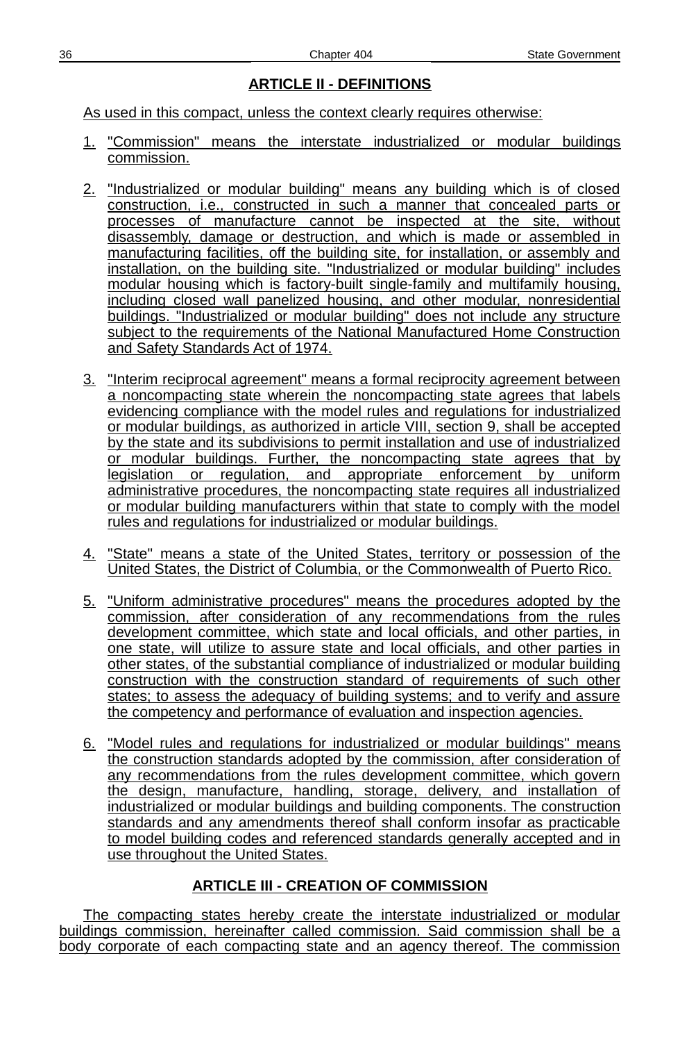## ARTICLE II - DEFINITIONS

As used in this compact, unless the context clearly requires otherwise:

1. "Commission" means the interstate industrialized or modular buildings commission.

2. "Industrialized or modular building" means any building which is of closed construction, i.e., constructed in such a manner that concealed parts or processes of manufacture cannot be inspected at the site, without disassembly, damage or destruction, and which is made or assembled in manufacturing facilities, off the building site, for installation, or assembly and installation, on the building site. "Industrialized or modular building" includes modular housing which is factory-built single-family and multifamily housing, including closed wall panelized housing, and other modular, nonresidential buildings. "Industrialized or modular building" does not include any structure subject to the requirements of the National Manufactured Home Construction and Safety Standards Act of 1974.

3. "Interim reciprocal agreement" means a formal reciprocity agreement between a noncompacting state wherein the noncompacting state agrees that labels evidencing compliance with the model rules and regulations for industrialized or modular buildings, as authorized in article VIII, section 9, shall be accepted by the state and its subdivisions to permit installation and use of industrialized or modular buildings. Further, the noncompacting state agrees that by legislation or regulation, and appropriate enforcement by uniform administrative procedures, the noncompacting state requires all industrialized or modular building manufacturers within that state to comply with the model rules and regulations for industrialized or modular buildings.

4. "State" means a state of the United States, territory or possession of the United States, the District of Columbia, or the Commonwealth of Puerto Rico.

5. "Uniform administrative procedures" means the procedures adopted by the commission, after consideration of any recommendations from the rules development committee, which state and local officials, and other parties, in one state, will utilize to assure state and local officials, and other parties in other states, of the substantial compliance of industrialized or modular building construction with the construction standard of requirements of such other states; to assess the adequacy of building systems; and to verify and assure the competency and performance of evaluation and inspection agencies.

6. "Model rules and regulations for industrialized or modular buildings" means the construction standards adopted by the commission, after consideration of any recommendations from the rules development committee, which govern the design, manufacture, handling, storage, delivery, and installation of industrialized or modular buildings and building components. The construction standards and any amendments thereof shall conform insofar as practicable to model building codes and referenced standards generally accepted and in use throughout the United States.

## ARTICLE III - CREATION OF COMMISSION

The compacting states hereby create the interstate industrialized or modular buildings commission, hereinafter called commission. Said commission shall be a body corporate of each compacting state and an agency thereof. The commission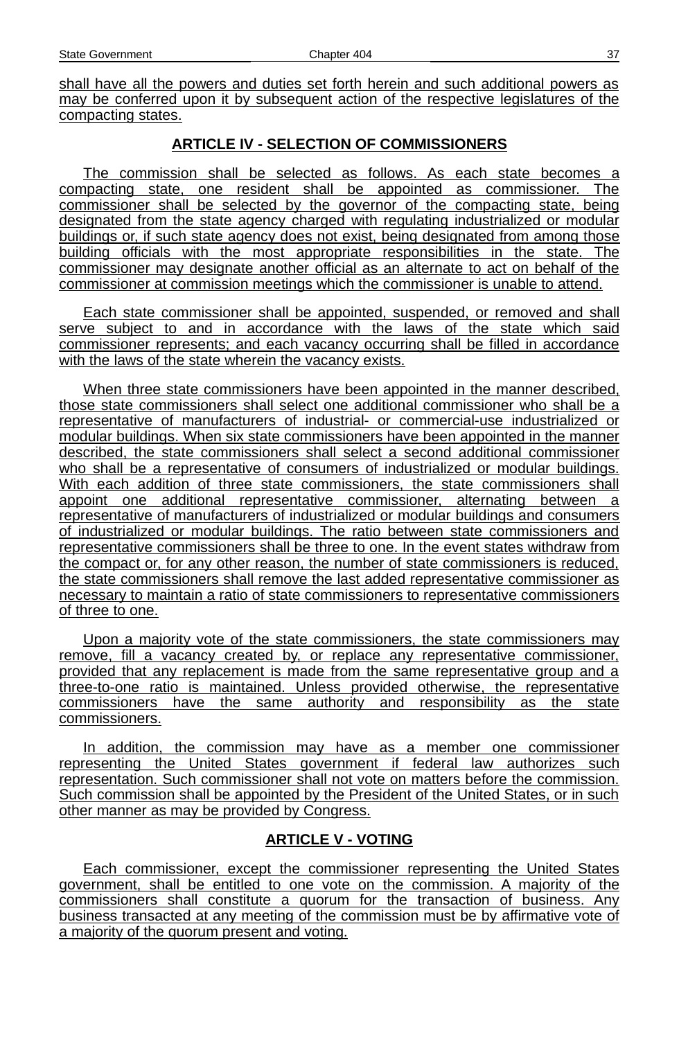shall have all the powers and duties set forth herein and such additional powers as may be conferred upon it by subsequent action of the respective legislatures of the compacting states.

## ARTICLE IV - SELECTION OF COMMISSIONERS

The commission shall be selected as follows. As each state becomes a compacting state, one resident shall be appointed as commissioner. The commissioner shall be selected by the governor of the compacting state, being designated from the state agency charged with regulating industrialized or modular buildings or, if such state agency does not exist, being designated from among those building officials with the most appropriate responsibilities in the state. The commissioner may designate another official as an alternate to act on behalf of the commissioner at commission meetings which the commissioner is unable to attend.

Each state commissioner shall be appointed, suspended, or removed and shall serve subject to and in accordance with the laws of the state which said commissioner represents; and each vacancy occurring shall be filled in accordance with the laws of the state wherein the vacancy exists.

When three state commissioners have been appointed in the manner described, those state commissioners shall select one additional commissioner who shall be a representative of manufacturers of industrial- or commercial-use industrialized or modular buildings. When six state commissioners have been appointed in the manner described, the state commissioners shall select a second additional commissioner who shall be a representative of consumers of industrialized or modular buildings. With each addition of three state commissioners, the state commissioners shall appoint one additional representative commissioner, alternating between a representative of manufacturers of industrialized or modular buildings and consumers of industrialized or modular buildings. The ratio between state commissioners and representative commissioners shall be three to one. In the event states withdraw from the compact or, for any other reason, the number of state commissioners is reduced, the state commissioners shall remove the last added representative commissioner as necessary to maintain a ratio of state commissioners to representative commissioners of three to one.

Upon a majority vote of the state commissioners, the state commissioners may remove, fill a vacancy created by, or replace any representative commissioner, provided that any replacement is made from the same representative group and a three-to-one ratio is maintained. Unless provided otherwise, the representative commissioners have the same authority and responsibility as the state commissioners.

In addition, the commission may have as a member one commissioner representing the United States government if federal law authorizes such representation. Such commissioner shall not vote on matters before the commission. Such commission shall be appointed by the President of the United States, or in such other manner as may be provided by Congress.

## ARTICLE V - VOTING

Each commissioner, except the commissioner representing the United States government, shall be entitled to one vote on the commission. A majority of the commissioners shall constitute a quorum for the transaction of business. Any business transacted at any meeting of the commission must be by affirmative vote of a majority of the quorum present and voting.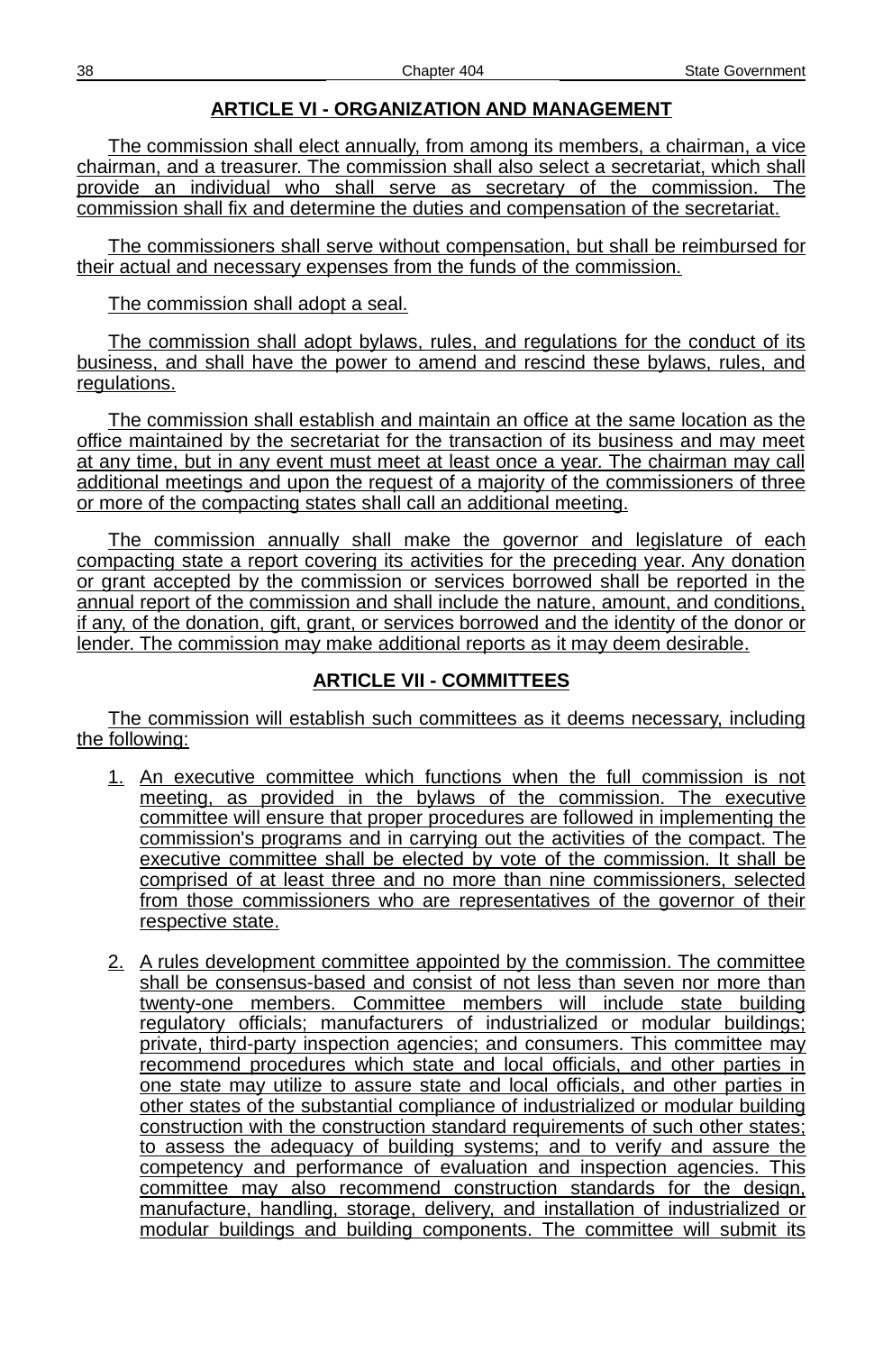## ARTICLE VI - ORGANIZATION AND MANAGEMENT

The commission shall elect annually, from among its members, a chairman, a vice chairman, and a treasurer. The commission shall also select a secretariat, which shall provide an individual who shall serve as secretary of the commission. The commission shall fix and determine the duties and compensation of the secretariat.

The commissioners shall serve without compensation, but shall be reimbursed for their actual and necessary expenses from the funds of the commission.

The commission shall adopt a seal.

The commission shall adopt bylaws, rules, and regulations for the conduct of its business, and shall have the power to amend and rescind these bylaws, rules, and regulations.

The commission shall establish and maintain an office at the same location as the office maintained by the secretariat for the transaction of its business and may meet at any time, but in any event must meet at least once a year. The chairman may call additional meetings and upon the request of a majority of the commissioners of three or more of the compacting states shall call an additional meeting.

The commission annually shall make the governor and legislature of each compacting state a report covering its activities for the preceding year. Any donation or grant accepted by the commission or services borrowed shall be reported in the annual report of the commission and shall include the nature, amount, and conditions, if any, of the donation, gift, grant, or services borrowed and the identity of the donor or lender. The commission may make additional reports as it may deem desirable.

## ARTICLE VII - COMMITTEES

The commission will establish such committees as it deems necessary, including the following:

1. An executive committee which functions when the full commission is not meeting, as provided in the bylaws of the commission. The executive committee will ensure that proper procedures are followed in implementing the commission's programs and in carrying out the activities of the compact. The executive committee shall be elected by vote of the commission. It shall be comprised of at least three and no more than nine commissioners, selected from those commissioners who are representatives of the governor of their respective state.

2. A rules development committee appointed by the commission. The committee shall be consensus-based and consist of not less than seven nor more than twenty-one members. Committee members will include state building regulatory officials; manufacturers of industrialized or modular buildings; private, third-party inspection agencies; and consumers. This committee may recommend procedures which state and local officials, and other parties in one state may utilize to assure state and local officials, and other parties in other states of the substantial compliance of industrialized or modular building construction with the construction standard requirements of such other states; to assess the adequacy of building systems; and to verify and assure the competency and performance of evaluation and inspection agencies. This committee may also recommend construction standards for the design, manufacture, handling, storage, delivery, and installation of industrialized or modular buildings and building components. The committee will submit its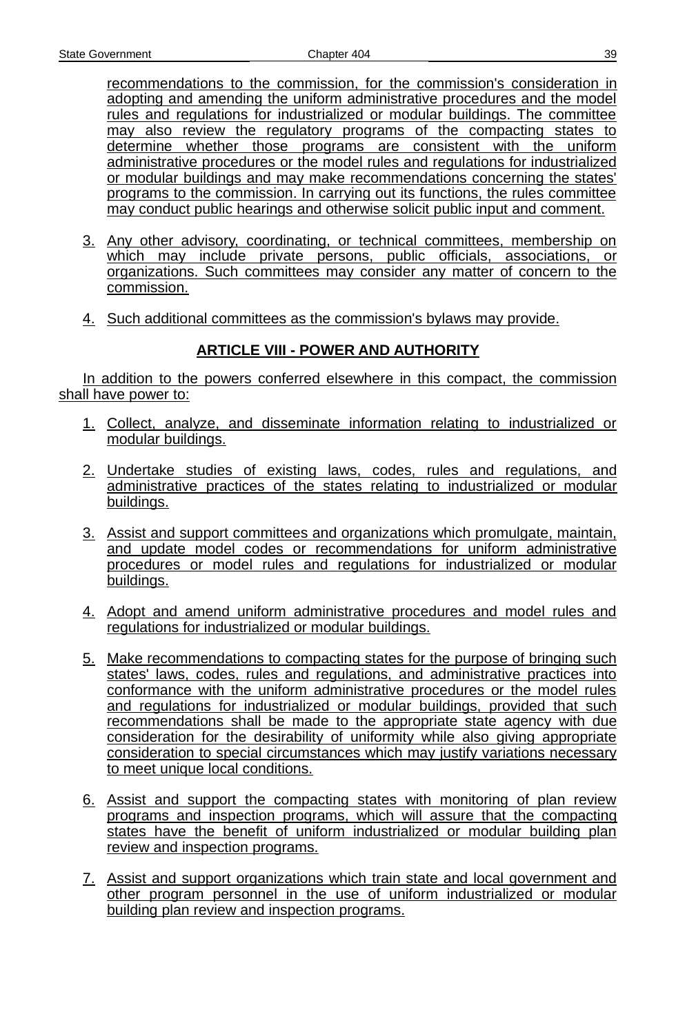recommendations to the commission, for the commission's consideration in adopting and amending the uniform administrative procedures and the model rules and regulations for industrialized or modular buildings. The committee may also review the regulatory programs of the compacting states to determine whether those programs are consistent with the uniform administrative procedures or the model rules and regulations for industrialized or modular buildings and may make recommendations concerning the states' programs to the commission. In carrying out its functions, the rules committee may conduct public hearings and otherwise solicit public input and comment.

3. Any other advisory, coordinating, or technical committees, membership on which may include private persons, public officials, associations, or organizations. Such committees may consider any matter of concern to the commission.

4. Such additional committees as the commission's bylaws may provide.

## ARTICLE VIII - POWER AND AUTHORITY

In addition to the powers conferred elsewhere in this compact, the commission shall have power to:

1. Collect, analyze, and disseminate information relating to industrialized or modular buildings.

2. Undertake studies of existing laws, codes, rules and regulations, and administrative practices of the states relating to industrialized or modular buildings.

3. Assist and support committees and organizations which promulgate, maintain, and update model codes or recommendations for uniform administrative procedures or model rules and regulations for industrialized or modular buildings.

4. Adopt and amend uniform administrative procedures and model rules and regulations for industrialized or modular buildings.

5. Make recommendations to compacting states for the purpose of bringing such states' laws, codes, rules and regulations, and administrative practices into conformance with the uniform administrative procedures or the model rules and regulations for industrialized or modular buildings, provided that such recommendations shall be made to the appropriate state agency with due consideration for the desirability of uniformity while also giving appropriate consideration to special circumstances which may justify variations necessary to meet unique local conditions.

6. Assist and support the compacting states with monitoring of plan review programs and inspection programs, which will assure that the compacting states have the benefit of uniform industrialized or modular building plan review and inspection programs.

7. Assist and support organizations which train state and local government and other program personnel in the use of uniform industrialized or modular building plan review and inspection programs.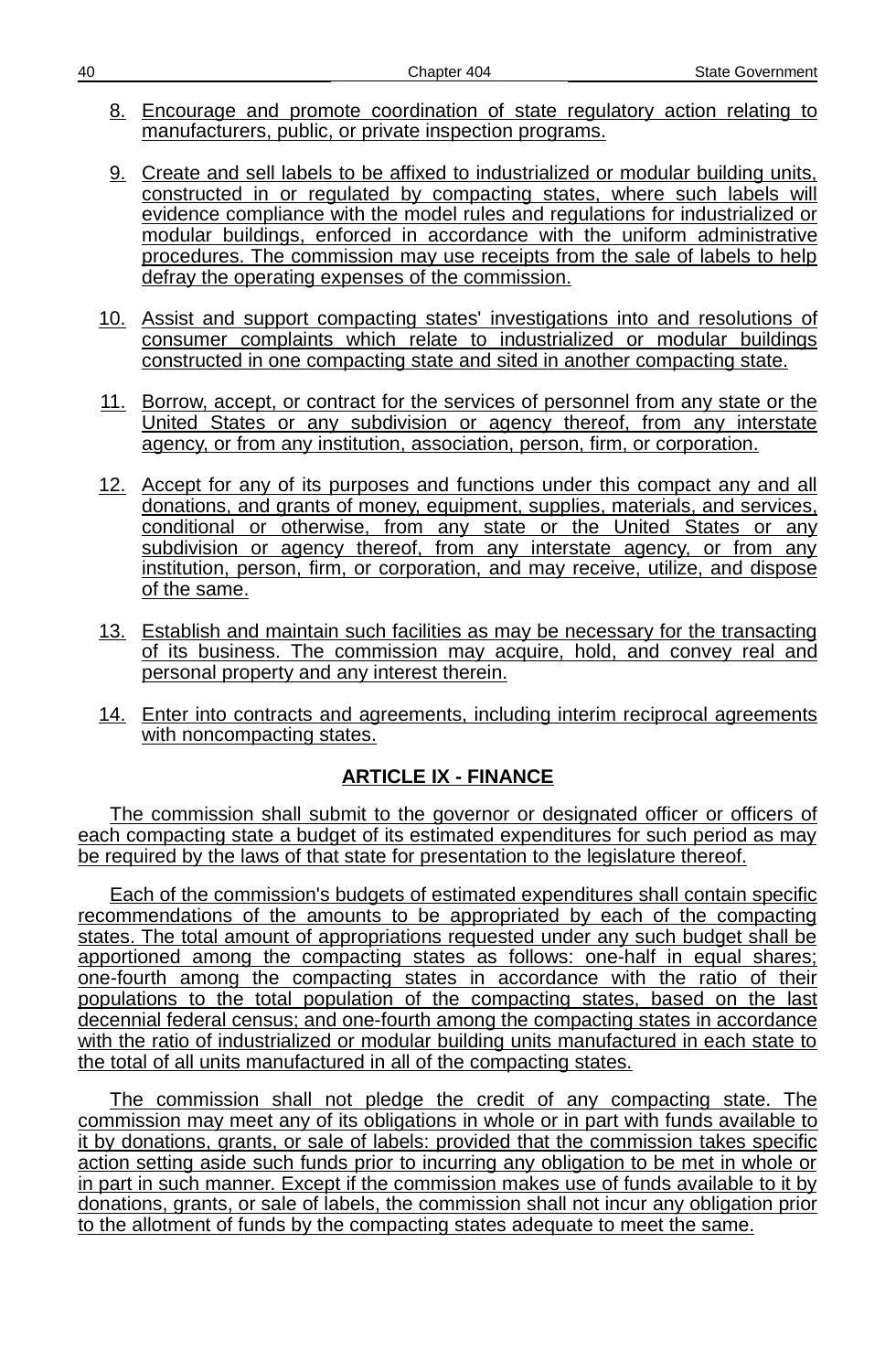8. Encourage and promote coordination of state regulatory action relating to manufacturers, public, or private inspection programs.

9. Create and sell labels to be affixed to industrialized or modular building units, constructed in or regulated by compacting states, where such labels will evidence compliance with the model rules and regulations for industrialized or modular buildings, enforced in accordance with the uniform administrative procedures. The commission may use receipts from the sale of labels to help defray the operating expenses of the commission.

10. Assist and support compacting states' investigations into and resolutions of consumer complaints which relate to industrialized or modular buildings constructed in one compacting state and sited in another compacting state.

11. Borrow, accept, or contract for the services of personnel from any state or the United States or any subdivision or agency thereof, from any interstate agency, or from any institution, association, person, firm, or corporation.

12. Accept for any of its purposes and functions under this compact any and all donations, and grants of money, equipment, supplies, materials, and services, conditional or otherwise, from any state or the United States or any subdivision or agency thereof, from any interstate agency, or from any institution, person, firm, or corporation, and may receive, utilize, and dispose of the same.

13. Establish and maintain such facilities as may be necessary for the transacting of its business. The commission may acquire, hold, and convey real and personal property and any interest therein.

14. Enter into contracts and agreements, including interim reciprocal agreements with noncompacting states.

## ARTICLE IX - FINANCE

The commission shall submit to the governor or designated officer or officers of each compacting state a budget of its estimated expenditures for such period as may be required by the laws of that state for presentation to the legislature thereof.

Each of the commission's budgets of estimated expenditures shall contain specific recommendations of the amounts to be appropriated by each of the compacting states. The total amount of appropriations requested under any such budget shall be apportioned among the compacting states as follows: one-half in equal shares; one-fourth among the compacting states in accordance with the ratio of their populations to the total population of the compacting states, based on the last decennial federal census; and one-fourth among the compacting states in accordance with the ratio of industrialized or modular building units manufactured in each state to the total of all units manufactured in all of the compacting states.

The commission shall not pledge the credit of any compacting state. The commission may meet any of its obligations in whole or in part with funds available to it by donations, grants, or sale of labels: provided that the commission takes specific action setting aside such funds prior to incurring any obligation to be met in whole or in part in such manner. Except if the commission makes use of funds available to it by donations, grants, or sale of labels, the commission shall not incur any obligation prior to the allotment of funds by the compacting states adequate to meet the same.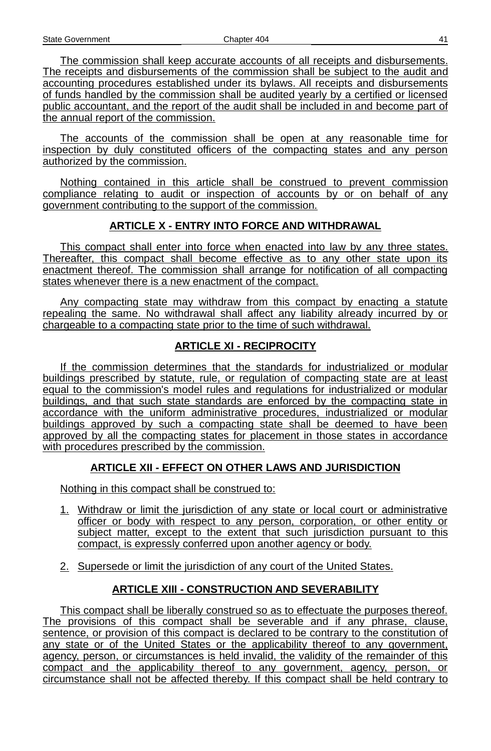The commission shall keep accurate accounts of all receipts and disbursements. The receipts and disbursements of the commission shall be subject to the audit and accounting procedures established under its bylaws. All receipts and disbursements of funds handled by the commission shall be audited yearly by a certified or licensed public accountant, and the report of the audit shall be included in and become part of the annual report of the commission.

The accounts of the commission shall be open at any reasonable time for inspection by duly constituted officers of the compacting states and any person authorized by the commission.

Nothing contained in this article shall be construed to prevent commission compliance relating to audit or inspection of accounts by or on behalf of any government contributing to the support of the commission.

## ARTICLE X - ENTRY INTO FORCE AND WITHDRAWAL

This compact shall enter into force when enacted into law by any three states. Thereafter, this compact shall become effective as to any other state upon its enactment thereof. The commission shall arrange for notification of all compacting states whenever there is a new enactment of the compact.

Any compacting state may withdraw from this compact by enacting a statute repealing the same. No withdrawal shall affect any liability already incurred by or chargeable to a compacting state prior to the time of such withdrawal.

## ARTICLE XI - RECIPROCITY

If the commission determines that the standards for industrialized or modular buildings prescribed by statute, rule, or regulation of compacting state are at least equal to the commission's model rules and regulations for industrialized or modular buildings, and that such state standards are enforced by the compacting state in accordance with the uniform administrative procedures, industrialized or modular buildings approved by such a compacting state shall be deemed to have been approved by all the compacting states for placement in those states in accordance with procedures prescribed by the commission.

## ARTICLE XII - EFFECT ON OTHER LAWS AND JURISDICTION

Nothing in this compact shall be construed to:

1. Withdraw or limit the jurisdiction of any state or local court or administrative officer or body with respect to any person, corporation, or other entity or subject matter, except to the extent that such jurisdiction pursuant to this compact, is expressly conferred upon another agency or body.
2. Supersede or limit the jurisdiction of any court of the United States.

## ARTICLE XIII - CONSTRUCTION AND SEVERABILITY

This compact shall be liberally construed so as to effectuate the purposes thereof. The provisions of this compact shall be severable and if any phrase, clause, sentence, or provision of this compact is declared to be contrary to the constitution of any state or of the United States or the applicability thereof to any government, agency, person, or circumstances is held invalid, the validity of the remainder of this compact and the applicability thereof to any government, agency, person, or circumstance shall not be affected thereby. If this compact shall be held contrary to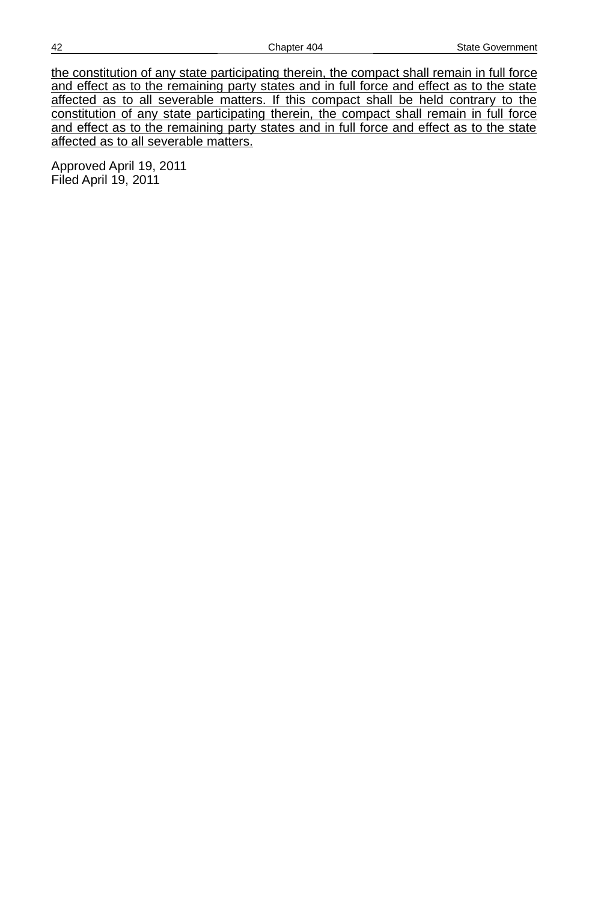<u>the constitution of any state participating therein, the compact shall remain in full force and effect as to the remaining party states and in full force and effect as to the state affected as to all severable matters. If this compact shall be held contrary to the constitution of any state participating therein, the compact shall remain in full force and effect as to the remaining party states and in full force and effect as to the state affected as to all severable matters.</u>

Approved April 19, 2011
Filed April 19, 2011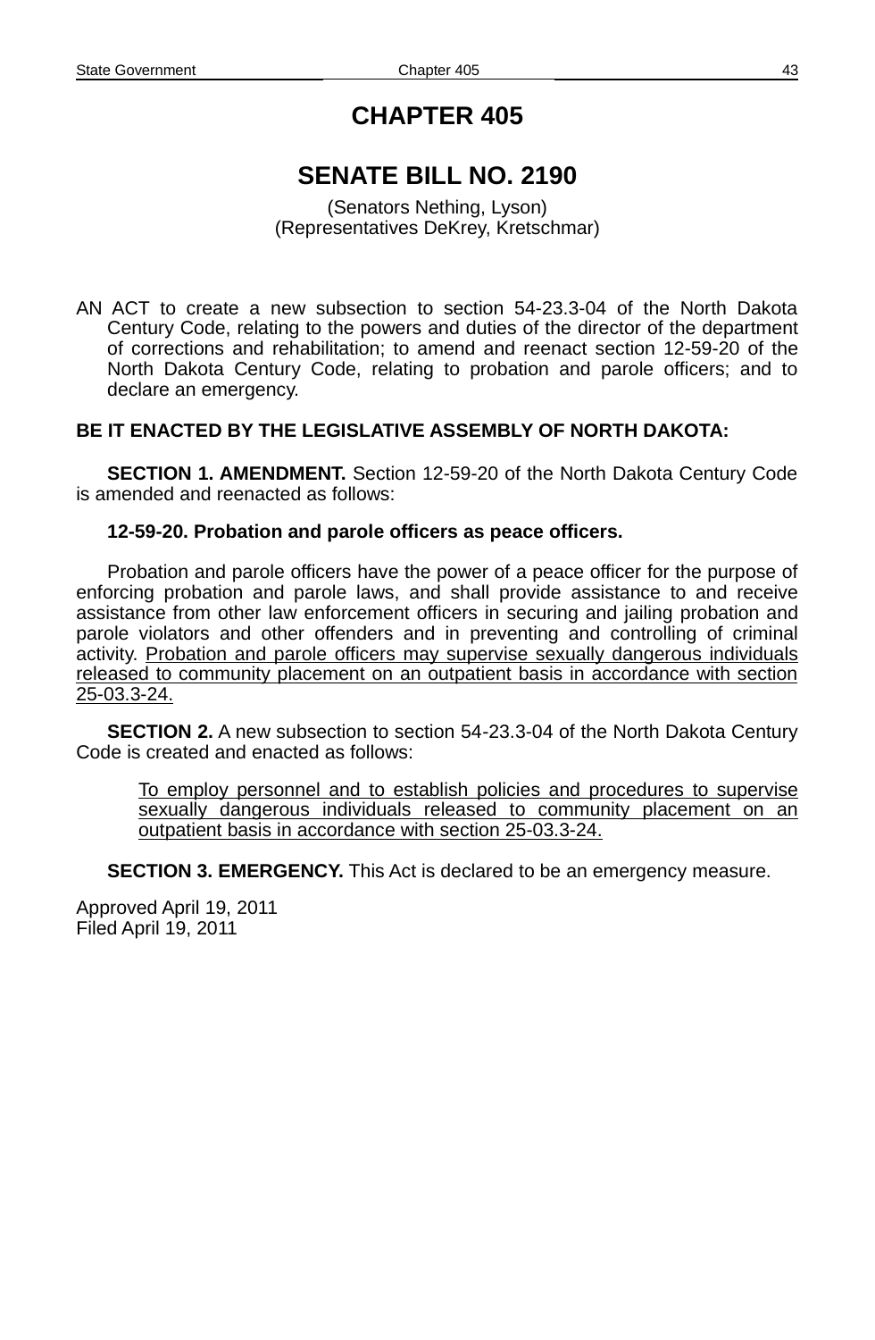# CHAPTER 405

## SENATE BILL NO. 2190

(Senators Nething, Lyson)
(Representatives DeKrey, Kretschmar)

AN ACT to create a new subsection to section 54-23.3-04 of the North Dakota Century Code, relating to the powers and duties of the director of the department of corrections and rehabilitation; to amend and reenact section 12-59-20 of the North Dakota Century Code, relating to probation and parole officers; and to declare an emergency.

**BE IT ENACTED BY THE LEGISLATIVE ASSEMBLY OF NORTH DAKOTA:**

**SECTION 1. AMENDMENT.** Section 12-59-20 of the North Dakota Century Code is amended and reenacted as follows:

**12-59-20. Probation and parole officers as peace officers.**

Probation and parole officers have the power of a peace officer for the purpose of enforcing probation and parole laws, and shall provide assistance to and receive assistance from other law enforcement officers in securing and jailing probation and parole violators and other offenders and in preventing and controlling of criminal activity. <u>Probation and parole officers may supervise sexually dangerous individuals released to community placement on an outpatient basis in accordance with section 25-03.3-24.</u>

**SECTION 2.** A new subsection to section 54-23.3-04 of the North Dakota Century Code is created and enacted as follows:

<u>To employ personnel and to establish policies and procedures to supervise sexually dangerous individuals released to community placement on an outpatient basis in accordance with section 25-03.3-24.</u>

**SECTION 3. EMERGENCY.** This Act is declared to be an emergency measure.

Approved April 19, 2011
Filed April 19, 2011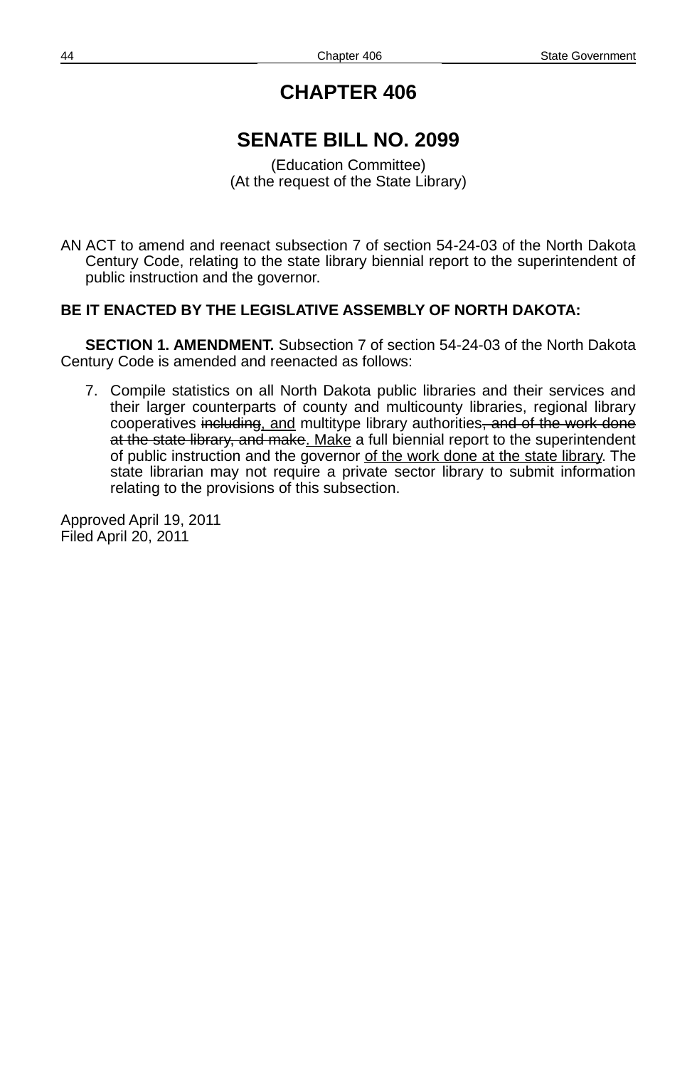# CHAPTER 406

## SENATE BILL NO. 2099

(Education Committee)
(At the request of the State Library)

AN ACT to amend and reenact subsection 7 of section 54-24-03 of the North Dakota Century Code, relating to the state library biennial report to the superintendent of public instruction and the governor.

**BE IT ENACTED BY THE LEGISLATIVE ASSEMBLY OF NORTH DAKOTA:**

**SECTION 1. AMENDMENT.** Subsection 7 of section 54-24-03 of the North Dakota Century Code is amended and reenacted as follows:

7. Compile statistics on all North Dakota public libraries and their services and their larger counterparts of county and multicounty libraries, regional library cooperatives ~~including~~<u>, and</u> multitype library authorities~~, and of the work done at the state library, and make~~<u>. Make</u> a full biennial report to the superintendent of public instruction and the governor <u>of the work done at the state library</u>. The state librarian may not require a private sector library to submit information relating to the provisions of this subsection.

Approved April 19, 2011
Filed April 20, 2011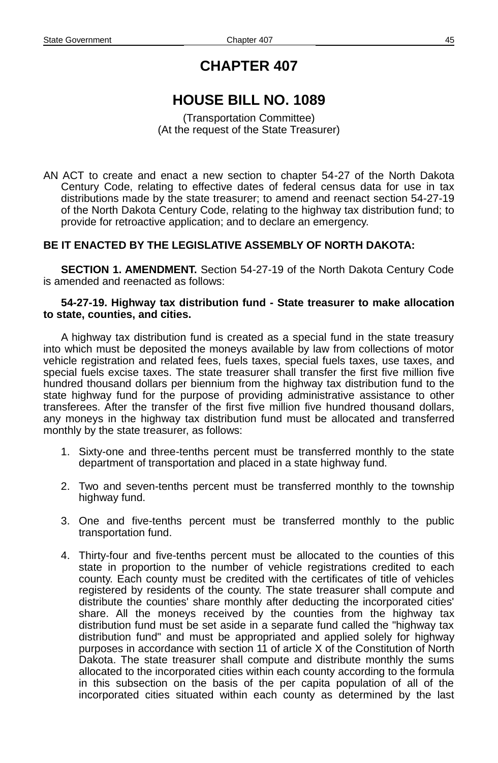# CHAPTER 407

## HOUSE BILL NO. 1089

(Transportation Committee)
(At the request of the State Treasurer)

AN ACT to create and enact a new section to chapter 54-27 of the North Dakota Century Code, relating to effective dates of federal census data for use in tax distributions made by the state treasurer; to amend and reenact section 54-27-19 of the North Dakota Century Code, relating to the highway tax distribution fund; to provide for retroactive application; and to declare an emergency.

**BE IT ENACTED BY THE LEGISLATIVE ASSEMBLY OF NORTH DAKOTA:**

**SECTION 1. AMENDMENT.** Section 54-27-19 of the North Dakota Century Code is amended and reenacted as follows:

**54-27-19. Highway tax distribution fund - State treasurer to make allocation to state, counties, and cities.**

A highway tax distribution fund is created as a special fund in the state treasury into which must be deposited the moneys available by law from collections of motor vehicle registration and related fees, fuels taxes, special fuels taxes, use taxes, and special fuels excise taxes. The state treasurer shall transfer the first five million five hundred thousand dollars per biennium from the highway tax distribution fund to the state highway fund for the purpose of providing administrative assistance to other transferees. After the transfer of the first five million five hundred thousand dollars, any moneys in the highway tax distribution fund must be allocated and transferred monthly by the state treasurer, as follows:

1. Sixty-one and three-tenths percent must be transferred monthly to the state department of transportation and placed in a state highway fund.

2. Two and seven-tenths percent must be transferred monthly to the township highway fund.

3. One and five-tenths percent must be transferred monthly to the public transportation fund.

4. Thirty-four and five-tenths percent must be allocated to the counties of this state in proportion to the number of vehicle registrations credited to each county. Each county must be credited with the certificates of title of vehicles registered by residents of the county. The state treasurer shall compute and distribute the counties' share monthly after deducting the incorporated cities' share. All the moneys received by the counties from the highway tax distribution fund must be set aside in a separate fund called the "highway tax distribution fund" and must be appropriated and applied solely for highway purposes in accordance with section 11 of article X of the Constitution of North Dakota. The state treasurer shall compute and distribute monthly the sums allocated to the incorporated cities within each county according to the formula in this subsection on the basis of the per capita population of all of the incorporated cities situated within each county as determined by the last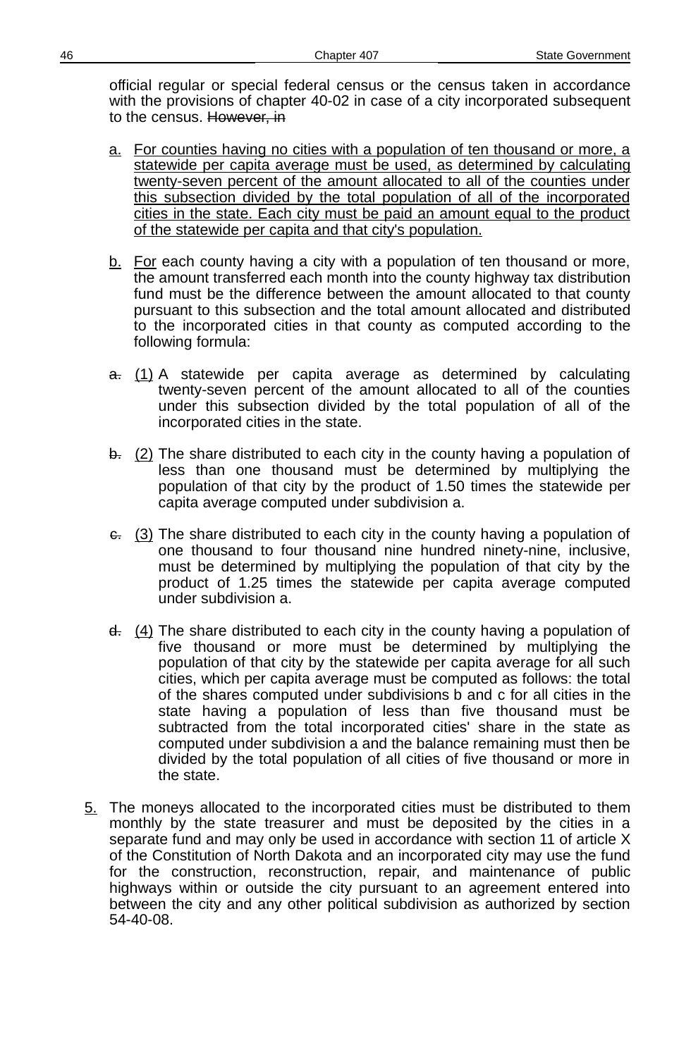official regular or special federal census or the census taken in accordance with the provisions of chapter 40-02 in case of a city incorporated subsequent to the census. ~~However, in~~

a. For counties having no cities with a population of ten thousand or more, a statewide per capita average must be used, as determined by calculating twenty-seven percent of the amount allocated to all of the counties under this subsection divided by the total population of all of the incorporated cities in the state. Each city must be paid an amount equal to the product of the statewide per capita and that city's population.

b. For each county having a city with a population of ten thousand or more, the amount transferred each month into the county highway tax distribution fund must be the difference between the amount allocated to that county pursuant to this subsection and the total amount allocated and distributed to the incorporated cities in that county as computed according to the following formula:

~~a.~~ (1) A statewide per capita average as determined by calculating twenty-seven percent of the amount allocated to all of the counties under this subsection divided by the total population of all of the incorporated cities in the state.

~~b.~~ (2) The share distributed to each city in the county having a population of less than one thousand must be determined by multiplying the population of that city by the product of 1.50 times the statewide per capita average computed under subdivision a.

~~c.~~ (3) The share distributed to each city in the county having a population of one thousand to four thousand nine hundred ninety-nine, inclusive, must be determined by multiplying the population of that city by the product of 1.25 times the statewide per capita average computed under subdivision a.

~~d.~~ (4) The share distributed to each city in the county having a population of five thousand or more must be determined by multiplying the population of that city by the statewide per capita average for all such cities, which per capita average must be computed as follows: the total of the shares computed under subdivisions b and c for all cities in the state having a population of less than five thousand must be subtracted from the total incorporated cities' share in the state as computed under subdivision a and the balance remaining must then be divided by the total population of all cities of five thousand or more in the state.

5. The moneys allocated to the incorporated cities must be distributed to them monthly by the state treasurer and must be deposited by the cities in a separate fund and may only be used in accordance with section 11 of article X of the Constitution of North Dakota and an incorporated city may use the fund for the construction, reconstruction, repair, and maintenance of public highways within or outside the city pursuant to an agreement entered into between the city and any other political subdivision as authorized by section 54-40-08.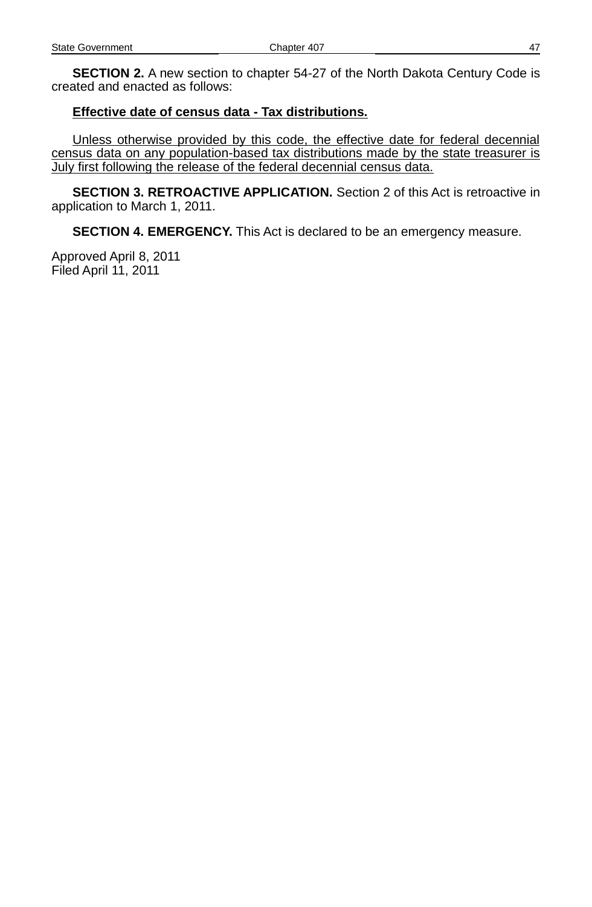**SECTION 2.** A new section to chapter 54-27 of the North Dakota Century Code is created and enacted as follows:

<u>**Effective date of census data - Tax distributions.**</u>

<u>Unless otherwise provided by this code, the effective date for federal decennial census data on any population-based tax distributions made by the state treasurer is July first following the release of the federal decennial census data.</u>

**SECTION 3. RETROACTIVE APPLICATION.** Section 2 of this Act is retroactive in application to March 1, 2011.

**SECTION 4. EMERGENCY.** This Act is declared to be an emergency measure.

Approved April 8, 2011
Filed April 11, 2011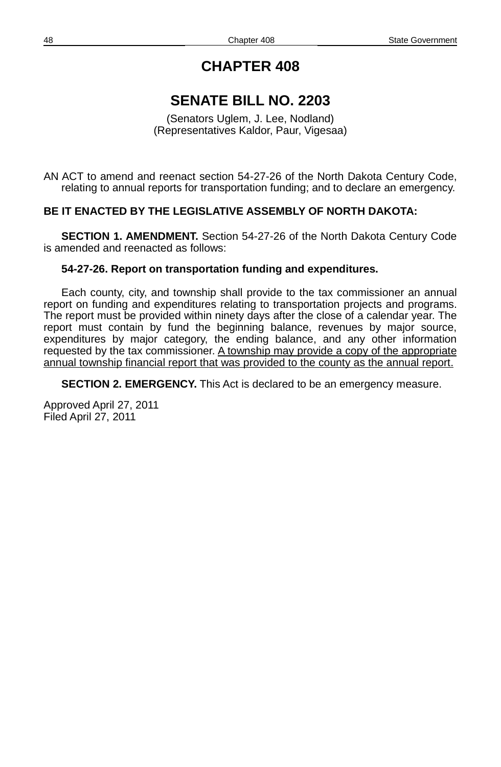# CHAPTER 408

## SENATE BILL NO. 2203

(Senators Uglem, J. Lee, Nodland)
(Representatives Kaldor, Paur, Vigesaa)

AN ACT to amend and reenact section 54-27-26 of the North Dakota Century Code, relating to annual reports for transportation funding; and to declare an emergency.

**BE IT ENACTED BY THE LEGISLATIVE ASSEMBLY OF NORTH DAKOTA:**

**SECTION 1. AMENDMENT.** Section 54-27-26 of the North Dakota Century Code is amended and reenacted as follows:

**54-27-26. Report on transportation funding and expenditures.**

Each county, city, and township shall provide to the tax commissioner an annual report on funding and expenditures relating to transportation projects and programs. The report must be provided within ninety days after the close of a calendar year. The report must contain by fund the beginning balance, revenues by major source, expenditures by major category, the ending balance, and any other information requested by the tax commissioner. <u>A township may provide a copy of the appropriate annual township financial report that was provided to the county as the annual report.</u>

**SECTION 2. EMERGENCY.** This Act is declared to be an emergency measure.

Approved April 27, 2011
Filed April 27, 2011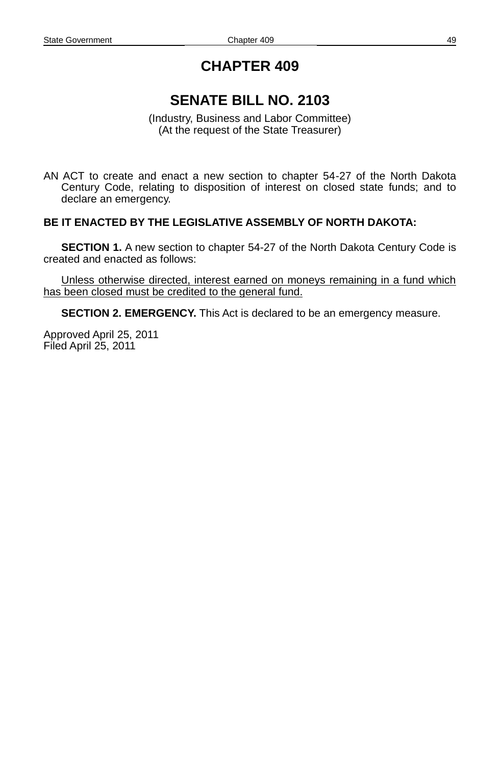# CHAPTER 409

## SENATE BILL NO. 2103

(Industry, Business and Labor Committee)
(At the request of the State Treasurer)

AN ACT to create and enact a new section to chapter 54-27 of the North Dakota Century Code, relating to disposition of interest on closed state funds; and to declare an emergency.

**BE IT ENACTED BY THE LEGISLATIVE ASSEMBLY OF NORTH DAKOTA:**

**SECTION 1.** A new section to chapter 54-27 of the North Dakota Century Code is created and enacted as follows:

<u>Unless otherwise directed, interest earned on moneys remaining in a fund which has been closed must be credited to the general fund.</u>

**SECTION 2. EMERGENCY.** This Act is declared to be an emergency measure.

Approved April 25, 2011
Filed April 25, 2011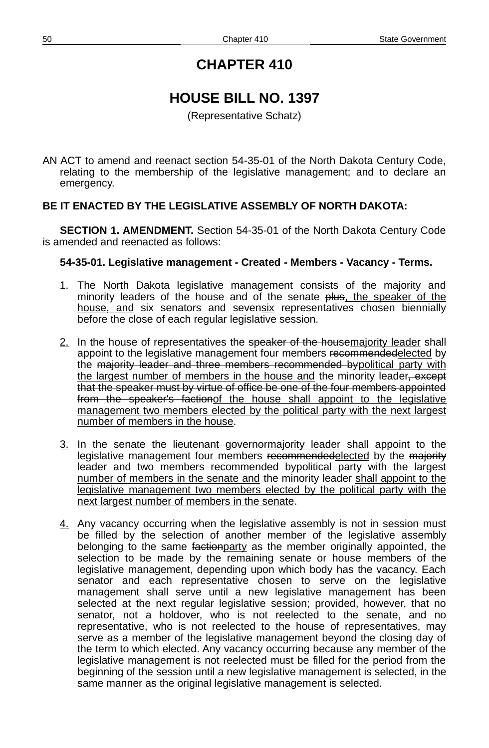# CHAPTER 410

## HOUSE BILL NO. 1397

(Representative Schatz)

AN ACT to amend and reenact section 54-35-01 of the North Dakota Century Code, relating to the membership of the legislative management; and to declare an emergency.

**BE IT ENACTED BY THE LEGISLATIVE ASSEMBLY OF NORTH DAKOTA:**

**SECTION 1. AMENDMENT.** Section 54-35-01 of the North Dakota Century Code is amended and reenacted as follows:

**54-35-01. Legislative management - Created - Members - Vacancy - Terms.**

<u>1.</u> The North Dakota legislative management consists of the majority and minority leaders of the house and of the senate ~~plus~~<u>, the speaker of the house, and</u> six senators and ~~seven~~<u>six</u> representatives chosen biennially before the close of each regular legislative session.

<u>2.</u> In the house of representatives the ~~speaker of the house~~<u>majority leader</u> shall appoint to the legislative management four members ~~recommended~~<u>elected</u> by the ~~majority leader and three members recommended by~~<u>political party with the largest number of members in the house and</u> the minority leader~~, except that the speaker must by virtue of office be one of the four members appointed from the speaker's faction~~<u>of the house shall appoint to the legislative management two members elected by the political party with the next largest number of members in the house</u>.

<u>3.</u> In the senate the ~~lieutenant governor~~<u>majority leader</u> shall appoint to the legislative management four members ~~recommended~~<u>elected</u> by the ~~majority leader and two members recommended by~~<u>political party with the largest number of members in the senate and</u> the minority leader <u>shall appoint to the legislative management two members elected by the political party with the next largest number of members in the senate</u>.

<u>4.</u> Any vacancy occurring when the legislative assembly is not in session must be filled by the selection of another member of the legislative assembly belonging to the same ~~faction~~<u>party</u> as the member originally appointed, the selection to be made by the remaining senate or house members of the legislative management, depending upon which body has the vacancy. Each senator and each representative chosen to serve on the legislative management shall serve until a new legislative management has been selected at the next regular legislative session; provided, however, that no senator, not a holdover, who is not reelected to the senate, and no representative, who is not reelected to the house of representatives, may serve as a member of the legislative management beyond the closing day of the term to which elected. Any vacancy occurring because any member of the legislative management is not reelected must be filled for the period from the beginning of the session until a new legislative management is selected, in the same manner as the original legislative management is selected.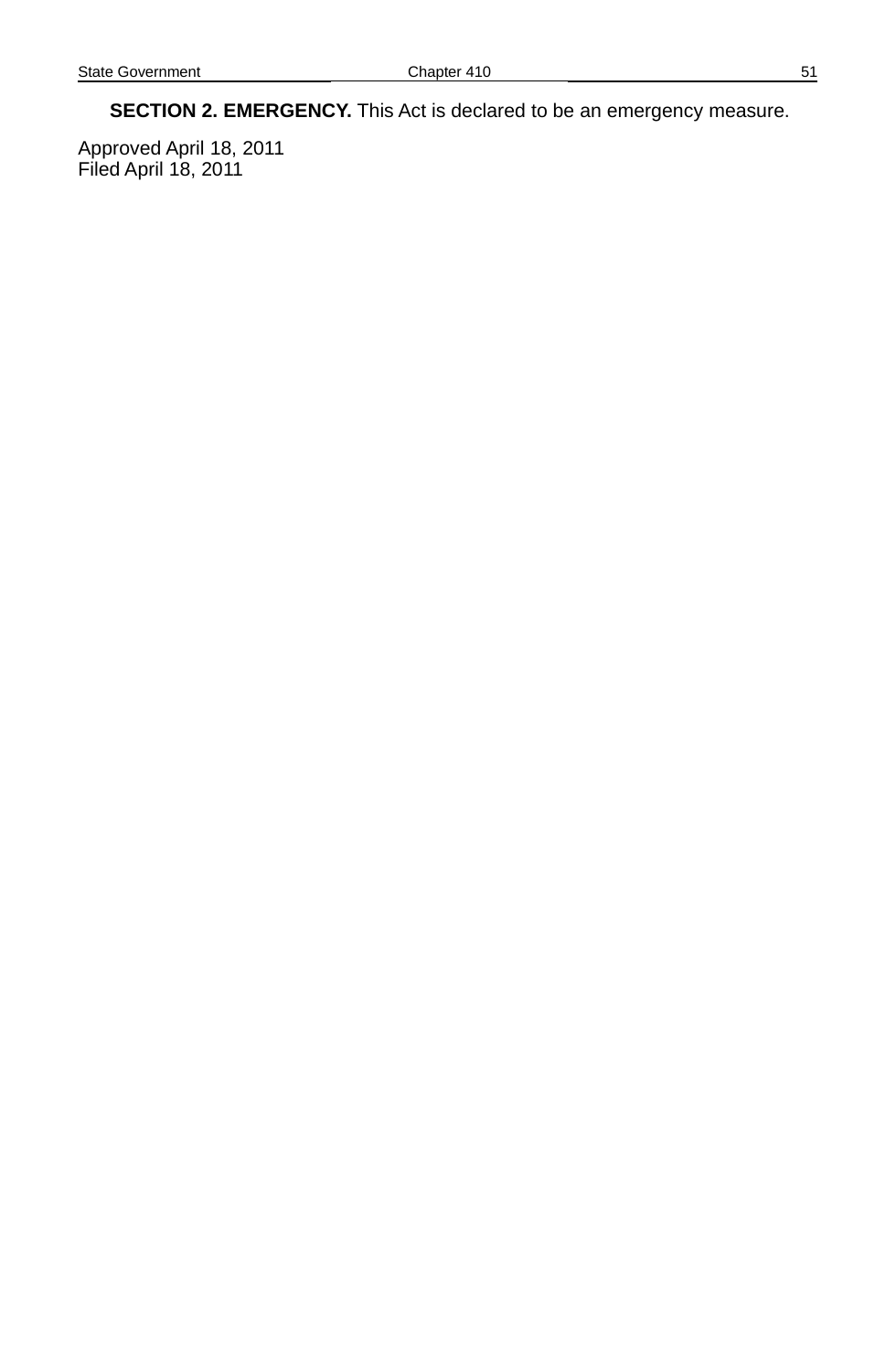**SECTION 2. EMERGENCY.** This Act is declared to be an emergency measure.

Approved April 18, 2011
Filed April 18, 2011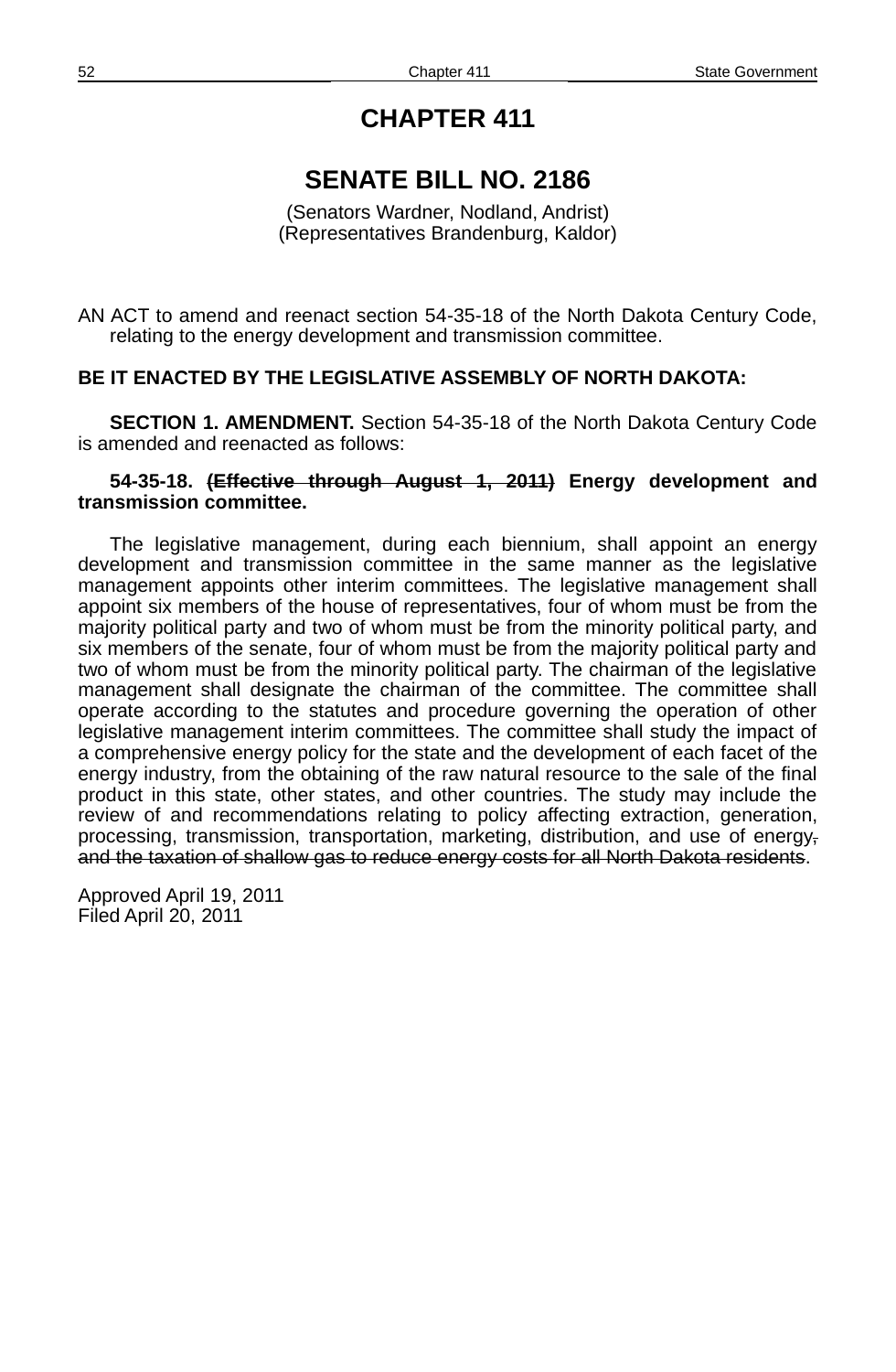# CHAPTER 411

## SENATE BILL NO. 2186

(Senators Wardner, Nodland, Andrist)
(Representatives Brandenburg, Kaldor)

AN ACT to amend and reenact section 54-35-18 of the North Dakota Century Code, relating to the energy development and transmission committee.

**BE IT ENACTED BY THE LEGISLATIVE ASSEMBLY OF NORTH DAKOTA:**

**SECTION 1. AMENDMENT.** Section 54-35-18 of the North Dakota Century Code is amended and reenacted as follows:

**54-35-18. ~~(Effective through August 1, 2011)~~ Energy development and transmission committee.**

The legislative management, during each biennium, shall appoint an energy development and transmission committee in the same manner as the legislative management appoints other interim committees. The legislative management shall appoint six members of the house of representatives, four of whom must be from the majority political party and two of whom must be from the minority political party, and six members of the senate, four of whom must be from the majority political party and two of whom must be from the minority political party. The chairman of the legislative management shall designate the chairman of the committee. The committee shall operate according to the statutes and procedure governing the operation of other legislative management interim committees. The committee shall study the impact of a comprehensive energy policy for the state and the development of each facet of the energy industry, from the obtaining of the raw natural resource to the sale of the final product in this state, other states, and other countries. The study may include the review of and recommendations relating to policy affecting extraction, generation, processing, transmission, transportation, marketing, distribution, and use of energy~~, and the taxation of shallow gas to reduce energy costs for all North Dakota residents~~.

Approved April 19, 2011
Filed April 20, 2011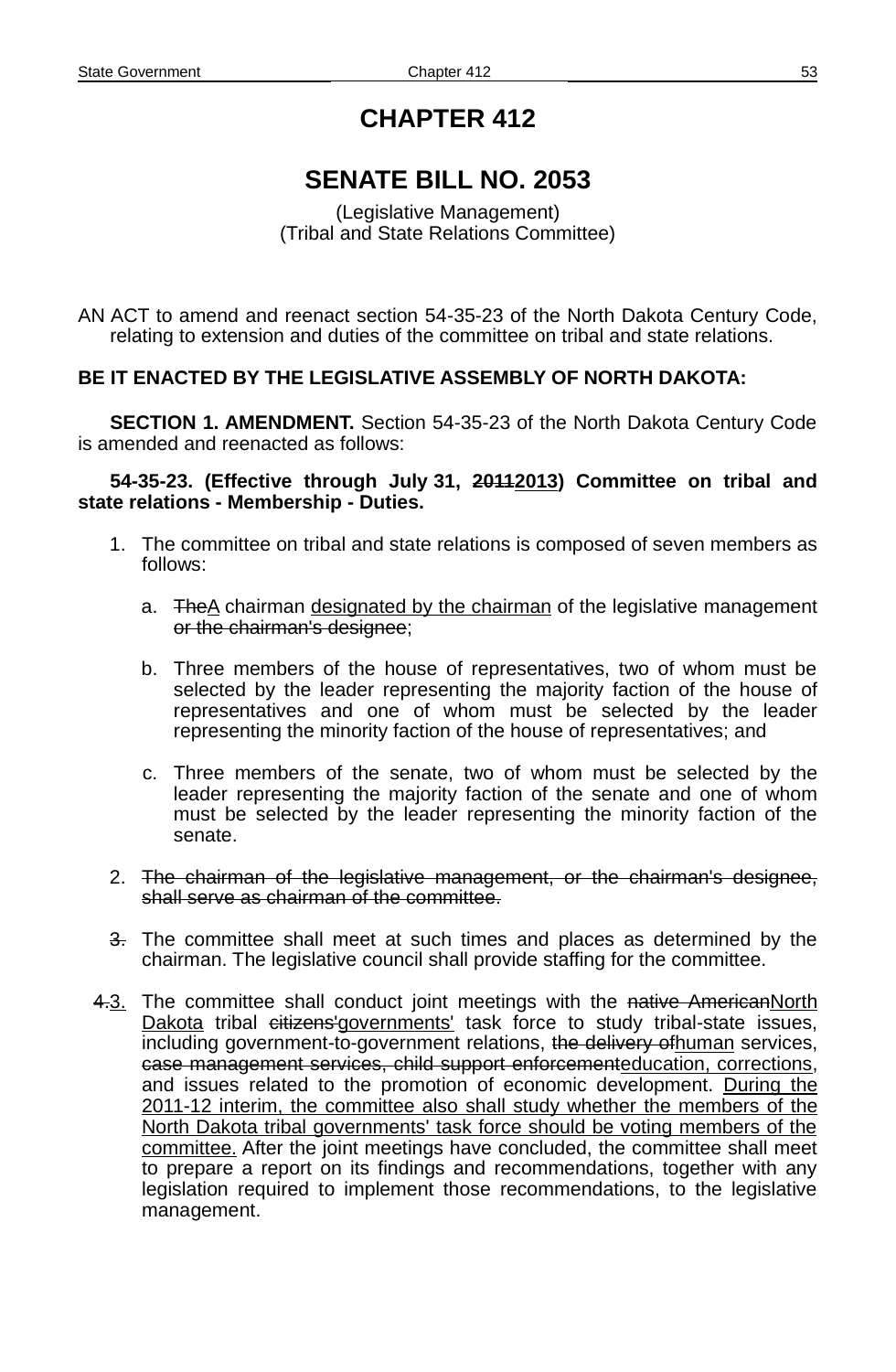# CHAPTER 412

# SENATE BILL NO. 2053

(Legislative Management)
(Tribal and State Relations Committee)

AN ACT to amend and reenact section 54-35-23 of the North Dakota Century Code, relating to extension and duties of the committee on tribal and state relations.

**BE IT ENACTED BY THE LEGISLATIVE ASSEMBLY OF NORTH DAKOTA:**

**SECTION 1. AMENDMENT.** Section 54-35-23 of the North Dakota Century Code is amended and reenacted as follows:

**54-35-23. (Effective through July 31, ~~2011~~<u>2013</u>) Committee on tribal and state relations - Membership - Duties.**

1. The committee on tribal and state relations is composed of seven members as follows:

   a. ~~The~~<u>A</u> chairman <u>designated by the chairman</u> of the legislative management ~~or the chairman's designee~~;

   b. Three members of the house of representatives, two of whom must be selected by the leader representing the majority faction of the house of representatives and one of whom must be selected by the leader representing the minority faction of the house of representatives; and

   c. Three members of the senate, two of whom must be selected by the leader representing the majority faction of the senate and one of whom must be selected by the leader representing the minority faction of the senate.

2. ~~The chairman of the legislative management, or the chairman's designee, shall serve as chairman of the committee.~~

~~3.~~ The committee shall meet at such times and places as determined by the chairman. The legislative council shall provide staffing for the committee.

~~4.~~<u>3.</u> The committee shall conduct joint meetings with the ~~native American~~<u>North Dakota</u> tribal ~~citizens'~~<u>governments'</u> task force to study tribal-state issues, including government-to-government relations, ~~the delivery of~~<u>human</u> services, ~~case management services, child support enforcement~~<u>education, corrections</u>, and issues related to the promotion of economic development. <u>During the 2011-12 interim, the committee also shall study whether the members of the North Dakota tribal governments' task force should be voting members of the committee.</u> After the joint meetings have concluded, the committee shall meet to prepare a report on its findings and recommendations, together with any legislation required to implement those recommendations, to the legislative management.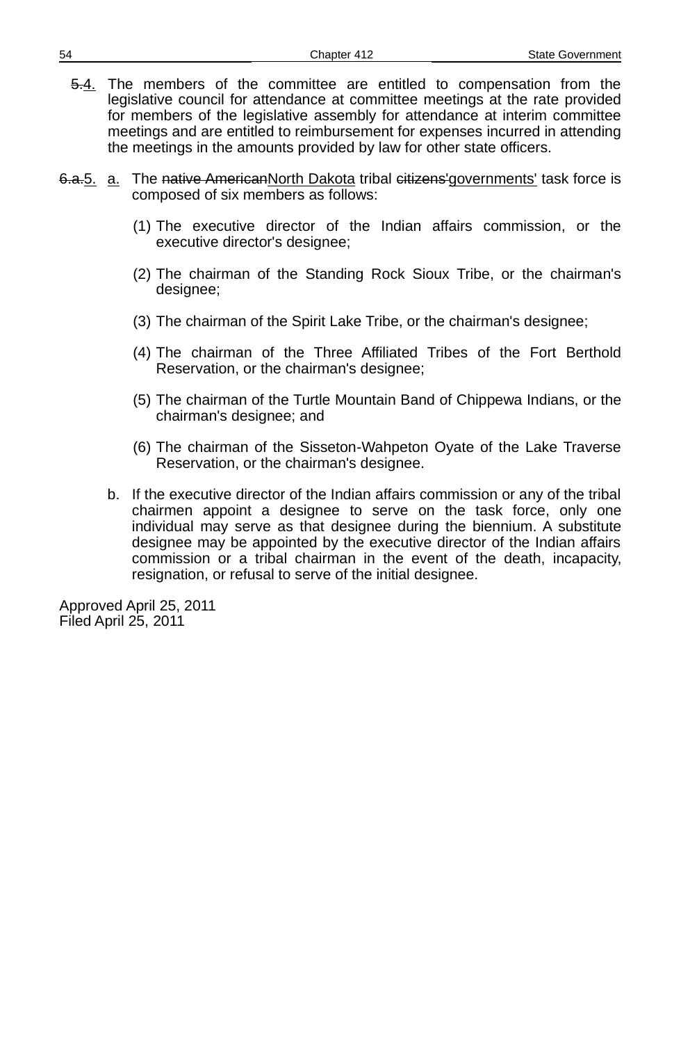~~5.~~4. The members of the committee are entitled to compensation from the legislative council for attendance at committee meetings at the rate provided for members of the legislative assembly for attendance at interim committee meetings and are entitled to reimbursement for expenses incurred in attending the meetings in the amounts provided by law for other state officers.

~~6.a.~~5. a. The ~~native American~~North Dakota tribal ~~citizens'~~governments' task force is composed of six members as follows:

(1) The executive director of the Indian affairs commission, or the executive director's designee;

(2) The chairman of the Standing Rock Sioux Tribe, or the chairman's designee;

(3) The chairman of the Spirit Lake Tribe, or the chairman's designee;

(4) The chairman of the Three Affiliated Tribes of the Fort Berthold Reservation, or the chairman's designee;

(5) The chairman of the Turtle Mountain Band of Chippewa Indians, or the chairman's designee; and

(6) The chairman of the Sisseton-Wahpeton Oyate of the Lake Traverse Reservation, or the chairman's designee.

b. If the executive director of the Indian affairs commission or any of the tribal chairmen appoint a designee to serve on the task force, only one individual may serve as that designee during the biennium. A substitute designee may be appointed by the executive director of the Indian affairs commission or a tribal chairman in the event of the death, incapacity, resignation, or refusal to serve of the initial designee.

Approved April 25, 2011
Filed April 25, 2011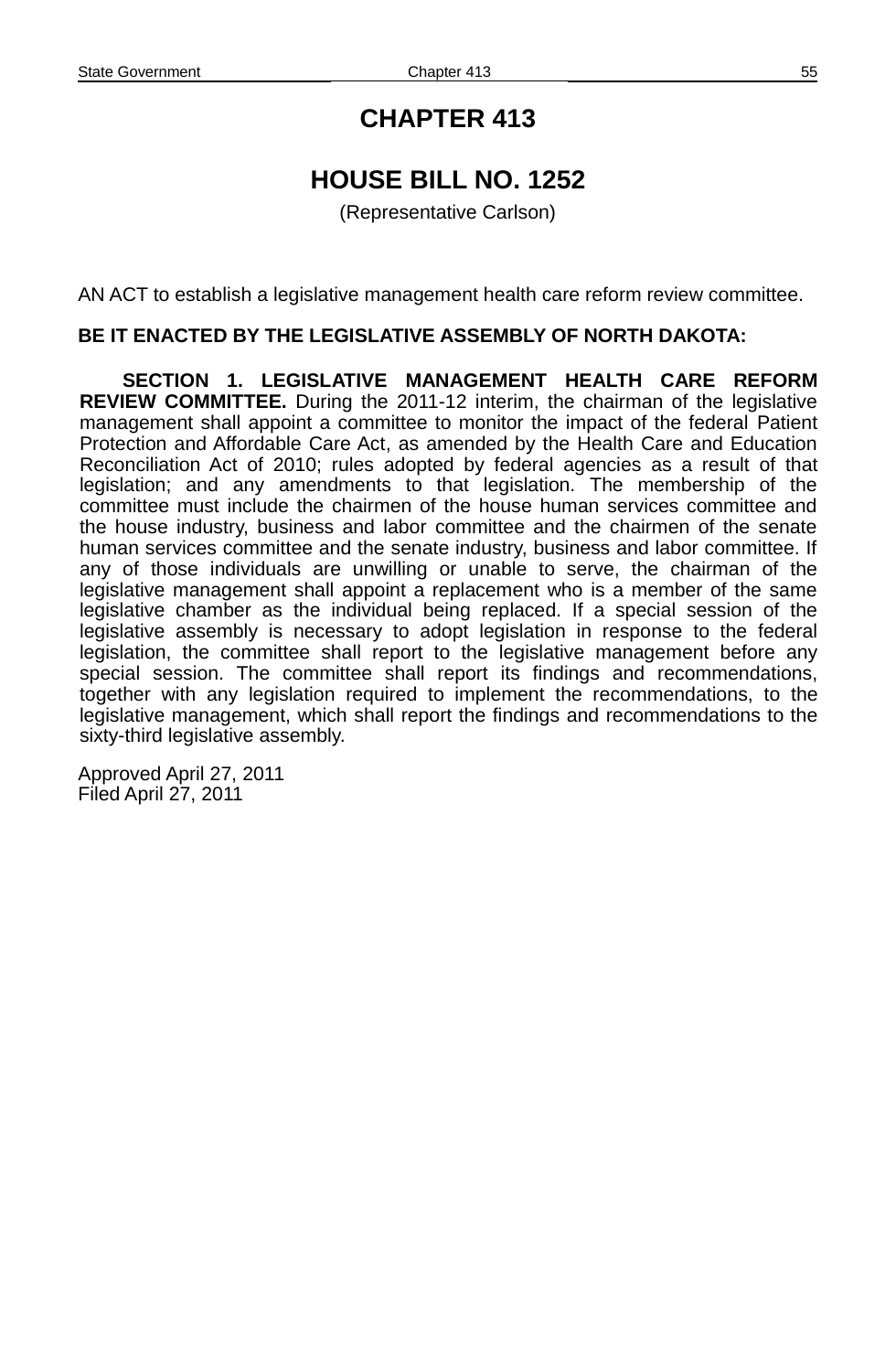# CHAPTER 413

## HOUSE BILL NO. 1252

(Representative Carlson)

AN ACT to establish a legislative management health care reform review committee.

**BE IT ENACTED BY THE LEGISLATIVE ASSEMBLY OF NORTH DAKOTA:**

**SECTION 1. LEGISLATIVE MANAGEMENT HEALTH CARE REFORM REVIEW COMMITTEE.** During the 2011-12 interim, the chairman of the legislative management shall appoint a committee to monitor the impact of the federal Patient Protection and Affordable Care Act, as amended by the Health Care and Education Reconciliation Act of 2010; rules adopted by federal agencies as a result of that legislation; and any amendments to that legislation. The membership of the committee must include the chairmen of the house human services committee and the house industry, business and labor committee and the chairmen of the senate human services committee and the senate industry, business and labor committee. If any of those individuals are unwilling or unable to serve, the chairman of the legislative management shall appoint a replacement who is a member of the same legislative chamber as the individual being replaced. If a special session of the legislative assembly is necessary to adopt legislation in response to the federal legislation, the committee shall report to the legislative management before any special session. The committee shall report its findings and recommendations, together with any legislation required to implement the recommendations, to the legislative management, which shall report the findings and recommendations to the sixty-third legislative assembly.

Approved April 27, 2011
Filed April 27, 2011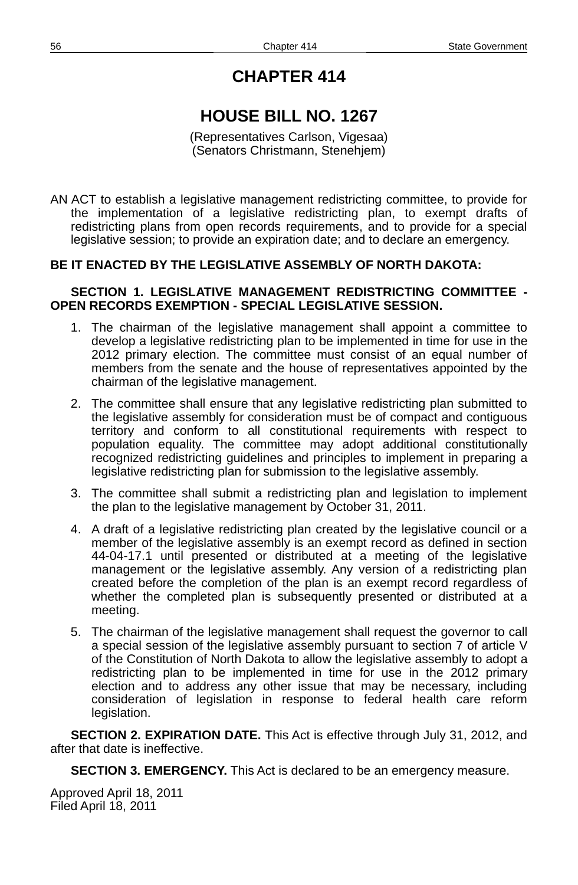# CHAPTER 414

## HOUSE BILL NO. 1267

(Representatives Carlson, Vigesaa)
(Senators Christmann, Stenehjem)

AN ACT to establish a legislative management redistricting committee, to provide for the implementation of a legislative redistricting plan, to exempt drafts of redistricting plans from open records requirements, and to provide for a special legislative session; to provide an expiration date; and to declare an emergency.

**BE IT ENACTED BY THE LEGISLATIVE ASSEMBLY OF NORTH DAKOTA:**

**SECTION 1. LEGISLATIVE MANAGEMENT REDISTRICTING COMMITTEE - OPEN RECORDS EXEMPTION - SPECIAL LEGISLATIVE SESSION.**

1. The chairman of the legislative management shall appoint a committee to develop a legislative redistricting plan to be implemented in time for use in the 2012 primary election. The committee must consist of an equal number of members from the senate and the house of representatives appointed by the chairman of the legislative management.
2. The committee shall ensure that any legislative redistricting plan submitted to the legislative assembly for consideration must be of compact and contiguous territory and conform to all constitutional requirements with respect to population equality. The committee may adopt additional constitutionally recognized redistricting guidelines and principles to implement in preparing a legislative redistricting plan for submission to the legislative assembly.
3. The committee shall submit a redistricting plan and legislation to implement the plan to the legislative management by October 31, 2011.
4. A draft of a legislative redistricting plan created by the legislative council or a member of the legislative assembly is an exempt record as defined in section 44-04-17.1 until presented or distributed at a meeting of the legislative management or the legislative assembly. Any version of a redistricting plan created before the completion of the plan is an exempt record regardless of whether the completed plan is subsequently presented or distributed at a meeting.
5. The chairman of the legislative management shall request the governor to call a special session of the legislative assembly pursuant to section 7 of article V of the Constitution of North Dakota to allow the legislative assembly to adopt a redistricting plan to be implemented in time for use in the 2012 primary election and to address any other issue that may be necessary, including consideration of legislation in response to federal health care reform legislation.

**SECTION 2. EXPIRATION DATE.** This Act is effective through July 31, 2012, and after that date is ineffective.

**SECTION 3. EMERGENCY.** This Act is declared to be an emergency measure.

Approved April 18, 2011
Filed April 18, 2011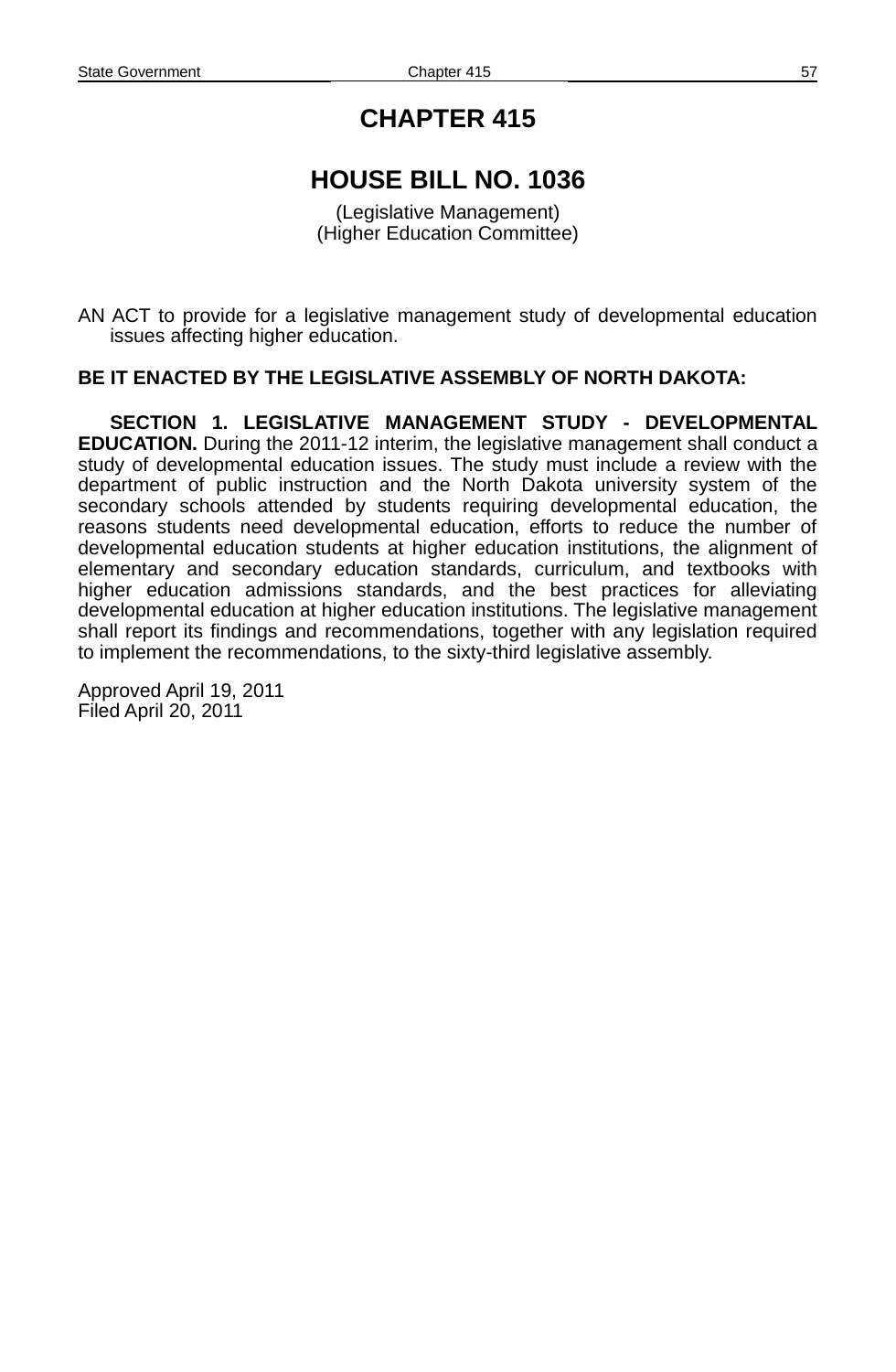# CHAPTER 415

## HOUSE BILL NO. 1036

(Legislative Management)
(Higher Education Committee)

AN ACT to provide for a legislative management study of developmental education issues affecting higher education.

**BE IT ENACTED BY THE LEGISLATIVE ASSEMBLY OF NORTH DAKOTA:**

**SECTION 1. LEGISLATIVE MANAGEMENT STUDY - DEVELOPMENTAL EDUCATION.** During the 2011-12 interim, the legislative management shall conduct a study of developmental education issues. The study must include a review with the department of public instruction and the North Dakota university system of the secondary schools attended by students requiring developmental education, the reasons students need developmental education, efforts to reduce the number of developmental education students at higher education institutions, the alignment of elementary and secondary education standards, curriculum, and textbooks with higher education admissions standards, and the best practices for alleviating developmental education at higher education institutions. The legislative management shall report its findings and recommendations, together with any legislation required to implement the recommendations, to the sixty-third legislative assembly.

Approved April 19, 2011
Filed April 20, 2011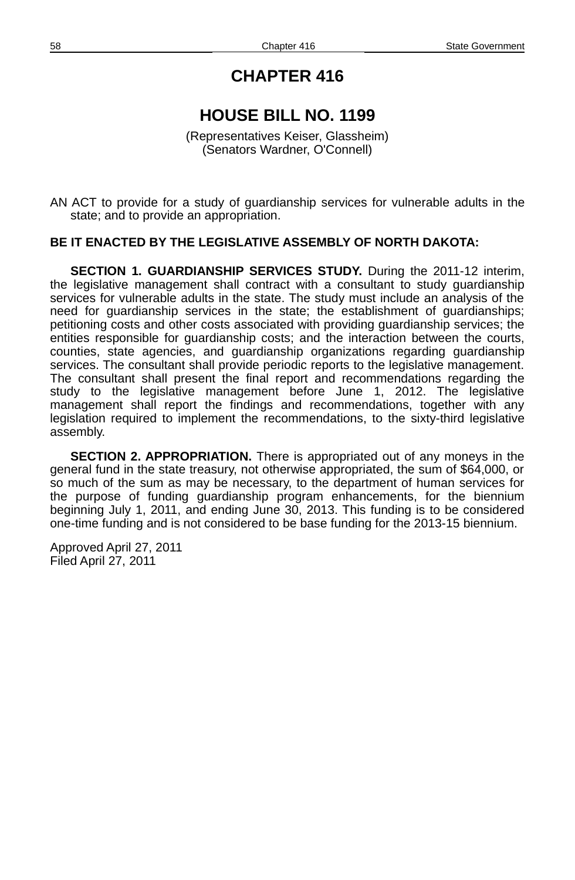# CHAPTER 416

## HOUSE BILL NO. 1199

(Representatives Keiser, Glassheim)
(Senators Wardner, O'Connell)

AN ACT to provide for a study of guardianship services for vulnerable adults in the state; and to provide an appropriation.

**BE IT ENACTED BY THE LEGISLATIVE ASSEMBLY OF NORTH DAKOTA:**

**SECTION 1. GUARDIANSHIP SERVICES STUDY.** During the 2011-12 interim, the legislative management shall contract with a consultant to study guardianship services for vulnerable adults in the state. The study must include an analysis of the need for guardianship services in the state; the establishment of guardianships; petitioning costs and other costs associated with providing guardianship services; the entities responsible for guardianship costs; and the interaction between the courts, counties, state agencies, and guardianship organizations regarding guardianship services. The consultant shall provide periodic reports to the legislative management. The consultant shall present the final report and recommendations regarding the study to the legislative management before June 1, 2012. The legislative management shall report the findings and recommendations, together with any legislation required to implement the recommendations, to the sixty-third legislative assembly.

**SECTION 2. APPROPRIATION.** There is appropriated out of any moneys in the general fund in the state treasury, not otherwise appropriated, the sum of $64,000, or so much of the sum as may be necessary, to the department of human services for the purpose of funding guardianship program enhancements, for the biennium beginning July 1, 2011, and ending June 30, 2013. This funding is to be considered one-time funding and is not considered to be base funding for the 2013-15 biennium.

Approved April 27, 2011
Filed April 27, 2011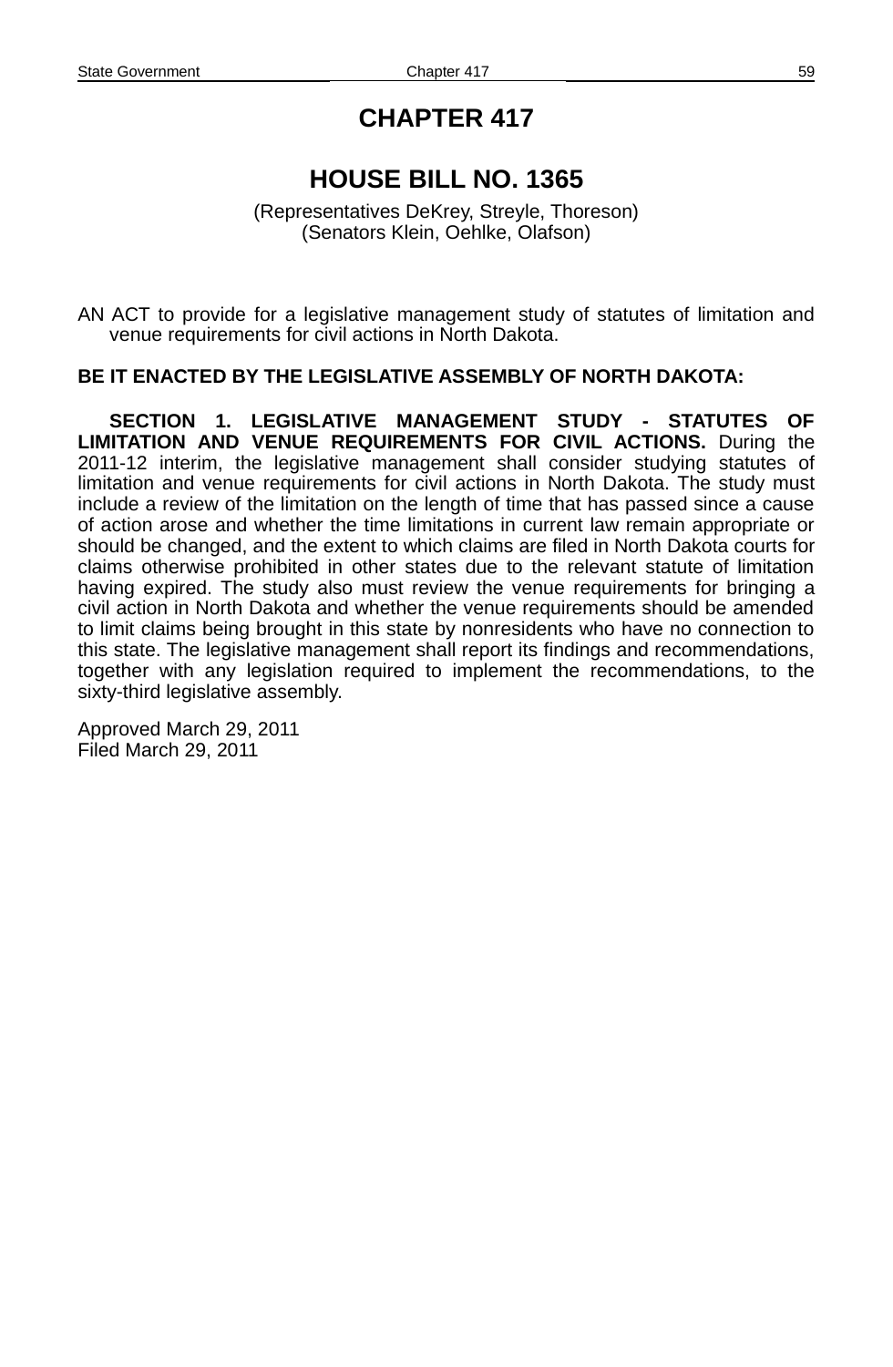# CHAPTER 417

## HOUSE BILL NO. 1365

(Representatives DeKrey, Streyle, Thoreson)
(Senators Klein, Oehlke, Olafson)

AN ACT to provide for a legislative management study of statutes of limitation and venue requirements for civil actions in North Dakota.

**BE IT ENACTED BY THE LEGISLATIVE ASSEMBLY OF NORTH DAKOTA:**

**SECTION 1. LEGISLATIVE MANAGEMENT STUDY - STATUTES OF LIMITATION AND VENUE REQUIREMENTS FOR CIVIL ACTIONS.** During the 2011-12 interim, the legislative management shall consider studying statutes of limitation and venue requirements for civil actions in North Dakota. The study must include a review of the limitation on the length of time that has passed since a cause of action arose and whether the time limitations in current law remain appropriate or should be changed, and the extent to which claims are filed in North Dakota courts for claims otherwise prohibited in other states due to the relevant statute of limitation having expired. The study also must review the venue requirements for bringing a civil action in North Dakota and whether the venue requirements should be amended to limit claims being brought in this state by nonresidents who have no connection to this state. The legislative management shall report its findings and recommendations, together with any legislation required to implement the recommendations, to the sixty-third legislative assembly.

Approved March 29, 2011
Filed March 29, 2011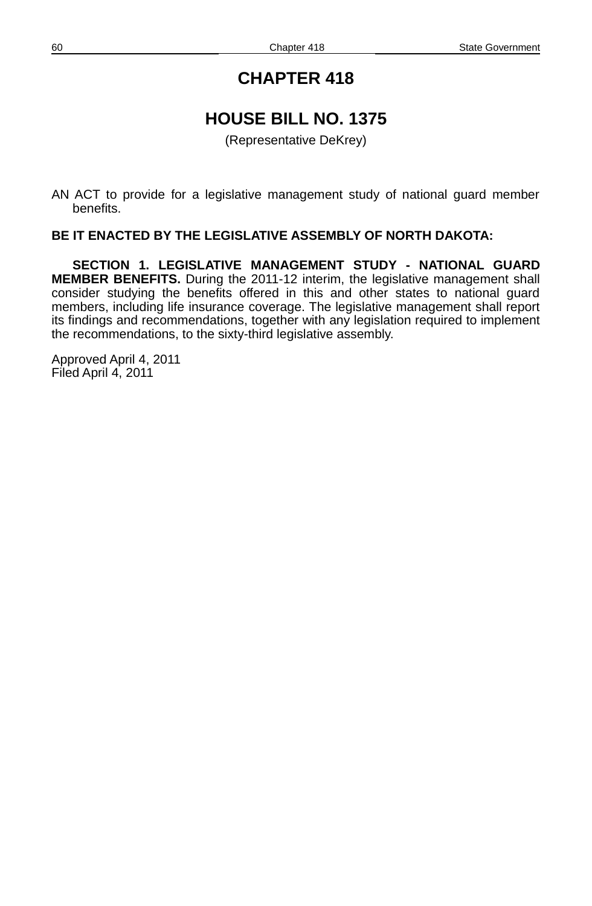# CHAPTER 418

## HOUSE BILL NO. 1375

(Representative DeKrey)

AN ACT to provide for a legislative management study of national guard member benefits.

**BE IT ENACTED BY THE LEGISLATIVE ASSEMBLY OF NORTH DAKOTA:**

**SECTION 1. LEGISLATIVE MANAGEMENT STUDY - NATIONAL GUARD MEMBER BENEFITS.** During the 2011-12 interim, the legislative management shall consider studying the benefits offered in this and other states to national guard members, including life insurance coverage. The legislative management shall report its findings and recommendations, together with any legislation required to implement the recommendations, to the sixty-third legislative assembly.

Approved April 4, 2011
Filed April 4, 2011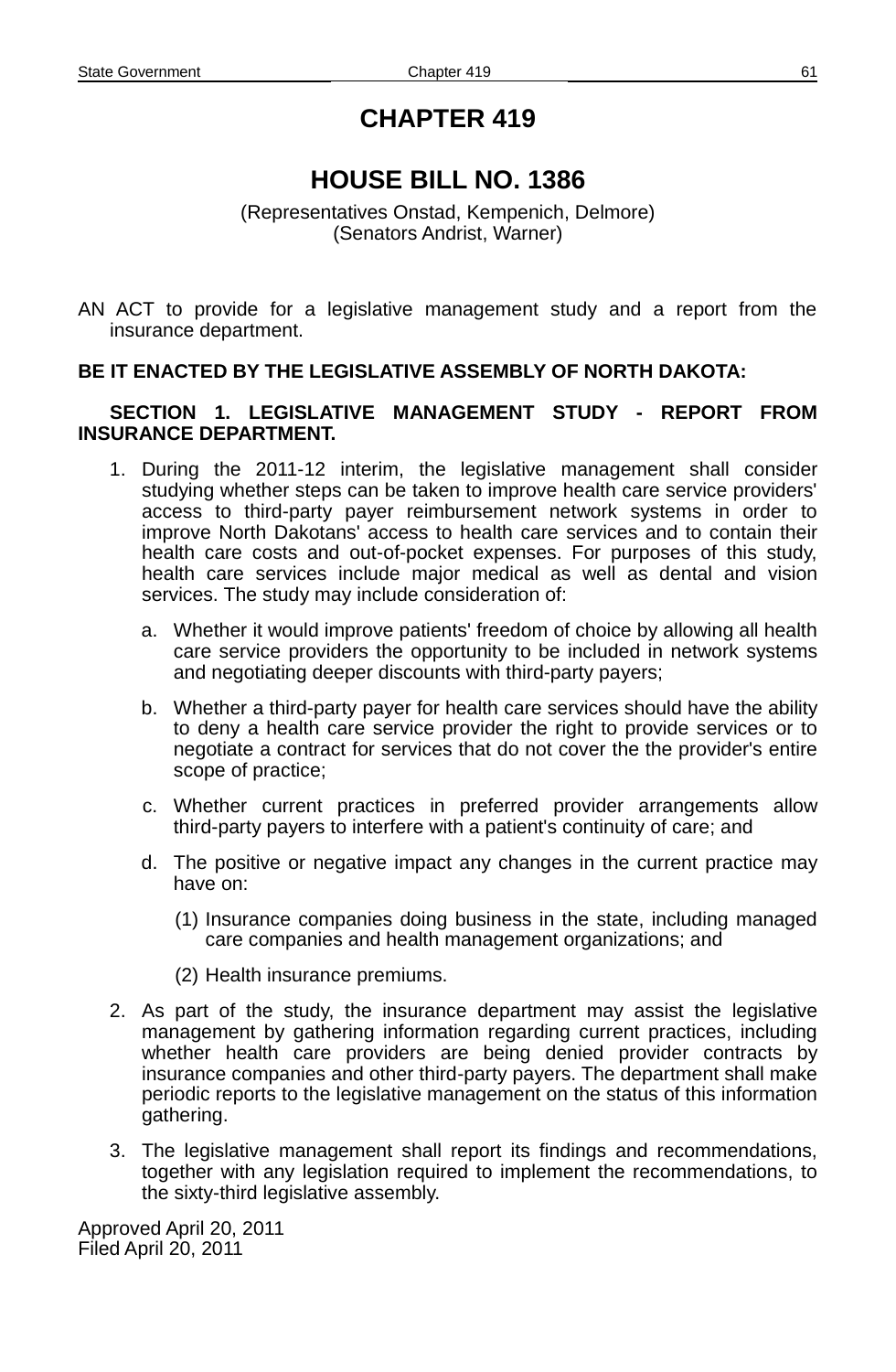# CHAPTER 419

## HOUSE BILL NO. 1386

(Representatives Onstad, Kempenich, Delmore)
(Senators Andrist, Warner)

AN ACT to provide for a legislative management study and a report from the insurance department.

**BE IT ENACTED BY THE LEGISLATIVE ASSEMBLY OF NORTH DAKOTA:**

**SECTION 1. LEGISLATIVE MANAGEMENT STUDY - REPORT FROM INSURANCE DEPARTMENT.**

1. During the 2011-12 interim, the legislative management shall consider studying whether steps can be taken to improve health care service providers' access to third-party payer reimbursement network systems in order to improve North Dakotans' access to health care services and to contain their health care costs and out-of-pocket expenses. For purposes of this study, health care services include major medical as well as dental and vision services. The study may include consideration of:

   a. Whether it would improve patients' freedom of choice by allowing all health care service providers the opportunity to be included in network systems and negotiating deeper discounts with third-party payers;

   b. Whether a third-party payer for health care services should have the ability to deny a health care service provider the right to provide services or to negotiate a contract for services that do not cover the the provider's entire scope of practice;

   c. Whether current practices in preferred provider arrangements allow third-party payers to interfere with a patient's continuity of care; and

   d. The positive or negative impact any changes in the current practice may have on:

      (1) Insurance companies doing business in the state, including managed care companies and health management organizations; and

      (2) Health insurance premiums.

2. As part of the study, the insurance department may assist the legislative management by gathering information regarding current practices, including whether health care providers are being denied provider contracts by insurance companies and other third-party payers. The department shall make periodic reports to the legislative management on the status of this information gathering.

3. The legislative management shall report its findings and recommendations, together with any legislation required to implement the recommendations, to the sixty-third legislative assembly.

Approved April 20, 2011
Filed April 20, 2011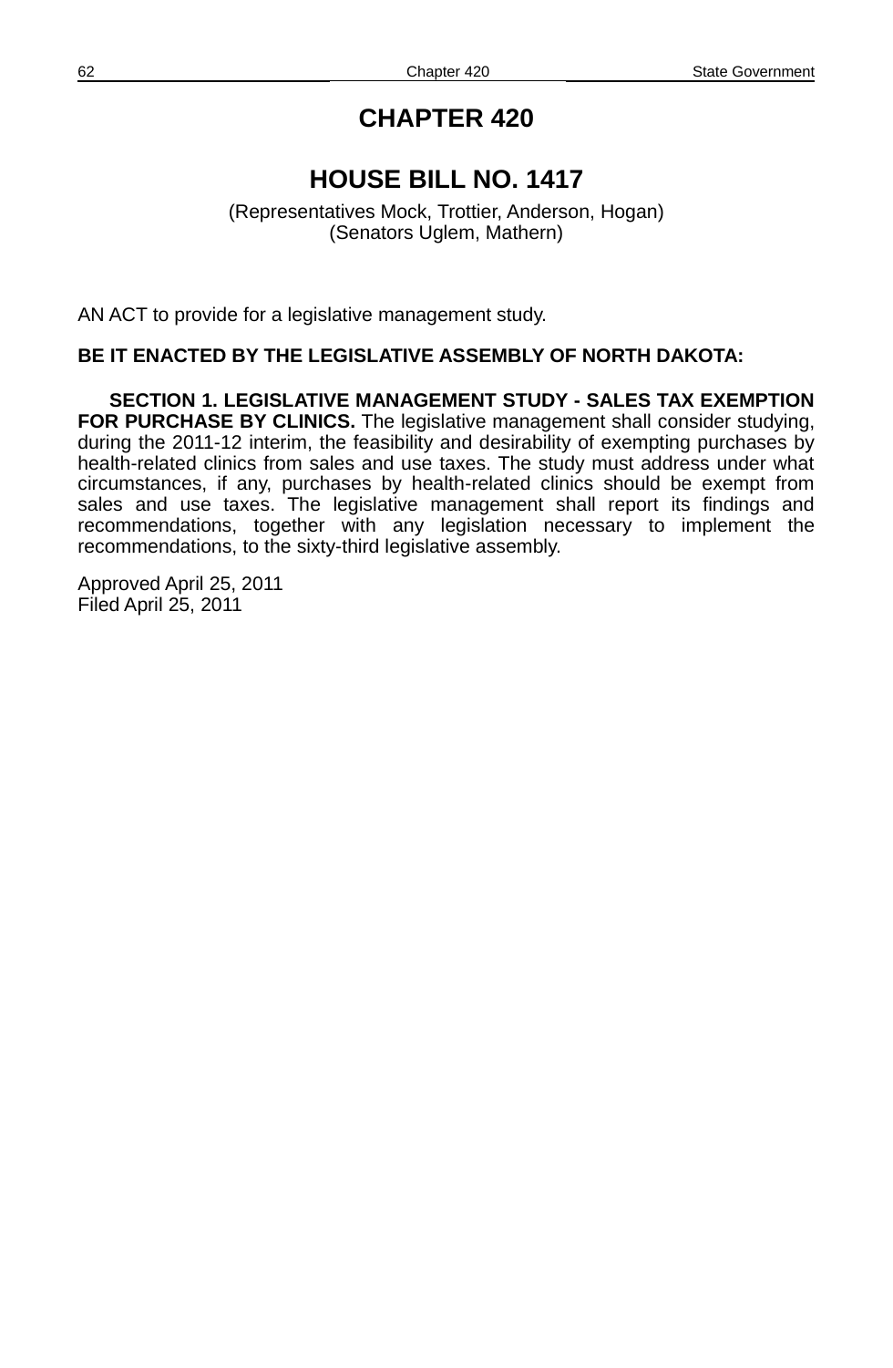# CHAPTER 420

## HOUSE BILL NO. 1417

(Representatives Mock, Trottier, Anderson, Hogan)
(Senators Uglem, Mathern)

AN ACT to provide for a legislative management study.

**BE IT ENACTED BY THE LEGISLATIVE ASSEMBLY OF NORTH DAKOTA:**

**SECTION 1. LEGISLATIVE MANAGEMENT STUDY - SALES TAX EXEMPTION FOR PURCHASE BY CLINICS.** The legislative management shall consider studying, during the 2011-12 interim, the feasibility and desirability of exempting purchases by health-related clinics from sales and use taxes. The study must address under what circumstances, if any, purchases by health-related clinics should be exempt from sales and use taxes. The legislative management shall report its findings and recommendations, together with any legislation necessary to implement the recommendations, to the sixty-third legislative assembly.

Approved April 25, 2011
Filed April 25, 2011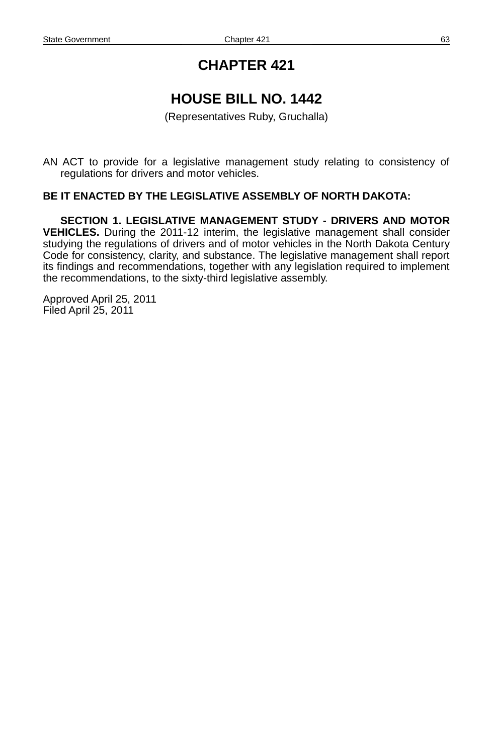# CHAPTER 421

# HOUSE BILL NO. 1442

(Representatives Ruby, Gruchalla)

AN ACT to provide for a legislative management study relating to consistency of regulations for drivers and motor vehicles.

**BE IT ENACTED BY THE LEGISLATIVE ASSEMBLY OF NORTH DAKOTA:**

**SECTION 1. LEGISLATIVE MANAGEMENT STUDY - DRIVERS AND MOTOR VEHICLES.** During the 2011-12 interim, the legislative management shall consider studying the regulations of drivers and of motor vehicles in the North Dakota Century Code for consistency, clarity, and substance. The legislative management shall report its findings and recommendations, together with any legislation required to implement the recommendations, to the sixty-third legislative assembly.

Approved April 25, 2011
Filed April 25, 2011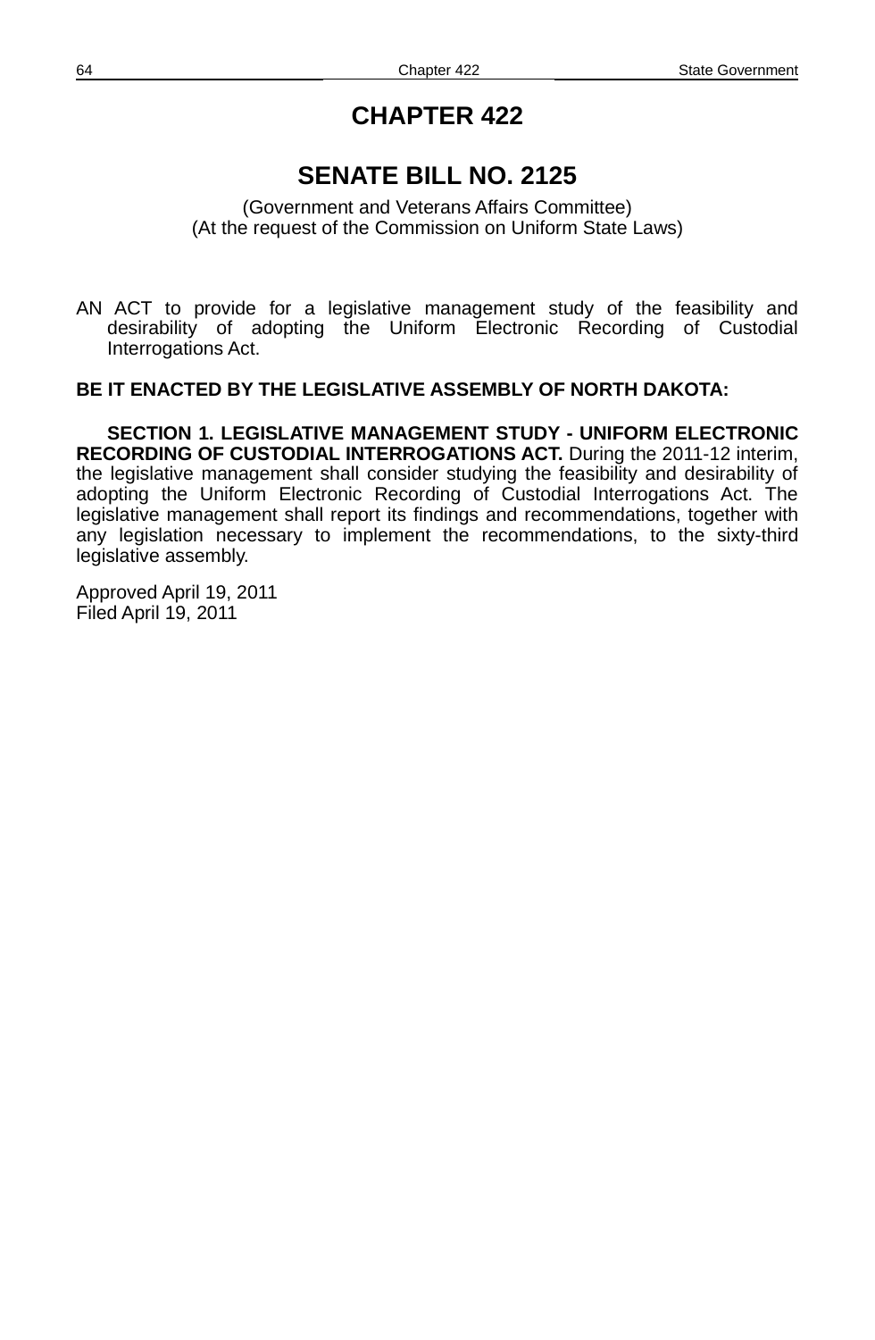# CHAPTER 422

## SENATE BILL NO. 2125

(Government and Veterans Affairs Committee)
(At the request of the Commission on Uniform State Laws)

AN ACT to provide for a legislative management study of the feasibility and desirability of adopting the Uniform Electronic Recording of Custodial Interrogations Act.

**BE IT ENACTED BY THE LEGISLATIVE ASSEMBLY OF NORTH DAKOTA:**

**SECTION 1. LEGISLATIVE MANAGEMENT STUDY - UNIFORM ELECTRONIC RECORDING OF CUSTODIAL INTERROGATIONS ACT.** During the 2011-12 interim, the legislative management shall consider studying the feasibility and desirability of adopting the Uniform Electronic Recording of Custodial Interrogations Act. The legislative management shall report its findings and recommendations, together with any legislation necessary to implement the recommendations, to the sixty-third legislative assembly.

Approved April 19, 2011
Filed April 19, 2011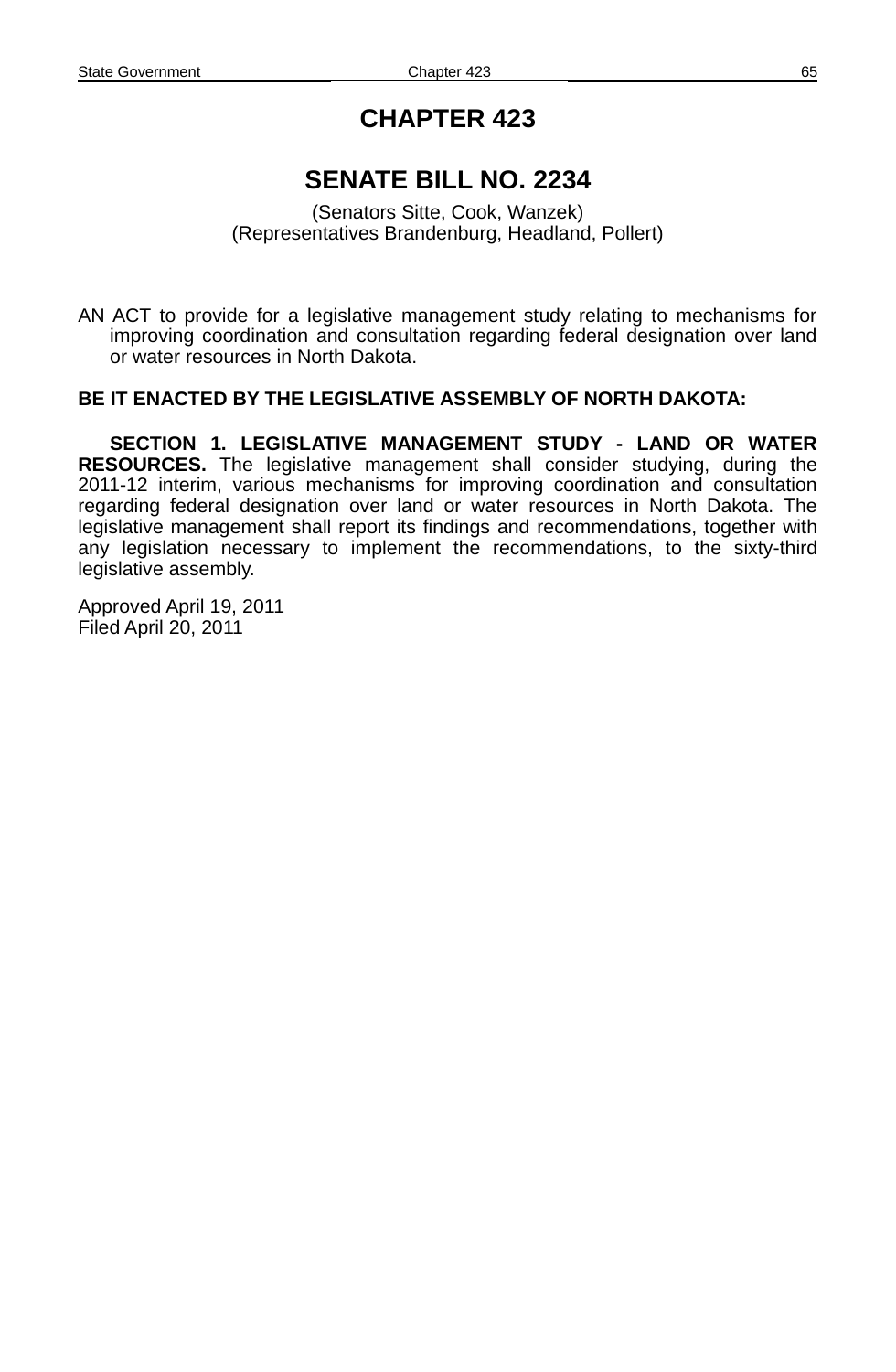# CHAPTER 423

## SENATE BILL NO. 2234

(Senators Sitte, Cook, Wanzek)
(Representatives Brandenburg, Headland, Pollert)

AN ACT to provide for a legislative management study relating to mechanisms for improving coordination and consultation regarding federal designation over land or water resources in North Dakota.

**BE IT ENACTED BY THE LEGISLATIVE ASSEMBLY OF NORTH DAKOTA:**

**SECTION 1. LEGISLATIVE MANAGEMENT STUDY - LAND OR WATER RESOURCES.** The legislative management shall consider studying, during the 2011-12 interim, various mechanisms for improving coordination and consultation regarding federal designation over land or water resources in North Dakota. The legislative management shall report its findings and recommendations, together with any legislation necessary to implement the recommendations, to the sixty-third legislative assembly.

Approved April 19, 2011
Filed April 20, 2011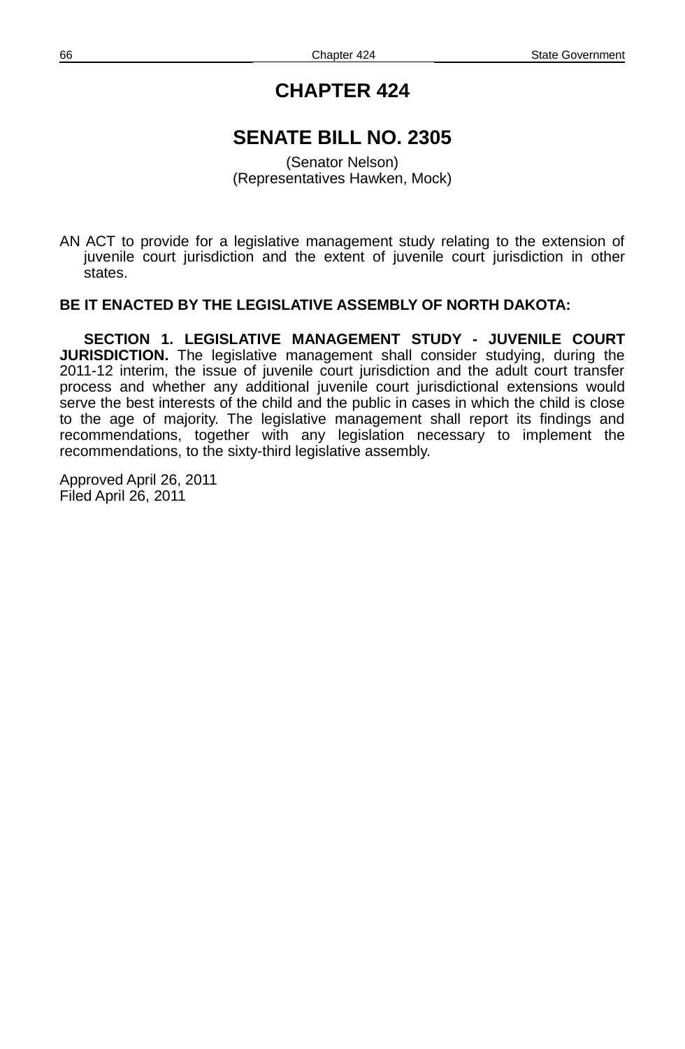# CHAPTER 424

## SENATE BILL NO. 2305

(Senator Nelson)
(Representatives Hawken, Mock)

AN ACT to provide for a legislative management study relating to the extension of juvenile court jurisdiction and the extent of juvenile court jurisdiction in other states.

**BE IT ENACTED BY THE LEGISLATIVE ASSEMBLY OF NORTH DAKOTA:**

**SECTION 1. LEGISLATIVE MANAGEMENT STUDY - JUVENILE COURT JURISDICTION.** The legislative management shall consider studying, during the 2011-12 interim, the issue of juvenile court jurisdiction and the adult court transfer process and whether any additional juvenile court jurisdictional extensions would serve the best interests of the child and the public in cases in which the child is close to the age of majority. The legislative management shall report its findings and recommendations, together with any legislation necessary to implement the recommendations, to the sixty-third legislative assembly.

Approved April 26, 2011
Filed April 26, 2011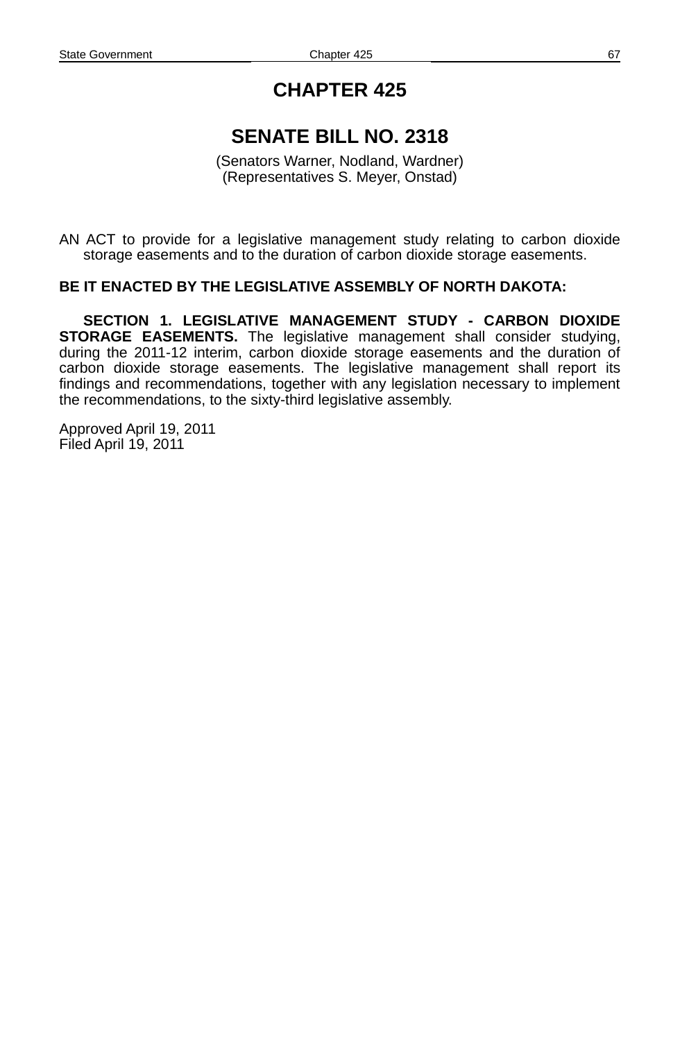# CHAPTER 425

## SENATE BILL NO. 2318

(Senators Warner, Nodland, Wardner)
(Representatives S. Meyer, Onstad)

AN ACT to provide for a legislative management study relating to carbon dioxide storage easements and to the duration of carbon dioxide storage easements.

**BE IT ENACTED BY THE LEGISLATIVE ASSEMBLY OF NORTH DAKOTA:**

**SECTION 1. LEGISLATIVE MANAGEMENT STUDY - CARBON DIOXIDE STORAGE EASEMENTS.** The legislative management shall consider studying, during the 2011-12 interim, carbon dioxide storage easements and the duration of carbon dioxide storage easements. The legislative management shall report its findings and recommendations, together with any legislation necessary to implement the recommendations, to the sixty-third legislative assembly.

Approved April 19, 2011
Filed April 19, 2011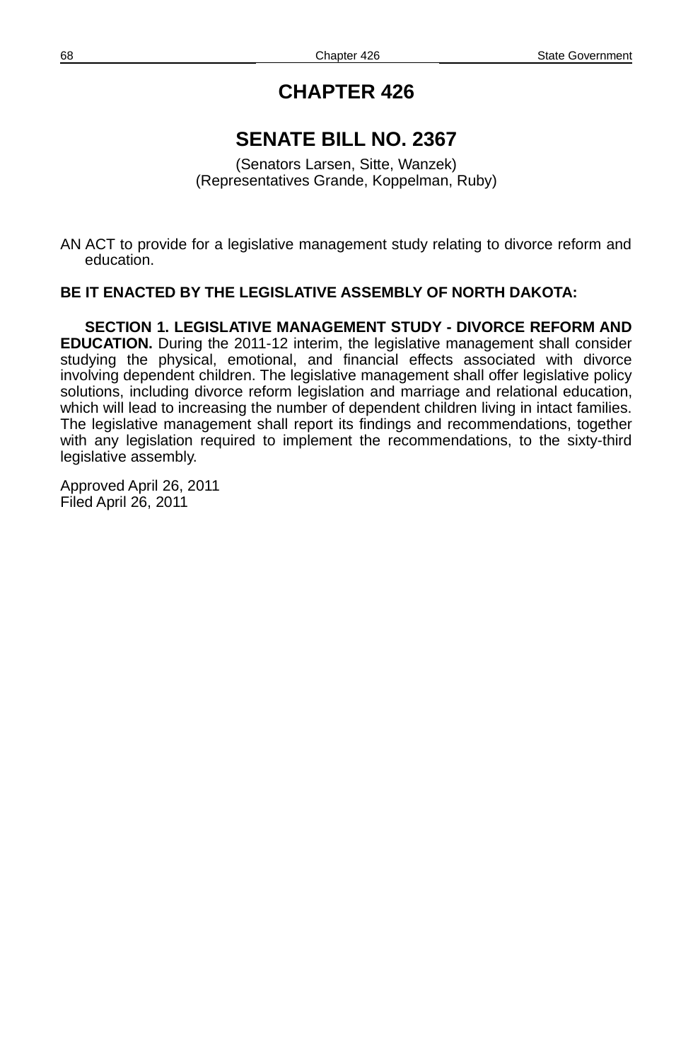# CHAPTER 426

## SENATE BILL NO. 2367

(Senators Larsen, Sitte, Wanzek)
(Representatives Grande, Koppelman, Ruby)

AN ACT to provide for a legislative management study relating to divorce reform and education.

**BE IT ENACTED BY THE LEGISLATIVE ASSEMBLY OF NORTH DAKOTA:**

**SECTION 1. LEGISLATIVE MANAGEMENT STUDY - DIVORCE REFORM AND EDUCATION.** During the 2011-12 interim, the legislative management shall consider studying the physical, emotional, and financial effects associated with divorce involving dependent children. The legislative management shall offer legislative policy solutions, including divorce reform legislation and marriage and relational education, which will lead to increasing the number of dependent children living in intact families. The legislative management shall report its findings and recommendations, together with any legislation required to implement the recommendations, to the sixty-third legislative assembly.

Approved April 26, 2011
Filed April 26, 2011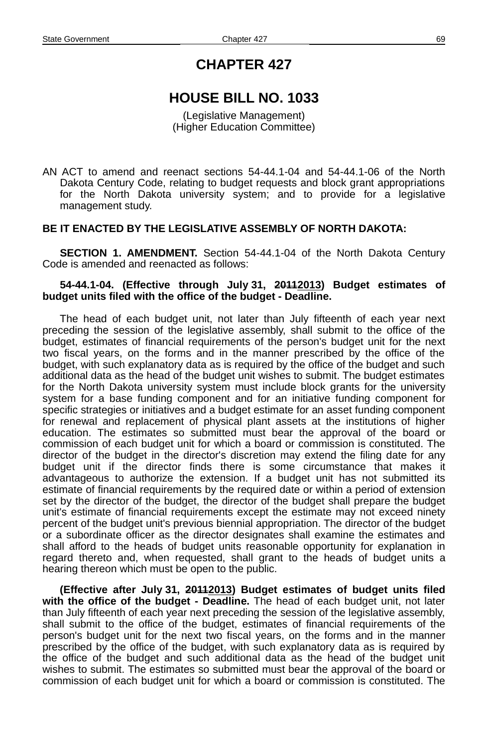# CHAPTER 427

# HOUSE BILL NO. 1033

(Legislative Management)
(Higher Education Committee)

AN ACT to amend and reenact sections 54-44.1-04 and 54-44.1-06 of the North Dakota Century Code, relating to budget requests and block grant appropriations for the North Dakota university system; and to provide for a legislative management study.

**BE IT ENACTED BY THE LEGISLATIVE ASSEMBLY OF NORTH DAKOTA:**

**SECTION 1. AMENDMENT.** Section 54-44.1-04 of the North Dakota Century Code is amended and reenacted as follows:

**54-44.1-04. (Effective through July 31, ~~2011~~2013) Budget estimates of budget units filed with the office of the budget - Deadline.**

The head of each budget unit, not later than July fifteenth of each year next preceding the session of the legislative assembly, shall submit to the office of the budget, estimates of financial requirements of the person's budget unit for the next two fiscal years, on the forms and in the manner prescribed by the office of the budget, with such explanatory data as is required by the office of the budget and such additional data as the head of the budget unit wishes to submit. The budget estimates for the North Dakota university system must include block grants for the university system for a base funding component and for an initiative funding component for specific strategies or initiatives and a budget estimate for an asset funding component for renewal and replacement of physical plant assets at the institutions of higher education. The estimates so submitted must bear the approval of the board or commission of each budget unit for which a board or commission is constituted. The director of the budget in the director's discretion may extend the filing date for any budget unit if the director finds there is some circumstance that makes it advantageous to authorize the extension. If a budget unit has not submitted its estimate of financial requirements by the required date or within a period of extension set by the director of the budget, the director of the budget shall prepare the budget unit's estimate of financial requirements except the estimate may not exceed ninety percent of the budget unit's previous biennial appropriation. The director of the budget or a subordinate officer as the director designates shall examine the estimates and shall afford to the heads of budget units reasonable opportunity for explanation in regard thereto and, when requested, shall grant to the heads of budget units a hearing thereon which must be open to the public.

**(Effective after July 31, ~~2011~~2013) Budget estimates of budget units filed with the office of the budget - Deadline.** The head of each budget unit, not later than July fifteenth of each year next preceding the session of the legislative assembly, shall submit to the office of the budget, estimates of financial requirements of the person's budget unit for the next two fiscal years, on the forms and in the manner prescribed by the office of the budget, with such explanatory data as is required by the office of the budget and such additional data as the head of the budget unit wishes to submit. The estimates so submitted must bear the approval of the board or commission of each budget unit for which a board or commission is constituted. The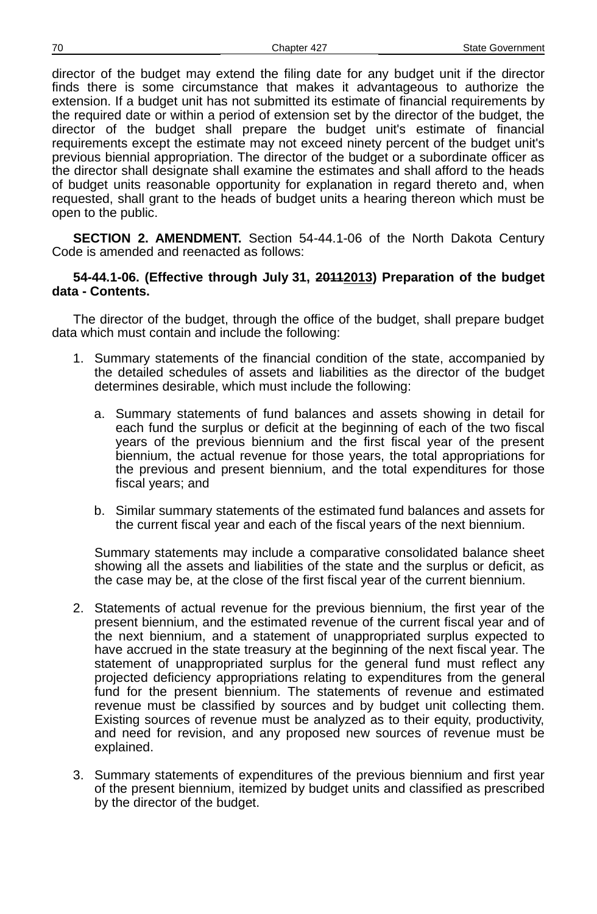director of the budget may extend the filing date for any budget unit if the director finds there is some circumstance that makes it advantageous to authorize the extension. If a budget unit has not submitted its estimate of financial requirements by the required date or within a period of extension set by the director of the budget, the director of the budget shall prepare the budget unit's estimate of financial requirements except the estimate may not exceed ninety percent of the budget unit's previous biennial appropriation. The director of the budget or a subordinate officer as the director shall designate shall examine the estimates and shall afford to the heads of budget units reasonable opportunity for explanation in regard thereto and, when requested, shall grant to the heads of budget units a hearing thereon which must be open to the public.

**SECTION 2. AMENDMENT.** Section 54-44.1-06 of the North Dakota Century Code is amended and reenacted as follows:

**54-44.1-06. (Effective through July 31, ~~2011~~2013) Preparation of the budget data - Contents.**

The director of the budget, through the office of the budget, shall prepare budget data which must contain and include the following:

1. Summary statements of the financial condition of the state, accompanied by the detailed schedules of assets and liabilities as the director of the budget determines desirable, which must include the following:

   a. Summary statements of fund balances and assets showing in detail for each fund the surplus or deficit at the beginning of each of the two fiscal years of the previous biennium and the first fiscal year of the present biennium, the actual revenue for those years, the total appropriations for the previous and present biennium, and the total expenditures for those fiscal years; and

   b. Similar summary statements of the estimated fund balances and assets for the current fiscal year and each of the fiscal years of the next biennium.

   Summary statements may include a comparative consolidated balance sheet showing all the assets and liabilities of the state and the surplus or deficit, as the case may be, at the close of the first fiscal year of the current biennium.

2. Statements of actual revenue for the previous biennium, the first year of the present biennium, and the estimated revenue of the current fiscal year and of the next biennium, and a statement of unappropriated surplus expected to have accrued in the state treasury at the beginning of the next fiscal year. The statement of unappropriated surplus for the general fund must reflect any projected deficiency appropriations relating to expenditures from the general fund for the present biennium. The statements of revenue and estimated revenue must be classified by sources and by budget unit collecting them. Existing sources of revenue must be analyzed as to their equity, productivity, and need for revision, and any proposed new sources of revenue must be explained.

3. Summary statements of expenditures of the previous biennium and first year of the present biennium, itemized by budget units and classified as prescribed by the director of the budget.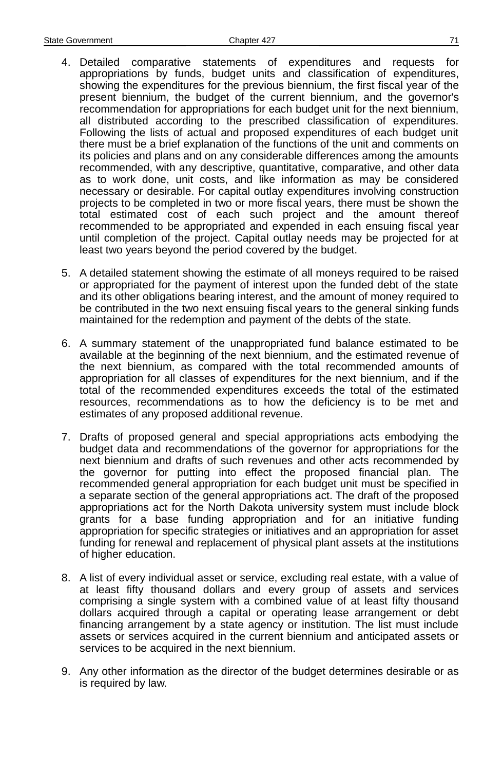4. Detailed comparative statements of expenditures and requests for appropriations by funds, budget units and classification of expenditures, showing the expenditures for the previous biennium, the first fiscal year of the present biennium, the budget of the current biennium, and the governor's recommendation for appropriations for each budget unit for the next biennium, all distributed according to the prescribed classification of expenditures. Following the lists of actual and proposed expenditures of each budget unit there must be a brief explanation of the functions of the unit and comments on its policies and plans and on any considerable differences among the amounts recommended, with any descriptive, quantitative, comparative, and other data as to work done, unit costs, and like information as may be considered necessary or desirable. For capital outlay expenditures involving construction projects to be completed in two or more fiscal years, there must be shown the total estimated cost of each such project and the amount thereof recommended to be appropriated and expended in each ensuing fiscal year until completion of the project. Capital outlay needs may be projected for at least two years beyond the period covered by the budget.

5. A detailed statement showing the estimate of all moneys required to be raised or appropriated for the payment of interest upon the funded debt of the state and its other obligations bearing interest, and the amount of money required to be contributed in the two next ensuing fiscal years to the general sinking funds maintained for the redemption and payment of the debts of the state.

6. A summary statement of the unappropriated fund balance estimated to be available at the beginning of the next biennium, and the estimated revenue of the next biennium, as compared with the total recommended amounts of appropriation for all classes of expenditures for the next biennium, and if the total of the recommended expenditures exceeds the total of the estimated resources, recommendations as to how the deficiency is to be met and estimates of any proposed additional revenue.

7. Drafts of proposed general and special appropriations acts embodying the budget data and recommendations of the governor for appropriations for the next biennium and drafts of such revenues and other acts recommended by the governor for putting into effect the proposed financial plan. The recommended general appropriation for each budget unit must be specified in a separate section of the general appropriations act. The draft of the proposed appropriations act for the North Dakota university system must include block grants for a base funding appropriation and for an initiative funding appropriation for specific strategies or initiatives and an appropriation for asset funding for renewal and replacement of physical plant assets at the institutions of higher education.

8. A list of every individual asset or service, excluding real estate, with a value of at least fifty thousand dollars and every group of assets and services comprising a single system with a combined value of at least fifty thousand dollars acquired through a capital or operating lease arrangement or debt financing arrangement by a state agency or institution. The list must include assets or services acquired in the current biennium and anticipated assets or services to be acquired in the next biennium.

9. Any other information as the director of the budget determines desirable or as is required by law.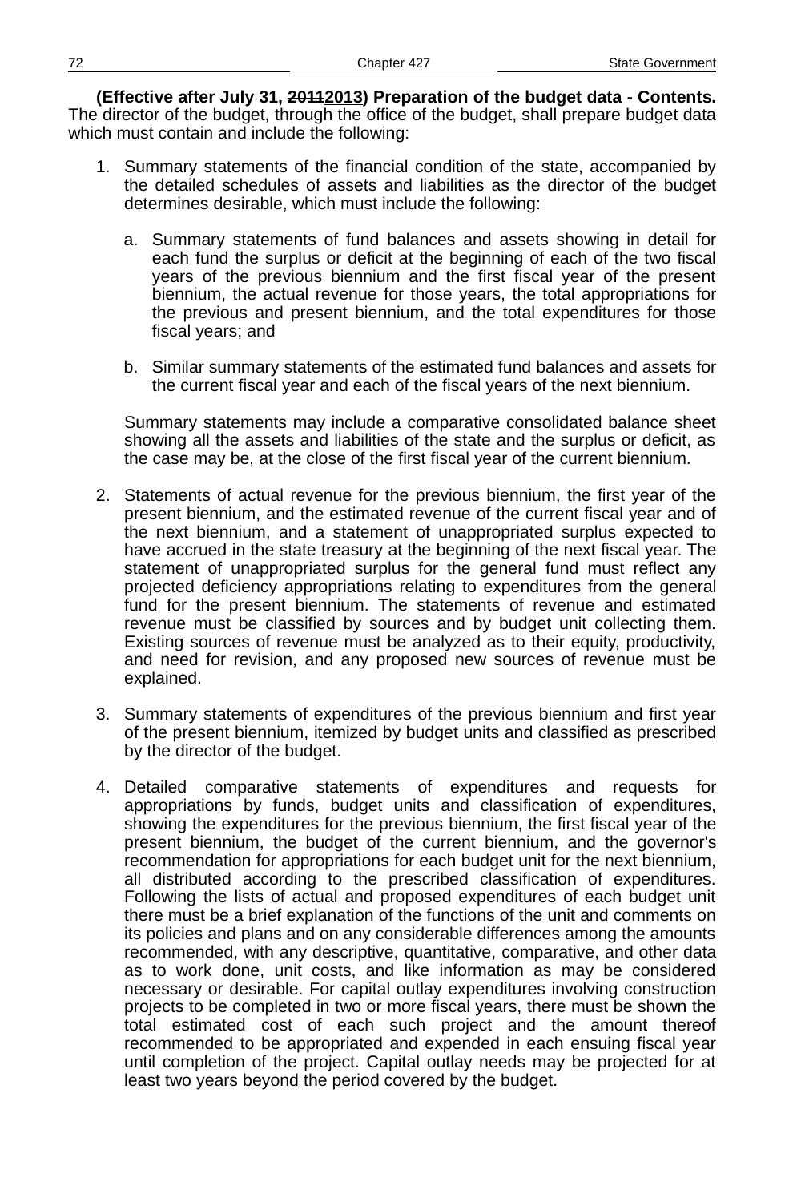**(Effective after July 31, ~~2011~~<u>2013</u>) Preparation of the budget data - Contents.** The director of the budget, through the office of the budget, shall prepare budget data which must contain and include the following:

1. Summary statements of the financial condition of the state, accompanied by the detailed schedules of assets and liabilities as the director of the budget determines desirable, which must include the following:

   a. Summary statements of fund balances and assets showing in detail for each fund the surplus or deficit at the beginning of each of the two fiscal years of the previous biennium and the first fiscal year of the present biennium, the actual revenue for those years, the total appropriations for the previous and present biennium, and the total expenditures for those fiscal years; and

   b. Similar summary statements of the estimated fund balances and assets for the current fiscal year and each of the fiscal years of the next biennium.

   Summary statements may include a comparative consolidated balance sheet showing all the assets and liabilities of the state and the surplus or deficit, as the case may be, at the close of the first fiscal year of the current biennium.

2. Statements of actual revenue for the previous biennium, the first year of the present biennium, and the estimated revenue of the current fiscal year and of the next biennium, and a statement of unappropriated surplus expected to have accrued in the state treasury at the beginning of the next fiscal year. The statement of unappropriated surplus for the general fund must reflect any projected deficiency appropriations relating to expenditures from the general fund for the present biennium. The statements of revenue and estimated revenue must be classified by sources and by budget unit collecting them. Existing sources of revenue must be analyzed as to their equity, productivity, and need for revision, and any proposed new sources of revenue must be explained.

3. Summary statements of expenditures of the previous biennium and first year of the present biennium, itemized by budget units and classified as prescribed by the director of the budget.

4. Detailed comparative statements of expenditures and requests for appropriations by funds, budget units and classification of expenditures, showing the expenditures for the previous biennium, the first fiscal year of the present biennium, the budget of the current biennium, and the governor's recommendation for appropriations for each budget unit for the next biennium, all distributed according to the prescribed classification of expenditures. Following the lists of actual and proposed expenditures of each budget unit there must be a brief explanation of the functions of the unit and comments on its policies and plans and on any considerable differences among the amounts recommended, with any descriptive, quantitative, comparative, and other data as to work done, unit costs, and like information as may be considered necessary or desirable. For capital outlay expenditures involving construction projects to be completed in two or more fiscal years, there must be shown the total estimated cost of each such project and the amount thereof recommended to be appropriated and expended in each ensuing fiscal year until completion of the project. Capital outlay needs may be projected for at least two years beyond the period covered by the budget.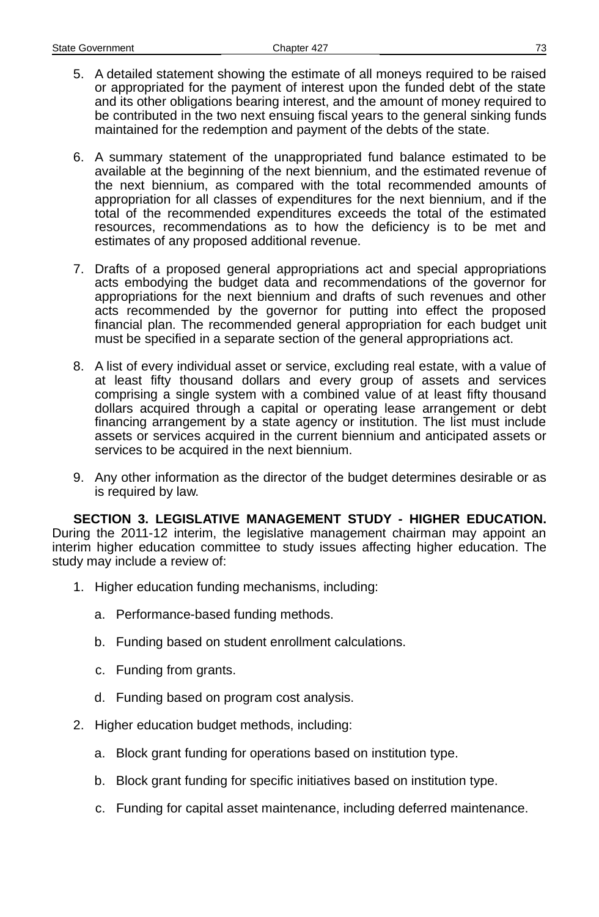5. A detailed statement showing the estimate of all moneys required to be raised or appropriated for the payment of interest upon the funded debt of the state and its other obligations bearing interest, and the amount of money required to be contributed in the two next ensuing fiscal years to the general sinking funds maintained for the redemption and payment of the debts of the state.

6. A summary statement of the unappropriated fund balance estimated to be available at the beginning of the next biennium, and the estimated revenue of the next biennium, as compared with the total recommended amounts of appropriation for all classes of expenditures for the next biennium, and if the total of the recommended expenditures exceeds the total of the estimated resources, recommendations as to how the deficiency is to be met and estimates of any proposed additional revenue.

7. Drafts of a proposed general appropriations act and special appropriations acts embodying the budget data and recommendations of the governor for appropriations for the next biennium and drafts of such revenues and other acts recommended by the governor for putting into effect the proposed financial plan. The recommended general appropriation for each budget unit must be specified in a separate section of the general appropriations act.

8. A list of every individual asset or service, excluding real estate, with a value of at least fifty thousand dollars and every group of assets and services comprising a single system with a combined value of at least fifty thousand dollars acquired through a capital or operating lease arrangement or debt financing arrangement by a state agency or institution. The list must include assets or services acquired in the current biennium and anticipated assets or services to be acquired in the next biennium.

9. Any other information as the director of the budget determines desirable or as is required by law.

**SECTION 3. LEGISLATIVE MANAGEMENT STUDY - HIGHER EDUCATION.** During the 2011-12 interim, the legislative management chairman may appoint an interim higher education committee to study issues affecting higher education. The study may include a review of:

1. Higher education funding mechanisms, including:

   a. Performance-based funding methods.

   b. Funding based on student enrollment calculations.

   c. Funding from grants.

   d. Funding based on program cost analysis.

2. Higher education budget methods, including:

   a. Block grant funding for operations based on institution type.

   b. Block grant funding for specific initiatives based on institution type.

   c. Funding for capital asset maintenance, including deferred maintenance.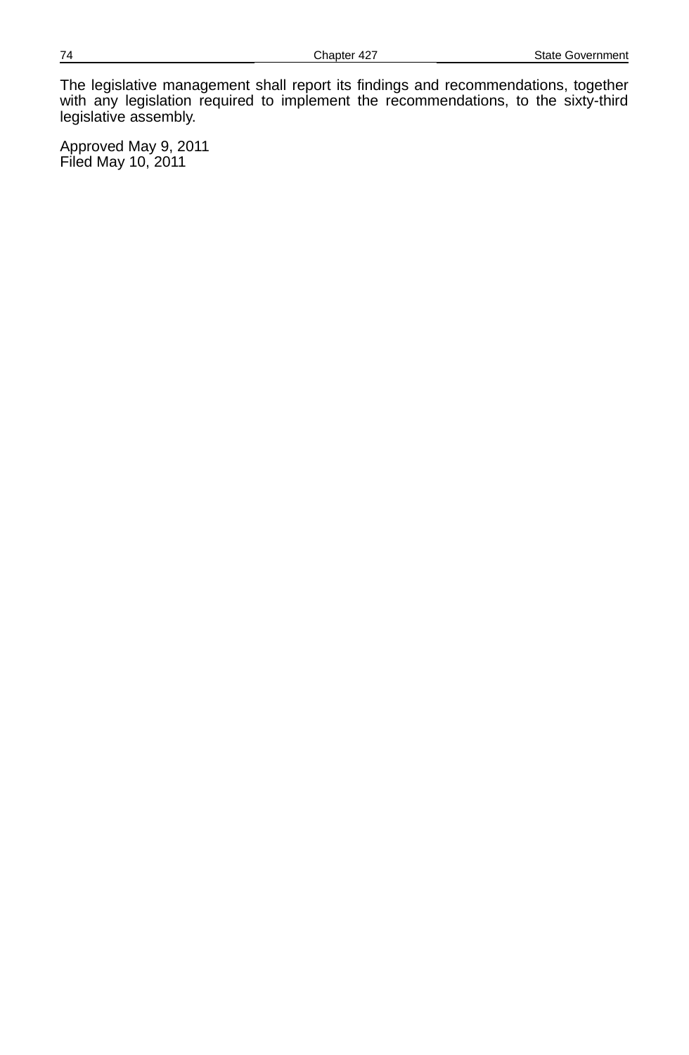The legislative management shall report its findings and recommendations, together with any legislation required to implement the recommendations, to the sixty-third legislative assembly.

Approved May 9, 2011
Filed May 10, 2011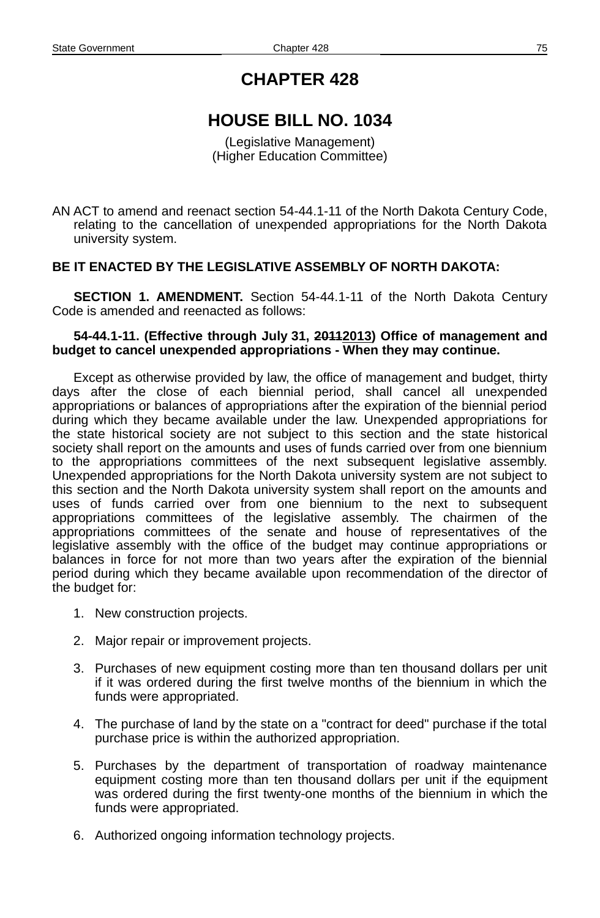# CHAPTER 428

# HOUSE BILL NO. 1034

(Legislative Management)
(Higher Education Committee)

AN ACT to amend and reenact section 54-44.1-11 of the North Dakota Century Code, relating to the cancellation of unexpended appropriations for the North Dakota university system.

**BE IT ENACTED BY THE LEGISLATIVE ASSEMBLY OF NORTH DAKOTA:**

**SECTION 1. AMENDMENT.** Section 54-44.1-11 of the North Dakota Century Code is amended and reenacted as follows:

**54-44.1-11. (Effective through July 31, ~~2011~~2013) Office of management and budget to cancel unexpended appropriations - When they may continue.**

Except as otherwise provided by law, the office of management and budget, thirty days after the close of each biennial period, shall cancel all unexpended appropriations or balances of appropriations after the expiration of the biennial period during which they became available under the law. Unexpended appropriations for the state historical society are not subject to this section and the state historical society shall report on the amounts and uses of funds carried over from one biennium to the appropriations committees of the next subsequent legislative assembly. Unexpended appropriations for the North Dakota university system are not subject to this section and the North Dakota university system shall report on the amounts and uses of funds carried over from one biennium to the next to subsequent appropriations committees of the legislative assembly. The chairmen of the appropriations committees of the senate and house of representatives of the legislative assembly with the office of the budget may continue appropriations or balances in force for not more than two years after the expiration of the biennial period during which they became available upon recommendation of the director of the budget for:

1. New construction projects.
2. Major repair or improvement projects.
3. Purchases of new equipment costing more than ten thousand dollars per unit if it was ordered during the first twelve months of the biennium in which the funds were appropriated.
4. The purchase of land by the state on a "contract for deed" purchase if the total purchase price is within the authorized appropriation.
5. Purchases by the department of transportation of roadway maintenance equipment costing more than ten thousand dollars per unit if the equipment was ordered during the first twenty-one months of the biennium in which the funds were appropriated.
6. Authorized ongoing information technology projects.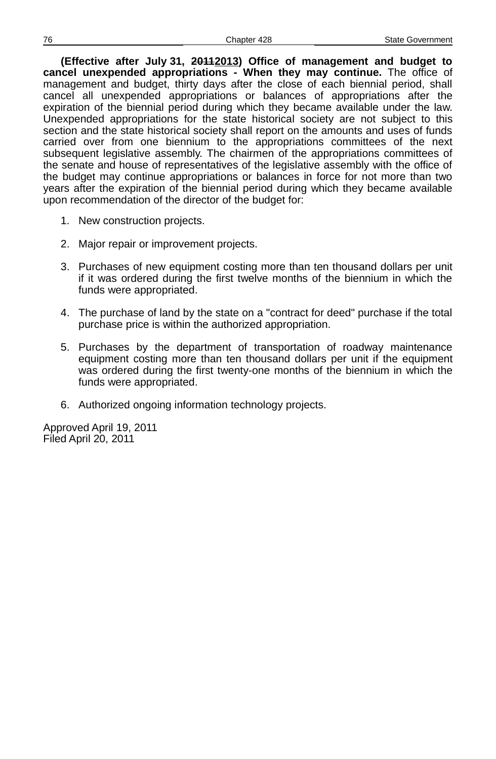**(Effective after July 31, ~~2011~~<u>2013</u>) Office of management and budget to cancel unexpended appropriations - When they may continue.** The office of management and budget, thirty days after the close of each biennial period, shall cancel all unexpended appropriations or balances of appropriations after the expiration of the biennial period during which they became available under the law. Unexpended appropriations for the state historical society are not subject to this section and the state historical society shall report on the amounts and uses of funds carried over from one biennium to the appropriations committees of the next subsequent legislative assembly. The chairmen of the appropriations committees of the senate and house of representatives of the legislative assembly with the office of the budget may continue appropriations or balances in force for not more than two years after the expiration of the biennial period during which they became available upon recommendation of the director of the budget for:

1. New construction projects.
2. Major repair or improvement projects.
3. Purchases of new equipment costing more than ten thousand dollars per unit if it was ordered during the first twelve months of the biennium in which the funds were appropriated.
4. The purchase of land by the state on a "contract for deed" purchase if the total purchase price is within the authorized appropriation.
5. Purchases by the department of transportation of roadway maintenance equipment costing more than ten thousand dollars per unit if the equipment was ordered during the first twenty-one months of the biennium in which the funds were appropriated.
6. Authorized ongoing information technology projects.

Approved April 19, 2011
Filed April 20, 2011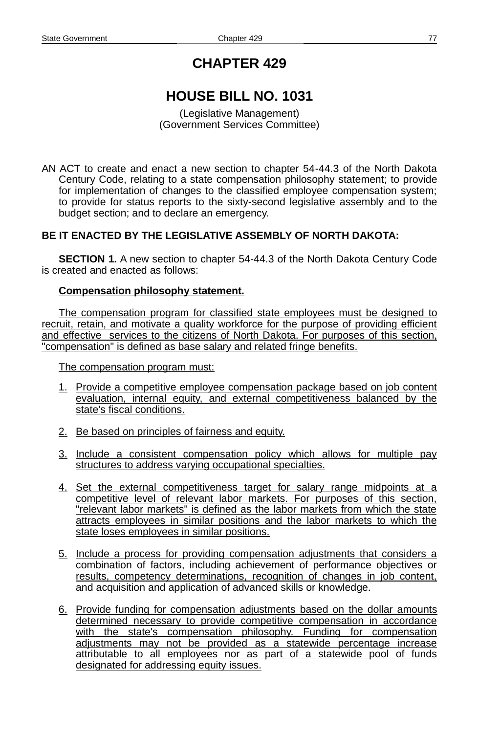# CHAPTER 429

## HOUSE BILL NO. 1031

(Legislative Management)
(Government Services Committee)

AN ACT to create and enact a new section to chapter 54-44.3 of the North Dakota Century Code, relating to a state compensation philosophy statement; to provide for implementation of changes to the classified employee compensation system; to provide for status reports to the sixty-second legislative assembly and to the budget section; and to declare an emergency.

**BE IT ENACTED BY THE LEGISLATIVE ASSEMBLY OF NORTH DAKOTA:**

**SECTION 1.** A new section to chapter 54-44.3 of the North Dakota Century Code is created and enacted as follows:

**Compensation philosophy statement.**

The compensation program for classified state employees must be designed to recruit, retain, and motivate a quality workforce for the purpose of providing efficient and effective services to the citizens of North Dakota. For purposes of this section, "compensation" is defined as base salary and related fringe benefits.

The compensation program must:

1. Provide a competitive employee compensation package based on job content evaluation, internal equity, and external competitiveness balanced by the state's fiscal conditions.
2. Be based on principles of fairness and equity.
3. Include a consistent compensation policy which allows for multiple pay structures to address varying occupational specialties.
4. Set the external competitiveness target for salary range midpoints at a competitive level of relevant labor markets. For purposes of this section, "relevant labor markets" is defined as the labor markets from which the state attracts employees in similar positions and the labor markets to which the state loses employees in similar positions.
5. Include a process for providing compensation adjustments that considers a combination of factors, including achievement of performance objectives or results, competency determinations, recognition of changes in job content, and acquisition and application of advanced skills or knowledge.
6. Provide funding for compensation adjustments based on the dollar amounts determined necessary to provide competitive compensation in accordance with the state's compensation philosophy. Funding for compensation adjustments may not be provided as a statewide percentage increase attributable to all employees nor as part of a statewide pool of funds designated for addressing equity issues.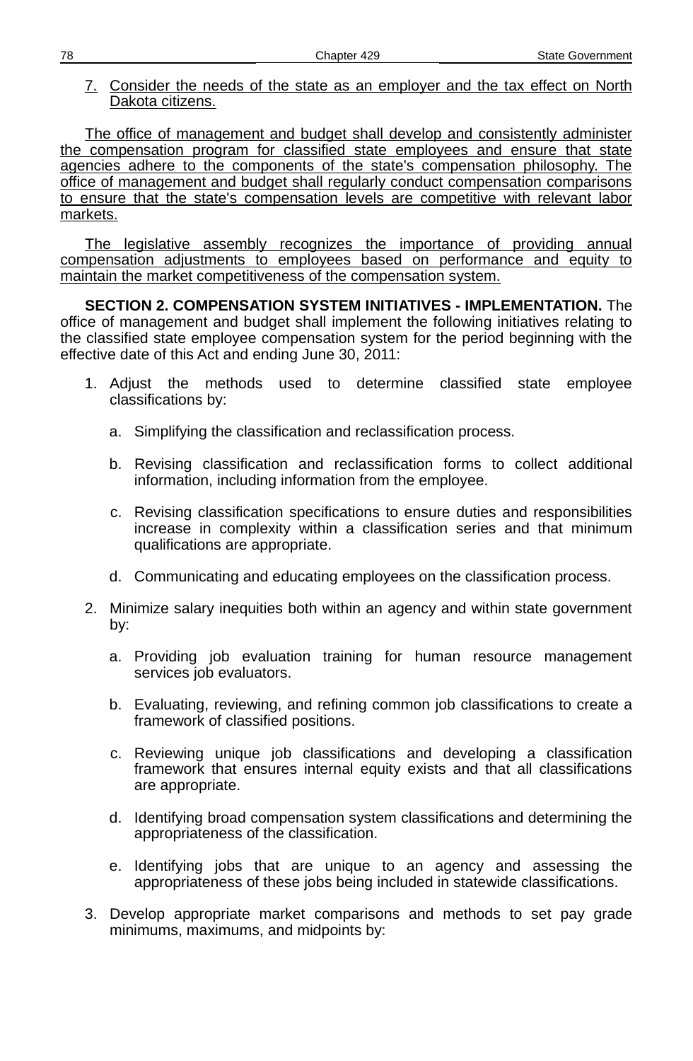7. Consider the needs of the state as an employer and the tax effect on North Dakota citizens.

The office of management and budget shall develop and consistently administer the compensation program for classified state employees and ensure that state agencies adhere to the components of the state's compensation philosophy. The office of management and budget shall regularly conduct compensation comparisons to ensure that the state's compensation levels are competitive with relevant labor markets.

The legislative assembly recognizes the importance of providing annual compensation adjustments to employees based on performance and equity to maintain the market competitiveness of the compensation system.

**SECTION 2. COMPENSATION SYSTEM INITIATIVES - IMPLEMENTATION.** The office of management and budget shall implement the following initiatives relating to the classified state employee compensation system for the period beginning with the effective date of this Act and ending June 30, 2011:

1. Adjust the methods used to determine classified state employee classifications by:

   a. Simplifying the classification and reclassification process.

   b. Revising classification and reclassification forms to collect additional information, including information from the employee.

   c. Revising classification specifications to ensure duties and responsibilities increase in complexity within a classification series and that minimum qualifications are appropriate.

   d. Communicating and educating employees on the classification process.

2. Minimize salary inequities both within an agency and within state government by:

   a. Providing job evaluation training for human resource management services job evaluators.

   b. Evaluating, reviewing, and refining common job classifications to create a framework of classified positions.

   c. Reviewing unique job classifications and developing a classification framework that ensures internal equity exists and that all classifications are appropriate.

   d. Identifying broad compensation system classifications and determining the appropriateness of the classification.

   e. Identifying jobs that are unique to an agency and assessing the appropriateness of these jobs being included in statewide classifications.

3. Develop appropriate market comparisons and methods to set pay grade minimums, maximums, and midpoints by: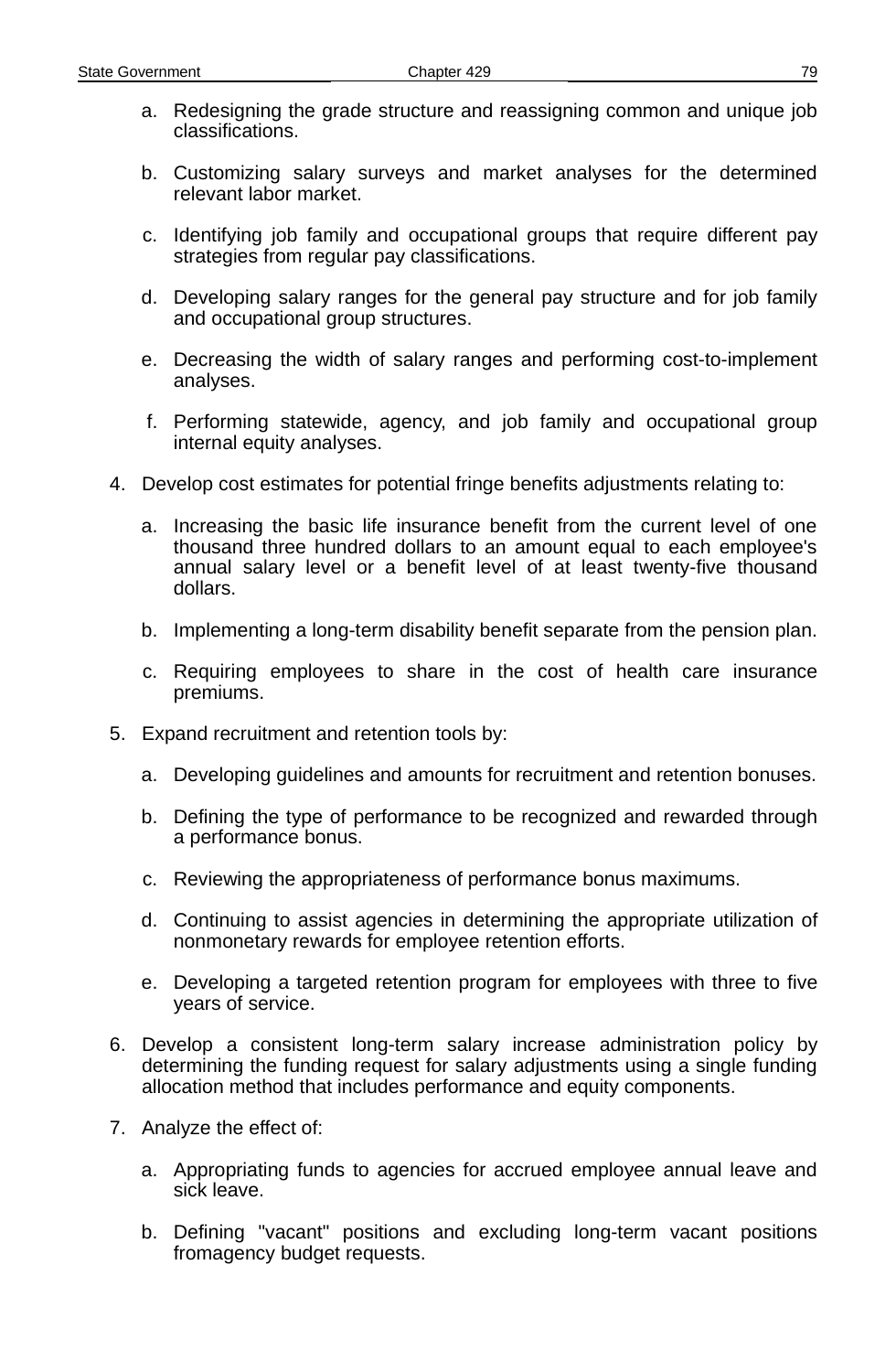a. Redesigning the grade structure and reassigning common and unique job classifications.

b. Customizing salary surveys and market analyses for the determined relevant labor market.

c. Identifying job family and occupational groups that require different pay strategies from regular pay classifications.

d. Developing salary ranges for the general pay structure and for job family and occupational group structures.

e. Decreasing the width of salary ranges and performing cost-to-implement analyses.

f. Performing statewide, agency, and job family and occupational group internal equity analyses.

4. Develop cost estimates for potential fringe benefits adjustments relating to:

   a. Increasing the basic life insurance benefit from the current level of one thousand three hundred dollars to an amount equal to each employee's annual salary level or a benefit level of at least twenty-five thousand dollars.

   b. Implementing a long-term disability benefit separate from the pension plan.

   c. Requiring employees to share in the cost of health care insurance premiums.

5. Expand recruitment and retention tools by:

   a. Developing guidelines and amounts for recruitment and retention bonuses.

   b. Defining the type of performance to be recognized and rewarded through a performance bonus.

   c. Reviewing the appropriateness of performance bonus maximums.

   d. Continuing to assist agencies in determining the appropriate utilization of nonmonetary rewards for employee retention efforts.

   e. Developing a targeted retention program for employees with three to five years of service.

6. Develop a consistent long-term salary increase administration policy by determining the funding request for salary adjustments using a single funding allocation method that includes performance and equity components.

7. Analyze the effect of:

   a. Appropriating funds to agencies for accrued employee annual leave and sick leave.

   b. Defining "vacant" positions and excluding long-term vacant positions fromagency budget requests.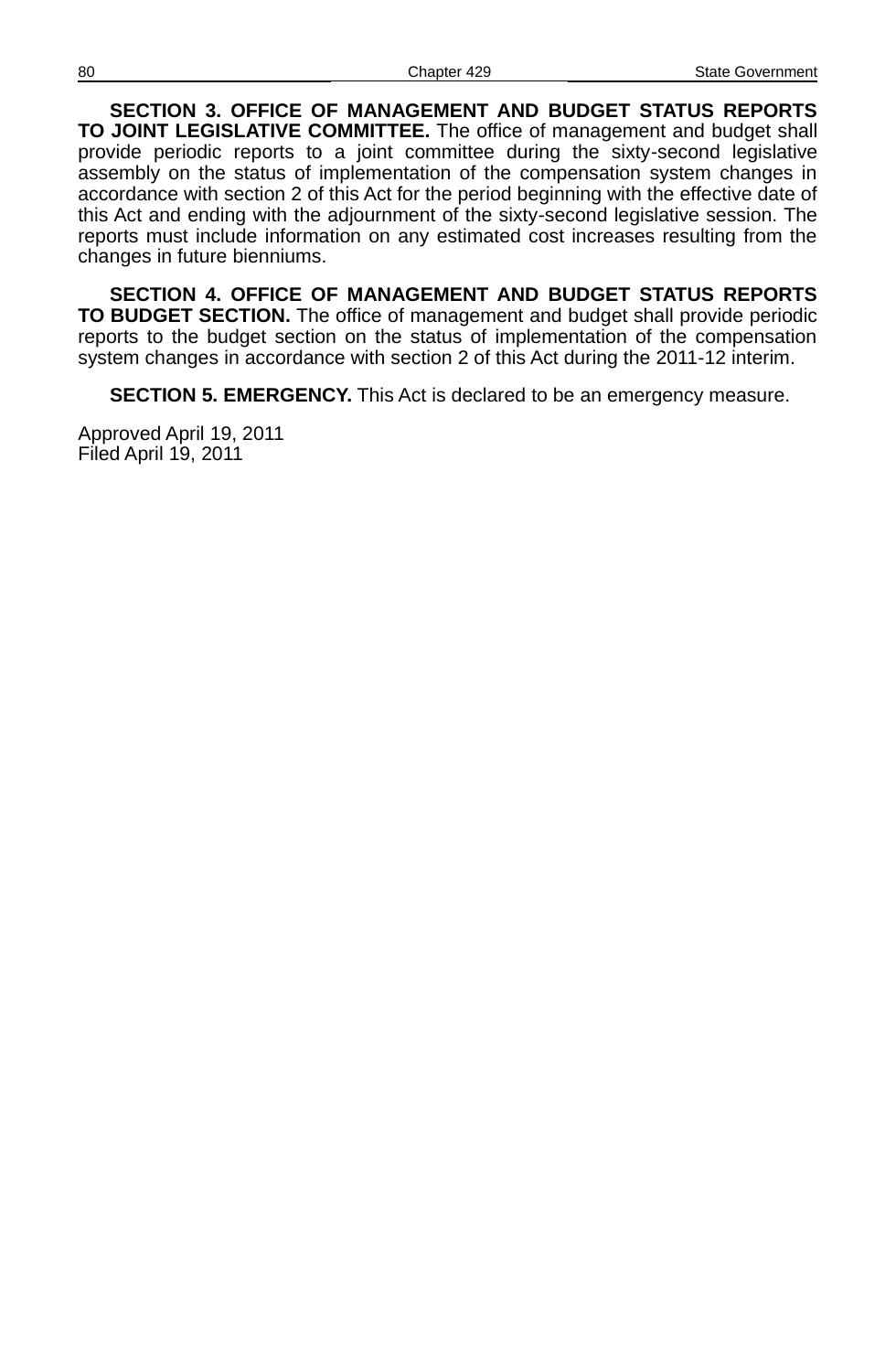**SECTION 3. OFFICE OF MANAGEMENT AND BUDGET STATUS REPORTS TO JOINT LEGISLATIVE COMMITTEE.** The office of management and budget shall provide periodic reports to a joint committee during the sixty-second legislative assembly on the status of implementation of the compensation system changes in accordance with section 2 of this Act for the period beginning with the effective date of this Act and ending with the adjournment of the sixty-second legislative session. The reports must include information on any estimated cost increases resulting from the changes in future bienniums.

**SECTION 4. OFFICE OF MANAGEMENT AND BUDGET STATUS REPORTS TO BUDGET SECTION.** The office of management and budget shall provide periodic reports to the budget section on the status of implementation of the compensation system changes in accordance with section 2 of this Act during the 2011-12 interim.

**SECTION 5. EMERGENCY.** This Act is declared to be an emergency measure.

Approved April 19, 2011
Filed April 19, 2011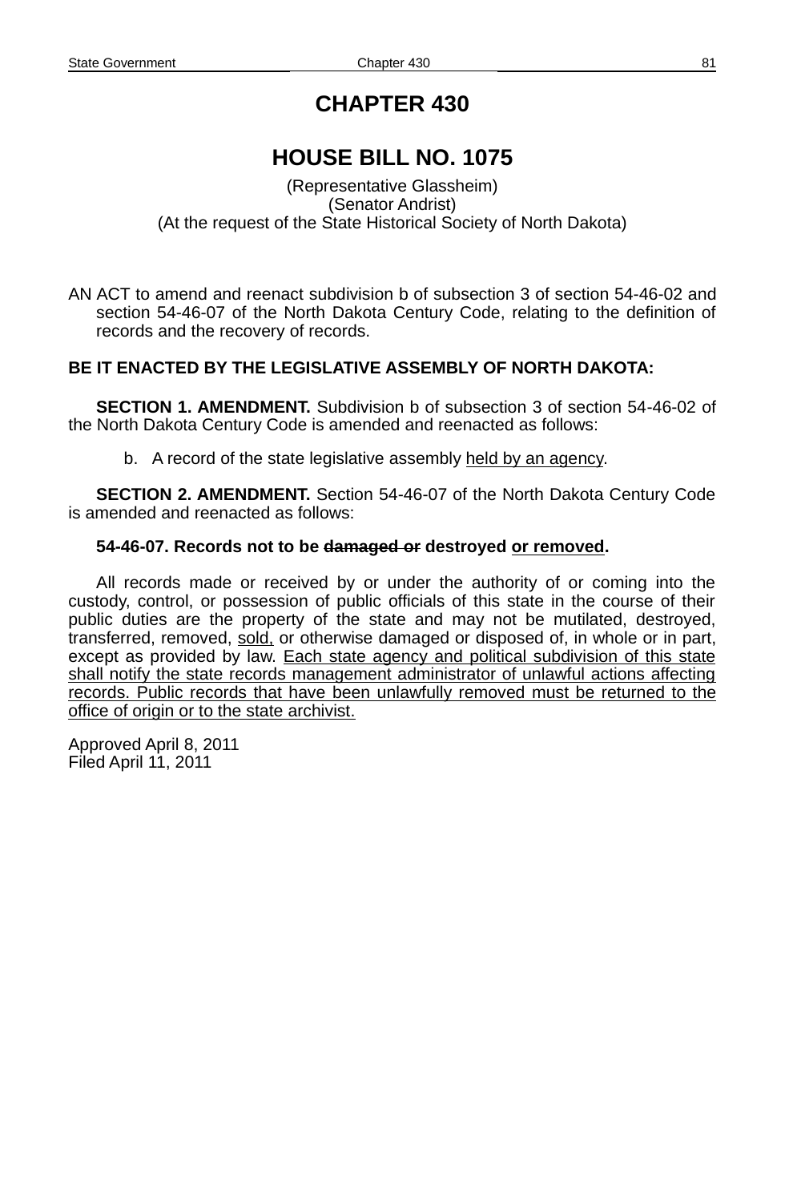# CHAPTER 430

## HOUSE BILL NO. 1075

(Representative Glassheim)
(Senator Andrist)
(At the request of the State Historical Society of North Dakota)

AN ACT to amend and reenact subdivision b of subsection 3 of section 54-46-02 and section 54-46-07 of the North Dakota Century Code, relating to the definition of records and the recovery of records.

**BE IT ENACTED BY THE LEGISLATIVE ASSEMBLY OF NORTH DAKOTA:**

**SECTION 1. AMENDMENT.** Subdivision b of subsection 3 of section 54-46-02 of the North Dakota Century Code is amended and reenacted as follows:

b. A record of the state legislative assembly <u>held by an agency</u>.

**SECTION 2. AMENDMENT.** Section 54-46-07 of the North Dakota Century Code is amended and reenacted as follows:

**54-46-07. Records not to be ~~damaged or~~ destroyed <u>or removed</u>.**

All records made or received by or under the authority of or coming into the custody, control, or possession of public officials of this state in the course of their public duties are the property of the state and may not be mutilated, destroyed, transferred, removed, <u>sold,</u> or otherwise damaged or disposed of, in whole or in part, except as provided by law. <u>Each state agency and political subdivision of this state shall notify the state records management administrator of unlawful actions affecting records. Public records that have been unlawfully removed must be returned to the office of origin or to the state archivist.</u>

Approved April 8, 2011
Filed April 11, 2011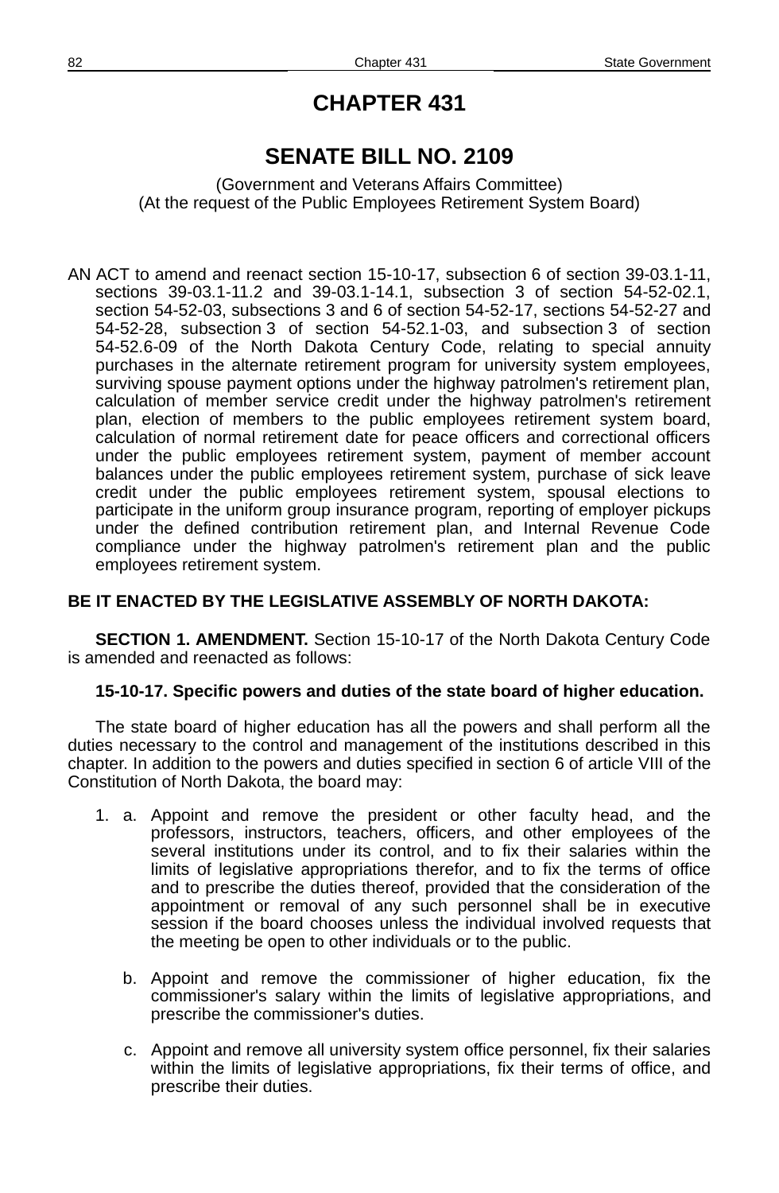# CHAPTER 431

# SENATE BILL NO. 2109

(Government and Veterans Affairs Committee)
(At the request of the Public Employees Retirement System Board)

AN ACT to amend and reenact section 15-10-17, subsection 6 of section 39-03.1-11, sections 39-03.1-11.2 and 39-03.1-14.1, subsection 3 of section 54-52-02.1, section 54-52-03, subsections 3 and 6 of section 54-52-17, sections 54-52-27 and 54-52-28, subsection 3 of section 54-52.1-03, and subsection 3 of section 54-52.6-09 of the North Dakota Century Code, relating to special annuity purchases in the alternate retirement program for university system employees, surviving spouse payment options under the highway patrolmen's retirement plan, calculation of member service credit under the highway patrolmen's retirement plan, election of members to the public employees retirement system board, calculation of normal retirement date for peace officers and correctional officers under the public employees retirement system, payment of member account balances under the public employees retirement system, purchase of sick leave credit under the public employees retirement system, spousal elections to participate in the uniform group insurance program, reporting of employer pickups under the defined contribution retirement plan, and Internal Revenue Code compliance under the highway patrolmen's retirement plan and the public employees retirement system.

**BE IT ENACTED BY THE LEGISLATIVE ASSEMBLY OF NORTH DAKOTA:**

**SECTION 1. AMENDMENT.** Section 15-10-17 of the North Dakota Century Code is amended and reenacted as follows:

**15-10-17. Specific powers and duties of the state board of higher education.**

The state board of higher education has all the powers and shall perform all the duties necessary to the control and management of the institutions described in this chapter. In addition to the powers and duties specified in section 6 of article VIII of the Constitution of North Dakota, the board may:

1. a. Appoint and remove the president or other faculty head, and the professors, instructors, teachers, officers, and other employees of the several institutions under its control, and to fix their salaries within the limits of legislative appropriations therefor, and to fix the terms of office and to prescribe the duties thereof, provided that the consideration of the appointment or removal of any such personnel shall be in executive session if the board chooses unless the individual involved requests that the meeting be open to other individuals or to the public.

   b. Appoint and remove the commissioner of higher education, fix the commissioner's salary within the limits of legislative appropriations, and prescribe the commissioner's duties.

   c. Appoint and remove all university system office personnel, fix their salaries within the limits of legislative appropriations, fix their terms of office, and prescribe their duties.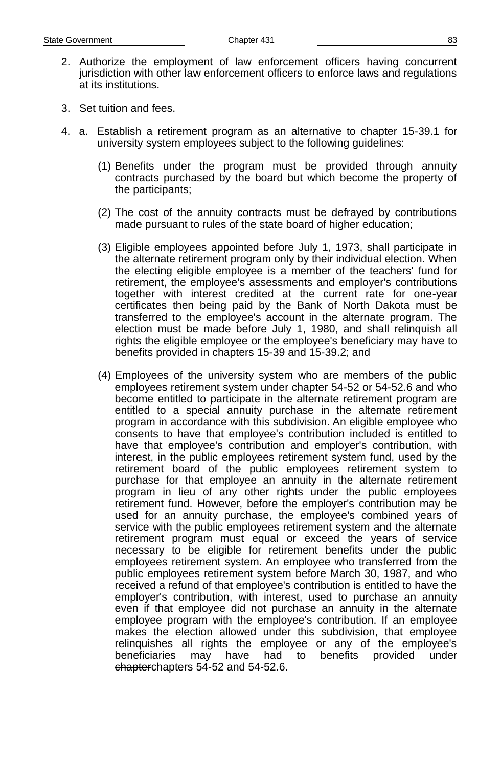2. Authorize the employment of law enforcement officers having concurrent jurisdiction with other law enforcement officers to enforce laws and regulations at its institutions.

3. Set tuition and fees.

4. a. Establish a retirement program as an alternative to chapter 15-39.1 for university system employees subject to the following guidelines:

   (1) Benefits under the program must be provided through annuity contracts purchased by the board but which become the property of the participants;

   (2) The cost of the annuity contracts must be defrayed by contributions made pursuant to rules of the state board of higher education;

   (3) Eligible employees appointed before July 1, 1973, shall participate in the alternate retirement program only by their individual election. When the electing eligible employee is a member of the teachers' fund for retirement, the employee's assessments and employer's contributions together with interest credited at the current rate for one-year certificates then being paid by the Bank of North Dakota must be transferred to the employee's account in the alternate program. The election must be made before July 1, 1980, and shall relinquish all rights the eligible employee or the employee's beneficiary may have to benefits provided in chapters 15-39 and 15-39.2; and

   (4) Employees of the university system who are members of the public employees retirement system <u>under chapter 54-52 or 54-52.6</u> and who become entitled to participate in the alternate retirement program are entitled to a special annuity purchase in the alternate retirement program in accordance with this subdivision. An eligible employee who consents to have that employee's contribution included is entitled to have that employee's contribution and employer's contribution, with interest, in the public employees retirement system fund, used by the retirement board of the public employees retirement system to purchase for that employee an annuity in the alternate retirement program in lieu of any other rights under the public employees retirement fund. However, before the employer's contribution may be used for an annuity purchase, the employee's combined years of service with the public employees retirement system and the alternate retirement program must equal or exceed the years of service necessary to be eligible for retirement benefits under the public employees retirement system. An employee who transferred from the public employees retirement system before March 30, 1987, and who received a refund of that employee's contribution is entitled to have the employer's contribution, with interest, used to purchase an annuity even if that employee did not purchase an annuity in the alternate employee program with the employee's contribution. If an employee makes the election allowed under this subdivision, that employee relinquishes all rights the employee or any of the employee's beneficiaries may have had to benefits provided under ~~chapter~~<u>chapters</u> 54-52 <u>and 54-52.6</u>.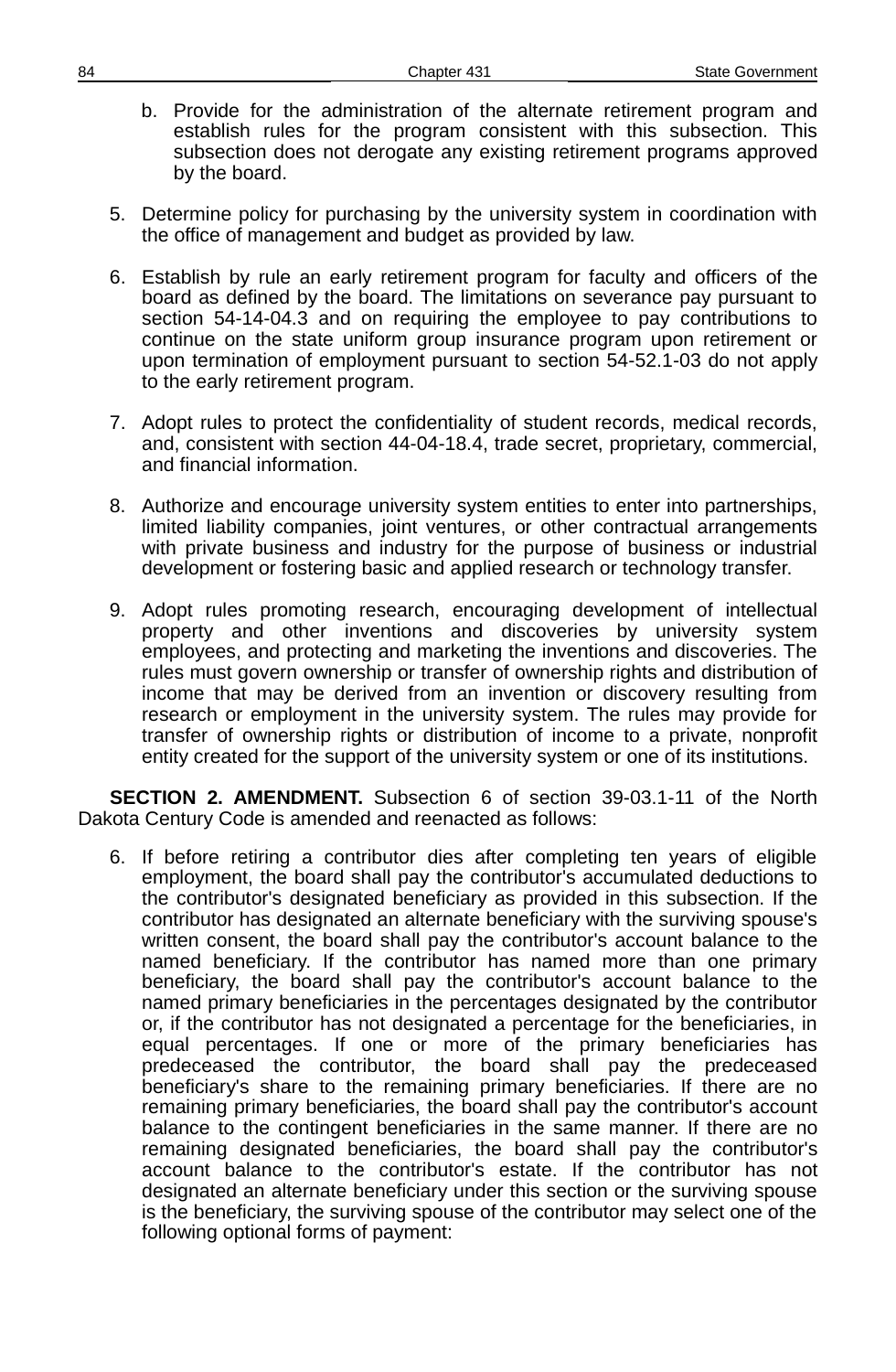b. Provide for the administration of the alternate retirement program and establish rules for the program consistent with this subsection. This subsection does not derogate any existing retirement programs approved by the board.

5. Determine policy for purchasing by the university system in coordination with the office of management and budget as provided by law.

6. Establish by rule an early retirement program for faculty and officers of the board as defined by the board. The limitations on severance pay pursuant to section 54-14-04.3 and on requiring the employee to pay contributions to continue on the state uniform group insurance program upon retirement or upon termination of employment pursuant to section 54-52.1-03 do not apply to the early retirement program.

7. Adopt rules to protect the confidentiality of student records, medical records, and, consistent with section 44-04-18.4, trade secret, proprietary, commercial, and financial information.

8. Authorize and encourage university system entities to enter into partnerships, limited liability companies, joint ventures, or other contractual arrangements with private business and industry for the purpose of business or industrial development or fostering basic and applied research or technology transfer.

9. Adopt rules promoting research, encouraging development of intellectual property and other inventions and discoveries by university system employees, and protecting and marketing the inventions and discoveries. The rules must govern ownership or transfer of ownership rights and distribution of income that may be derived from an invention or discovery resulting from research or employment in the university system. The rules may provide for transfer of ownership rights or distribution of income to a private, nonprofit entity created for the support of the university system or one of its institutions.

**SECTION 2. AMENDMENT.** Subsection 6 of section 39-03.1-11 of the North Dakota Century Code is amended and reenacted as follows:

6. If before retiring a contributor dies after completing ten years of eligible employment, the board shall pay the contributor's accumulated deductions to the contributor's designated beneficiary as provided in this subsection. If the contributor has designated an alternate beneficiary with the surviving spouse's written consent, the board shall pay the contributor's account balance to the named beneficiary. If the contributor has named more than one primary beneficiary, the board shall pay the contributor's account balance to the named primary beneficiaries in the percentages designated by the contributor or, if the contributor has not designated a percentage for the beneficiaries, in equal percentages. If one or more of the primary beneficiaries has predeceased the contributor, the board shall pay the predeceased beneficiary's share to the remaining primary beneficiaries. If there are no remaining primary beneficiaries, the board shall pay the contributor's account balance to the contingent beneficiaries in the same manner. If there are no remaining designated beneficiaries, the board shall pay the contributor's account balance to the contributor's estate. If the contributor has not designated an alternate beneficiary under this section or the surviving spouse is the beneficiary, the surviving spouse of the contributor may select one of the following optional forms of payment: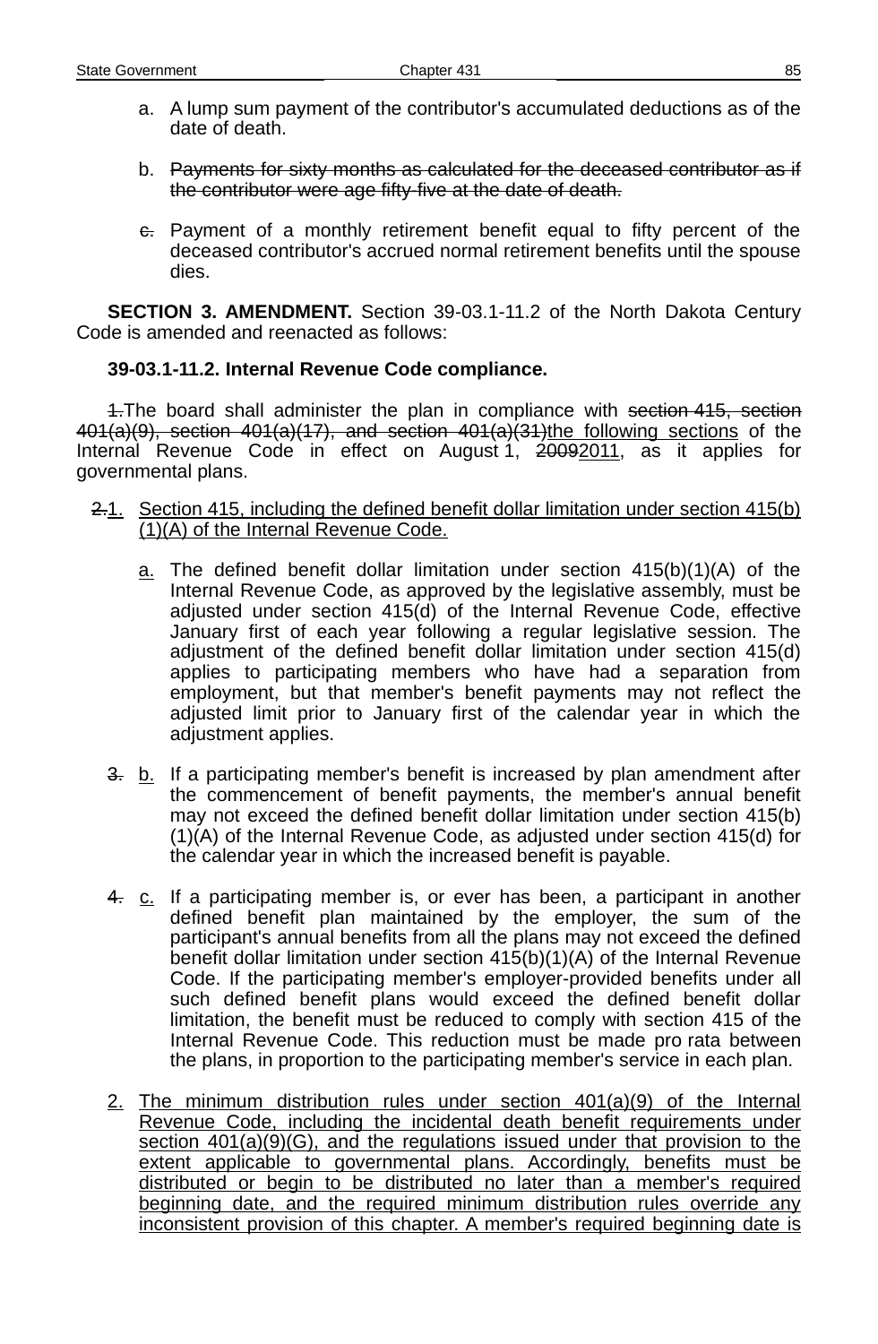a. A lump sum payment of the contributor's accumulated deductions as of the date of death.

b. ~~Payments for sixty months as calculated for the deceased contributor as if the contributor were age fifty-five at the date of death.~~

~~c.~~ Payment of a monthly retirement benefit equal to fifty percent of the deceased contributor's accrued normal retirement benefits until the spouse dies.

**SECTION 3. AMENDMENT.** Section 39-03.1-11.2 of the North Dakota Century Code is amended and reenacted as follows:

**39-03.1-11.2. Internal Revenue Code compliance.**

~~1.~~The board shall administer the plan in compliance with ~~section 415, section 401(a)(9), section 401(a)(17), and section 401(a)(31)~~<u>the following sections</u> of the Internal Revenue Code in effect on August 1, ~~2009~~<u>2011</u>, as it applies for governmental plans.

~~2.~~<u>1.</u> <u>Section 415, including the defined benefit dollar limitation under section 415(b)(1)(A) of the Internal Revenue Code.</u>

<u>a.</u> The defined benefit dollar limitation under section 415(b)(1)(A) of the Internal Revenue Code, as approved by the legislative assembly, must be adjusted under section 415(d) of the Internal Revenue Code, effective January first of each year following a regular legislative session. The adjustment of the defined benefit dollar limitation under section 415(d) applies to participating members who have had a separation from employment, but that member's benefit payments may not reflect the adjusted limit prior to January first of the calendar year in which the adjustment applies.

~~3.~~ <u>b.</u> If a participating member's benefit is increased by plan amendment after the commencement of benefit payments, the member's annual benefit may not exceed the defined benefit dollar limitation under section 415(b)(1)(A) of the Internal Revenue Code, as adjusted under section 415(d) for the calendar year in which the increased benefit is payable.

~~4.~~ <u>c.</u> If a participating member is, or ever has been, a participant in another defined benefit plan maintained by the employer, the sum of the participant's annual benefits from all the plans may not exceed the defined benefit dollar limitation under section 415(b)(1)(A) of the Internal Revenue Code. If the participating member's employer-provided benefits under all such defined benefit plans would exceed the defined benefit dollar limitation, the benefit must be reduced to comply with section 415 of the Internal Revenue Code. This reduction must be made pro rata between the plans, in proportion to the participating member's service in each plan.

<u>2.</u> <u>The minimum distribution rules under section 401(a)(9) of the Internal Revenue Code, including the incidental death benefit requirements under section 401(a)(9)(G), and the regulations issued under that provision to the extent applicable to governmental plans. Accordingly, benefits must be distributed or begin to be distributed no later than a member's required beginning date, and the required minimum distribution rules override any inconsistent provision of this chapter. A member's required beginning date is</u>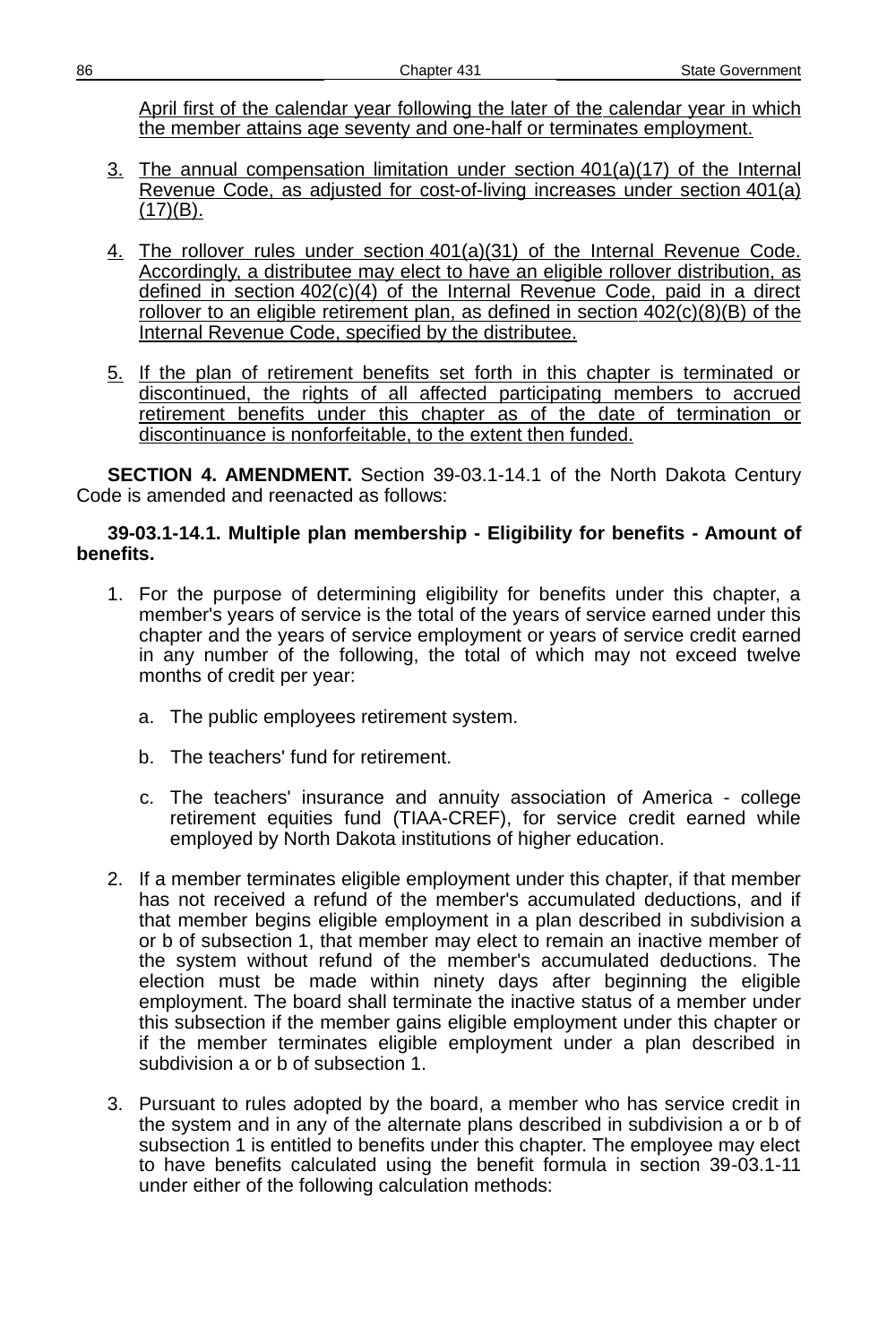April first of the calendar year following the later of the calendar year in which the member attains age seventy and one-half or terminates employment.

3. The annual compensation limitation under section 401(a)(17) of the Internal Revenue Code, as adjusted for cost-of-living increases under section 401(a)(17)(B).

4. The rollover rules under section 401(a)(31) of the Internal Revenue Code. Accordingly, a distributee may elect to have an eligible rollover distribution, as defined in section 402(c)(4) of the Internal Revenue Code, paid in a direct rollover to an eligible retirement plan, as defined in section 402(c)(8)(B) of the Internal Revenue Code, specified by the distributee.

5. If the plan of retirement benefits set forth in this chapter is terminated or discontinued, the rights of all affected participating members to accrued retirement benefits under this chapter as of the date of termination or discontinuance is nonforfeitable, to the extent then funded.

**SECTION 4. AMENDMENT.** Section 39-03.1-14.1 of the North Dakota Century Code is amended and reenacted as follows:

**39-03.1-14.1. Multiple plan membership - Eligibility for benefits - Amount of benefits.**

1. For the purpose of determining eligibility for benefits under this chapter, a member's years of service is the total of the years of service earned under this chapter and the years of service employment or years of service credit earned in any number of the following, the total of which may not exceed twelve months of credit per year:

   a. The public employees retirement system.

   b. The teachers' fund for retirement.

   c. The teachers' insurance and annuity association of America - college retirement equities fund (TIAA-CREF), for service credit earned while employed by North Dakota institutions of higher education.

2. If a member terminates eligible employment under this chapter, if that member has not received a refund of the member's accumulated deductions, and if that member begins eligible employment in a plan described in subdivision a or b of subsection 1, that member may elect to remain an inactive member of the system without refund of the member's accumulated deductions. The election must be made within ninety days after beginning the eligible employment. The board shall terminate the inactive status of a member under this subsection if the member gains eligible employment under this chapter or if the member terminates eligible employment under a plan described in subdivision a or b of subsection 1.

3. Pursuant to rules adopted by the board, a member who has service credit in the system and in any of the alternate plans described in subdivision a or b of subsection 1 is entitled to benefits under this chapter. The employee may elect to have benefits calculated using the benefit formula in section 39-03.1-11 under either of the following calculation methods: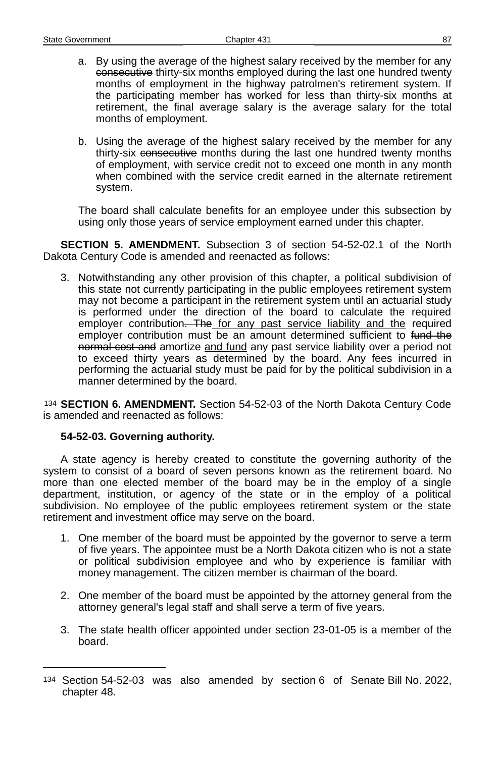a. By using the average of the highest salary received by the member for any ~~consecutive~~ thirty-six months employed during the last one hundred twenty months of employment in the highway patrolmen's retirement system. If the participating member has worked for less than thirty-six months at retirement, the final average salary is the average salary for the total months of employment.

b. Using the average of the highest salary received by the member for any thirty-six ~~consecutive~~ months during the last one hundred twenty months of employment, with service credit not to exceed one month in any month when combined with the service credit earned in the alternate retirement system.

The board shall calculate benefits for an employee under this subsection by using only those years of service employment earned under this chapter.

**SECTION 5. AMENDMENT.** Subsection 3 of section 54-52-02.1 of the North Dakota Century Code is amended and reenacted as follows:

3. Notwithstanding any other provision of this chapter, a political subdivision of this state not currently participating in the public employees retirement system may not become a participant in the retirement system until an actuarial study is performed under the direction of the board to calculate the required employer contribution~~. The~~ <u>for any past service liability and the</u> required employer contribution must be an amount determined sufficient to ~~fund the normal cost and~~ amortize <u>and fund</u> any past service liability over a period not to exceed thirty years as determined by the board. Any fees incurred in performing the actuarial study must be paid for by the political subdivision in a manner determined by the board.

[134] **SECTION 6. AMENDMENT.** Section 54-52-03 of the North Dakota Century Code is amended and reenacted as follows:

**54-52-03. Governing authority.**

A state agency is hereby created to constitute the governing authority of the system to consist of a board of seven persons known as the retirement board. No more than one elected member of the board may be in the employ of a single department, institution, or agency of the state or in the employ of a political subdivision. No employee of the public employees retirement system or the state retirement and investment office may serve on the board.

1. One member of the board must be appointed by the governor to serve a term of five years. The appointee must be a North Dakota citizen who is not a state or political subdivision employee and who by experience is familiar with money management. The citizen member is chairman of the board.

2. One member of the board must be appointed by the attorney general from the attorney general's legal staff and shall serve a term of five years.

3. The state health officer appointed under section 23-01-05 is a member of the board.

---

[134] Section 54-52-03 was also amended by section 6 of Senate Bill No. 2022, chapter 48.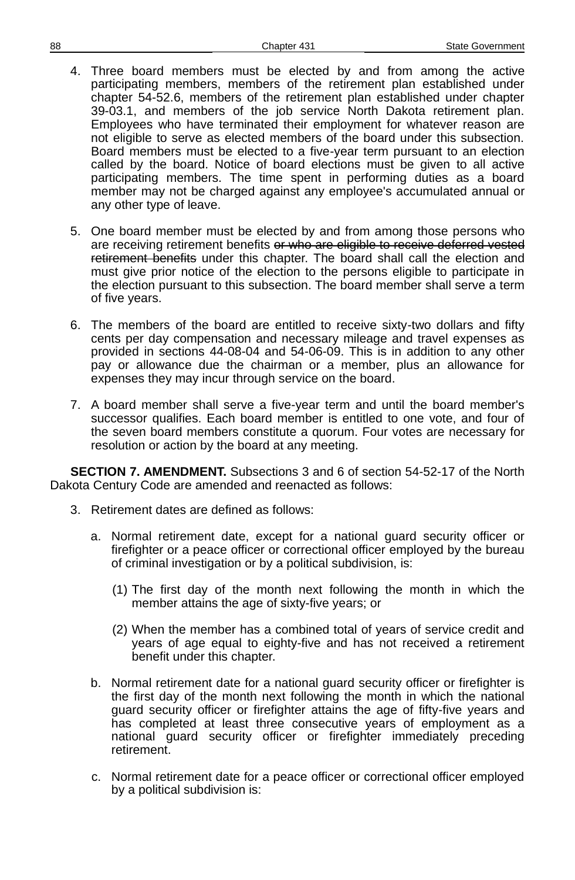4. Three board members must be elected by and from among the active participating members, members of the retirement plan established under chapter 54-52.6, members of the retirement plan established under chapter 39-03.1, and members of the job service North Dakota retirement plan. Employees who have terminated their employment for whatever reason are not eligible to serve as elected members of the board under this subsection. Board members must be elected to a five-year term pursuant to an election called by the board. Notice of board elections must be given to all active participating members. The time spent in performing duties as a board member may not be charged against any employee's accumulated annual or any other type of leave.

5. One board member must be elected by and from among those persons who are receiving retirement benefits ~~or who are eligible to receive deferred vested retirement benefits~~ under this chapter. The board shall call the election and must give prior notice of the election to the persons eligible to participate in the election pursuant to this subsection. The board member shall serve a term of five years.

6. The members of the board are entitled to receive sixty-two dollars and fifty cents per day compensation and necessary mileage and travel expenses as provided in sections 44-08-04 and 54-06-09. This is in addition to any other pay or allowance due the chairman or a member, plus an allowance for expenses they may incur through service on the board.

7. A board member shall serve a five-year term and until the board member's successor qualifies. Each board member is entitled to one vote, and four of the seven board members constitute a quorum. Four votes are necessary for resolution or action by the board at any meeting.

**SECTION 7. AMENDMENT.** Subsections 3 and 6 of section 54-52-17 of the North Dakota Century Code are amended and reenacted as follows:

3. Retirement dates are defined as follows:

   a. Normal retirement date, except for a national guard security officer or firefighter or a peace officer or correctional officer employed by the bureau of criminal investigation or by a political subdivision, is:

      (1) The first day of the month next following the month in which the member attains the age of sixty-five years; or

      (2) When the member has a combined total of years of service credit and years of age equal to eighty-five and has not received a retirement benefit under this chapter.

   b. Normal retirement date for a national guard security officer or firefighter is the first day of the month next following the month in which the national guard security officer or firefighter attains the age of fifty-five years and has completed at least three consecutive years of employment as a national guard security officer or firefighter immediately preceding retirement.

   c. Normal retirement date for a peace officer or correctional officer employed by a political subdivision is: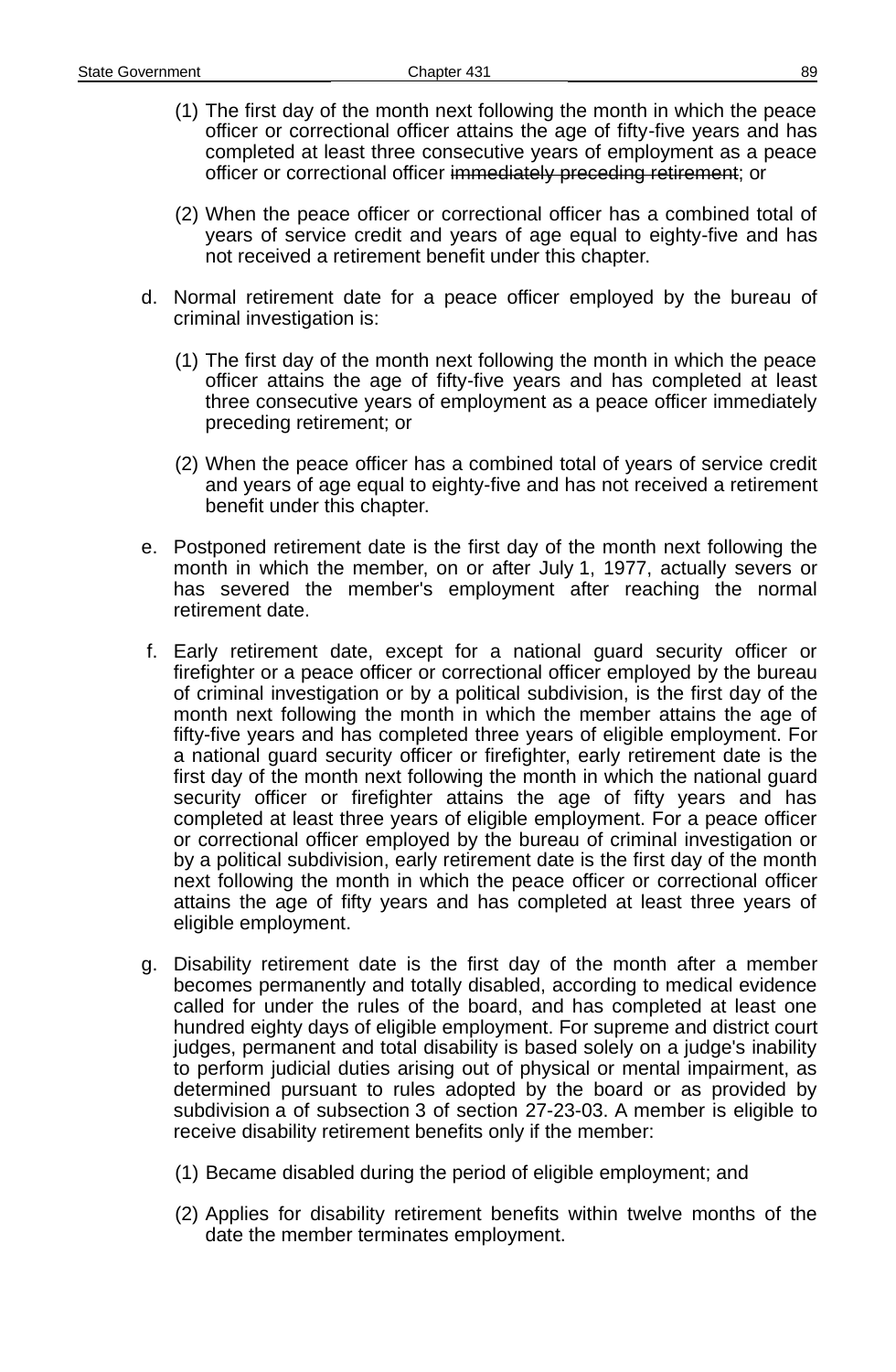(1) The first day of the month next following the month in which the peace officer or correctional officer attains the age of fifty-five years and has completed at least three consecutive years of employment as a peace officer or correctional officer ~~immediately preceding retirement~~; or

(2) When the peace officer or correctional officer has a combined total of years of service credit and years of age equal to eighty-five and has not received a retirement benefit under this chapter.

d. Normal retirement date for a peace officer employed by the bureau of criminal investigation is:

(1) The first day of the month next following the month in which the peace officer attains the age of fifty-five years and has completed at least three consecutive years of employment as a peace officer immediately preceding retirement; or

(2) When the peace officer has a combined total of years of service credit and years of age equal to eighty-five and has not received a retirement benefit under this chapter.

e. Postponed retirement date is the first day of the month next following the month in which the member, on or after July 1, 1977, actually severs or has severed the member's employment after reaching the normal retirement date.

f. Early retirement date, except for a national guard security officer or firefighter or a peace officer or correctional officer employed by the bureau of criminal investigation or by a political subdivision, is the first day of the month next following the month in which the member attains the age of fifty-five years and has completed three years of eligible employment. For a national guard security officer or firefighter, early retirement date is the first day of the month next following the month in which the national guard security officer or firefighter attains the age of fifty years and has completed at least three years of eligible employment. For a peace officer or correctional officer employed by the bureau of criminal investigation or by a political subdivision, early retirement date is the first day of the month next following the month in which the peace officer or correctional officer attains the age of fifty years and has completed at least three years of eligible employment.

g. Disability retirement date is the first day of the month after a member becomes permanently and totally disabled, according to medical evidence called for under the rules of the board, and has completed at least one hundred eighty days of eligible employment. For supreme and district court judges, permanent and total disability is based solely on a judge's inability to perform judicial duties arising out of physical or mental impairment, as determined pursuant to rules adopted by the board or as provided by subdivision a of subsection 3 of section 27-23-03. A member is eligible to receive disability retirement benefits only if the member:

(1) Became disabled during the period of eligible employment; and

(2) Applies for disability retirement benefits within twelve months of the date the member terminates employment.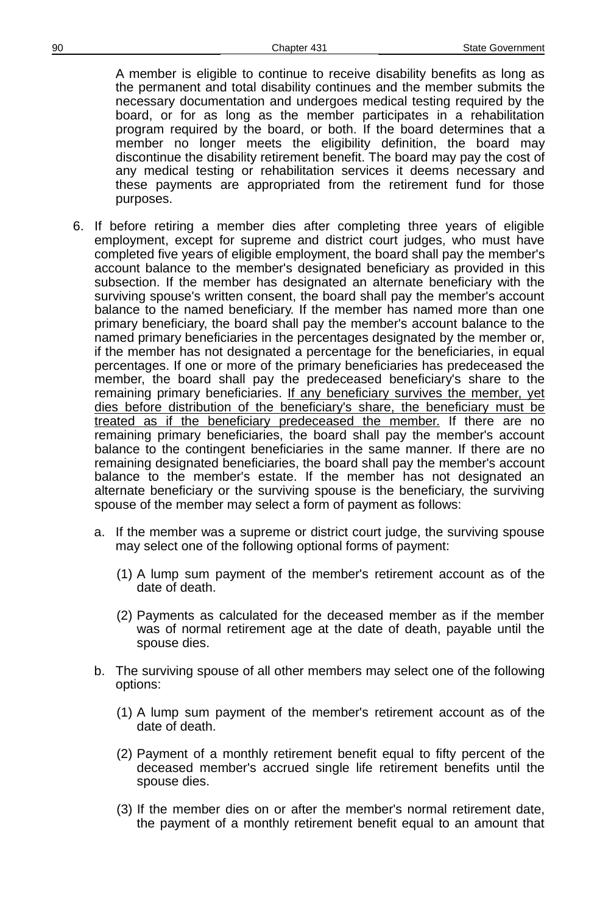A member is eligible to continue to receive disability benefits as long as the permanent and total disability continues and the member submits the necessary documentation and undergoes medical testing required by the board, or for as long as the member participates in a rehabilitation program required by the board, or both. If the board determines that a member no longer meets the eligibility definition, the board may discontinue the disability retirement benefit. The board may pay the cost of any medical testing or rehabilitation services it deems necessary and these payments are appropriated from the retirement fund for those purposes.

6. If before retiring a member dies after completing three years of eligible employment, except for supreme and district court judges, who must have completed five years of eligible employment, the board shall pay the member's account balance to the member's designated beneficiary as provided in this subsection. If the member has designated an alternate beneficiary with the surviving spouse's written consent, the board shall pay the member's account balance to the named beneficiary. If the member has named more than one primary beneficiary, the board shall pay the member's account balance to the named primary beneficiaries in the percentages designated by the member or, if the member has not designated a percentage for the beneficiaries, in equal percentages. If one or more of the primary beneficiaries has predeceased the member, the board shall pay the predeceased beneficiary's share to the remaining primary beneficiaries. <u>If any beneficiary survives the member, yet dies before distribution of the beneficiary's share, the beneficiary must be treated as if the beneficiary predeceased the member.</u> If there are no remaining primary beneficiaries, the board shall pay the member's account balance to the contingent beneficiaries in the same manner. If there are no remaining designated beneficiaries, the board shall pay the member's account balance to the member's estate. If the member has not designated an alternate beneficiary or the surviving spouse is the beneficiary, the surviving spouse of the member may select a form of payment as follows:

   a. If the member was a supreme or district court judge, the surviving spouse may select one of the following optional forms of payment:

      (1) A lump sum payment of the member's retirement account as of the date of death.

      (2) Payments as calculated for the deceased member as if the member was of normal retirement age at the date of death, payable until the spouse dies.

   b. The surviving spouse of all other members may select one of the following options:

      (1) A lump sum payment of the member's retirement account as of the date of death.

      (2) Payment of a monthly retirement benefit equal to fifty percent of the deceased member's accrued single life retirement benefits until the spouse dies.

      (3) If the member dies on or after the member's normal retirement date, the payment of a monthly retirement benefit equal to an amount that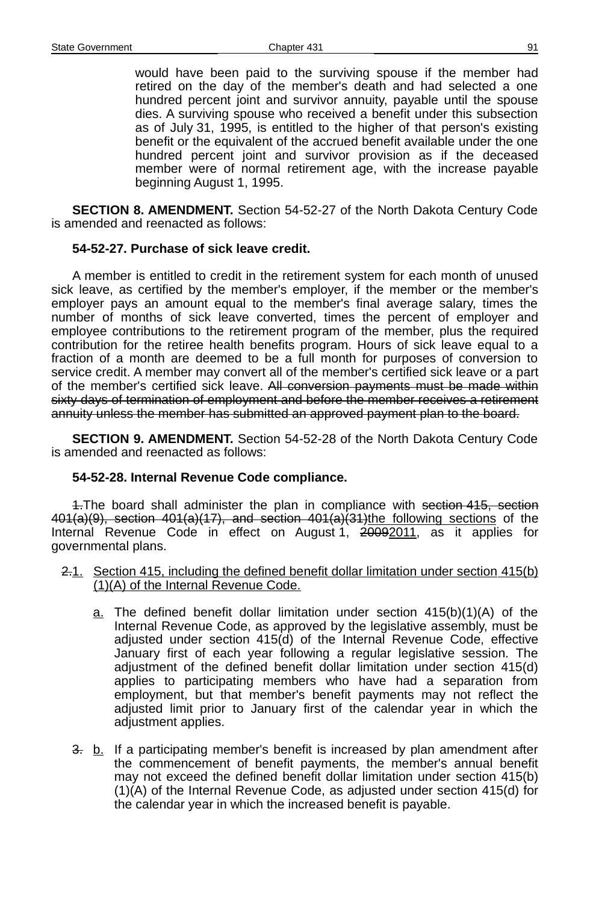would have been paid to the surviving spouse if the member had retired on the day of the member's death and had selected a one hundred percent joint and survivor annuity, payable until the spouse dies. A surviving spouse who received a benefit under this subsection as of July 31, 1995, is entitled to the higher of that person's existing benefit or the equivalent of the accrued benefit available under the one hundred percent joint and survivor provision as if the deceased member were of normal retirement age, with the increase payable beginning August 1, 1995.

**SECTION 8. AMENDMENT.** Section 54-52-27 of the North Dakota Century Code is amended and reenacted as follows:

**54-52-27. Purchase of sick leave credit.**

A member is entitled to credit in the retirement system for each month of unused sick leave, as certified by the member's employer, if the member or the member's employer pays an amount equal to the member's final average salary, times the number of months of sick leave converted, times the percent of employer and employee contributions to the retirement program of the member, plus the required contribution for the retiree health benefits program. Hours of sick leave equal to a fraction of a month are deemed to be a full month for purposes of conversion to service credit. A member may convert all of the member's certified sick leave or a part of the member's certified sick leave. ~~All conversion payments must be made within sixty days of termination of employment and before the member receives a retirement annuity unless the member has submitted an approved payment plan to the board.~~

**SECTION 9. AMENDMENT.** Section 54-52-28 of the North Dakota Century Code is amended and reenacted as follows:

**54-52-28. Internal Revenue Code compliance.**

~~1.~~The board shall administer the plan in compliance with ~~section 415, section 401(a)(9), section 401(a)(17), and section 401(a)(31)~~the following sections of the Internal Revenue Code in effect on August 1, ~~2009~~2011, as it applies for governmental plans.

~~2.~~1. Section 415, including the defined benefit dollar limitation under section 415(b)(1)(A) of the Internal Revenue Code.

a. The defined benefit dollar limitation under section 415(b)(1)(A) of the Internal Revenue Code, as approved by the legislative assembly, must be adjusted under section 415(d) of the Internal Revenue Code, effective January first of each year following a regular legislative session. The adjustment of the defined benefit dollar limitation under section 415(d) applies to participating members who have had a separation from employment, but that member's benefit payments may not reflect the adjusted limit prior to January first of the calendar year in which the adjustment applies.

~~3.~~ b. If a participating member's benefit is increased by plan amendment after the commencement of benefit payments, the member's annual benefit may not exceed the defined benefit dollar limitation under section 415(b)(1)(A) of the Internal Revenue Code, as adjusted under section 415(d) for the calendar year in which the increased benefit is payable.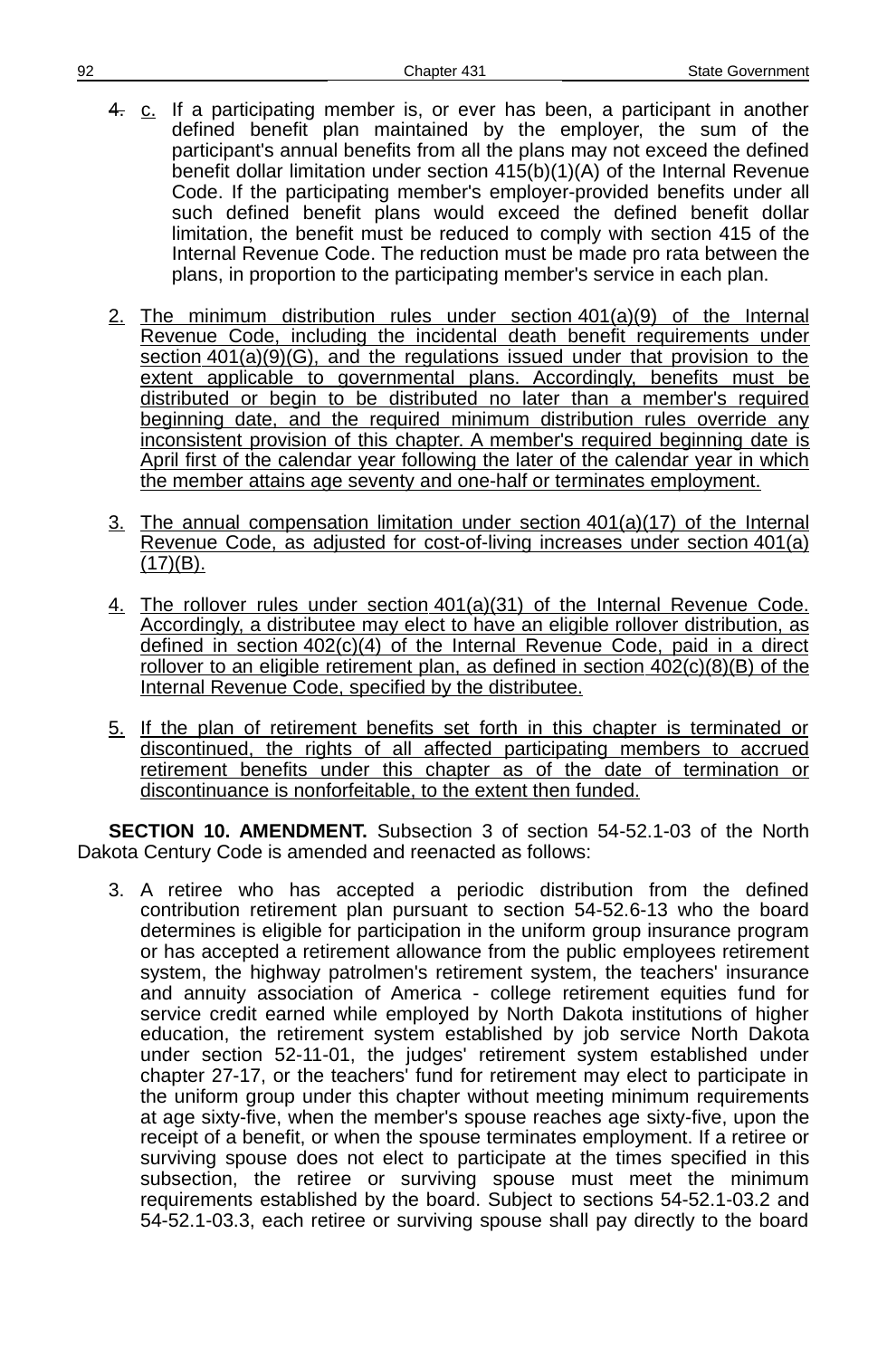~~4.~~ c. If a participating member is, or ever has been, a participant in another defined benefit plan maintained by the employer, the sum of the participant's annual benefits from all the plans may not exceed the defined benefit dollar limitation under section 415(b)(1)(A) of the Internal Revenue Code. If the participating member's employer-provided benefits under all such defined benefit plans would exceed the defined benefit dollar limitation, the benefit must be reduced to comply with section 415 of the Internal Revenue Code. The reduction must be made pro rata between the plans, in proportion to the participating member's service in each plan.

2. The minimum distribution rules under section 401(a)(9) of the Internal Revenue Code, including the incidental death benefit requirements under section 401(a)(9)(G), and the regulations issued under that provision to the extent applicable to governmental plans. Accordingly, benefits must be distributed or begin to be distributed no later than a member's required beginning date, and the required minimum distribution rules override any inconsistent provision of this chapter. A member's required beginning date is April first of the calendar year following the later of the calendar year in which the member attains age seventy and one-half or terminates employment.

3. The annual compensation limitation under section 401(a)(17) of the Internal Revenue Code, as adjusted for cost-of-living increases under section 401(a)(17)(B).

4. The rollover rules under section 401(a)(31) of the Internal Revenue Code. Accordingly, a distributee may elect to have an eligible rollover distribution, as defined in section 402(c)(4) of the Internal Revenue Code, paid in a direct rollover to an eligible retirement plan, as defined in section 402(c)(8)(B) of the Internal Revenue Code, specified by the distributee.

5. If the plan of retirement benefits set forth in this chapter is terminated or discontinued, the rights of all affected participating members to accrued retirement benefits under this chapter as of the date of termination or discontinuance is nonforfeitable, to the extent then funded.

**SECTION 10. AMENDMENT.** Subsection 3 of section 54-52.1-03 of the North Dakota Century Code is amended and reenacted as follows:

3. A retiree who has accepted a periodic distribution from the defined contribution retirement plan pursuant to section 54-52.6-13 who the board determines is eligible for participation in the uniform group insurance program or has accepted a retirement allowance from the public employees retirement system, the highway patrolmen's retirement system, the teachers' insurance and annuity association of America - college retirement equities fund for service credit earned while employed by North Dakota institutions of higher education, the retirement system established by job service North Dakota under section 52-11-01, the judges' retirement system established under chapter 27-17, or the teachers' fund for retirement may elect to participate in the uniform group under this chapter without meeting minimum requirements at age sixty-five, when the member's spouse reaches age sixty-five, upon the receipt of a benefit, or when the spouse terminates employment. If a retiree or surviving spouse does not elect to participate at the times specified in this subsection, the retiree or surviving spouse must meet the minimum requirements established by the board. Subject to sections 54-52.1-03.2 and 54-52.1-03.3, each retiree or surviving spouse shall pay directly to the board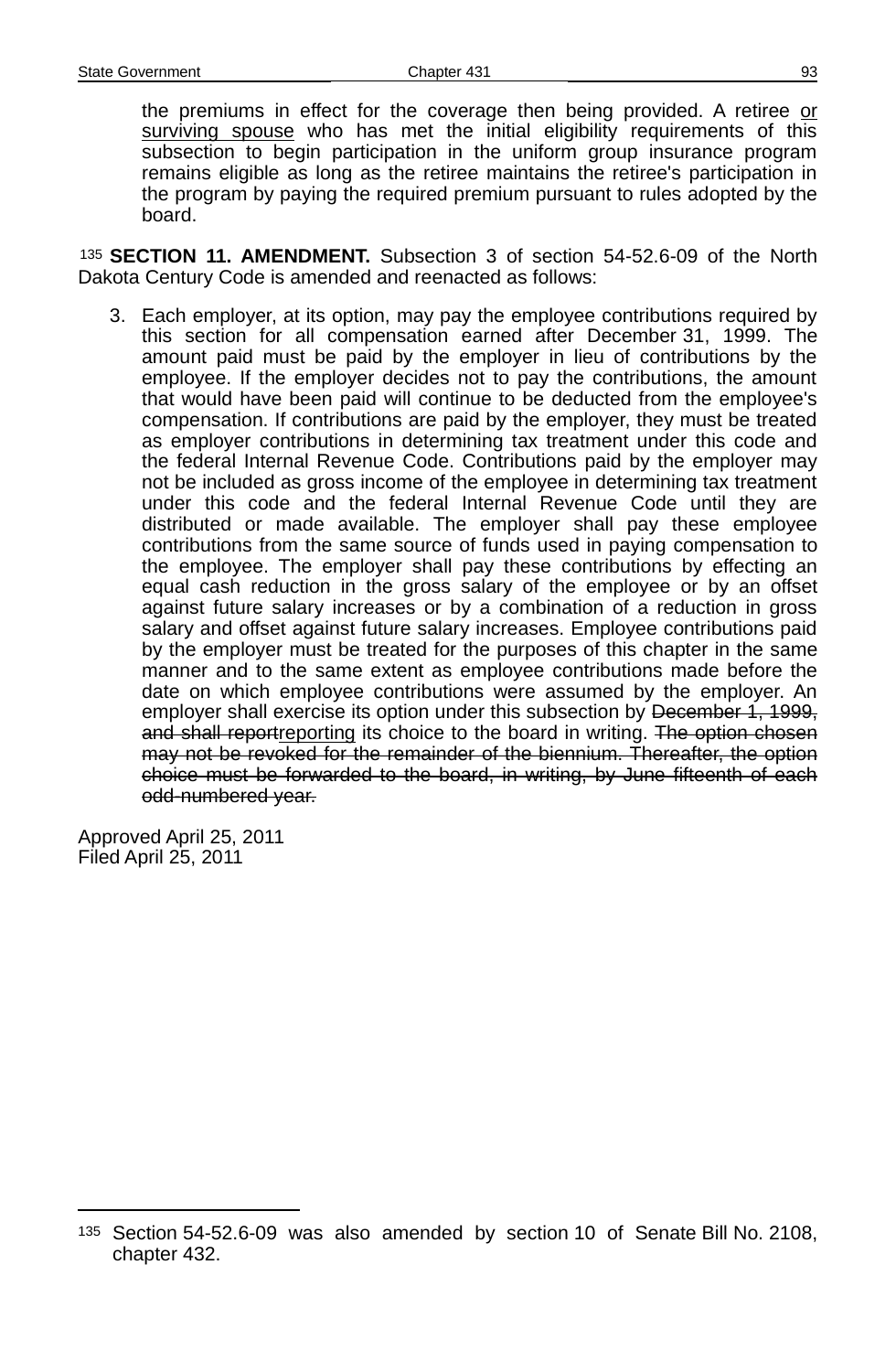the premiums in effect for the coverage then being provided. A retiree <u>or surviving spouse</u> who has met the initial eligibility requirements of this subsection to begin participation in the uniform group insurance program remains eligible as long as the retiree maintains the retiree's participation in the program by paying the required premium pursuant to rules adopted by the board.

[135] **SECTION 11. AMENDMENT.** Subsection 3 of section 54-52.6-09 of the North Dakota Century Code is amended and reenacted as follows:

3. Each employer, at its option, may pay the employee contributions required by this section for all compensation earned after December 31, 1999. The amount paid must be paid by the employer in lieu of contributions by the employee. If the employer decides not to pay the contributions, the amount that would have been paid will continue to be deducted from the employee's compensation. If contributions are paid by the employer, they must be treated as employer contributions in determining tax treatment under this code and the federal Internal Revenue Code. Contributions paid by the employer may not be included as gross income of the employee in determining tax treatment under this code and the federal Internal Revenue Code until they are distributed or made available. The employer shall pay these employee contributions from the same source of funds used in paying compensation to the employee. The employer shall pay these contributions by effecting an equal cash reduction in the gross salary of the employee or by an offset against future salary increases or by a combination of a reduction in gross salary and offset against future salary increases. Employee contributions paid by the employer must be treated for the purposes of this chapter in the same manner and to the same extent as employee contributions made before the date on which employee contributions were assumed by the employer. An employer shall exercise its option under this subsection by ~~December 1, 1999, and shall report~~<u>reporting</u> its choice to the board in writing. ~~The option chosen may not be revoked for the remainder of the biennium. Thereafter, the option choice must be forwarded to the board, in writing, by June fifteenth of each odd-numbered year.~~

Approved April 25, 2011
Filed April 25, 2011

---

[135] Section 54-52.6-09 was also amended by section 10 of Senate Bill No. 2108, chapter 432.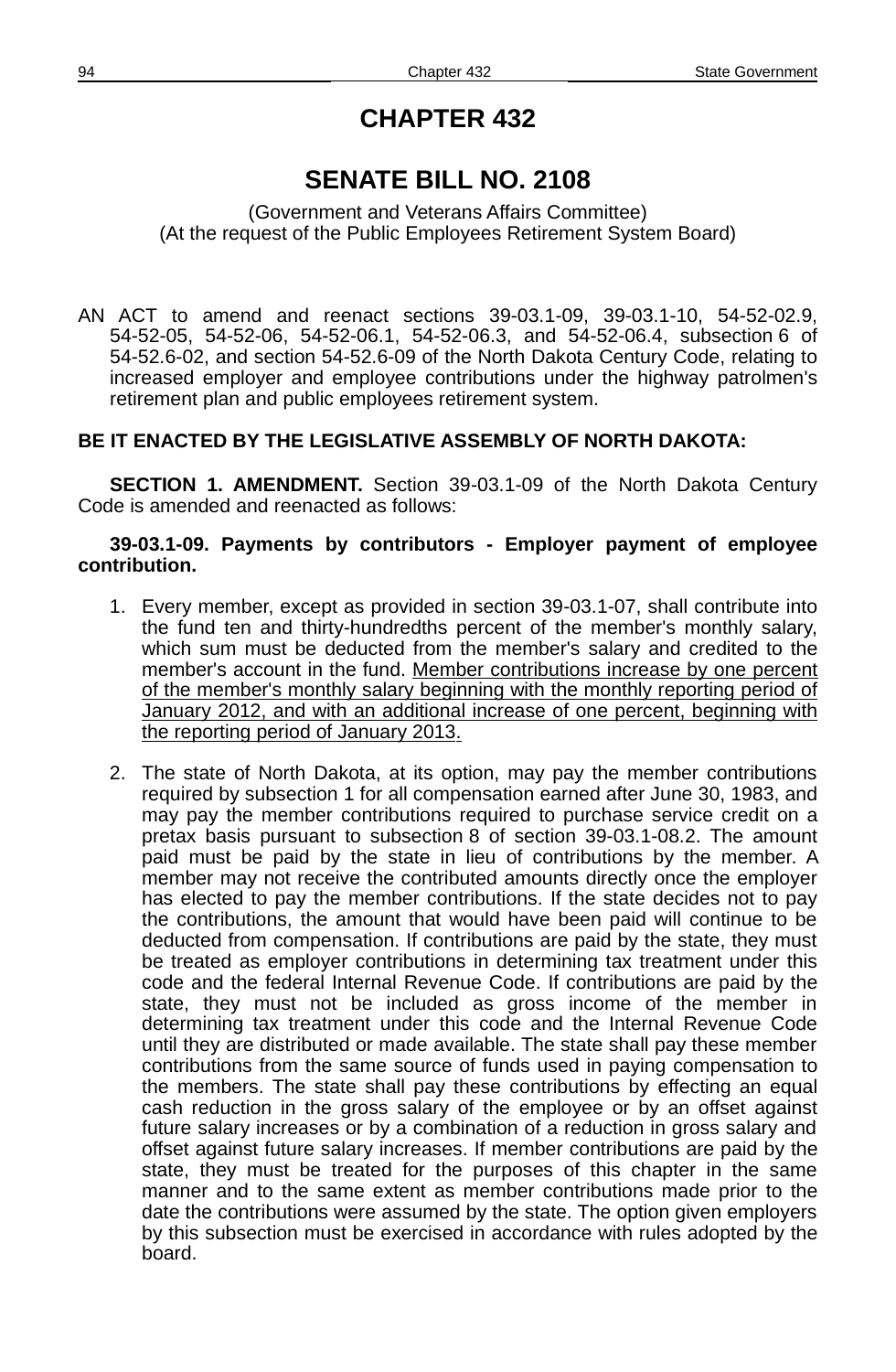# CHAPTER 432

## SENATE BILL NO. 2108

(Government and Veterans Affairs Committee)
(At the request of the Public Employees Retirement System Board)

AN ACT to amend and reenact sections 39-03.1-09, 39-03.1-10, 54-52-02.9, 54-52-05, 54-52-06, 54-52-06.1, 54-52-06.3, and 54-52-06.4, subsection 6 of 54-52.6-02, and section 54-52.6-09 of the North Dakota Century Code, relating to increased employer and employee contributions under the highway patrolmen's retirement plan and public employees retirement system.

**BE IT ENACTED BY THE LEGISLATIVE ASSEMBLY OF NORTH DAKOTA:**

**SECTION 1. AMENDMENT.** Section 39-03.1-09 of the North Dakota Century Code is amended and reenacted as follows:

**39-03.1-09. Payments by contributors - Employer payment of employee contribution.**

1. Every member, except as provided in section 39-03.1-07, shall contribute into the fund ten and thirty-hundredths percent of the member's monthly salary, which sum must be deducted from the member's salary and credited to the member's account in the fund. <u>Member contributions increase by one percent of the member's monthly salary beginning with the monthly reporting period of January 2012, and with an additional increase of one percent, beginning with the reporting period of January 2013.</u>

2. The state of North Dakota, at its option, may pay the member contributions required by subsection 1 for all compensation earned after June 30, 1983, and may pay the member contributions required to purchase service credit on a pretax basis pursuant to subsection 8 of section 39-03.1-08.2. The amount paid must be paid by the state in lieu of contributions by the member. A member may not receive the contributed amounts directly once the employer has elected to pay the member contributions. If the state decides not to pay the contributions, the amount that would have been paid will continue to be deducted from compensation. If contributions are paid by the state, they must be treated as employer contributions in determining tax treatment under this code and the federal Internal Revenue Code. If contributions are paid by the state, they must not be included as gross income of the member in determining tax treatment under this code and the Internal Revenue Code until they are distributed or made available. The state shall pay these member contributions from the same source of funds used in paying compensation to the members. The state shall pay these contributions by effecting an equal cash reduction in the gross salary of the employee or by an offset against future salary increases or by a combination of a reduction in gross salary and offset against future salary increases. If member contributions are paid by the state, they must be treated for the purposes of this chapter in the same manner and to the same extent as member contributions made prior to the date the contributions were assumed by the state. The option given employers by this subsection must be exercised in accordance with rules adopted by the board.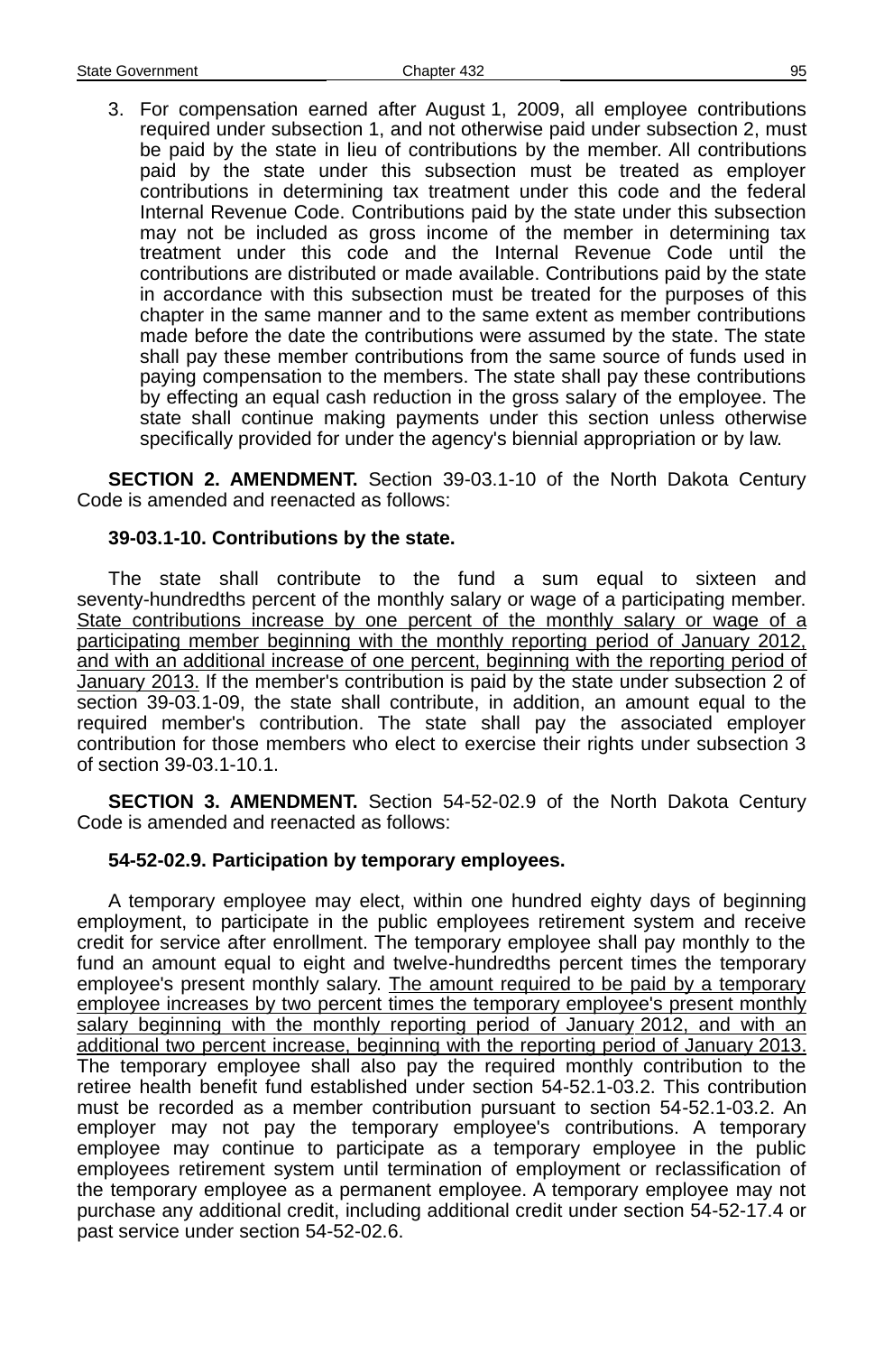3. For compensation earned after August 1, 2009, all employee contributions required under subsection 1, and not otherwise paid under subsection 2, must be paid by the state in lieu of contributions by the member. All contributions paid by the state under this subsection must be treated as employer contributions in determining tax treatment under this code and the federal Internal Revenue Code. Contributions paid by the state under this subsection may not be included as gross income of the member in determining tax treatment under this code and the Internal Revenue Code until the contributions are distributed or made available. Contributions paid by the state in accordance with this subsection must be treated for the purposes of this chapter in the same manner and to the same extent as member contributions made before the date the contributions were assumed by the state. The state shall pay these member contributions from the same source of funds used in paying compensation to the members. The state shall pay these contributions by effecting an equal cash reduction in the gross salary of the employee. The state shall continue making payments under this section unless otherwise specifically provided for under the agency's biennial appropriation or by law.

**SECTION 2. AMENDMENT.** Section 39-03.1-10 of the North Dakota Century Code is amended and reenacted as follows:

**39-03.1-10. Contributions by the state.**

The state shall contribute to the fund a sum equal to sixteen and seventy-hundredths percent of the monthly salary or wage of a participating member. <u>State contributions increase by one percent of the monthly salary or wage of a participating member beginning with the monthly reporting period of January 2012, and with an additional increase of one percent, beginning with the reporting period of January 2013.</u> If the member's contribution is paid by the state under subsection 2 of section 39-03.1-09, the state shall contribute, in addition, an amount equal to the required member's contribution. The state shall pay the associated employer contribution for those members who elect to exercise their rights under subsection 3 of section 39-03.1-10.1.

**SECTION 3. AMENDMENT.** Section 54-52-02.9 of the North Dakota Century Code is amended and reenacted as follows:

**54-52-02.9. Participation by temporary employees.**

A temporary employee may elect, within one hundred eighty days of beginning employment, to participate in the public employees retirement system and receive credit for service after enrollment. The temporary employee shall pay monthly to the fund an amount equal to eight and twelve-hundredths percent times the temporary employee's present monthly salary. <u>The amount required to be paid by a temporary employee increases by two percent times the temporary employee's present monthly salary beginning with the monthly reporting period of January 2012, and with an additional two percent increase, beginning with the reporting period of January 2013.</u> The temporary employee shall also pay the required monthly contribution to the retiree health benefit fund established under section 54-52.1-03.2. This contribution must be recorded as a member contribution pursuant to section 54-52.1-03.2. An employer may not pay the temporary employee's contributions. A temporary employee may continue to participate as a temporary employee in the public employees retirement system until termination of employment or reclassification of the temporary employee as a permanent employee. A temporary employee may not purchase any additional credit, including additional credit under section 54-52-17.4 or past service under section 54-52-02.6.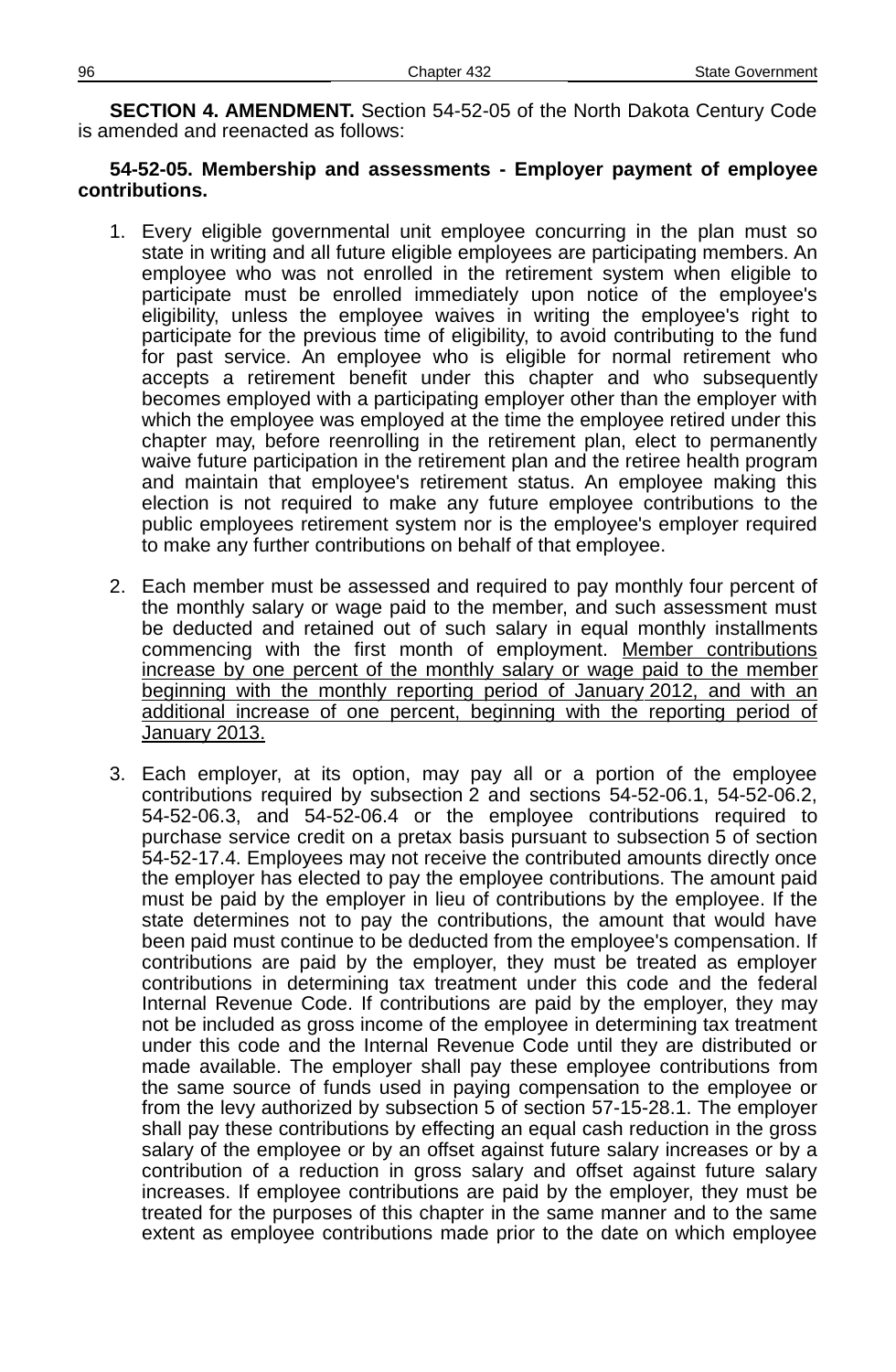**SECTION 4. AMENDMENT.** Section 54-52-05 of the North Dakota Century Code is amended and reenacted as follows:

**54-52-05. Membership and assessments - Employer payment of employee contributions.**

1. Every eligible governmental unit employee concurring in the plan must so state in writing and all future eligible employees are participating members. An employee who was not enrolled in the retirement system when eligible to participate must be enrolled immediately upon notice of the employee's eligibility, unless the employee waives in writing the employee's right to participate for the previous time of eligibility, to avoid contributing to the fund for past service. An employee who is eligible for normal retirement who accepts a retirement benefit under this chapter and who subsequently becomes employed with a participating employer other than the employer with which the employee was employed at the time the employee retired under this chapter may, before reenrolling in the retirement plan, elect to permanently waive future participation in the retirement plan and the retiree health program and maintain that employee's retirement status. An employee making this election is not required to make any future employee contributions to the public employees retirement system nor is the employee's employer required to make any further contributions on behalf of that employee.

2. Each member must be assessed and required to pay monthly four percent of the monthly salary or wage paid to the member, and such assessment must be deducted and retained out of such salary in equal monthly installments commencing with the first month of employment. <u>Member contributions increase by one percent of the monthly salary or wage paid to the member beginning with the monthly reporting period of January 2012, and with an additional increase of one percent, beginning with the reporting period of January 2013.</u>

3. Each employer, at its option, may pay all or a portion of the employee contributions required by subsection 2 and sections 54-52-06.1, 54-52-06.2, 54-52-06.3, and 54-52-06.4 or the employee contributions required to purchase service credit on a pretax basis pursuant to subsection 5 of section 54-52-17.4. Employees may not receive the contributed amounts directly once the employer has elected to pay the employee contributions. The amount paid must be paid by the employer in lieu of contributions by the employee. If the state determines not to pay the contributions, the amount that would have been paid must continue to be deducted from the employee's compensation. If contributions are paid by the employer, they must be treated as employer contributions in determining tax treatment under this code and the federal Internal Revenue Code. If contributions are paid by the employer, they may not be included as gross income of the employee in determining tax treatment under this code and the Internal Revenue Code until they are distributed or made available. The employer shall pay these employee contributions from the same source of funds used in paying compensation to the employee or from the levy authorized by subsection 5 of section 57-15-28.1. The employer shall pay these contributions by effecting an equal cash reduction in the gross salary of the employee or by an offset against future salary increases or by a contribution of a reduction in gross salary and offset against future salary increases. If employee contributions are paid by the employer, they must be treated for the purposes of this chapter in the same manner and to the same extent as employee contributions made prior to the date on which employee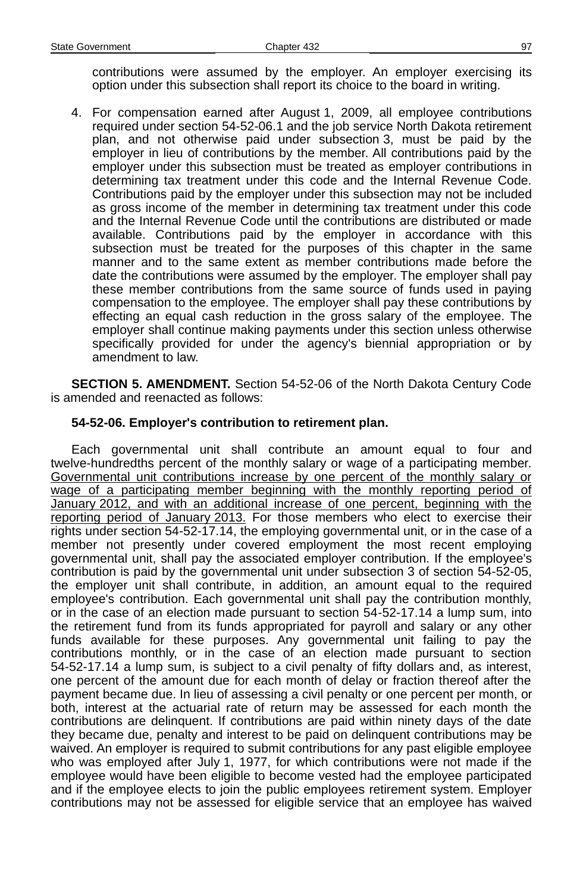contributions were assumed by the employer. An employer exercising its option under this subsection shall report its choice to the board in writing.

4. For compensation earned after August 1, 2009, all employee contributions required under section 54-52-06.1 and the job service North Dakota retirement plan, and not otherwise paid under subsection 3, must be paid by the employer in lieu of contributions by the member. All contributions paid by the employer under this subsection must be treated as employer contributions in determining tax treatment under this code and the Internal Revenue Code. Contributions paid by the employer under this subsection may not be included as gross income of the member in determining tax treatment under this code and the Internal Revenue Code until the contributions are distributed or made available. Contributions paid by the employer in accordance with this subsection must be treated for the purposes of this chapter in the same manner and to the same extent as member contributions made before the date the contributions were assumed by the employer. The employer shall pay these member contributions from the same source of funds used in paying compensation to the employee. The employer shall pay these contributions by effecting an equal cash reduction in the gross salary of the employee. The employer shall continue making payments under this section unless otherwise specifically provided for under the agency's biennial appropriation or by amendment to law.

**SECTION 5. AMENDMENT.** Section 54-52-06 of the North Dakota Century Code is amended and reenacted as follows:

**54-52-06. Employer's contribution to retirement plan.**

Each governmental unit shall contribute an amount equal to four and twelve-hundredths percent of the monthly salary or wage of a participating member. <u>Governmental unit contributions increase by one percent of the monthly salary or wage of a participating member beginning with the monthly reporting period of January 2012, and with an additional increase of one percent, beginning with the reporting period of January 2013.</u> For those members who elect to exercise their rights under section 54-52-17.14, the employing governmental unit, or in the case of a member not presently under covered employment the most recent employing governmental unit, shall pay the associated employer contribution. If the employee's contribution is paid by the governmental unit under subsection 3 of section 54-52-05, the employer unit shall contribute, in addition, an amount equal to the required employee's contribution. Each governmental unit shall pay the contribution monthly, or in the case of an election made pursuant to section 54-52-17.14 a lump sum, into the retirement fund from its funds appropriated for payroll and salary or any other funds available for these purposes. Any governmental unit failing to pay the contributions monthly, or in the case of an election made pursuant to section 54-52-17.14 a lump sum, is subject to a civil penalty of fifty dollars and, as interest, one percent of the amount due for each month of delay or fraction thereof after the payment became due. In lieu of assessing a civil penalty or one percent per month, or both, interest at the actuarial rate of return may be assessed for each month the contributions are delinquent. If contributions are paid within ninety days of the date they became due, penalty and interest to be paid on delinquent contributions may be waived. An employer is required to submit contributions for any past eligible employee who was employed after July 1, 1977, for which contributions were not made if the employee would have been eligible to become vested had the employee participated and if the employee elects to join the public employees retirement system. Employer contributions may not be assessed for eligible service that an employee has waived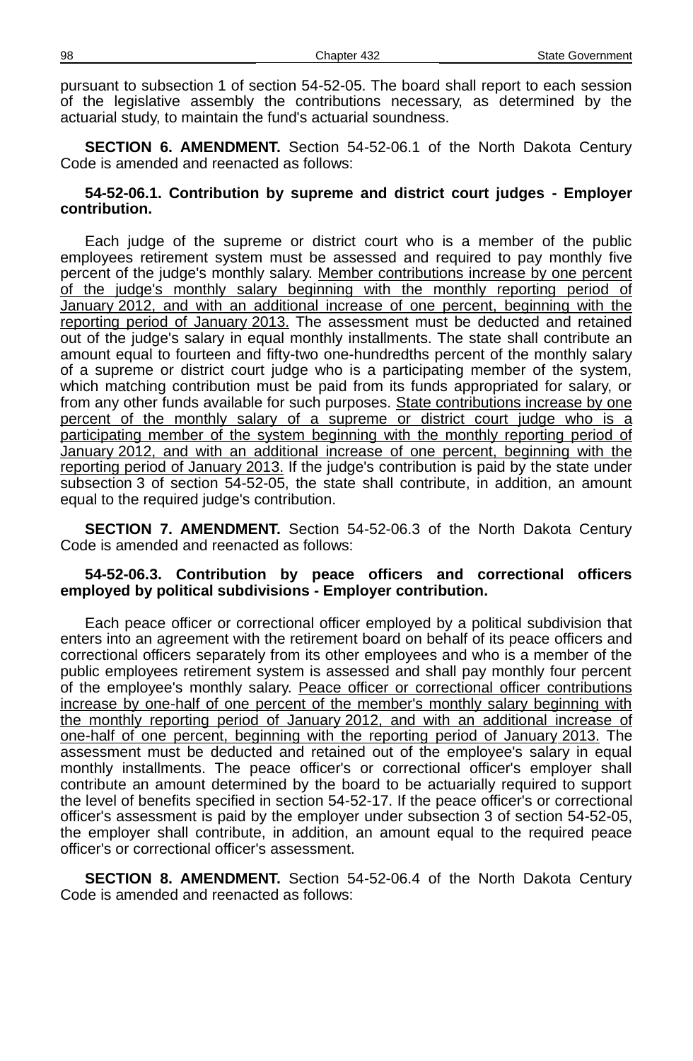pursuant to subsection 1 of section 54-52-05. The board shall report to each session of the legislative assembly the contributions necessary, as determined by the actuarial study, to maintain the fund's actuarial soundness.

**SECTION 6. AMENDMENT.** Section 54-52-06.1 of the North Dakota Century Code is amended and reenacted as follows:

**54-52-06.1. Contribution by supreme and district court judges - Employer contribution.**

Each judge of the supreme or district court who is a member of the public employees retirement system must be assessed and required to pay monthly five percent of the judge's monthly salary. Member contributions increase by one percent of the judge's monthly salary beginning with the monthly reporting period of January 2012, and with an additional increase of one percent, beginning with the reporting period of January 2013. The assessment must be deducted and retained out of the judge's salary in equal monthly installments. The state shall contribute an amount equal to fourteen and fifty-two one-hundredths percent of the monthly salary of a supreme or district court judge who is a participating member of the system, which matching contribution must be paid from its funds appropriated for salary, or from any other funds available for such purposes. State contributions increase by one percent of the monthly salary of a supreme or district court judge who is a participating member of the system beginning with the monthly reporting period of January 2012, and with an additional increase of one percent, beginning with the reporting period of January 2013. If the judge's contribution is paid by the state under subsection 3 of section 54-52-05, the state shall contribute, in addition, an amount equal to the required judge's contribution.

**SECTION 7. AMENDMENT.** Section 54-52-06.3 of the North Dakota Century Code is amended and reenacted as follows:

**54-52-06.3. Contribution by peace officers and correctional officers employed by political subdivisions - Employer contribution.**

Each peace officer or correctional officer employed by a political subdivision that enters into an agreement with the retirement board on behalf of its peace officers and correctional officers separately from its other employees and who is a member of the public employees retirement system is assessed and shall pay monthly four percent of the employee's monthly salary. Peace officer or correctional officer contributions increase by one-half of one percent of the member's monthly salary beginning with the monthly reporting period of January 2012, and with an additional increase of one-half of one percent, beginning with the reporting period of January 2013. The assessment must be deducted and retained out of the employee's salary in equal monthly installments. The peace officer's or correctional officer's employer shall contribute an amount determined by the board to be actuarially required to support the level of benefits specified in section 54-52-17. If the peace officer's or correctional officer's assessment is paid by the employer under subsection 3 of section 54-52-05, the employer shall contribute, in addition, an amount equal to the required peace officer's or correctional officer's assessment.

**SECTION 8. AMENDMENT.** Section 54-52-06.4 of the North Dakota Century Code is amended and reenacted as follows: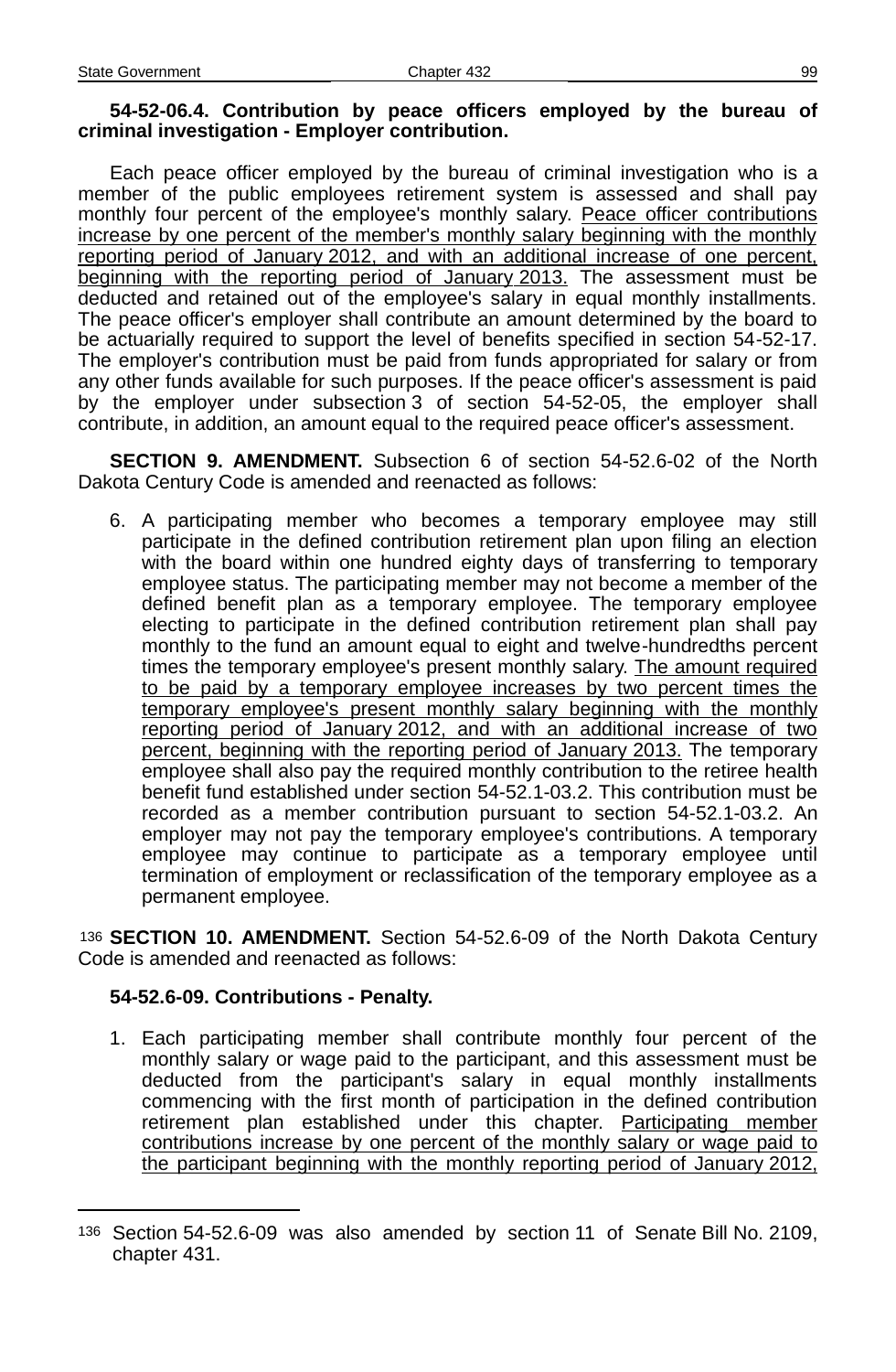**54-52-06.4. Contribution by peace officers employed by the bureau of criminal investigation - Employer contribution.**

Each peace officer employed by the bureau of criminal investigation who is a member of the public employees retirement system is assessed and shall pay monthly four percent of the employee's monthly salary. Peace officer contributions increase by one percent of the member's monthly salary beginning with the monthly reporting period of January 2012, and with an additional increase of one percent, beginning with the reporting period of January 2013. The assessment must be deducted and retained out of the employee's salary in equal monthly installments. The peace officer's employer shall contribute an amount determined by the board to be actuarially required to support the level of benefits specified in section 54-52-17. The employer's contribution must be paid from funds appropriated for salary or from any other funds available for such purposes. If the peace officer's assessment is paid by the employer under subsection 3 of section 54-52-05, the employer shall contribute, in addition, an amount equal to the required peace officer's assessment.

**SECTION 9. AMENDMENT.** Subsection 6 of section 54-52.6-02 of the North Dakota Century Code is amended and reenacted as follows:

6. A participating member who becomes a temporary employee may still participate in the defined contribution retirement plan upon filing an election with the board within one hundred eighty days of transferring to temporary employee status. The participating member may not become a member of the defined benefit plan as a temporary employee. The temporary employee electing to participate in the defined contribution retirement plan shall pay monthly to the fund an amount equal to eight and twelve-hundredths percent times the temporary employee's present monthly salary. The amount required to be paid by a temporary employee increases by two percent times the temporary employee's present monthly salary beginning with the monthly reporting period of January 2012, and with an additional increase of two percent, beginning with the reporting period of January 2013. The temporary employee shall also pay the required monthly contribution to the retiree health benefit fund established under section 54-52.1-03.2. This contribution must be recorded as a member contribution pursuant to section 54-52.1-03.2. An employer may not pay the temporary employee's contributions. A temporary employee may continue to participate as a temporary employee until termination of employment or reclassification of the temporary employee as a permanent employee.

[136] **SECTION 10. AMENDMENT.** Section 54-52.6-09 of the North Dakota Century Code is amended and reenacted as follows:

**54-52.6-09. Contributions - Penalty.**

1. Each participating member shall contribute monthly four percent of the monthly salary or wage paid to the participant, and this assessment must be deducted from the participant's salary in equal monthly installments commencing with the first month of participation in the defined contribution retirement plan established under this chapter. Participating member contributions increase by one percent of the monthly salary or wage paid to the participant beginning with the monthly reporting period of January 2012,

---

[136] Section 54-52.6-09 was also amended by section 11 of Senate Bill No. 2109, chapter 431.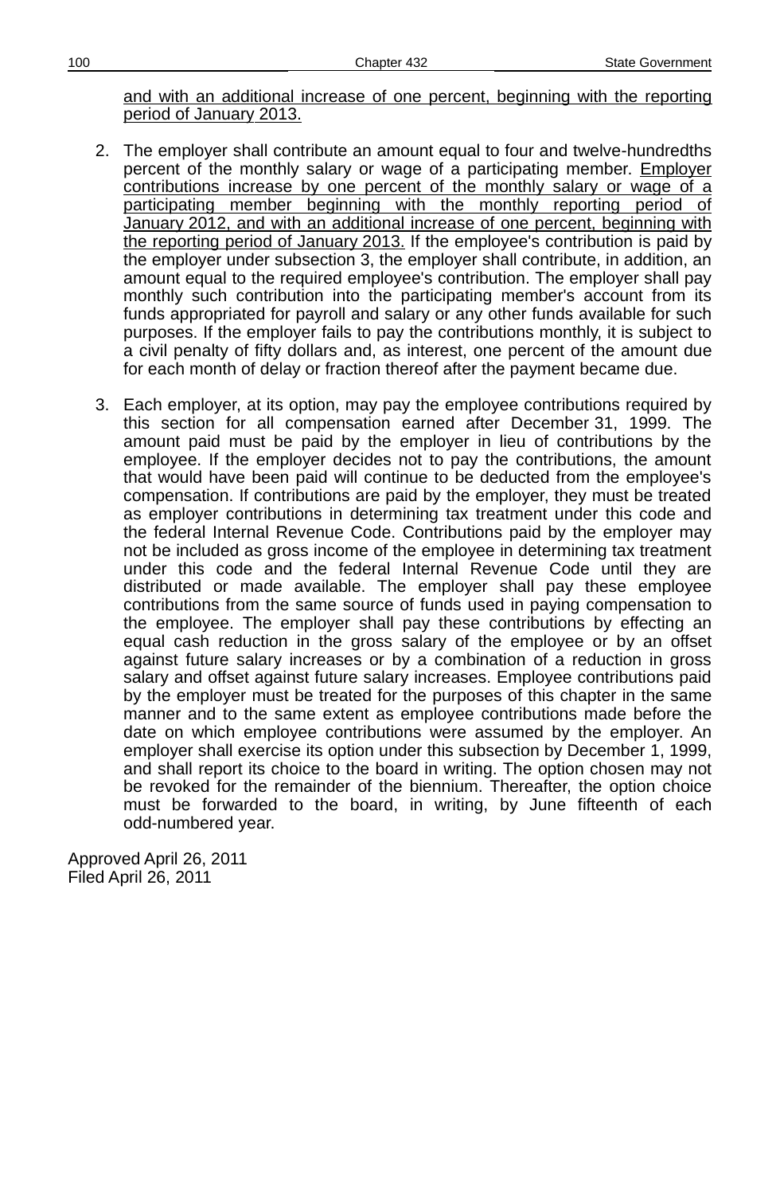and with an additional increase of one percent, beginning with the reporting period of January 2013.

2. The employer shall contribute an amount equal to four and twelve-hundredths percent of the monthly salary or wage of a participating member. Employer contributions increase by one percent of the monthly salary or wage of a participating member beginning with the monthly reporting period of January 2012, and with an additional increase of one percent, beginning with the reporting period of January 2013. If the employee's contribution is paid by the employer under subsection 3, the employer shall contribute, in addition, an amount equal to the required employee's contribution. The employer shall pay monthly such contribution into the participating member's account from its funds appropriated for payroll and salary or any other funds available for such purposes. If the employer fails to pay the contributions monthly, it is subject to a civil penalty of fifty dollars and, as interest, one percent of the amount due for each month of delay or fraction thereof after the payment became due.

3. Each employer, at its option, may pay the employee contributions required by this section for all compensation earned after December 31, 1999. The amount paid must be paid by the employer in lieu of contributions by the employee. If the employer decides not to pay the contributions, the amount that would have been paid will continue to be deducted from the employee's compensation. If contributions are paid by the employer, they must be treated as employer contributions in determining tax treatment under this code and the federal Internal Revenue Code. Contributions paid by the employer may not be included as gross income of the employee in determining tax treatment under this code and the federal Internal Revenue Code until they are distributed or made available. The employer shall pay these employee contributions from the same source of funds used in paying compensation to the employee. The employer shall pay these contributions by effecting an equal cash reduction in the gross salary of the employee or by an offset against future salary increases or by a combination of a reduction in gross salary and offset against future salary increases. Employee contributions paid by the employer must be treated for the purposes of this chapter in the same manner and to the same extent as employee contributions made before the date on which employee contributions were assumed by the employer. An employer shall exercise its option under this subsection by December 1, 1999, and shall report its choice to the board in writing. The option chosen may not be revoked for the remainder of the biennium. Thereafter, the option choice must be forwarded to the board, in writing, by June fifteenth of each odd-numbered year.

Approved April 26, 2011
Filed April 26, 2011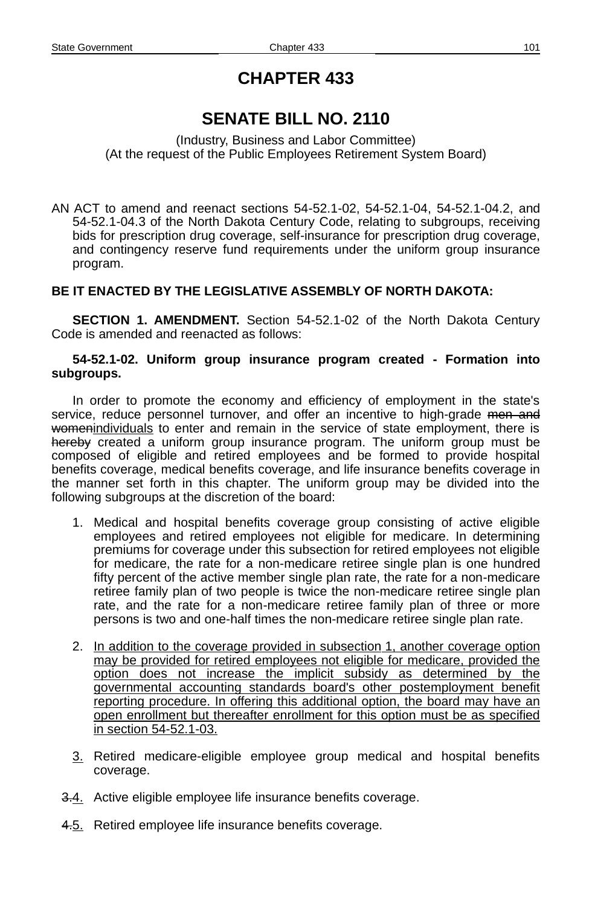# CHAPTER 433

## SENATE BILL NO. 2110

(Industry, Business and Labor Committee)
(At the request of the Public Employees Retirement System Board)

AN ACT to amend and reenact sections 54-52.1-02, 54-52.1-04, 54-52.1-04.2, and 54-52.1-04.3 of the North Dakota Century Code, relating to subgroups, receiving bids for prescription drug coverage, self-insurance for prescription drug coverage, and contingency reserve fund requirements under the uniform group insurance program.

**BE IT ENACTED BY THE LEGISLATIVE ASSEMBLY OF NORTH DAKOTA:**

**SECTION 1. AMENDMENT.** Section 54-52.1-02 of the North Dakota Century Code is amended and reenacted as follows:

**54-52.1-02. Uniform group insurance program created - Formation into subgroups.**

In order to promote the economy and efficiency of employment in the state's service, reduce personnel turnover, and offer an incentive to high-grade ~~men and women~~<u>individuals</u> to enter and remain in the service of state employment, there is ~~hereby~~ created a uniform group insurance program. The uniform group must be composed of eligible and retired employees and be formed to provide hospital benefits coverage, medical benefits coverage, and life insurance benefits coverage in the manner set forth in this chapter. The uniform group may be divided into the following subgroups at the discretion of the board:

1. Medical and hospital benefits coverage group consisting of active eligible employees and retired employees not eligible for medicare. In determining premiums for coverage under this subsection for retired employees not eligible for medicare, the rate for a non-medicare retiree single plan is one hundred fifty percent of the active member single plan rate, the rate for a non-medicare retiree family plan of two people is twice the non-medicare retiree single plan rate, and the rate for a non-medicare retiree family plan of three or more persons is two and one-half times the non-medicare retiree single plan rate.

2. <u>In addition to the coverage provided in subsection 1, another coverage option may be provided for retired employees not eligible for medicare, provided the option does not increase the implicit subsidy as determined by the governmental accounting standards board's other postemployment benefit reporting procedure. In offering this additional option, the board may have an open enrollment but thereafter enrollment for this option must be as specified in section 54-52.1-03.</u>

<u>3.</u> Retired medicare-eligible employee group medical and hospital benefits coverage.

~~3.~~<u>4.</u> Active eligible employee life insurance benefits coverage.

~~4.~~<u>5.</u> Retired employee life insurance benefits coverage.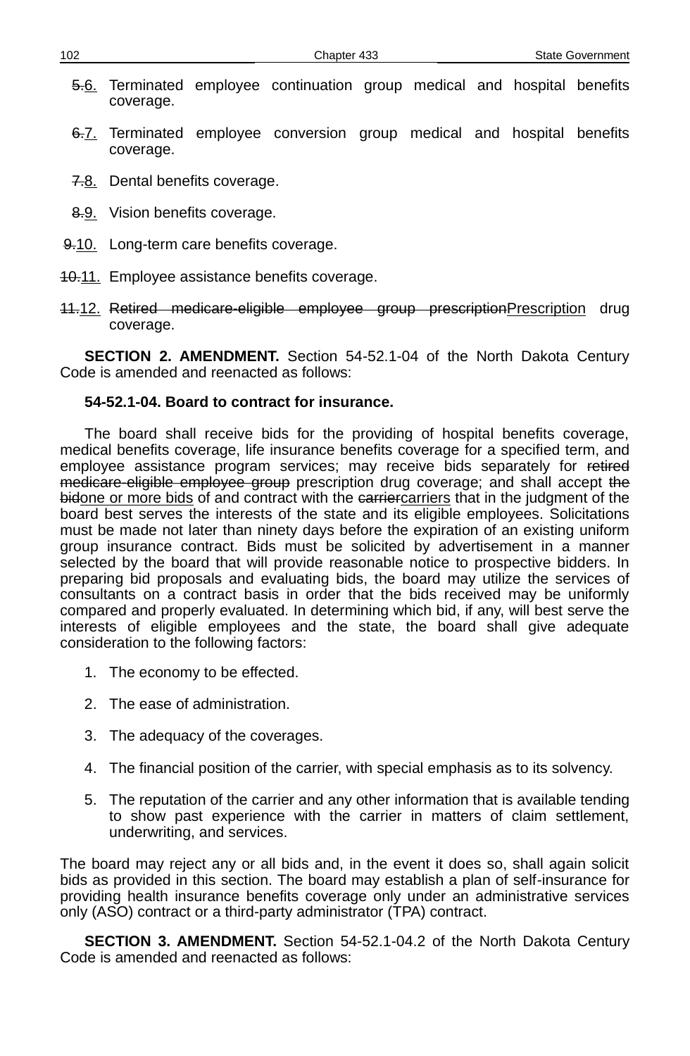5.6. Terminated employee continuation group medical and hospital benefits coverage.

6.7. Terminated employee conversion group medical and hospital benefits coverage.

7.8. Dental benefits coverage.

8.9. Vision benefits coverage.

9.10. Long-term care benefits coverage.

10.11. Employee assistance benefits coverage.

11.12. Retired medicare-eligible employee group prescriptionPrescription drug coverage.

**SECTION 2. AMENDMENT.** Section 54-52.1-04 of the North Dakota Century Code is amended and reenacted as follows:

**54-52.1-04. Board to contract for insurance.**

The board shall receive bids for the providing of hospital benefits coverage, medical benefits coverage, life insurance benefits coverage for a specified term, and employee assistance program services; may receive bids separately for retired medicare-eligible employee group prescription drug coverage; and shall accept the bidone or more bids of and contract with the carriercarriers that in the judgment of the board best serves the interests of the state and its eligible employees. Solicitations must be made not later than ninety days before the expiration of an existing uniform group insurance contract. Bids must be solicited by advertisement in a manner selected by the board that will provide reasonable notice to prospective bidders. In preparing bid proposals and evaluating bids, the board may utilize the services of consultants on a contract basis in order that the bids received may be uniformly compared and properly evaluated. In determining which bid, if any, will best serve the interests of eligible employees and the state, the board shall give adequate consideration to the following factors:

1. The economy to be effected.
2. The ease of administration.
3. The adequacy of the coverages.
4. The financial position of the carrier, with special emphasis as to its solvency.
5. The reputation of the carrier and any other information that is available tending to show past experience with the carrier in matters of claim settlement, underwriting, and services.

The board may reject any or all bids and, in the event it does so, shall again solicit bids as provided in this section. The board may establish a plan of self-insurance for providing health insurance benefits coverage only under an administrative services only (ASO) contract or a third-party administrator (TPA) contract.

**SECTION 3. AMENDMENT.** Section 54-52.1-04.2 of the North Dakota Century Code is amended and reenacted as follows: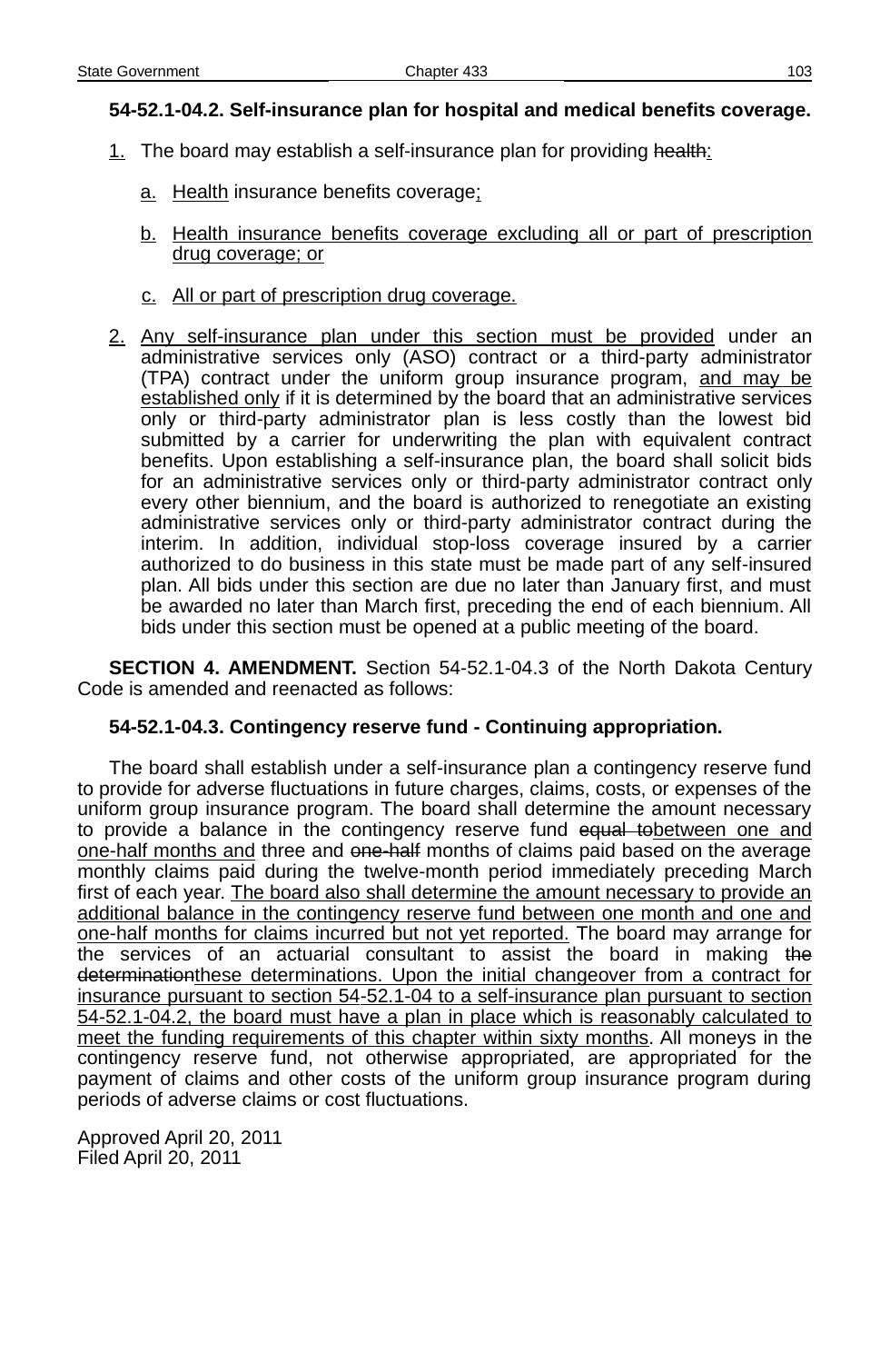**54-52.1-04.2. Self-insurance plan for hospital and medical benefits coverage.**

<u>1.</u> The board may establish a self-insurance plan for providing ~~health~~<u>:</u>

<u>a.</u> <u>Health</u> insurance benefits coverage<u>;</u>

<u>b.</u> <u>Health insurance benefits coverage excluding all or part of prescription drug coverage; or</u>

<u>c.</u> <u>All or part of prescription drug coverage.</u>

<u>2.</u> <u>Any self-insurance plan under this section must be provided</u> under an administrative services only (ASO) contract or a third-party administrator (TPA) contract under the uniform group insurance program, <u>and may be established only</u> if it is determined by the board that an administrative services only or third-party administrator plan is less costly than the lowest bid submitted by a carrier for underwriting the plan with equivalent contract benefits. Upon establishing a self-insurance plan, the board shall solicit bids for an administrative services only or third-party administrator contract only every other biennium, and the board is authorized to renegotiate an existing administrative services only or third-party administrator contract during the interim. In addition, individual stop-loss coverage insured by a carrier authorized to do business in this state must be made part of any self-insured plan. All bids under this section are due no later than January first, and must be awarded no later than March first, preceding the end of each biennium. All bids under this section must be opened at a public meeting of the board.

**SECTION 4. AMENDMENT.** Section 54-52.1-04.3 of the North Dakota Century Code is amended and reenacted as follows:

**54-52.1-04.3. Contingency reserve fund - Continuing appropriation.**

The board shall establish under a self-insurance plan a contingency reserve fund to provide for adverse fluctuations in future charges, claims, costs, or expenses of the uniform group insurance program. The board shall determine the amount necessary to provide a balance in the contingency reserve fund ~~equal to~~<u>between one and one-half months and</u> three and ~~one-half~~ months of claims paid based on the average monthly claims paid during the twelve-month period immediately preceding March first of each year. <u>The board also shall determine the amount necessary to provide an additional balance in the contingency reserve fund between one month and one and one-half months for claims incurred but not yet reported.</u> The board may arrange for the services of an actuarial consultant to assist the board in making ~~the determination~~<u>these determinations. Upon the initial changeover from a contract for insurance pursuant to section 54-52.1-04 to a self-insurance plan pursuant to section 54-52.1-04.2, the board must have a plan in place which is reasonably calculated to meet the funding requirements of this chapter within sixty months</u>. All moneys in the contingency reserve fund, not otherwise appropriated, are appropriated for the payment of claims and other costs of the uniform group insurance program during periods of adverse claims or cost fluctuations.

Approved April 20, 2011
Filed April 20, 2011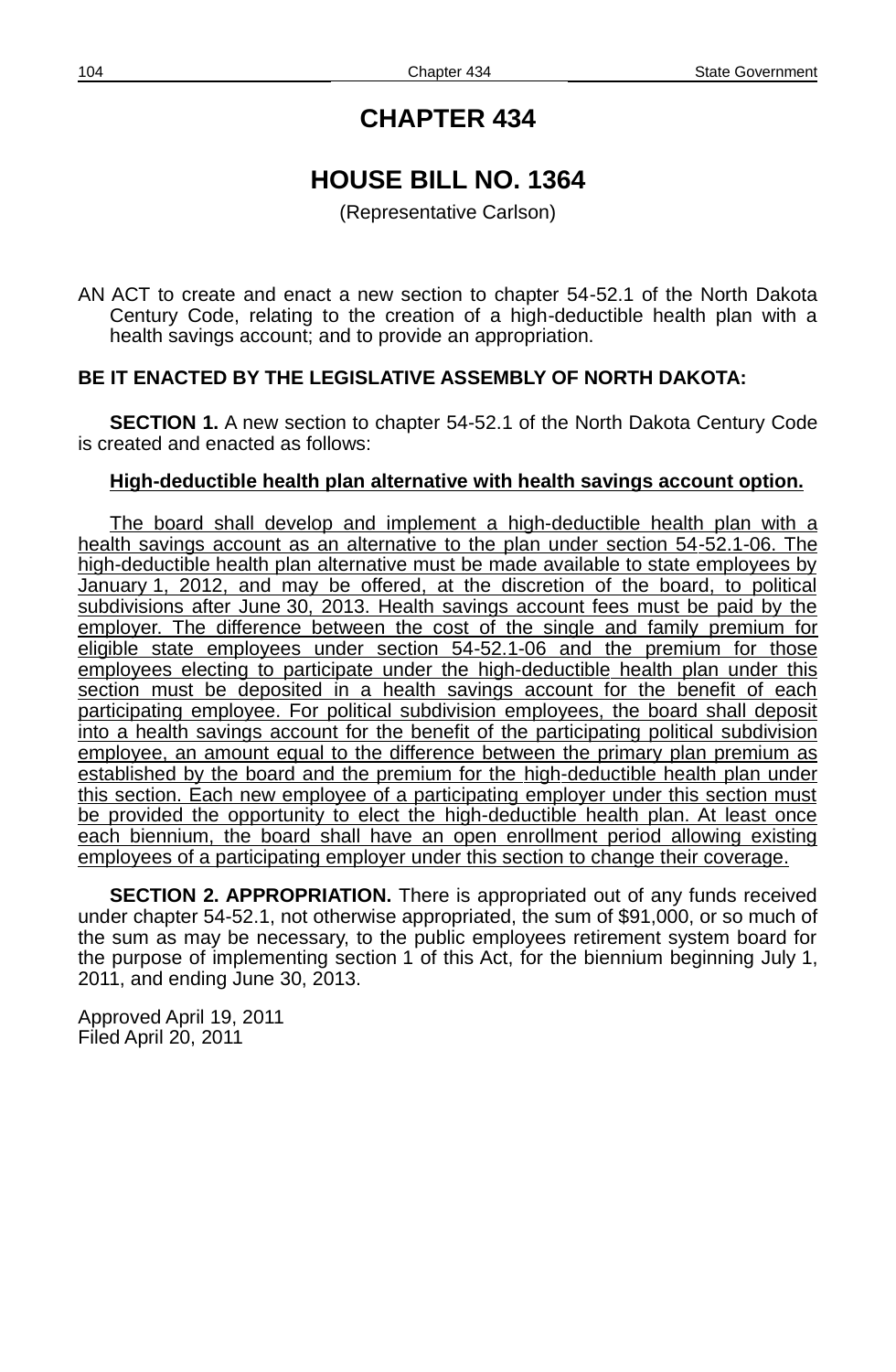# CHAPTER 434

## HOUSE BILL NO. 1364

(Representative Carlson)

AN ACT to create and enact a new section to chapter 54-52.1 of the North Dakota Century Code, relating to the creation of a high-deductible health plan with a health savings account; and to provide an appropriation.

**BE IT ENACTED BY THE LEGISLATIVE ASSEMBLY OF NORTH DAKOTA:**

**SECTION 1.** A new section to chapter 54-52.1 of the North Dakota Century Code is created and enacted as follows:

**High-deductible health plan alternative with health savings account option.**

The board shall develop and implement a high-deductible health plan with a health savings account as an alternative to the plan under section 54-52.1-06. The high-deductible health plan alternative must be made available to state employees by January 1, 2012, and may be offered, at the discretion of the board, to political subdivisions after June 30, 2013. Health savings account fees must be paid by the employer. The difference between the cost of the single and family premium for eligible state employees under section 54-52.1-06 and the premium for those employees electing to participate under the high-deductible health plan under this section must be deposited in a health savings account for the benefit of each participating employee. For political subdivision employees, the board shall deposit into a health savings account for the benefit of the participating political subdivision employee, an amount equal to the difference between the primary plan premium as established by the board and the premium for the high-deductible health plan under this section. Each new employee of a participating employer under this section must be provided the opportunity to elect the high-deductible health plan. At least once each biennium, the board shall have an open enrollment period allowing existing employees of a participating employer under this section to change their coverage.

**SECTION 2. APPROPRIATION.** There is appropriated out of any funds received under chapter 54-52.1, not otherwise appropriated, the sum of $91,000, or so much of the sum as may be necessary, to the public employees retirement system board for the purpose of implementing section 1 of this Act, for the biennium beginning July 1, 2011, and ending June 30, 2013.

Approved April 19, 2011
Filed April 20, 2011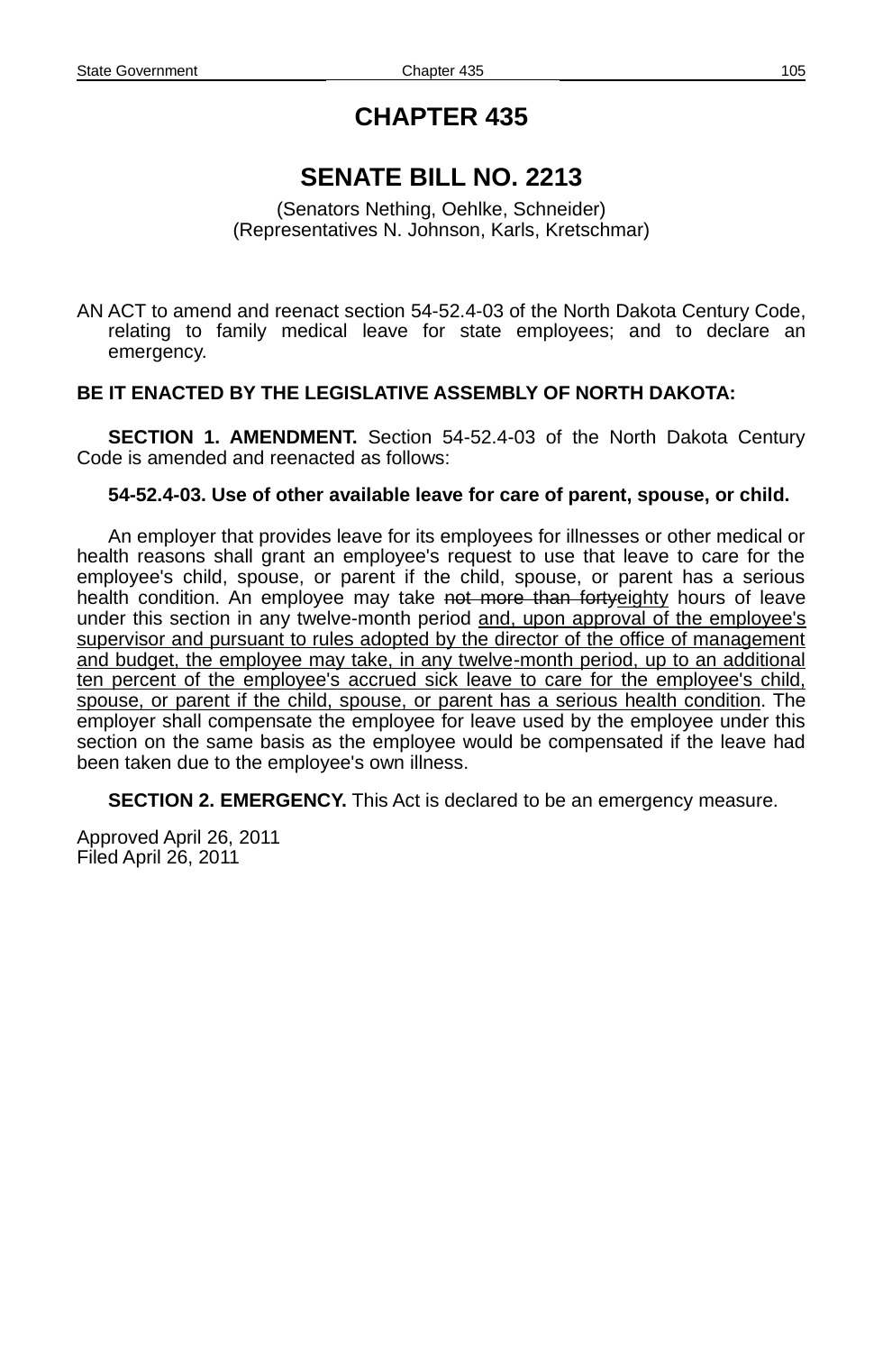# CHAPTER 435

## SENATE BILL NO. 2213

(Senators Nething, Oehlke, Schneider)
(Representatives N. Johnson, Karls, Kretschmar)

AN ACT to amend and reenact section 54-52.4-03 of the North Dakota Century Code, relating to family medical leave for state employees; and to declare an emergency.

**BE IT ENACTED BY THE LEGISLATIVE ASSEMBLY OF NORTH DAKOTA:**

**SECTION 1. AMENDMENT.** Section 54-52.4-03 of the North Dakota Century Code is amended and reenacted as follows:

**54-52.4-03. Use of other available leave for care of parent, spouse, or child.**

An employer that provides leave for its employees for illnesses or other medical or health reasons shall grant an employee's request to use that leave to care for the employee's child, spouse, or parent if the child, spouse, or parent has a serious health condition. An employee may take ~~not more than forty~~<u>eighty</u> hours of leave under this section in any twelve-month period <u>and, upon approval of the employee's supervisor and pursuant to rules adopted by the director of the office of management and budget, the employee may take, in any twelve-month period, up to an additional ten percent of the employee's accrued sick leave to care for the employee's child, spouse, or parent if the child, spouse, or parent has a serious health condition</u>. The employer shall compensate the employee for leave used by the employee under this section on the same basis as the employee would be compensated if the leave had been taken due to the employee's own illness.

**SECTION 2. EMERGENCY.** This Act is declared to be an emergency measure.

Approved April 26, 2011
Filed April 26, 2011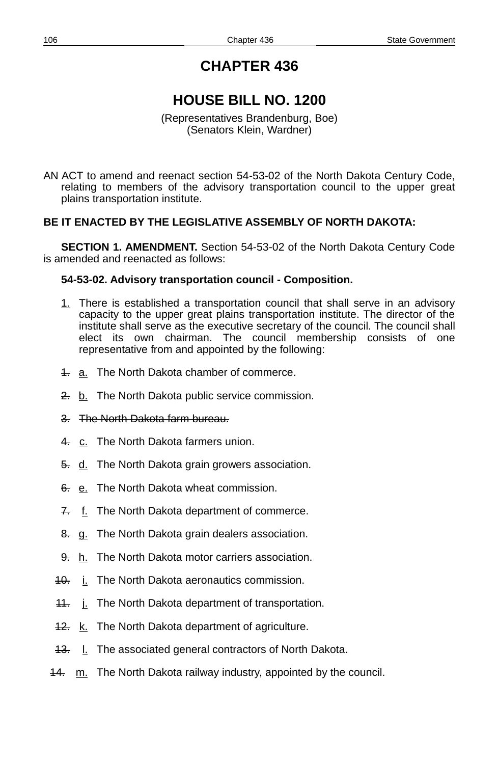# CHAPTER 436

## HOUSE BILL NO. 1200

(Representatives Brandenburg, Boe)
(Senators Klein, Wardner)

AN ACT to amend and reenact section 54-53-02 of the North Dakota Century Code, relating to members of the advisory transportation council to the upper great plains transportation institute.

**BE IT ENACTED BY THE LEGISLATIVE ASSEMBLY OF NORTH DAKOTA:**

**SECTION 1. AMENDMENT.** Section 54-53-02 of the North Dakota Century Code is amended and reenacted as follows:

**54-53-02. Advisory transportation council - Composition.**

1. There is established a transportation council that shall serve in an advisory capacity to the upper great plains transportation institute. The director of the institute shall serve as the executive secretary of the council. The council shall elect its own chairman. The council membership consists of one representative from and appointed by the following:

~~1.~~ a. The North Dakota chamber of commerce.

~~2.~~ b. The North Dakota public service commission.

~~3. The North Dakota farm bureau.~~

~~4.~~ c. The North Dakota farmers union.

~~5.~~ d. The North Dakota grain growers association.

~~6.~~ e. The North Dakota wheat commission.

~~7.~~ f. The North Dakota department of commerce.

~~8.~~ g. The North Dakota grain dealers association.

~~9.~~ h. The North Dakota motor carriers association.

~~10.~~ i. The North Dakota aeronautics commission.

~~11.~~ j. The North Dakota department of transportation.

~~12.~~ k. The North Dakota department of agriculture.

~~13.~~ l. The associated general contractors of North Dakota.

~~14.~~ m. The North Dakota railway industry, appointed by the council.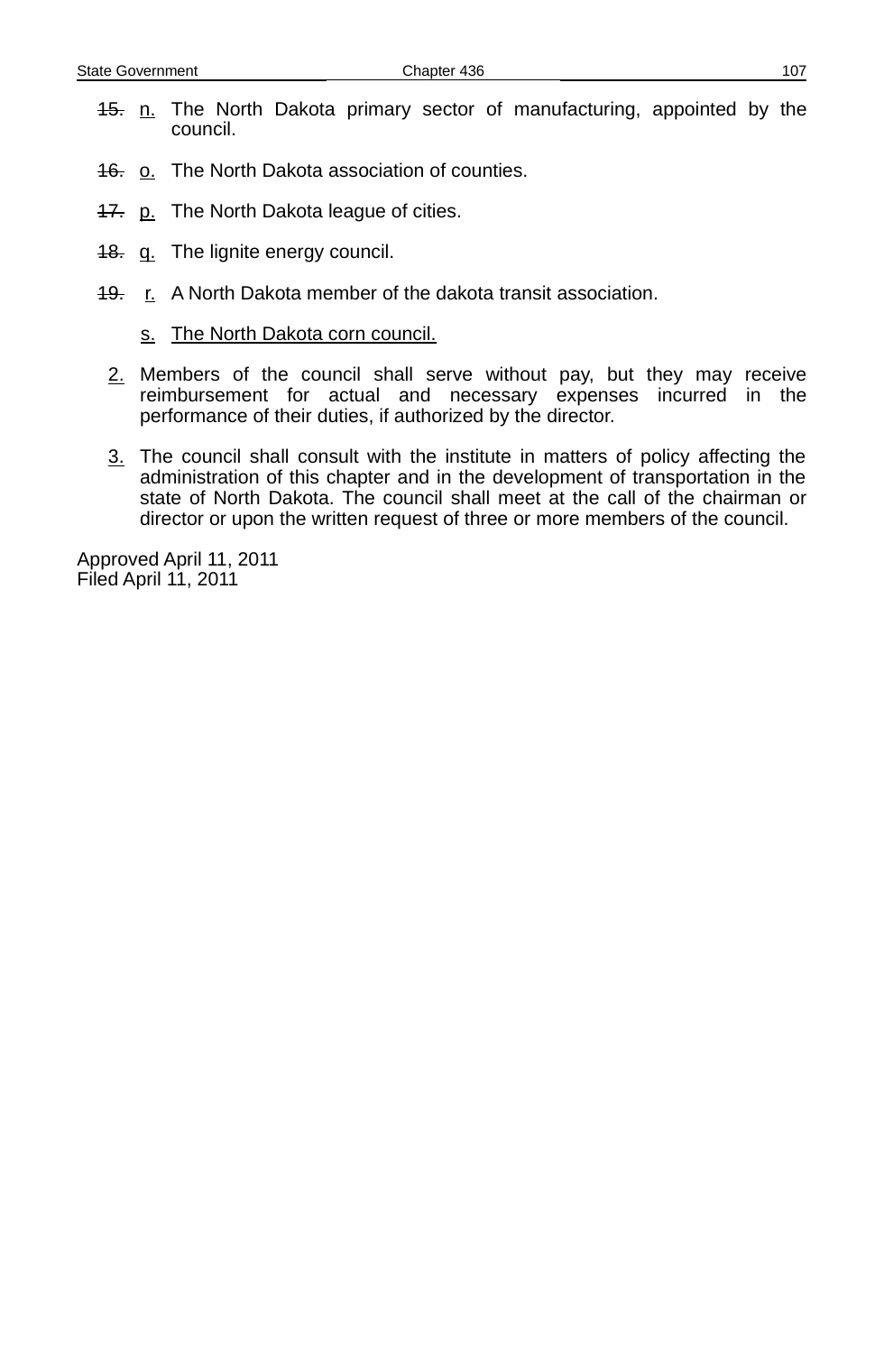~~15.~~ n. The North Dakota primary sector of manufacturing, appointed by the council.

~~16.~~ o. The North Dakota association of counties.

~~17.~~ p. The North Dakota league of cities.

~~18.~~ q. The lignite energy council.

~~19.~~ r. A North Dakota member of the dakota transit association.

s. The North Dakota corn council.

2. Members of the council shall serve without pay, but they may receive reimbursement for actual and necessary expenses incurred in the performance of their duties, if authorized by the director.

3. The council shall consult with the institute in matters of policy affecting the administration of this chapter and in the development of transportation in the state of North Dakota. The council shall meet at the call of the chairman or director or upon the written request of three or more members of the council.

Approved April 11, 2011
Filed April 11, 2011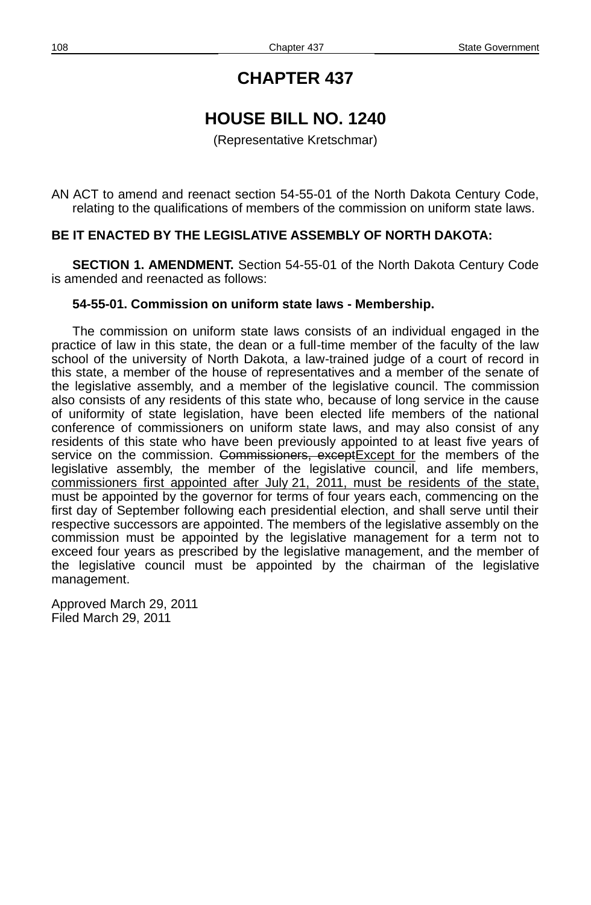# CHAPTER 437

## HOUSE BILL NO. 1240

(Representative Kretschmar)

AN ACT to amend and reenact section 54-55-01 of the North Dakota Century Code, relating to the qualifications of members of the commission on uniform state laws.

**BE IT ENACTED BY THE LEGISLATIVE ASSEMBLY OF NORTH DAKOTA:**

**SECTION 1. AMENDMENT.** Section 54-55-01 of the North Dakota Century Code is amended and reenacted as follows:

**54-55-01. Commission on uniform state laws - Membership.**

The commission on uniform state laws consists of an individual engaged in the practice of law in this state, the dean or a full-time member of the faculty of the law school of the university of North Dakota, a law-trained judge of a court of record in this state, a member of the house of representatives and a member of the senate of the legislative assembly, and a member of the legislative council. The commission also consists of any residents of this state who, because of long service in the cause of uniformity of state legislation, have been elected life members of the national conference of commissioners on uniform state laws, and may also consist of any residents of this state who have been previously appointed to at least five years of service on the commission. ~~Commissioners, except~~<u>Except for</u> the members of the legislative assembly, the member of the legislative council, and life members, <u>commissioners first appointed after July 21, 2011, must be residents of the state,</u> must be appointed by the governor for terms of four years each, commencing on the first day of September following each presidential election, and shall serve until their respective successors are appointed. The members of the legislative assembly on the commission must be appointed by the legislative management for a term not to exceed four years as prescribed by the legislative management, and the member of the legislative council must be appointed by the chairman of the legislative management.

Approved March 29, 2011
Filed March 29, 2011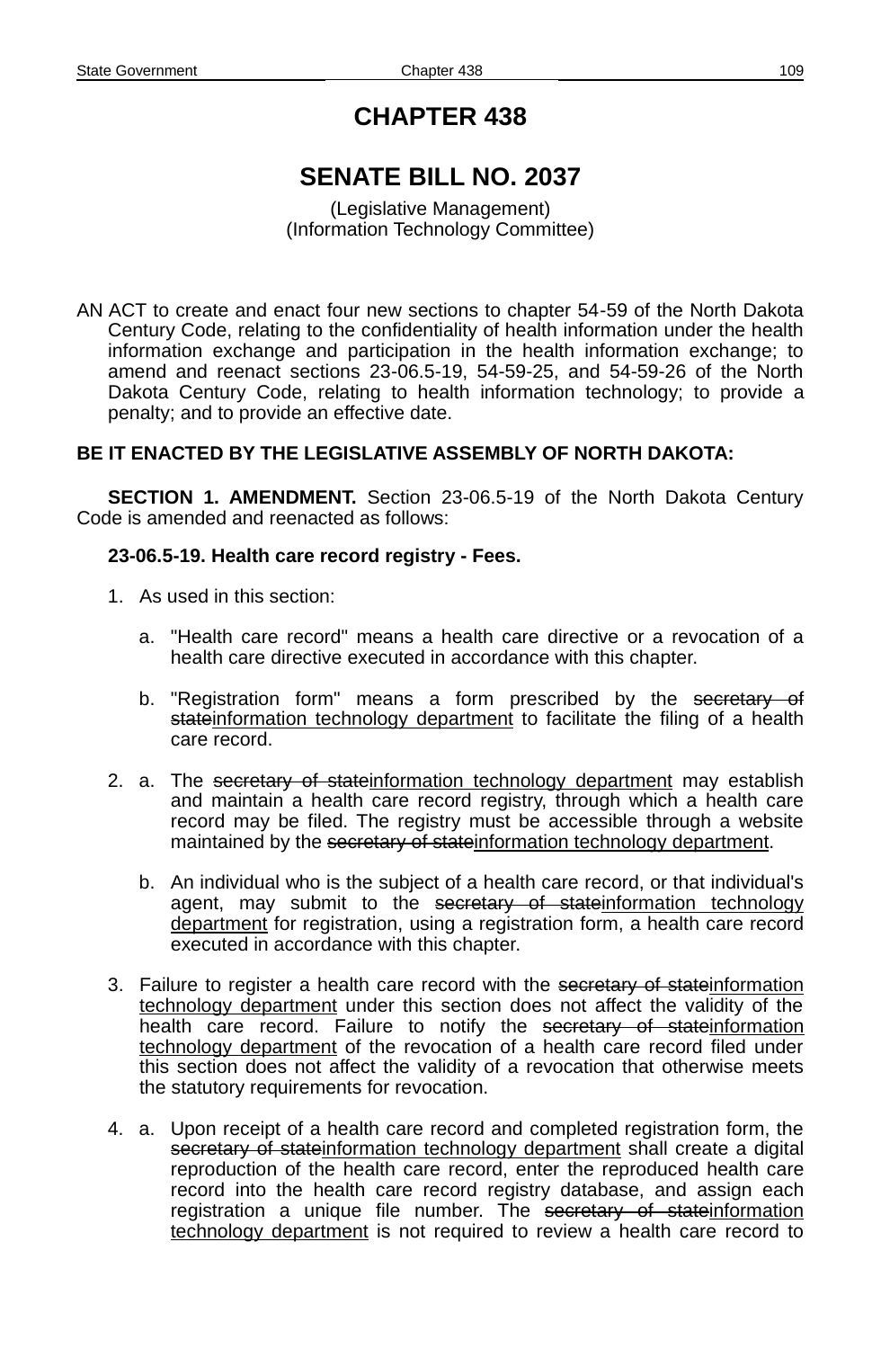# CHAPTER 438

# SENATE BILL NO. 2037

(Legislative Management)
(Information Technology Committee)

AN ACT to create and enact four new sections to chapter 54-59 of the North Dakota Century Code, relating to the confidentiality of health information under the health information exchange and participation in the health information exchange; to amend and reenact sections 23-06.5-19, 54-59-25, and 54-59-26 of the North Dakota Century Code, relating to health information technology; to provide a penalty; and to provide an effective date.

**BE IT ENACTED BY THE LEGISLATIVE ASSEMBLY OF NORTH DAKOTA:**

**SECTION 1. AMENDMENT.** Section 23-06.5-19 of the North Dakota Century Code is amended and reenacted as follows:

**23-06.5-19. Health care record registry - Fees.**

1. As used in this section:

   a. "Health care record" means a health care directive or a revocation of a health care directive executed in accordance with this chapter.

   b. "Registration form" means a form prescribed by the ~~secretary of state~~<u>information technology department</u> to facilitate the filing of a health care record.

2. a. The ~~secretary of state~~<u>information technology department</u> may establish and maintain a health care record registry, through which a health care record may be filed. The registry must be accessible through a website maintained by the ~~secretary of state~~<u>information technology department</u>.

   b. An individual who is the subject of a health care record, or that individual's agent, may submit to the ~~secretary of state~~<u>information technology department</u> for registration, using a registration form, a health care record executed in accordance with this chapter.

3. Failure to register a health care record with the ~~secretary of state~~<u>information technology department</u> under this section does not affect the validity of the health care record. Failure to notify the ~~secretary of state~~<u>information technology department</u> of the revocation of a health care record filed under this section does not affect the validity of a revocation that otherwise meets the statutory requirements for revocation.

4. a. Upon receipt of a health care record and completed registration form, the ~~secretary of state~~<u>information technology department</u> shall create a digital reproduction of the health care record, enter the reproduced health care record into the health care record registry database, and assign each registration a unique file number. The ~~secretary of state~~<u>information technology department</u> is not required to review a health care record to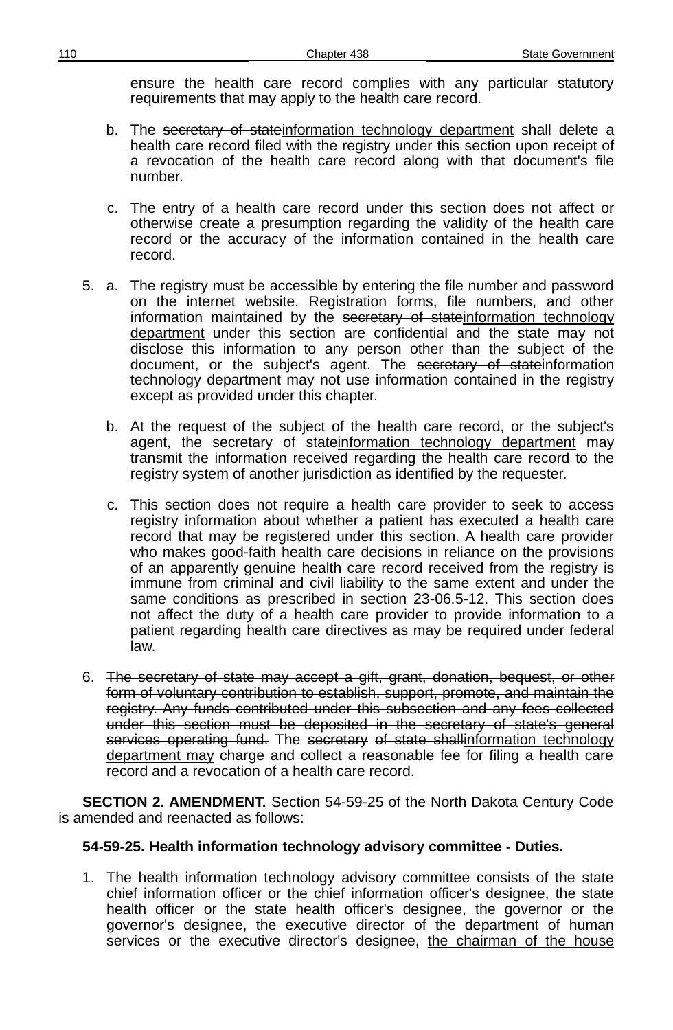ensure the health care record complies with any particular statutory requirements that may apply to the health care record.

b. The ~~secretary of state~~<u>information technology department</u> shall delete a health care record filed with the registry under this section upon receipt of a revocation of the health care record along with that document's file number.

c. The entry of a health care record under this section does not affect or otherwise create a presumption regarding the validity of the health care record or the accuracy of the information contained in the health care record.

5. a. The registry must be accessible by entering the file number and password on the internet website. Registration forms, file numbers, and other information maintained by the ~~secretary of state~~<u>information technology department</u> under this section are confidential and the state may not disclose this information to any person other than the subject of the document, or the subject's agent. The ~~secretary of state~~<u>information technology department</u> may not use information contained in the registry except as provided under this chapter.

   b. At the request of the subject of the health care record, or the subject's agent, the ~~secretary of state~~<u>information technology department</u> may transmit the information received regarding the health care record to the registry system of another jurisdiction as identified by the requester.

   c. This section does not require a health care provider to seek to access registry information about whether a patient has executed a health care record that may be registered under this section. A health care provider who makes good-faith health care decisions in reliance on the provisions of an apparently genuine health care record received from the registry is immune from criminal and civil liability to the same extent and under the same conditions as prescribed in section 23-06.5-12. This section does not affect the duty of a health care provider to provide information to a patient regarding health care directives as may be required under federal law.

6. ~~The secretary of state may accept a gift, grant, donation, bequest, or other form of voluntary contribution to establish, support, promote, and maintain the registry. Any funds contributed under this subsection and any fees collected under this section must be deposited in the secretary of state's general services operating fund.~~ The ~~secretary of state shall~~<u>information technology department may</u> charge and collect a reasonable fee for filing a health care record and a revocation of a health care record.

**SECTION 2. AMENDMENT.** Section 54-59-25 of the North Dakota Century Code is amended and reenacted as follows:

**54-59-25. Health information technology advisory committee - Duties.**

1. The health information technology advisory committee consists of the state chief information officer or the chief information officer's designee, the state health officer or the state health officer's designee, the governor or the governor's designee, the executive director of the department of human services or the executive director's designee, <u>the chairman of the house</u>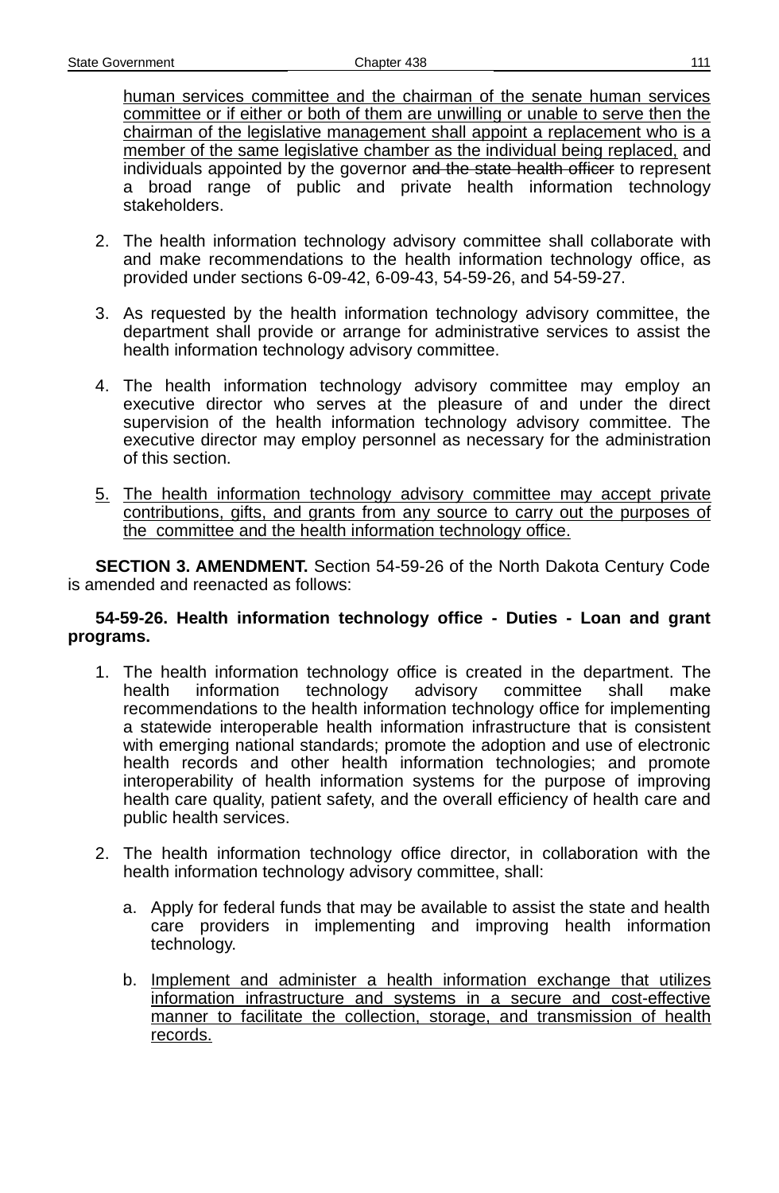human services committee and the chairman of the senate human services committee or if either or both of them are unwilling or unable to serve then the chairman of the legislative management shall appoint a replacement who is a member of the same legislative chamber as the individual being replaced, and individuals appointed by the governor ~~and the state health officer~~ to represent a broad range of public and private health information technology stakeholders.

2. The health information technology advisory committee shall collaborate with and make recommendations to the health information technology office, as provided under sections 6-09-42, 6-09-43, 54-59-26, and 54-59-27.

3. As requested by the health information technology advisory committee, the department shall provide or arrange for administrative services to assist the health information technology advisory committee.

4. The health information technology advisory committee may employ an executive director who serves at the pleasure of and under the direct supervision of the health information technology advisory committee. The executive director may employ personnel as necessary for the administration of this section.

5. The health information technology advisory committee may accept private contributions, gifts, and grants from any source to carry out the purposes of the committee and the health information technology office.

**SECTION 3. AMENDMENT.** Section 54-59-26 of the North Dakota Century Code is amended and reenacted as follows:

**54-59-26. Health information technology office - Duties - Loan and grant programs.**

1. The health information technology office is created in the department. The health information technology advisory committee shall make recommendations to the health information technology office for implementing a statewide interoperable health information infrastructure that is consistent with emerging national standards; promote the adoption and use of electronic health records and other health information technologies; and promote interoperability of health information systems for the purpose of improving health care quality, patient safety, and the overall efficiency of health care and public health services.

2. The health information technology office director, in collaboration with the health information technology advisory committee, shall:

   a. Apply for federal funds that may be available to assist the state and health care providers in implementing and improving health information technology.

   b. Implement and administer a health information exchange that utilizes information infrastructure and systems in a secure and cost-effective manner to facilitate the collection, storage, and transmission of health records.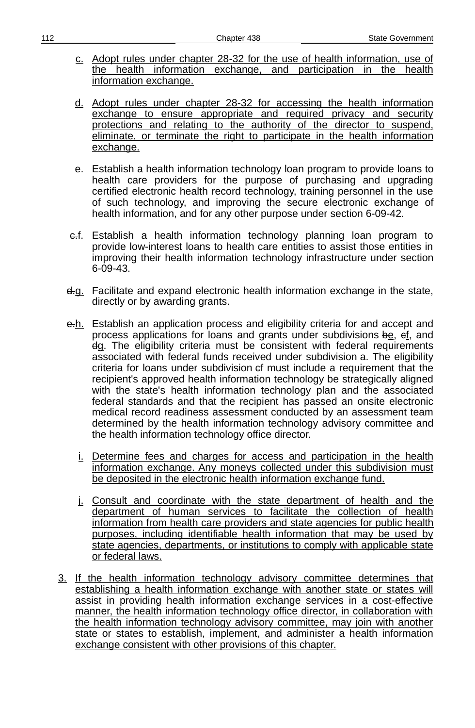c. Adopt rules under chapter 28-32 for the use of health information, use of the health information exchange, and participation in the health information exchange.

d. Adopt rules under chapter 28-32 for accessing the health information exchange to ensure appropriate and required privacy and security protections and relating to the authority of the director to suspend, eliminate, or terminate the right to participate in the health information exchange.

e. Establish a health information technology loan program to provide loans to health care providers for the purpose of purchasing and upgrading certified electronic health record technology, training personnel in the use of such technology, and improving the secure electronic exchange of health information, and for any other purpose under section 6-09-42.

~~c.~~f. Establish a health information technology planning loan program to provide low-interest loans to health care entities to assist those entities in improving their health information technology infrastructure under section 6-09-43.

~~d.~~g. Facilitate and expand electronic health information exchange in the state, directly or by awarding grants.

~~e.~~h. Establish an application process and eligibility criteria for and accept and process applications for loans and grants under subdivisions ~~b~~e, ~~c~~f, and ~~d~~g. The eligibility criteria must be consistent with federal requirements associated with federal funds received under subdivision a. The eligibility criteria for loans under subdivision ~~c~~f must include a requirement that the recipient's approved health information technology be strategically aligned with the state's health information technology plan and the associated federal standards and that the recipient has passed an onsite electronic medical record readiness assessment conducted by an assessment team determined by the health information technology advisory committee and the health information technology office director.

i. Determine fees and charges for access and participation in the health information exchange. Any moneys collected under this subdivision must be deposited in the electronic health information exchange fund.

j. Consult and coordinate with the state department of health and the department of human services to facilitate the collection of health information from health care providers and state agencies for public health purposes, including identifiable health information that may be used by state agencies, departments, or institutions to comply with applicable state or federal laws.

3. If the health information technology advisory committee determines that establishing a health information exchange with another state or states will assist in providing health information exchange services in a cost-effective manner, the health information technology office director, in collaboration with the health information technology advisory committee, may join with another state or states to establish, implement, and administer a health information exchange consistent with other provisions of this chapter.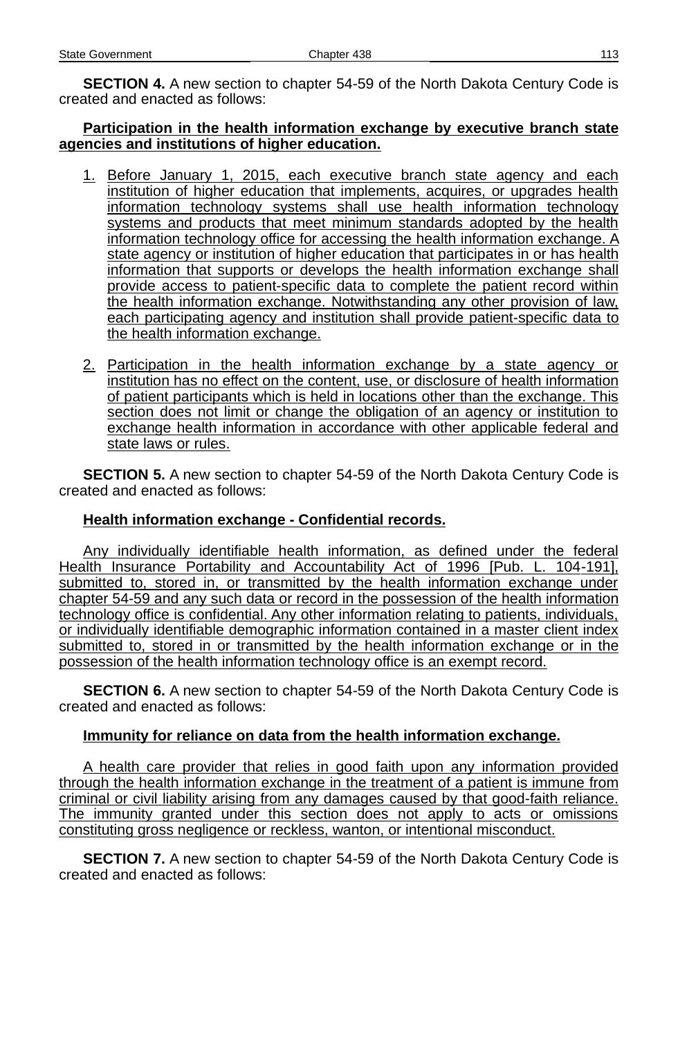**SECTION 4.** A new section to chapter 54-59 of the North Dakota Century Code is created and enacted as follows:

**Participation in the health information exchange by executive branch state agencies and institutions of higher education.**

1. Before January 1, 2015, each executive branch state agency and each institution of higher education that implements, acquires, or upgrades health information technology systems shall use health information technology systems and products that meet minimum standards adopted by the health information technology office for accessing the health information exchange. A state agency or institution of higher education that participates in or has health information that supports or develops the health information exchange shall provide access to patient-specific data to complete the patient record within the health information exchange. Notwithstanding any other provision of law, each participating agency and institution shall provide patient-specific data to the health information exchange.

2. Participation in the health information exchange by a state agency or institution has no effect on the content, use, or disclosure of health information of patient participants which is held in locations other than the exchange. This section does not limit or change the obligation of an agency or institution to exchange health information in accordance with other applicable federal and state laws or rules.

**SECTION 5.** A new section to chapter 54-59 of the North Dakota Century Code is created and enacted as follows:

**Health information exchange - Confidential records.**

Any individually identifiable health information, as defined under the federal Health Insurance Portability and Accountability Act of 1996 [Pub. L. 104-191], submitted to, stored in, or transmitted by the health information exchange under chapter 54-59 and any such data or record in the possession of the health information technology office is confidential. Any other information relating to patients, individuals, or individually identifiable demographic information contained in a master client index submitted to, stored in or transmitted by the health information exchange or in the possession of the health information technology office is an exempt record.

**SECTION 6.** A new section to chapter 54-59 of the North Dakota Century Code is created and enacted as follows:

**Immunity for reliance on data from the health information exchange.**

A health care provider that relies in good faith upon any information provided through the health information exchange in the treatment of a patient is immune from criminal or civil liability arising from any damages caused by that good-faith reliance. The immunity granted under this section does not apply to acts or omissions constituting gross negligence or reckless, wanton, or intentional misconduct.

**SECTION 7.** A new section to chapter 54-59 of the North Dakota Century Code is created and enacted as follows: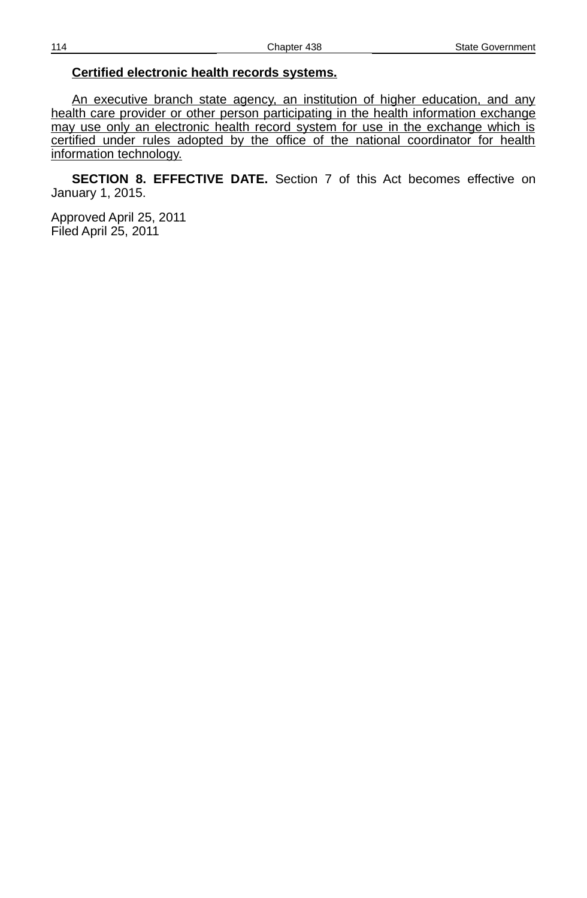**Certified electronic health records systems.**

An executive branch state agency, an institution of higher education, and any health care provider or other person participating in the health information exchange may use only an electronic health record system for use in the exchange which is certified under rules adopted by the office of the national coordinator for health information technology.

**SECTION 8. EFFECTIVE DATE.** Section 7 of this Act becomes effective on January 1, 2015.

Approved April 25, 2011
Filed April 25, 2011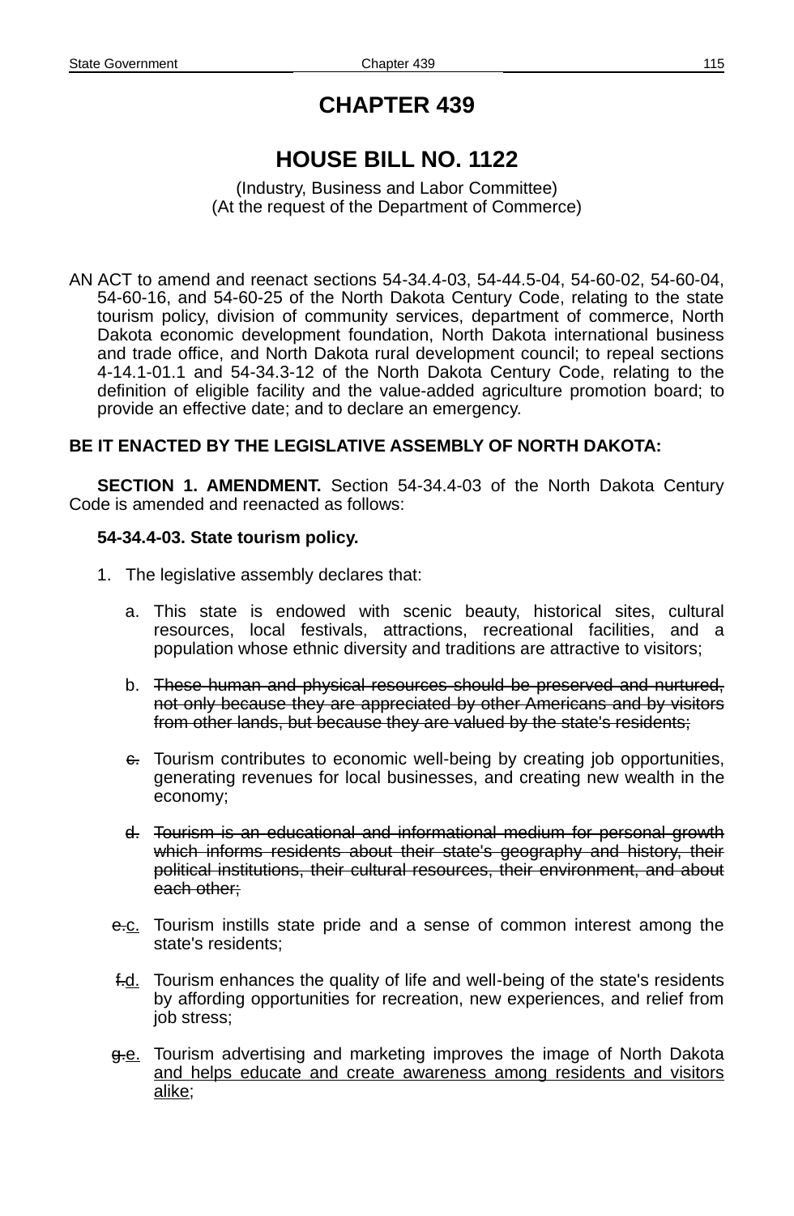# CHAPTER 439

## HOUSE BILL NO. 1122

(Industry, Business and Labor Committee)
(At the request of the Department of Commerce)

AN ACT to amend and reenact sections 54-34.4-03, 54-44.5-04, 54-60-02, 54-60-04, 54-60-16, and 54-60-25 of the North Dakota Century Code, relating to the state tourism policy, division of community services, department of commerce, North Dakota economic development foundation, North Dakota international business and trade office, and North Dakota rural development council; to repeal sections 4-14.1-01.1 and 54-34.3-12 of the North Dakota Century Code, relating to the definition of eligible facility and the value-added agriculture promotion board; to provide an effective date; and to declare an emergency.

**BE IT ENACTED BY THE LEGISLATIVE ASSEMBLY OF NORTH DAKOTA:**

**SECTION 1. AMENDMENT.** Section 54-34.4-03 of the North Dakota Century Code is amended and reenacted as follows:

**54-34.4-03. State tourism policy.**

1. The legislative assembly declares that:

   a. This state is endowed with scenic beauty, historical sites, cultural resources, local festivals, attractions, recreational facilities, and a population whose ethnic diversity and traditions are attractive to visitors;

   b. ~~These human and physical resources should be preserved and nurtured, not only because they are appreciated by other Americans and by visitors from other lands, but because they are valued by the state's residents;~~

   ~~c.~~ Tourism contributes to economic well-being by creating job opportunities, generating revenues for local businesses, and creating new wealth in the economy;

   ~~d.~~ ~~Tourism is an educational and informational medium for personal growth which informs residents about their state's geography and history, their political institutions, their cultural resources, their environment, and about each other;~~

   ~~e.~~<u>c.</u> Tourism instills state pride and a sense of common interest among the state's residents;

   ~~f.~~<u>d.</u> Tourism enhances the quality of life and well-being of the state's residents by affording opportunities for recreation, new experiences, and relief from job stress;

   ~~g.~~<u>e.</u> Tourism advertising and marketing improves the image of North Dakota <u>and helps educate and create awareness among residents and visitors alike</u>;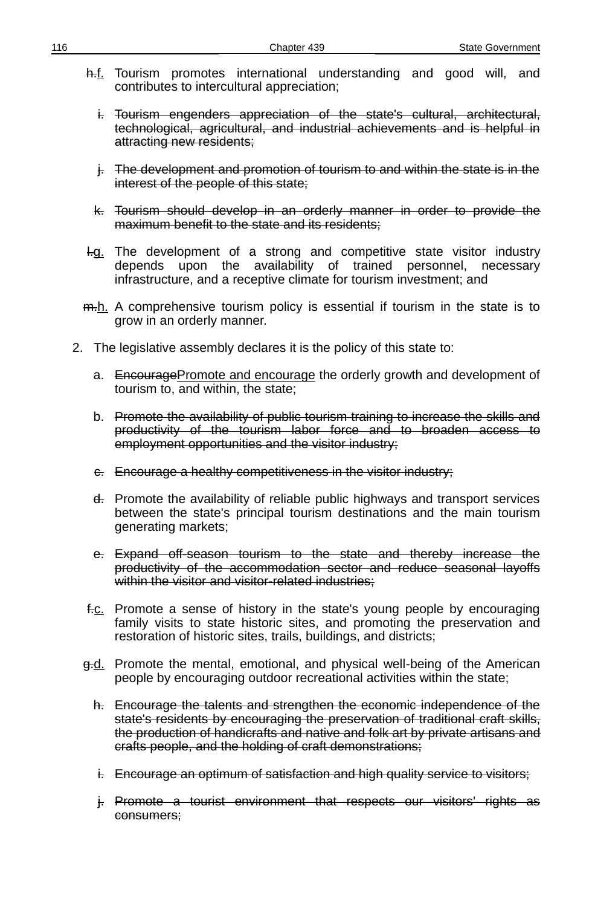~~h.~~f. Tourism promotes international understanding and good will, and contributes to intercultural appreciation;

~~i. Tourism engenders appreciation of the state's cultural, architectural, technological, agricultural, and industrial achievements and is helpful in attracting new residents;~~

~~j. The development and promotion of tourism to and within the state is in the interest of the people of this state;~~

~~k. Tourism should develop in an orderly manner in order to provide the maximum benefit to the state and its residents;~~

~~l.~~g. The development of a strong and competitive state visitor industry depends upon the availability of trained personnel, necessary infrastructure, and a receptive climate for tourism investment; and

~~m.~~h. A comprehensive tourism policy is essential if tourism in the state is to grow in an orderly manner.

2. The legislative assembly declares it is the policy of this state to:

   a. ~~Encourage~~Promote and encourage the orderly growth and development of tourism to, and within, the state;

   ~~b. Promote the availability of public tourism training to increase the skills and productivity of the tourism labor force and to broaden access to employment opportunities and the visitor industry;~~

   ~~c. Encourage a healthy competitiveness in the visitor industry;~~

   ~~d.~~ Promote the availability of reliable public highways and transport services between the state's principal tourism destinations and the main tourism generating markets;

   ~~e. Expand off-season tourism to the state and thereby increase the productivity of the accommodation sector and reduce seasonal layoffs within the visitor and visitor-related industries;~~

   ~~f.~~c. Promote a sense of history in the state's young people by encouraging family visits to state historic sites, and promoting the preservation and restoration of historic sites, trails, buildings, and districts;

   ~~g.~~d. Promote the mental, emotional, and physical well-being of the American people by encouraging outdoor recreational activities within the state;

   ~~h. Encourage the talents and strengthen the economic independence of the state's residents by encouraging the preservation of traditional craft skills, the production of handicrafts and native and folk art by private artisans and crafts people, and the holding of craft demonstrations;~~

   ~~i. Encourage an optimum of satisfaction and high quality service to visitors;~~

   ~~j. Promote a tourist environment that respects our visitors' rights as consumers;~~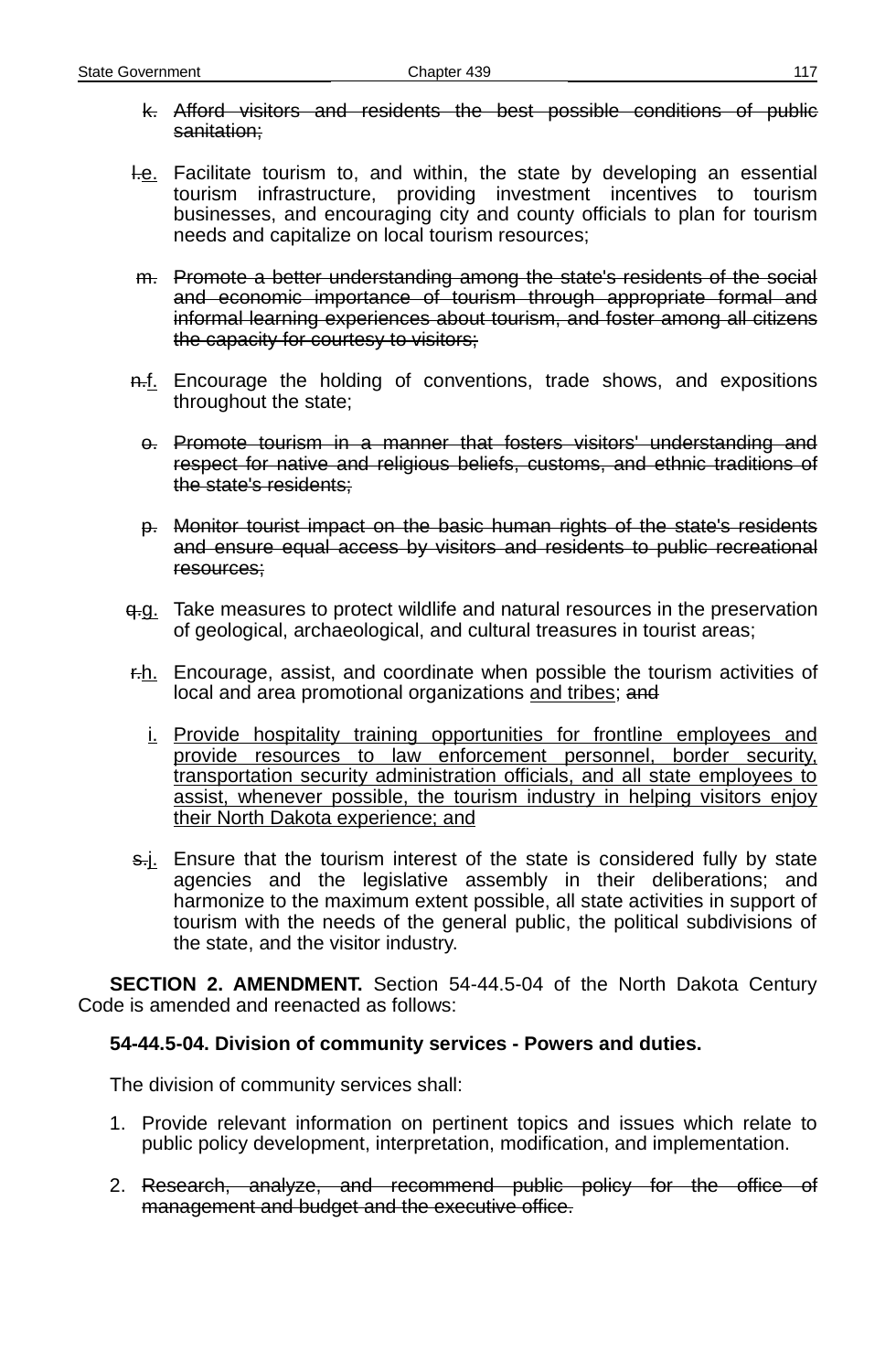k. ~~Afford visitors and residents the best possible conditions of public sanitation;~~

~~l.~~e. Facilitate tourism to, and within, the state by developing an essential tourism infrastructure, providing investment incentives to tourism businesses, and encouraging city and county officials to plan for tourism needs and capitalize on local tourism resources;

m. ~~Promote a better understanding among the state's residents of the social and economic importance of tourism through appropriate formal and informal learning experiences about tourism, and foster among all citizens the capacity for courtesy to visitors;~~

~~n.~~f. Encourage the holding of conventions, trade shows, and expositions throughout the state;

o. ~~Promote tourism in a manner that fosters visitors' understanding and respect for native and religious beliefs, customs, and ethnic traditions of the state's residents;~~

p. ~~Monitor tourist impact on the basic human rights of the state's residents and ensure equal access by visitors and residents to public recreational resources;~~

~~q.~~g. Take measures to protect wildlife and natural resources in the preservation of geological, archaeological, and cultural treasures in tourist areas;

~~r.~~h. Encourage, assist, and coordinate when possible the tourism activities of local and area promotional organizations <u>and tribes</u>; ~~and~~

<u>i.</u> <u>Provide hospitality training opportunities for frontline employees and provide resources to law enforcement personnel, border security, transportation security administration officials, and all state employees to assist, whenever possible, the tourism industry in helping visitors enjoy their North Dakota experience; and</u>

~~s.~~j. Ensure that the tourism interest of the state is considered fully by state agencies and the legislative assembly in their deliberations; and harmonize to the maximum extent possible, all state activities in support of tourism with the needs of the general public, the political subdivisions of the state, and the visitor industry.

**SECTION 2. AMENDMENT.** Section 54-44.5-04 of the North Dakota Century Code is amended and reenacted as follows:

**54-44.5-04. Division of community services - Powers and duties.**

The division of community services shall:

1. Provide relevant information on pertinent topics and issues which relate to public policy development, interpretation, modification, and implementation.

2. ~~Research, analyze, and recommend public policy for the office of management and budget and the executive office.~~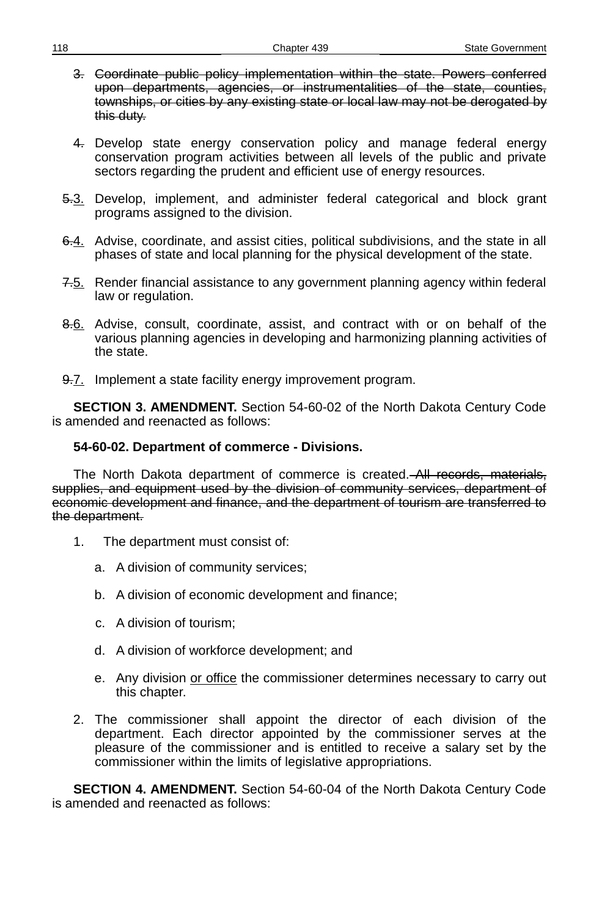3. ~~Coordinate public policy implementation within the state. Powers conferred upon departments, agencies, or instrumentalities of the state, counties, townships, or cities by any existing state or local law may not be derogated by this duty.~~

~~4.~~ Develop state energy conservation policy and manage federal energy conservation program activities between all levels of the public and private sectors regarding the prudent and efficient use of energy resources.

~~5.~~<u>3.</u> Develop, implement, and administer federal categorical and block grant programs assigned to the division.

~~6.~~<u>4.</u> Advise, coordinate, and assist cities, political subdivisions, and the state in all phases of state and local planning for the physical development of the state.

~~7.~~<u>5.</u> Render financial assistance to any government planning agency within federal law or regulation.

~~8.~~<u>6.</u> Advise, consult, coordinate, assist, and contract with or on behalf of the various planning agencies in developing and harmonizing planning activities of the state.

~~9.~~<u>7.</u> Implement a state facility energy improvement program.

**SECTION 3. AMENDMENT.** Section 54-60-02 of the North Dakota Century Code is amended and reenacted as follows:

**54-60-02. Department of commerce - Divisions.**

The North Dakota department of commerce is created. ~~All records, materials, supplies, and equipment used by the division of community services, department of economic development and finance, and the department of tourism are transferred to the department.~~

1. The department must consist of:

   a. A division of community services;

   b. A division of economic development and finance;

   c. A division of tourism;

   d. A division of workforce development; and

   e. Any division <u>or office</u> the commissioner determines necessary to carry out this chapter.

2. The commissioner shall appoint the director of each division of the department. Each director appointed by the commissioner serves at the pleasure of the commissioner and is entitled to receive a salary set by the commissioner within the limits of legislative appropriations.

**SECTION 4. AMENDMENT.** Section 54-60-04 of the North Dakota Century Code is amended and reenacted as follows: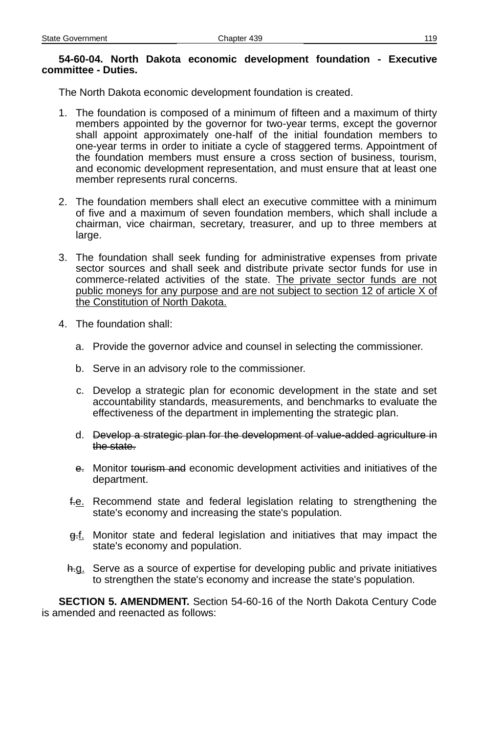**54-60-04. North Dakota economic development foundation - Executive committee - Duties.**

The North Dakota economic development foundation is created.

1. The foundation is composed of a minimum of fifteen and a maximum of thirty members appointed by the governor for two-year terms, except the governor shall appoint approximately one-half of the initial foundation members to one-year terms in order to initiate a cycle of staggered terms. Appointment of the foundation members must ensure a cross section of business, tourism, and economic development representation, and must ensure that at least one member represents rural concerns.

2. The foundation members shall elect an executive committee with a minimum of five and a maximum of seven foundation members, which shall include a chairman, vice chairman, secretary, treasurer, and up to three members at large.

3. The foundation shall seek funding for administrative expenses from private sector sources and shall seek and distribute private sector funds for use in commerce-related activities of the state. <u>The private sector funds are not public moneys for any purpose and are not subject to section 12 of article X of the Constitution of North Dakota.</u>

4. The foundation shall:

   a. Provide the governor advice and counsel in selecting the commissioner.

   b. Serve in an advisory role to the commissioner.

   c. Develop a strategic plan for economic development in the state and set accountability standards, measurements, and benchmarks to evaluate the effectiveness of the department in implementing the strategic plan.

   d. ~~Develop a strategic plan for the development of value-added agriculture in the state.~~

   ~~e.~~ Monitor ~~tourism and~~ economic development activities and initiatives of the department.

   ~~f.~~<u>e.</u> Recommend state and federal legislation relating to strengthening the state's economy and increasing the state's population.

   ~~g.~~<u>f.</u> Monitor state and federal legislation and initiatives that may impact the state's economy and population.

   ~~h.~~<u>g.</u> Serve as a source of expertise for developing public and private initiatives to strengthen the state's economy and increase the state's population.

**SECTION 5. AMENDMENT.** Section 54-60-16 of the North Dakota Century Code is amended and reenacted as follows: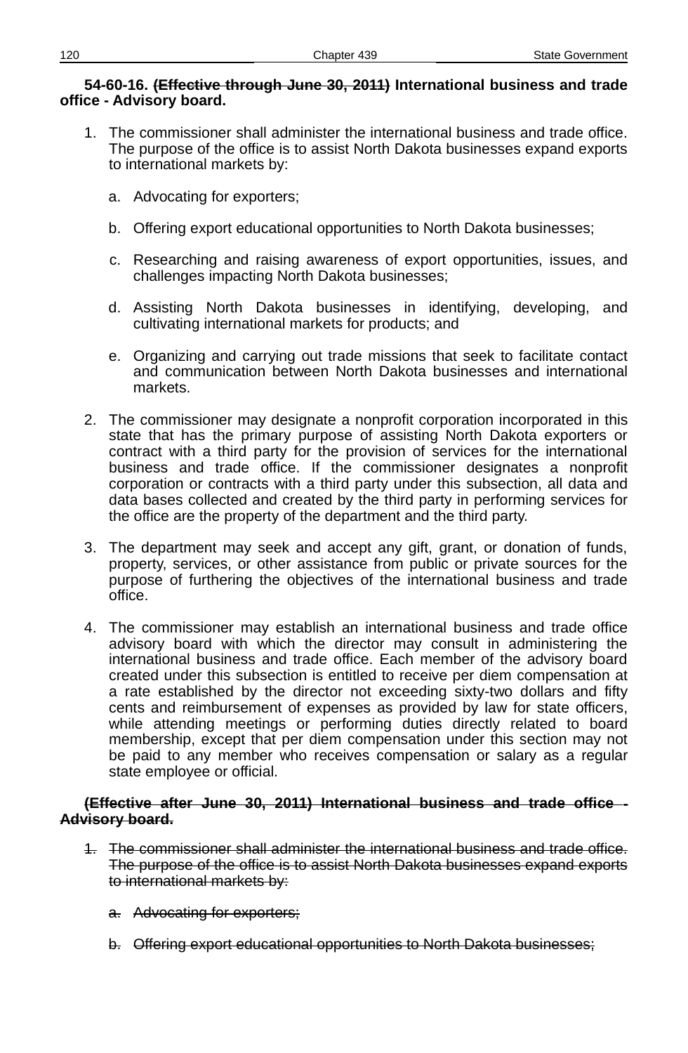**54-60-16. ~~(Effective through June 30, 2011)~~ International business and trade office - Advisory board.**

1. The commissioner shall administer the international business and trade office. The purpose of the office is to assist North Dakota businesses expand exports to international markets by:

   a. Advocating for exporters;

   b. Offering export educational opportunities to North Dakota businesses;

   c. Researching and raising awareness of export opportunities, issues, and challenges impacting North Dakota businesses;

   d. Assisting North Dakota businesses in identifying, developing, and cultivating international markets for products; and

   e. Organizing and carrying out trade missions that seek to facilitate contact and communication between North Dakota businesses and international markets.

2. The commissioner may designate a nonprofit corporation incorporated in this state that has the primary purpose of assisting North Dakota exporters or contract with a third party for the provision of services for the international business and trade office. If the commissioner designates a nonprofit corporation or contracts with a third party under this subsection, all data and data bases collected and created by the third party in performing services for the office are the property of the department and the third party.

3. The department may seek and accept any gift, grant, or donation of funds, property, services, or other assistance from public or private sources for the purpose of furthering the objectives of the international business and trade office.

4. The commissioner may establish an international business and trade office advisory board with which the director may consult in administering the international business and trade office. Each member of the advisory board created under this subsection is entitled to receive per diem compensation at a rate established by the director not exceeding sixty-two dollars and fifty cents and reimbursement of expenses as provided by law for state officers, while attending meetings or performing duties directly related to board membership, except that per diem compensation under this section may not be paid to any member who receives compensation or salary as a regular state employee or official.

~~**(Effective after June 30, 2011) International business and trade office - Advisory board.**~~

~~1. The commissioner shall administer the international business and trade office. The purpose of the office is to assist North Dakota businesses expand exports to international markets by:~~

   ~~a. Advocating for exporters;~~

   ~~b. Offering export educational opportunities to North Dakota businesses;~~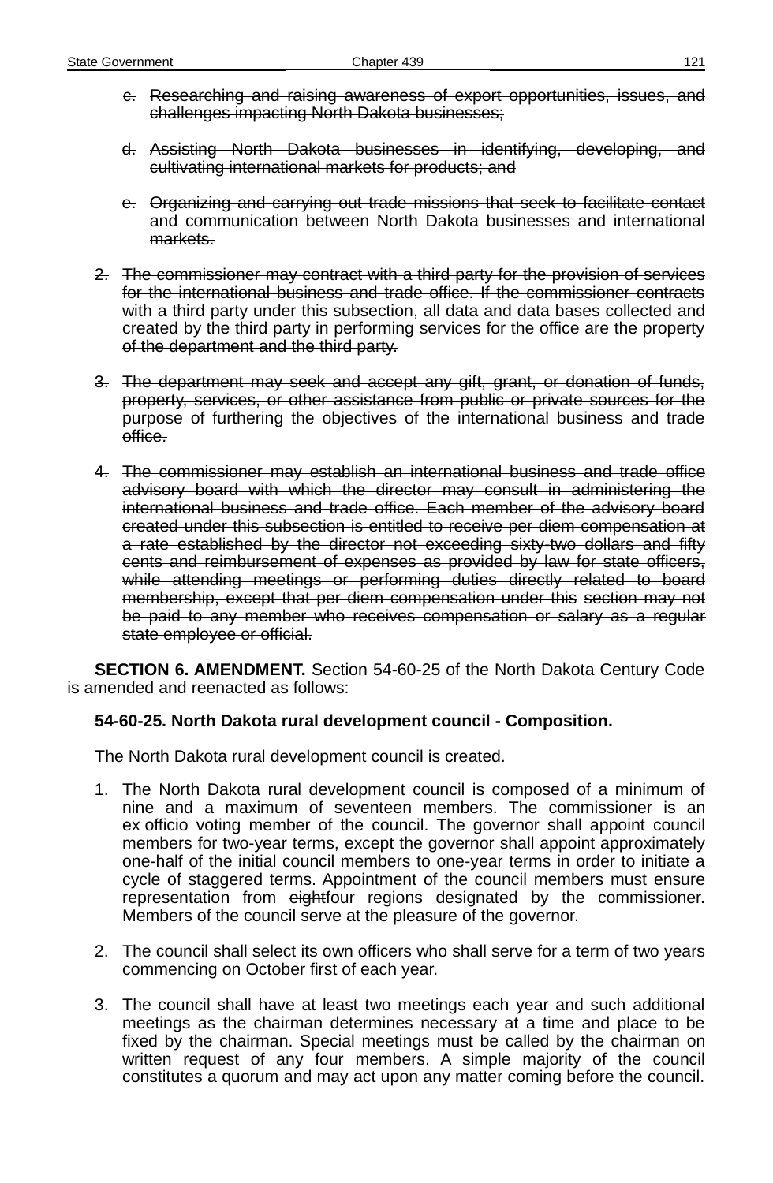~~c. Researching and raising awareness of export opportunities, issues, and challenges impacting North Dakota businesses;~~

~~d. Assisting North Dakota businesses in identifying, developing, and cultivating international markets for products; and~~

~~e. Organizing and carrying out trade missions that seek to facilitate contact and communication between North Dakota businesses and international markets.~~

~~2. The commissioner may contract with a third party for the provision of services for the international business and trade office. If the commissioner contracts with a third party under this subsection, all data and data bases collected and created by the third party in performing services for the office are the property of the department and the third party.~~

~~3. The department may seek and accept any gift, grant, or donation of funds, property, services, or other assistance from public or private sources for the purpose of furthering the objectives of the international business and trade office.~~

~~4. The commissioner may establish an international business and trade office advisory board with which the director may consult in administering the international business and trade office. Each member of the advisory board created under this subsection is entitled to receive per diem compensation at a rate established by the director not exceeding sixty-two dollars and fifty cents and reimbursement of expenses as provided by law for state officers, while attending meetings or performing duties directly related to board membership, except that per diem compensation under this section may not be paid to any member who receives compensation or salary as a regular state employee or official.~~

**SECTION 6. AMENDMENT.** Section 54-60-25 of the North Dakota Century Code is amended and reenacted as follows:

**54-60-25. North Dakota rural development council - Composition.**

The North Dakota rural development council is created.

1. The North Dakota rural development council is composed of a minimum of nine and a maximum of seventeen members. The commissioner is an ex officio voting member of the council. The governor shall appoint council members for two-year terms, except the governor shall appoint approximately one-half of the initial council members to one-year terms in order to initiate a cycle of staggered terms. Appointment of the council members must ensure representation from ~~eight~~<u>four</u> regions designated by the commissioner. Members of the council serve at the pleasure of the governor.

2. The council shall select its own officers who shall serve for a term of two years commencing on October first of each year.

3. The council shall have at least two meetings each year and such additional meetings as the chairman determines necessary at a time and place to be fixed by the chairman. Special meetings must be called by the chairman on written request of any four members. A simple majority of the council constitutes a quorum and may act upon any matter coming before the council.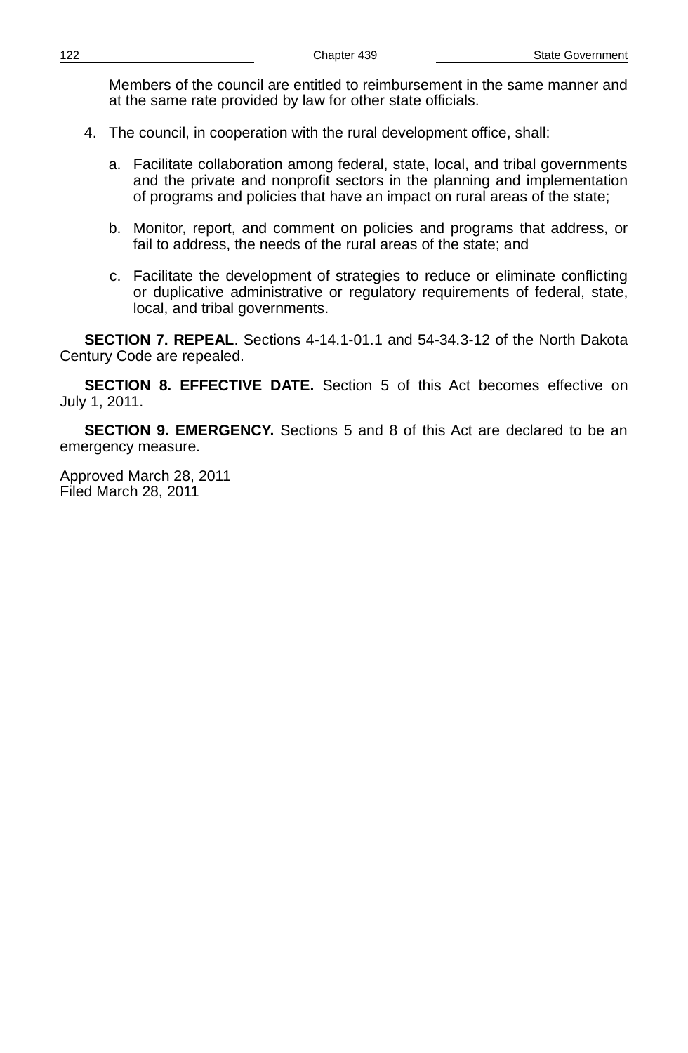Members of the council are entitled to reimbursement in the same manner and at the same rate provided by law for other state officials.

4. The council, in cooperation with the rural development office, shall:

   a. Facilitate collaboration among federal, state, local, and tribal governments and the private and nonprofit sectors in the planning and implementation of programs and policies that have an impact on rural areas of the state;

   b. Monitor, report, and comment on policies and programs that address, or fail to address, the needs of the rural areas of the state; and

   c. Facilitate the development of strategies to reduce or eliminate conflicting or duplicative administrative or regulatory requirements of federal, state, local, and tribal governments.

**SECTION 7. REPEAL**. Sections 4-14.1-01.1 and 54-34.3-12 of the North Dakota Century Code are repealed.

**SECTION 8. EFFECTIVE DATE.** Section 5 of this Act becomes effective on July 1, 2011.

**SECTION 9. EMERGENCY.** Sections 5 and 8 of this Act are declared to be an emergency measure.

Approved March 28, 2011
Filed March 28, 2011